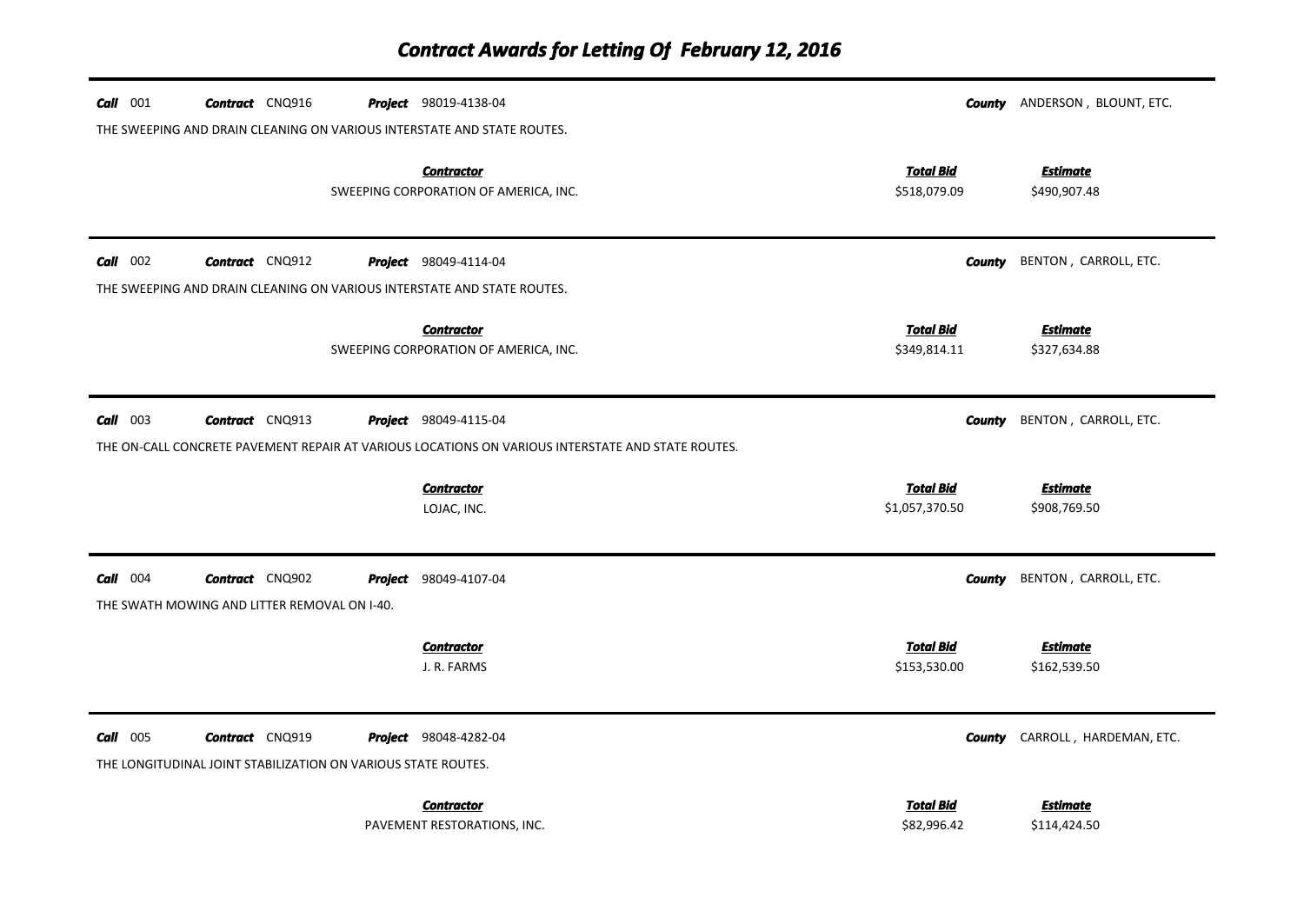# *Contract Awards for Letting Of February 12, 2016*

---

***Call*** 001 ***Contract*** CNQ916 ***Project*** 98019-4138-04 ***County*** ANDERSON , BLOUNT, ETC.

THE SWEEPING AND DRAIN CLEANING ON VARIOUS INTERSTATE AND STATE ROUTES.

| *Contractor* | *Total Bid* | *Estimate* |
|---|---|---|
| SWEEPING CORPORATION OF AMERICA, INC. | \$518,079.09 | \$490,907.48 |

---

***Call*** 002 ***Contract*** CNQ912 ***Project*** 98049-4114-04 ***County*** BENTON , CARROLL, ETC.

THE SWEEPING AND DRAIN CLEANING ON VARIOUS INTERSTATE AND STATE ROUTES.

| *Contractor* | *Total Bid* | *Estimate* |
|---|---|---|
| SWEEPING CORPORATION OF AMERICA, INC. | \$349,814.11 | \$327,634.88 |

---

***Call*** 003 ***Contract*** CNQ913 ***Project*** 98049-4115-04 ***County*** BENTON , CARROLL, ETC.

THE ON-CALL CONCRETE PAVEMENT REPAIR AT VARIOUS LOCATIONS ON VARIOUS INTERSTATE AND STATE ROUTES.

| *Contractor* | *Total Bid* | *Estimate* |
|---|---|---|
| LOJAC, INC. | \$1,057,370.50 | \$908,769.50 |

---

***Call*** 004 ***Contract*** CNQ902 ***Project*** 98049-4107-04 ***County*** BENTON , CARROLL, ETC.

THE SWATH MOWING AND LITTER REMOVAL ON I-40.

| *Contractor* | *Total Bid* | *Estimate* |
|---|---|---|
| J. R. FARMS | \$153,530.00 | \$162,539.50 |

---

***Call*** 005 ***Contract*** CNQ919 ***Project*** 98048-4282-04 ***County*** CARROLL , HARDEMAN, ETC.

THE LONGITUDINAL JOINT STABILIZATION ON VARIOUS STATE ROUTES.

| *Contractor* | *Total Bid* | *Estimate* |
|---|---|---|
| PAVEMENT RESTORATIONS, INC. | \$82,996.42 | \$114,424.50 |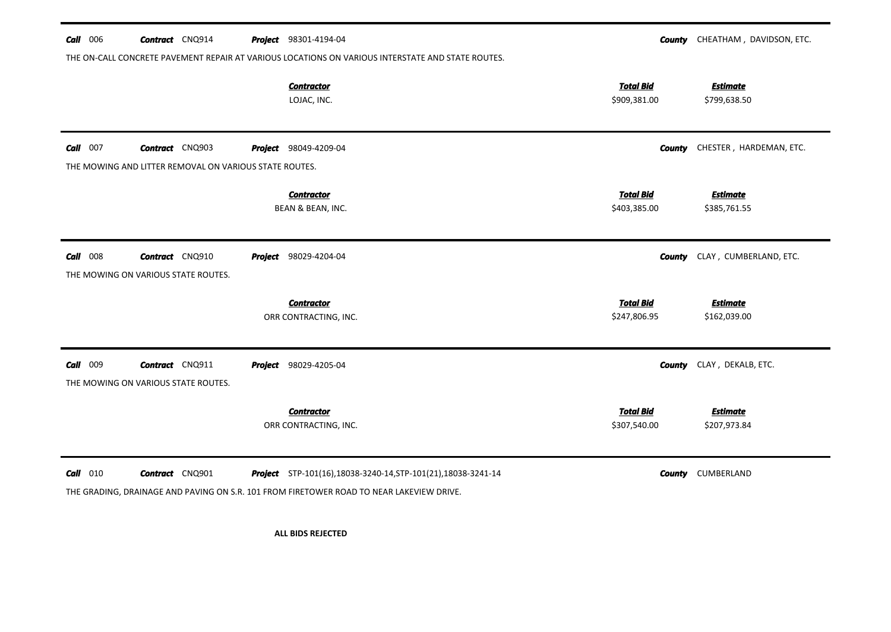**Call** 006 **Contract** CNQ914 **Project** 98301-4194-04 **County** CHEATHAM , DAVIDSON, ETC.

THE ON-CALL CONCRETE PAVEMENT REPAIR AT VARIOUS LOCATIONS ON VARIOUS INTERSTATE AND STATE ROUTES.

| ***Contractor*** | ***Total Bid*** | ***Estimate*** |
|---|---|---|
| LOJAC, INC. | $909,381.00 | $799,638.50 |

---

**Call** 007 **Contract** CNQ903 **Project** 98049-4209-04 **County** CHESTER , HARDEMAN, ETC.

THE MOWING AND LITTER REMOVAL ON VARIOUS STATE ROUTES.

| ***Contractor*** | ***Total Bid*** | ***Estimate*** |
|---|---|---|
| BEAN & BEAN, INC. | $403,385.00 | $385,761.55 |

---

**Call** 008 **Contract** CNQ910 **Project** 98029-4204-04 **County** CLAY , CUMBERLAND, ETC.

THE MOWING ON VARIOUS STATE ROUTES.

| ***Contractor*** | ***Total Bid*** | ***Estimate*** |
|---|---|---|
| ORR CONTRACTING, INC. | $247,806.95 | $162,039.00 |

---

**Call** 009 **Contract** CNQ911 **Project** 98029-4205-04 **County** CLAY , DEKALB, ETC.

THE MOWING ON VARIOUS STATE ROUTES.

| ***Contractor*** | ***Total Bid*** | ***Estimate*** |
|---|---|---|
| ORR CONTRACTING, INC. | $307,540.00 | $207,973.84 |

---

**Call** 010 **Contract** CNQ901 **Project** STP-101(16),18038-3240-14,STP-101(21),18038-3241-14 **County** CUMBERLAND

THE GRADING, DRAINAGE AND PAVING ON S.R. 101 FROM FIRETOWER ROAD TO NEAR LAKEVIEW DRIVE.

**ALL BIDS REJECTED**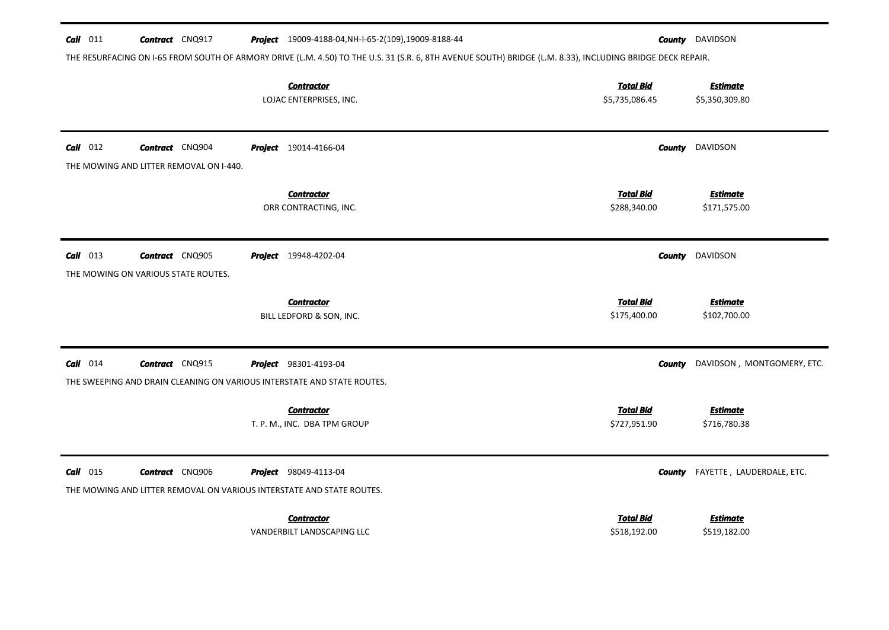**Call** 011 **Contract** CNQ917 **Project** 19009-4188-04,NH-I-65-2(109),19009-8188-44 **County** DAVIDSON

THE RESURFACING ON I-65 FROM SOUTH OF ARMORY DRIVE (L.M. 4.50) TO THE U.S. 31 (S.R. 6, 8TH AVENUE SOUTH) BRIDGE (L.M. 8.33), INCLUDING BRIDGE DECK REPAIR.

| Contractor | Total Bid | Estimate |
| --- | --- | --- |
| LOJAC ENTERPRISES, INC. | $5,735,086.45 | $5,350,309.80 |

---

**Call** 012 **Contract** CNQ904 **Project** 19014-4166-04 **County** DAVIDSON

THE MOWING AND LITTER REMOVAL ON I-440.

| Contractor | Total Bid | Estimate |
| --- | --- | --- |
| ORR CONTRACTING, INC. | $288,340.00 | $171,575.00 |

---

**Call** 013 **Contract** CNQ905 **Project** 19948-4202-04 **County** DAVIDSON

THE MOWING ON VARIOUS STATE ROUTES.

| Contractor | Total Bid | Estimate |
| --- | --- | --- |
| BILL LEDFORD & SON, INC. | $175,400.00 | $102,700.00 |

---

**Call** 014 **Contract** CNQ915 **Project** 98301-4193-04 **County** DAVIDSON , MONTGOMERY, ETC.

THE SWEEPING AND DRAIN CLEANING ON VARIOUS INTERSTATE AND STATE ROUTES.

| Contractor | Total Bid | Estimate |
| --- | --- | --- |
| T. P. M., INC. DBA TPM GROUP | $727,951.90 | $716,780.38 |

---

**Call** 015 **Contract** CNQ906 **Project** 98049-4113-04 **County** FAYETTE , LAUDERDALE, ETC.

THE MOWING AND LITTER REMOVAL ON VARIOUS INTERSTATE AND STATE ROUTES.

| Contractor | Total Bid | Estimate |
| --- | --- | --- |
| VANDERBILT LANDSCAPING LLC | $518,192.00 | $519,182.00 |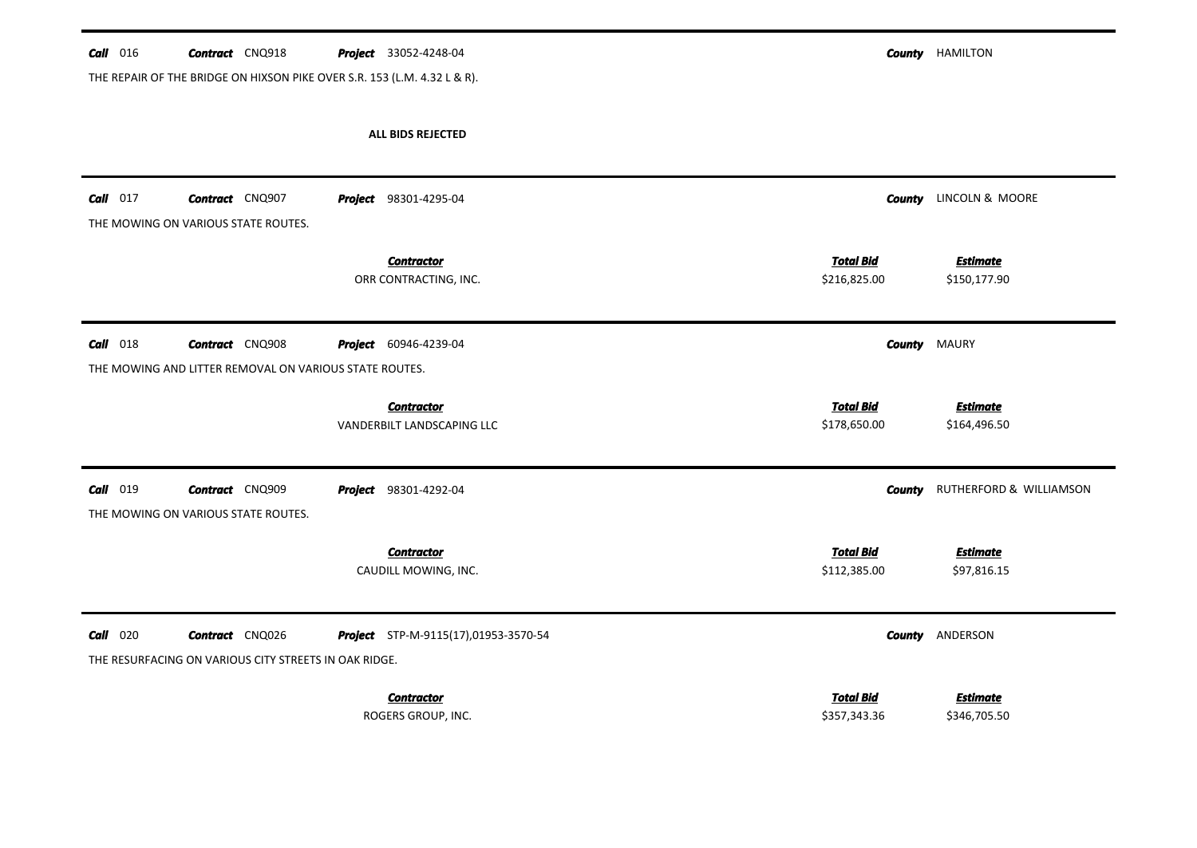**Call** 016 **Contract** CNQ918 **Project** 33052-4248-04 **County** HAMILTON

THE REPAIR OF THE BRIDGE ON HIXSON PIKE OVER S.R. 153 (L.M. 4.32 L & R).

**ALL BIDS REJECTED**

---

**Call** 017 **Contract** CNQ907 **Project** 98301-4295-04 **County** LINCOLN & MOORE

THE MOWING ON VARIOUS STATE ROUTES.

| Contractor | Total Bid | Estimate |
|---|---|---|
| ORR CONTRACTING, INC. | $216,825.00 | $150,177.90 |

---

**Call** 018 **Contract** CNQ908 **Project** 60946-4239-04 **County** MAURY

THE MOWING AND LITTER REMOVAL ON VARIOUS STATE ROUTES.

| Contractor | Total Bid | Estimate |
|---|---|---|
| VANDERBILT LANDSCAPING LLC | $178,650.00 | $164,496.50 |

---

**Call** 019 **Contract** CNQ909 **Project** 98301-4292-04 **County** RUTHERFORD & WILLIAMSON

THE MOWING ON VARIOUS STATE ROUTES.

| Contractor | Total Bid | Estimate |
|---|---|---|
| CAUDILL MOWING, INC. | $112,385.00 | $97,816.15 |

---

**Call** 020 **Contract** CNQ026 **Project** STP-M-9115(17),01953-3570-54 **County** ANDERSON

THE RESURFACING ON VARIOUS CITY STREETS IN OAK RIDGE.

| Contractor | Total Bid | Estimate |
|---|---|---|
| ROGERS GROUP, INC. | $357,343.36 | $346,705.50 |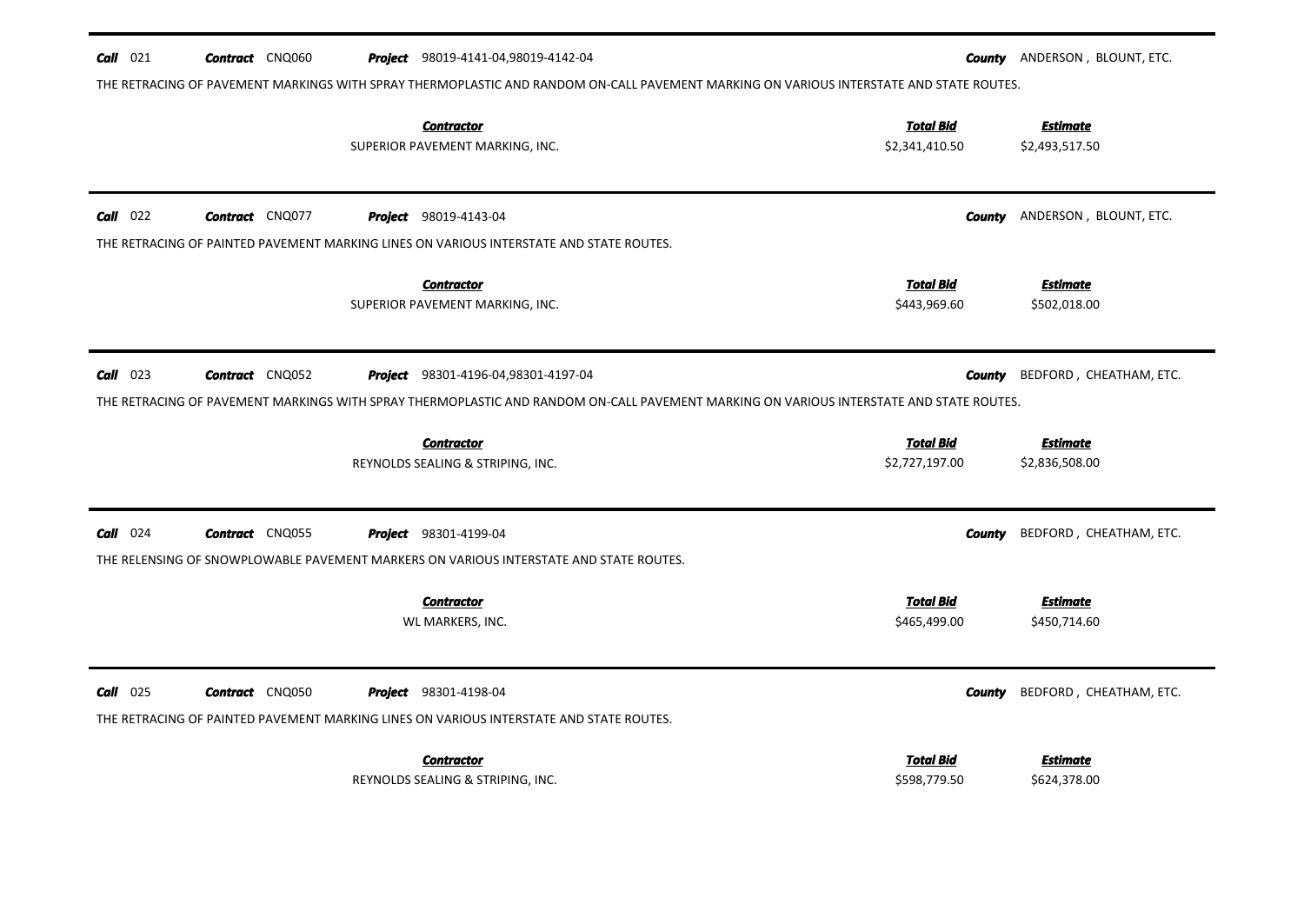**Call** 021 **Contract** CNQ060 **Project** 98019-4141-04,98019-4142-04 **County** ANDERSON , BLOUNT, ETC.

THE RETRACING OF PAVEMENT MARKINGS WITH SPRAY THERMOPLASTIC AND RANDOM ON-CALL PAVEMENT MARKING ON VARIOUS INTERSTATE AND STATE ROUTES.

| Contractor | Total Bid | Estimate |
|---|---|---|
| SUPERIOR PAVEMENT MARKING, INC. | $2,341,410.50 | $2,493,517.50 |

---

**Call** 022 **Contract** CNQ077 **Project** 98019-4143-04 **County** ANDERSON , BLOUNT, ETC.

THE RETRACING OF PAINTED PAVEMENT MARKING LINES ON VARIOUS INTERSTATE AND STATE ROUTES.

| Contractor | Total Bid | Estimate |
|---|---|---|
| SUPERIOR PAVEMENT MARKING, INC. | $443,969.60 | $502,018.00 |

---

**Call** 023 **Contract** CNQ052 **Project** 98301-4196-04,98301-4197-04 **County** BEDFORD , CHEATHAM, ETC.

THE RETRACING OF PAVEMENT MARKINGS WITH SPRAY THERMOPLASTIC AND RANDOM ON-CALL PAVEMENT MARKING ON VARIOUS INTERSTATE AND STATE ROUTES.

| Contractor | Total Bid | Estimate |
|---|---|---|
| REYNOLDS SEALING & STRIPING, INC. | $2,727,197.00 | $2,836,508.00 |

---

**Call** 024 **Contract** CNQ055 **Project** 98301-4199-04 **County** BEDFORD , CHEATHAM, ETC.

THE RELENSING OF SNOWPLOWABLE PAVEMENT MARKERS ON VARIOUS INTERSTATE AND STATE ROUTES.

| Contractor | Total Bid | Estimate |
|---|---|---|
| WL MARKERS, INC. | $465,499.00 | $450,714.60 |

---

**Call** 025 **Contract** CNQ050 **Project** 98301-4198-04 **County** BEDFORD , CHEATHAM, ETC.

THE RETRACING OF PAINTED PAVEMENT MARKING LINES ON VARIOUS INTERSTATE AND STATE ROUTES.

| Contractor | Total Bid | Estimate |
|---|---|---|
| REYNOLDS SEALING & STRIPING, INC. | $598,779.50 | $624,378.00 |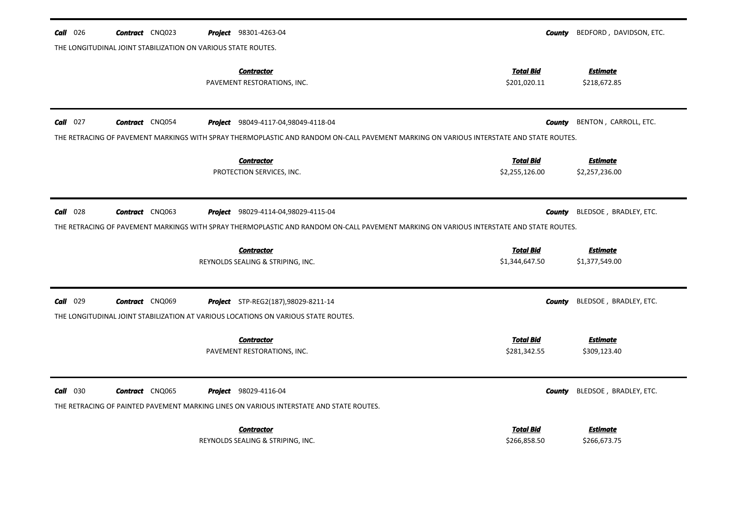**Call** 026 **Contract** CNQ023 **Project** 98301-4263-04 **County** BEDFORD , DAVIDSON, ETC.

THE LONGITUDINAL JOINT STABILIZATION ON VARIOUS STATE ROUTES.

| Contractor | Total Bid | Estimate |
|---|---|---|
| PAVEMENT RESTORATIONS, INC. | $201,020.11 | $218,672.85 |

**Call** 027 **Contract** CNQ054 **Project** 98049-4117-04,98049-4118-04 **County** BENTON , CARROLL, ETC.

THE RETRACING OF PAVEMENT MARKINGS WITH SPRAY THERMOPLASTIC AND RANDOM ON-CALL PAVEMENT MARKING ON VARIOUS INTERSTATE AND STATE ROUTES.

| Contractor | Total Bid | Estimate |
|---|---|---|
| PROTECTION SERVICES, INC. | $2,255,126.00 | $2,257,236.00 |

**Call** 028 **Contract** CNQ063 **Project** 98029-4114-04,98029-4115-04 **County** BLEDSOE , BRADLEY, ETC.

THE RETRACING OF PAVEMENT MARKINGS WITH SPRAY THERMOPLASTIC AND RANDOM ON-CALL PAVEMENT MARKING ON VARIOUS INTERSTATE AND STATE ROUTES.

| Contractor | Total Bid | Estimate |
|---|---|---|
| REYNOLDS SEALING & STRIPING, INC. | $1,344,647.50 | $1,377,549.00 |

**Call** 029 **Contract** CNQ069 **Project** STP-REG2(187),98029-8211-14 **County** BLEDSOE , BRADLEY, ETC.

THE LONGITUDINAL JOINT STABILIZATION AT VARIOUS LOCATIONS ON VARIOUS STATE ROUTES.

| Contractor | Total Bid | Estimate |
|---|---|---|
| PAVEMENT RESTORATIONS, INC. | $281,342.55 | $309,123.40 |

**Call** 030 **Contract** CNQ065 **Project** 98029-4116-04 **County** BLEDSOE , BRADLEY, ETC.

THE RETRACING OF PAINTED PAVEMENT MARKING LINES ON VARIOUS INTERSTATE AND STATE ROUTES.

| Contractor | Total Bid | Estimate |
|---|---|---|
| REYNOLDS SEALING & STRIPING, INC. | $266,858.50 | $266,673.75 |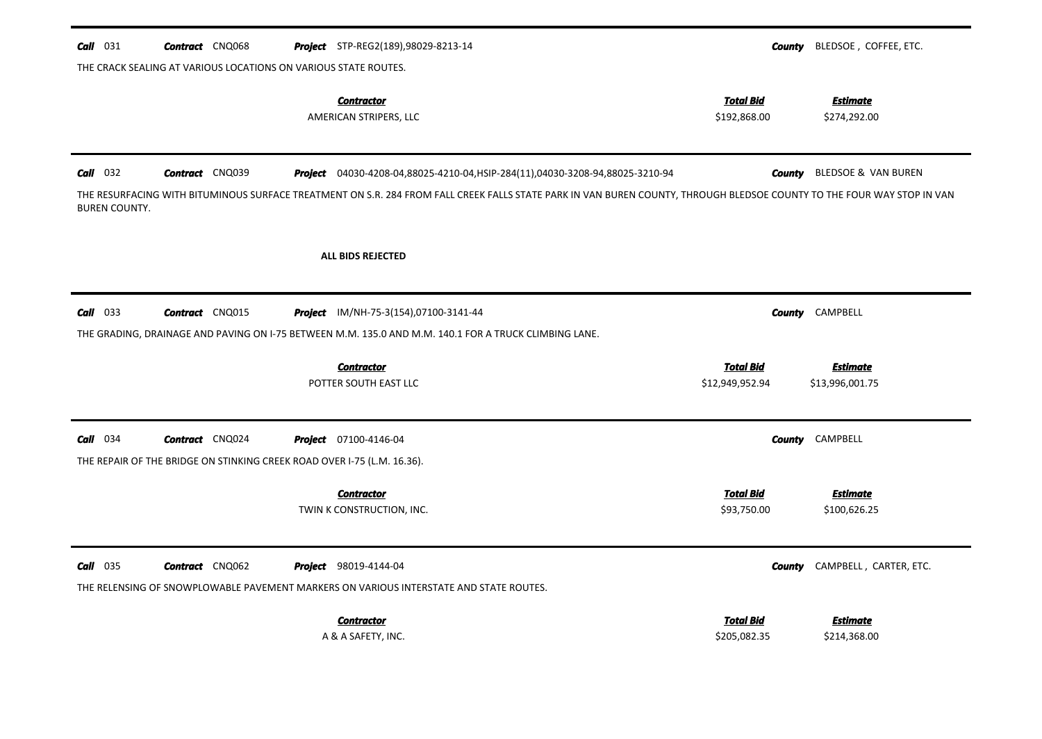**Call** 031 **Contract** CNQ068 **Project** STP-REG2(189),98029-8213-14 **County** BLEDSOE , COFFEE, ETC.

THE CRACK SEALING AT VARIOUS LOCATIONS ON VARIOUS STATE ROUTES.

| ***Contractor*** | ***Total Bid*** | ***Estimate*** |
|---|---|---|
| AMERICAN STRIPERS, LLC | $192,868.00 | $274,292.00 |

---

**Call** 032 **Contract** CNQ039 **Project** 04030-4208-04,88025-4210-04,HSIP-284(11),04030-3208-94,88025-3210-94 **County** BLEDSOE & VAN BUREN

THE RESURFACING WITH BITUMINOUS SURFACE TREATMENT ON S.R. 284 FROM FALL CREEK FALLS STATE PARK IN VAN BUREN COUNTY, THROUGH BLEDSOE COUNTY TO THE FOUR WAY STOP IN VAN BUREN COUNTY.

**ALL BIDS REJECTED**

---

**Call** 033 **Contract** CNQ015 **Project** IM/NH-75-3(154),07100-3141-44 **County** CAMPBELL

THE GRADING, DRAINAGE AND PAVING ON I-75 BETWEEN M.M. 135.0 AND M.M. 140.1 FOR A TRUCK CLIMBING LANE.

| ***Contractor*** | ***Total Bid*** | ***Estimate*** |
|---|---|---|
| POTTER SOUTH EAST LLC | $12,949,952.94 | $13,996,001.75 |

---

**Call** 034 **Contract** CNQ024 **Project** 07100-4146-04 **County** CAMPBELL

THE REPAIR OF THE BRIDGE ON STINKING CREEK ROAD OVER I-75 (L.M. 16.36).

| ***Contractor*** | ***Total Bid*** | ***Estimate*** |
|---|---|---|
| TWIN K CONSTRUCTION, INC. | $93,750.00 | $100,626.25 |

---

**Call** 035 **Contract** CNQ062 **Project** 98019-4144-04 **County** CAMPBELL , CARTER, ETC.

THE RELENSING OF SNOWPLOWABLE PAVEMENT MARKERS ON VARIOUS INTERSTATE AND STATE ROUTES.

| ***Contractor*** | ***Total Bid*** | ***Estimate*** |
|---|---|---|
| A & A SAFETY, INC. | $205,082.35 | $214,368.00 |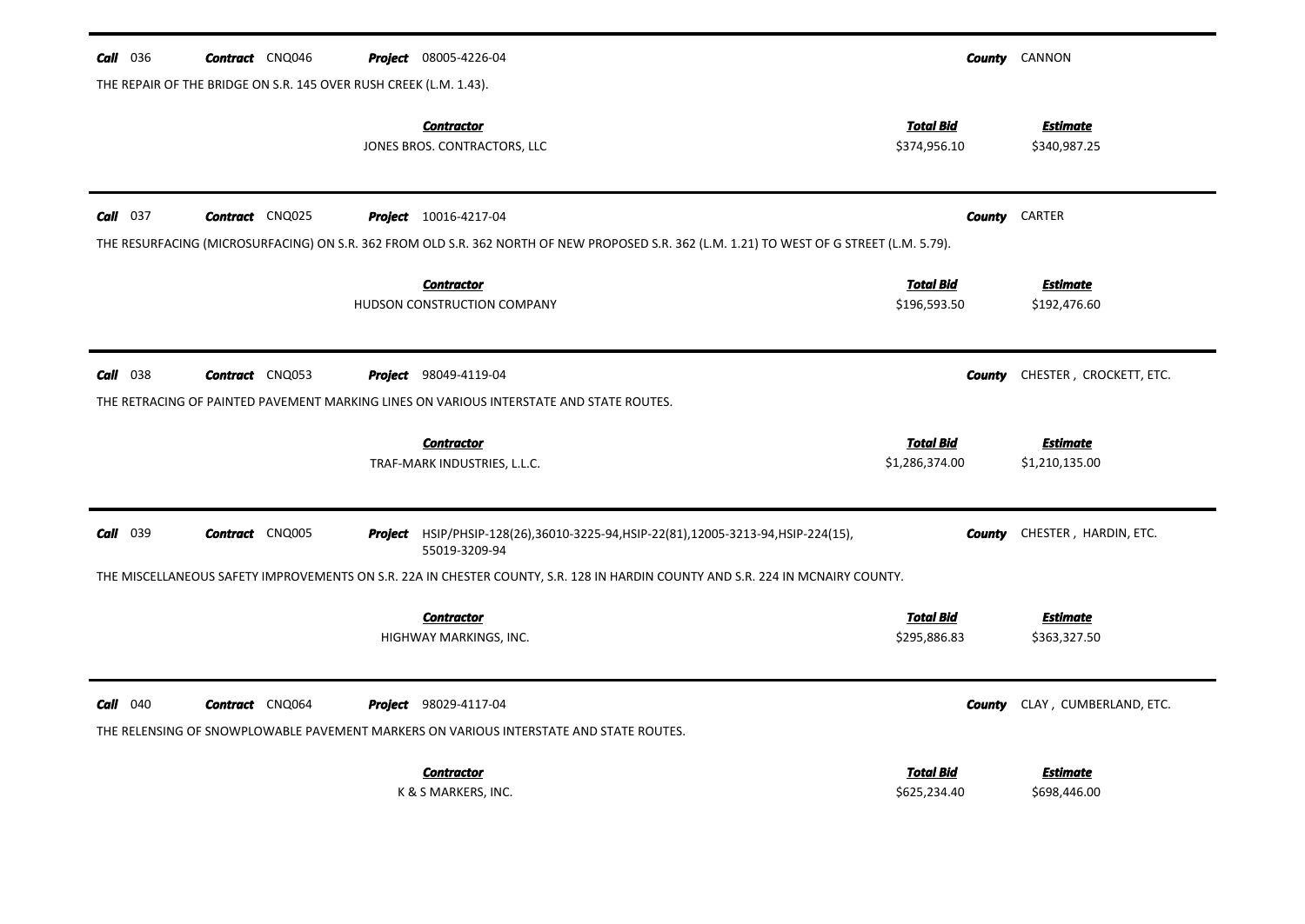**Call** 036 **Contract** CNQ046 **Project** 08005-4226-04 **County** CANNON

THE REPAIR OF THE BRIDGE ON S.R. 145 OVER RUSH CREEK (L.M. 1.43).

| Contractor | Total Bid | Estimate |
|---|---|---|
| JONES BROS. CONTRACTORS, LLC | $374,956.10 | $340,987.25 |

---

**Call** 037 **Contract** CNQ025 **Project** 10016-4217-04 **County** CARTER

THE RESURFACING (MICROSURFACING) ON S.R. 362 FROM OLD S.R. 362 NORTH OF NEW PROPOSED S.R. 362 (L.M. 1.21) TO WEST OF G STREET (L.M. 5.79).

| Contractor | Total Bid | Estimate |
|---|---|---|
| HUDSON CONSTRUCTION COMPANY | $196,593.50 | $192,476.60 |

---

**Call** 038 **Contract** CNQ053 **Project** 98049-4119-04 **County** CHESTER , CROCKETT, ETC.

THE RETRACING OF PAINTED PAVEMENT MARKING LINES ON VARIOUS INTERSTATE AND STATE ROUTES.

| Contractor | Total Bid | Estimate |
|---|---|---|
| TRAF-MARK INDUSTRIES, L.L.C. | $1,286,374.00 | $1,210,135.00 |

---

**Call** 039 **Contract** CNQ005 **Project** HSIP/PHSIP-128(26),36010-3225-94,HSIP-22(81),12005-3213-94,HSIP-224(15), 55019-3209-94 **County** CHESTER , HARDIN, ETC.

THE MISCELLANEOUS SAFETY IMPROVEMENTS ON S.R. 22A IN CHESTER COUNTY, S.R. 128 IN HARDIN COUNTY AND S.R. 224 IN MCNAIRY COUNTY.

| Contractor | Total Bid | Estimate |
|---|---|---|
| HIGHWAY MARKINGS, INC. | $295,886.83 | $363,327.50 |

---

**Call** 040 **Contract** CNQ064 **Project** 98029-4117-04 **County** CLAY , CUMBERLAND, ETC.

THE RELENSING OF SNOWPLOWABLE PAVEMENT MARKERS ON VARIOUS INTERSTATE AND STATE ROUTES.

| Contractor | Total Bid | Estimate |
|---|---|---|
| K & S MARKERS, INC. | $625,234.40 | $698,446.00 |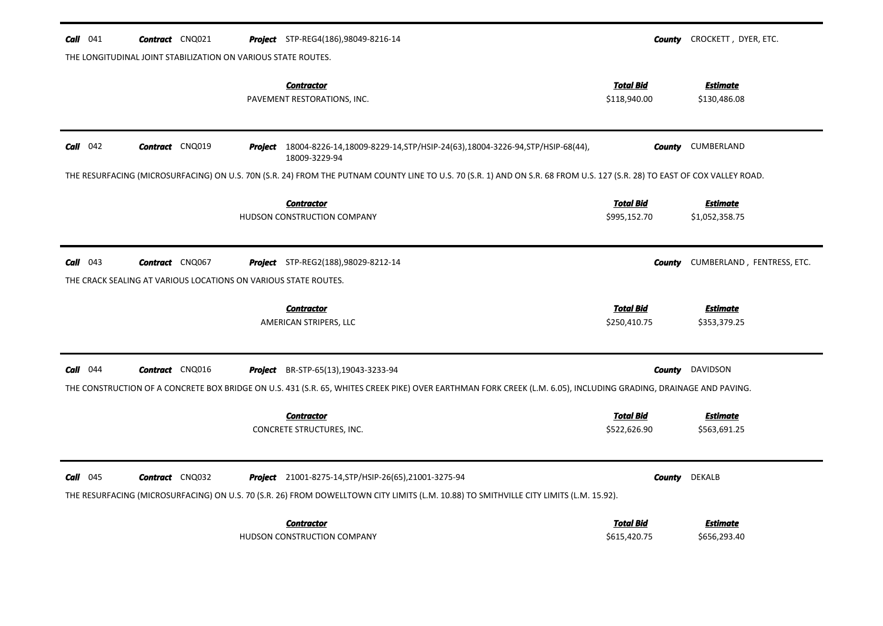**Call** 041 **Contract** CNQ021 **Project** STP-REG4(186),98049-8216-14 **County** CROCKETT , DYER, ETC.

THE LONGITUDINAL JOINT STABILIZATION ON VARIOUS STATE ROUTES.

| Contractor | Total Bid | Estimate |
|---|---|---|
| PAVEMENT RESTORATIONS, INC. | $118,940.00 | $130,486.08 |

---

**Call** 042 **Contract** CNQ019 **Project** 18004-8226-14,18009-8229-14,STP/HSIP-24(63),18004-3226-94,STP/HSIP-68(44), 18009-3229-94 **County** CUMBERLAND

THE RESURFACING (MICROSURFACING) ON U.S. 70N (S.R. 24) FROM THE PUTNAM COUNTY LINE TO U.S. 70 (S.R. 1) AND ON S.R. 68 FROM U.S. 127 (S.R. 28) TO EAST OF COX VALLEY ROAD.

| Contractor | Total Bid | Estimate |
|---|---|---|
| HUDSON CONSTRUCTION COMPANY | $995,152.70 | $1,052,358.75 |

---

**Call** 043 **Contract** CNQ067 **Project** STP-REG2(188),98029-8212-14 **County** CUMBERLAND , FENTRESS, ETC.

THE CRACK SEALING AT VARIOUS LOCATIONS ON VARIOUS STATE ROUTES.

| Contractor | Total Bid | Estimate |
|---|---|---|
| AMERICAN STRIPERS, LLC | $250,410.75 | $353,379.25 |

---

**Call** 044 **Contract** CNQ016 **Project** BR-STP-65(13),19043-3233-94 **County** DAVIDSON

THE CONSTRUCTION OF A CONCRETE BOX BRIDGE ON U.S. 431 (S.R. 65, WHITES CREEK PIKE) OVER EARTHMAN FORK CREEK (L.M. 6.05), INCLUDING GRADING, DRAINAGE AND PAVING.

| Contractor | Total Bid | Estimate |
|---|---|---|
| CONCRETE STRUCTURES, INC. | $522,626.90 | $563,691.25 |

---

**Call** 045 **Contract** CNQ032 **Project** 21001-8275-14,STP/HSIP-26(65),21001-3275-94 **County** DEKALB

THE RESURFACING (MICROSURFACING) ON U.S. 70 (S.R. 26) FROM DOWELLTOWN CITY LIMITS (L.M. 10.88) TO SMITHVILLE CITY LIMITS (L.M. 15.92).

| Contractor | Total Bid | Estimate |
|---|---|---|
| HUDSON CONSTRUCTION COMPANY | $615,420.75 | $656,293.40 |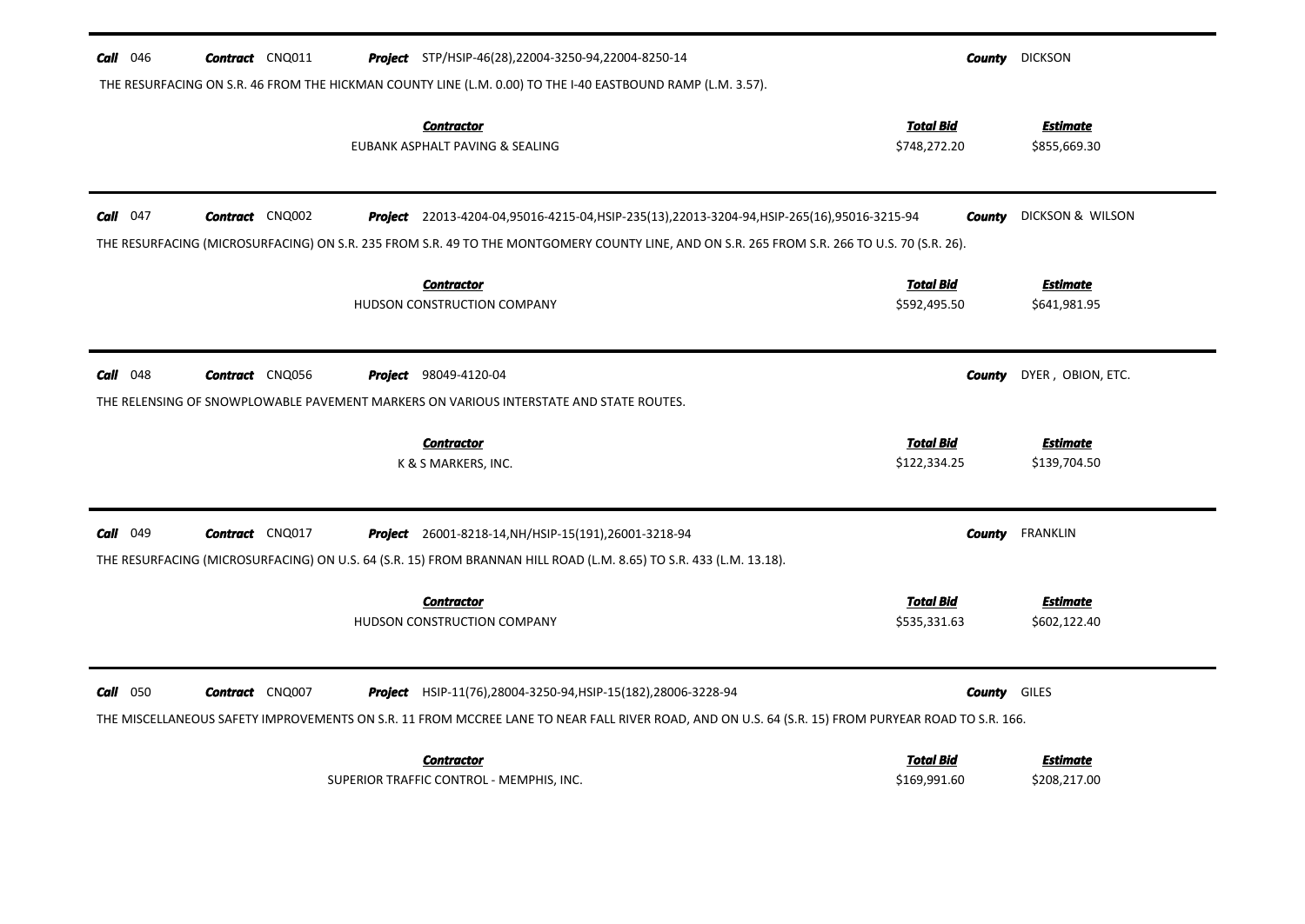**Call** 046 **Contract** CNQ011 **Project** STP/HSIP-46(28),22004-3250-94,22004-8250-14 **County** DICKSON

THE RESURFACING ON S.R. 46 FROM THE HICKMAN COUNTY LINE (L.M. 0.00) TO THE I-40 EASTBOUND RAMP (L.M. 3.57).

| Contractor | Total Bid | Estimate |
|---|---|---|
| EUBANK ASPHALT PAVING & SEALING | \$748,272.20 | \$855,669.30 |

---

**Call** 047 **Contract** CNQ002 **Project** 22013-4204-04,95016-4215-04,HSIP-235(13),22013-3204-94,HSIP-265(16),95016-3215-94 **County** DICKSON & WILSON

THE RESURFACING (MICROSURFACING) ON S.R. 235 FROM S.R. 49 TO THE MONTGOMERY COUNTY LINE, AND ON S.R. 265 FROM S.R. 266 TO U.S. 70 (S.R. 26).

| Contractor | Total Bid | Estimate |
|---|---|---|
| HUDSON CONSTRUCTION COMPANY | \$592,495.50 | \$641,981.95 |

---

**Call** 048 **Contract** CNQ056 **Project** 98049-4120-04 **County** DYER , OBION, ETC.

THE RELENSING OF SNOWPLOWABLE PAVEMENT MARKERS ON VARIOUS INTERSTATE AND STATE ROUTES.

| Contractor | Total Bid | Estimate |
|---|---|---|
| K & S MARKERS, INC. | \$122,334.25 | \$139,704.50 |

---

**Call** 049 **Contract** CNQ017 **Project** 26001-8218-14,NH/HSIP-15(191),26001-3218-94 **County** FRANKLIN

THE RESURFACING (MICROSURFACING) ON U.S. 64 (S.R. 15) FROM BRANNAN HILL ROAD (L.M. 8.65) TO S.R. 433 (L.M. 13.18).

| Contractor | Total Bid | Estimate |
|---|---|---|
| HUDSON CONSTRUCTION COMPANY | \$535,331.63 | \$602,122.40 |

---

**Call** 050 **Contract** CNQ007 **Project** HSIP-11(76),28004-3250-94,HSIP-15(182),28006-3228-94 **County** GILES

THE MISCELLANEOUS SAFETY IMPROVEMENTS ON S.R. 11 FROM MCCREE LANE TO NEAR FALL RIVER ROAD, AND ON U.S. 64 (S.R. 15) FROM PURYEAR ROAD TO S.R. 166.

| Contractor | Total Bid | Estimate |
|---|---|---|
| SUPERIOR TRAFFIC CONTROL - MEMPHIS, INC. | \$169,991.60 | \$208,217.00 |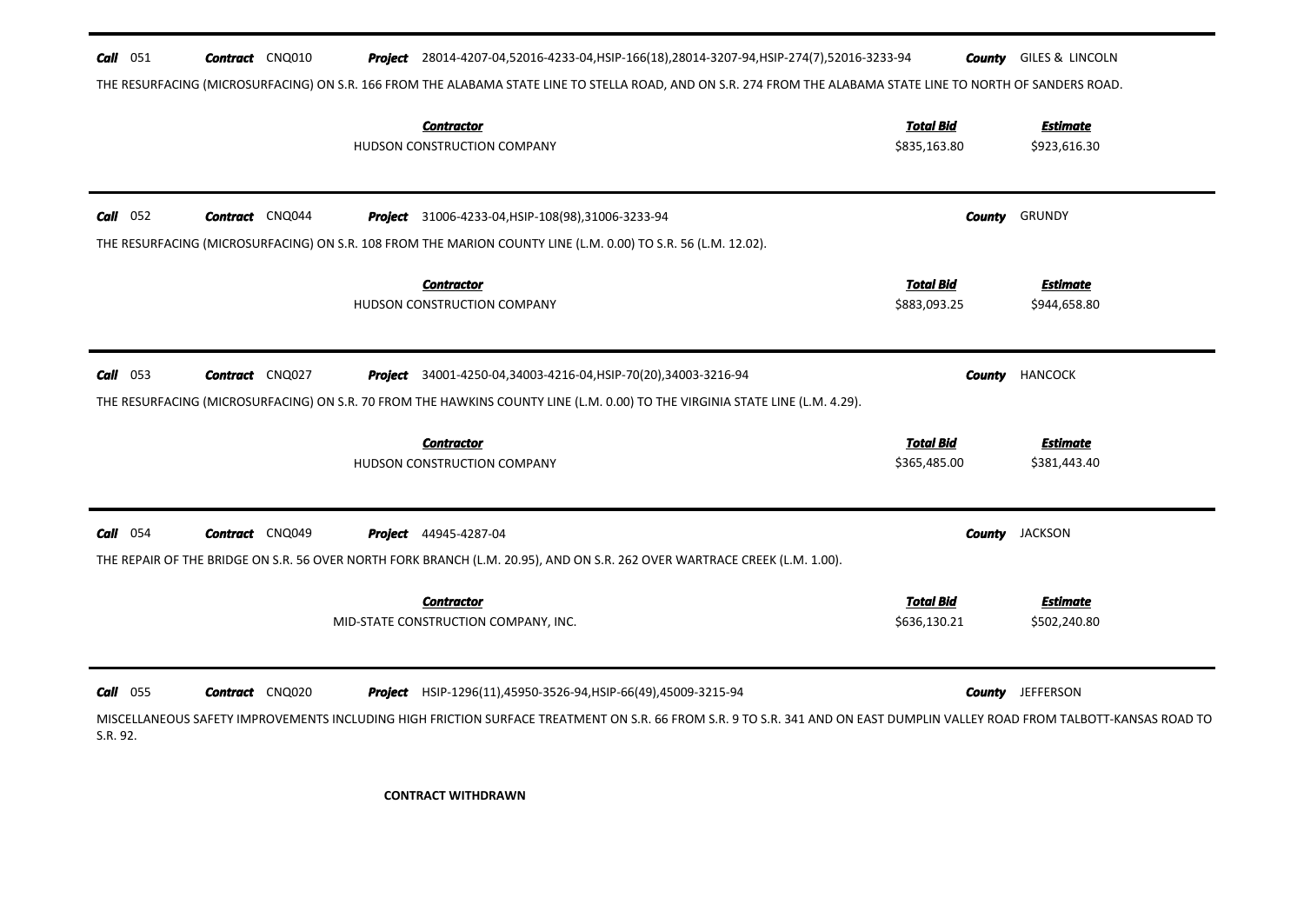**Call** 051 **Contract** CNQ010 **Project** 28014-4207-04,52016-4233-04,HSIP-166(18),28014-3207-94,HSIP-274(7),52016-3233-94 **County** GILES & LINCOLN

THE RESURFACING (MICROSURFACING) ON S.R. 166 FROM THE ALABAMA STATE LINE TO STELLA ROAD, AND ON S.R. 274 FROM THE ALABAMA STATE LINE TO NORTH OF SANDERS ROAD.

| ***Contractor*** | ***Total Bid*** | ***Estimate*** |
|---|---|---|
| HUDSON CONSTRUCTION COMPANY | $835,163.80 | $923,616.30 |

---

**Call** 052 **Contract** CNQ044 **Project** 31006-4233-04,HSIP-108(98),31006-3233-94 **County** GRUNDY

THE RESURFACING (MICROSURFACING) ON S.R. 108 FROM THE MARION COUNTY LINE (L.M. 0.00) TO S.R. 56 (L.M. 12.02).

| ***Contractor*** | ***Total Bid*** | ***Estimate*** |
|---|---|---|
| HUDSON CONSTRUCTION COMPANY | $883,093.25 | $944,658.80 |

---

**Call** 053 **Contract** CNQ027 **Project** 34001-4250-04,34003-4216-04,HSIP-70(20),34003-3216-94 **County** HANCOCK

THE RESURFACING (MICROSURFACING) ON S.R. 70 FROM THE HAWKINS COUNTY LINE (L.M. 0.00) TO THE VIRGINIA STATE LINE (L.M. 4.29).

| ***Contractor*** | ***Total Bid*** | ***Estimate*** |
|---|---|---|
| HUDSON CONSTRUCTION COMPANY | $365,485.00 | $381,443.40 |

---

**Call** 054 **Contract** CNQ049 **Project** 44945-4287-04 **County** JACKSON

THE REPAIR OF THE BRIDGE ON S.R. 56 OVER NORTH FORK BRANCH (L.M. 20.95), AND ON S.R. 262 OVER WARTRACE CREEK (L.M. 1.00).

| ***Contractor*** | ***Total Bid*** | ***Estimate*** |
|---|---|---|
| MID-STATE CONSTRUCTION COMPANY, INC. | $636,130.21 | $502,240.80 |

---

**Call** 055 **Contract** CNQ020 **Project** HSIP-1296(11),45950-3526-94,HSIP-66(49),45009-3215-94 **County** JEFFERSON

MISCELLANEOUS SAFETY IMPROVEMENTS INCLUDING HIGH FRICTION SURFACE TREATMENT ON S.R. 66 FROM S.R. 9 TO S.R. 341 AND ON EAST DUMPLIN VALLEY ROAD FROM TALBOTT-KANSAS ROAD TO S.R. 92.

**CONTRACT WITHDRAWN**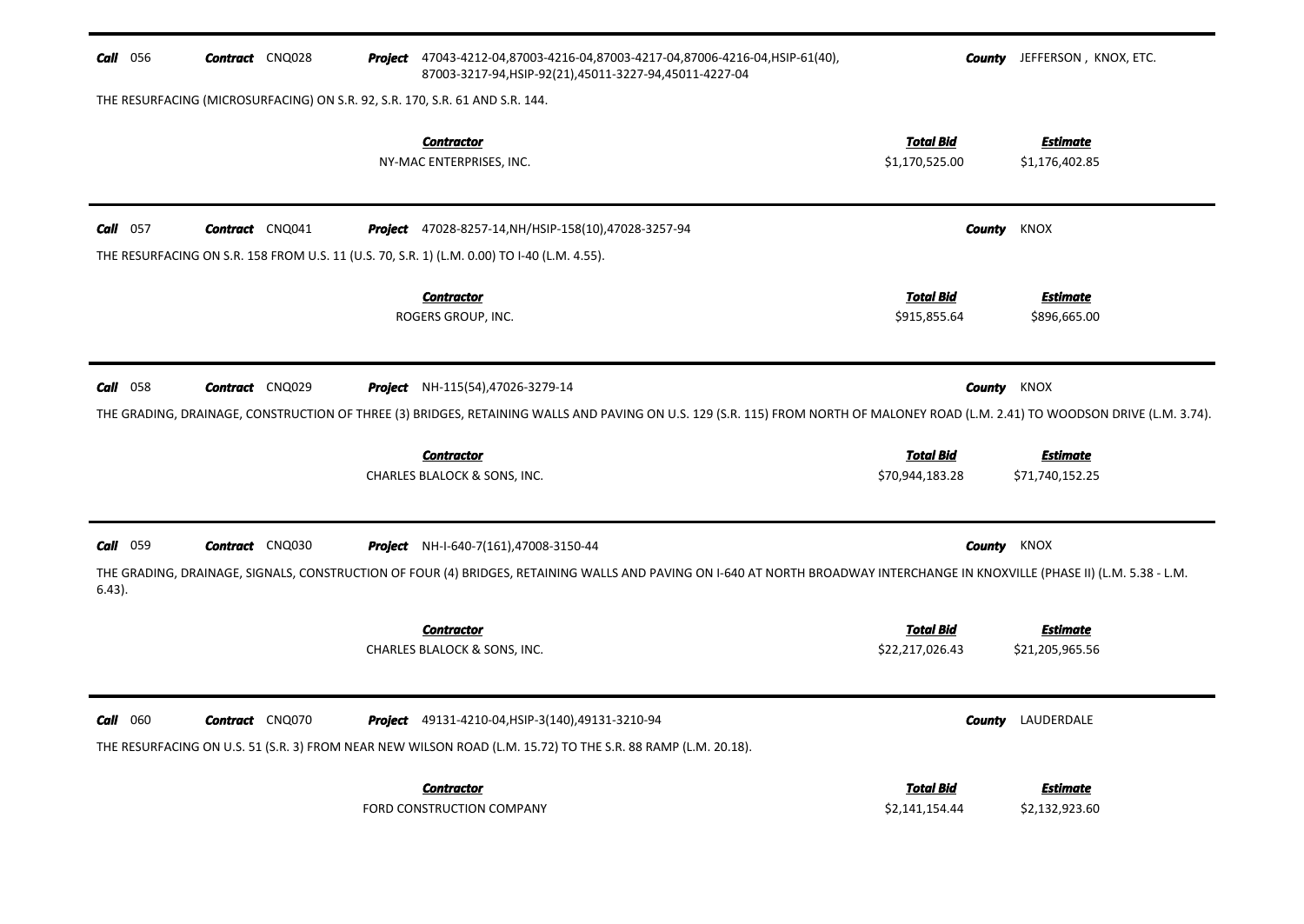**Call** 056 **Contract** CNQ028 **Project** 47043-4212-04,87003-4216-04,87003-4217-04,87006-4216-04,HSIP-61(40), 87003-3217-94,HSIP-92(21),45011-3227-94,45011-4227-04 **County** JEFFERSON , KNOX, ETC.

THE RESURFACING (MICROSURFACING) ON S.R. 92, S.R. 170, S.R. 61 AND S.R. 144.

| *Contractor* | *Total Bid* | *Estimate* |
|---|---|---|
| NY-MAC ENTERPRISES, INC. | $1,170,525.00 | $1,176,402.85 |

---

**Call** 057 **Contract** CNQ041 **Project** 47028-8257-14,NH/HSIP-158(10),47028-3257-94 **County** KNOX

THE RESURFACING ON S.R. 158 FROM U.S. 11 (U.S. 70, S.R. 1) (L.M. 0.00) TO I-40 (L.M. 4.55).

| *Contractor* | *Total Bid* | *Estimate* |
|---|---|---|
| ROGERS GROUP, INC. | $915,855.64 | $896,665.00 |

---

**Call** 058 **Contract** CNQ029 **Project** NH-115(54),47026-3279-14 **County** KNOX

THE GRADING, DRAINAGE, CONSTRUCTION OF THREE (3) BRIDGES, RETAINING WALLS AND PAVING ON U.S. 129 (S.R. 115) FROM NORTH OF MALONEY ROAD (L.M. 2.41) TO WOODSON DRIVE (L.M. 3.74).

| *Contractor* | *Total Bid* | *Estimate* |
|---|---|---|
| CHARLES BLALOCK & SONS, INC. | $70,944,183.28 | $71,740,152.25 |

---

**Call** 059 **Contract** CNQ030 **Project** NH-I-640-7(161),47008-3150-44 **County** KNOX

THE GRADING, DRAINAGE, SIGNALS, CONSTRUCTION OF FOUR (4) BRIDGES, RETAINING WALLS AND PAVING ON I-640 AT NORTH BROADWAY INTERCHANGE IN KNOXVILLE (PHASE II) (L.M. 5.38 - L.M. 6.43).

| *Contractor* | *Total Bid* | *Estimate* |
|---|---|---|
| CHARLES BLALOCK & SONS, INC. | $22,217,026.43 | $21,205,965.56 |

---

**Call** 060 **Contract** CNQ070 **Project** 49131-4210-04,HSIP-3(140),49131-3210-94 **County** LAUDERDALE

THE RESURFACING ON U.S. 51 (S.R. 3) FROM NEAR NEW WILSON ROAD (L.M. 15.72) TO THE S.R. 88 RAMP (L.M. 20.18).

| *Contractor* | *Total Bid* | *Estimate* |
|---|---|---|
| FORD CONSTRUCTION COMPANY | $2,141,154.44 | $2,132,923.60 |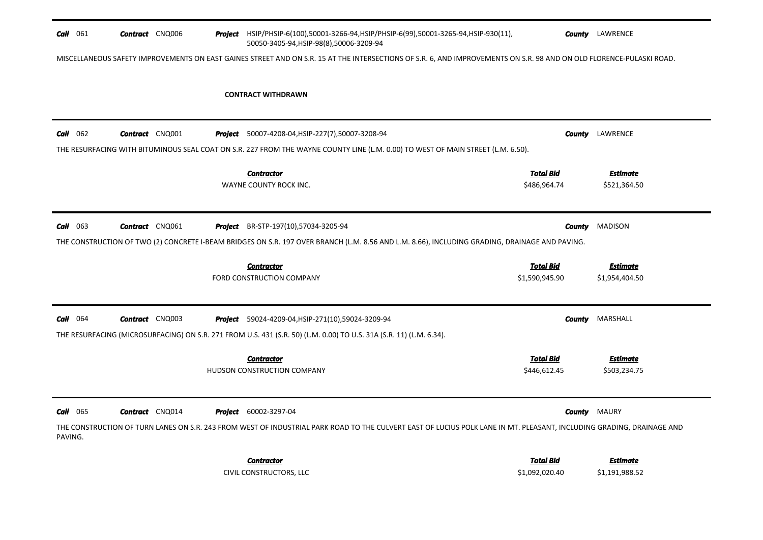**Call** 061 **Contract** CNQ006 **Project** HSIP/PHSIP-6(100),50001-3266-94,HSIP/PHSIP-6(99),50001-3265-94,HSIP-930(11), 50050-3405-94,HSIP-98(8),50006-3209-94 **County** LAWRENCE

MISCELLANEOUS SAFETY IMPROVEMENTS ON EAST GAINES STREET AND ON S.R. 15 AT THE INTERSECTIONS OF S.R. 6, AND IMPROVEMENTS ON S.R. 98 AND ON OLD FLORENCE-PULASKI ROAD.

**CONTRACT WITHDRAWN**

---

**Call** 062 **Contract** CNQ001 **Project** 50007-4208-04,HSIP-227(7),50007-3208-94 **County** LAWRENCE

THE RESURFACING WITH BITUMINOUS SEAL COAT ON S.R. 227 FROM THE WAYNE COUNTY LINE (L.M. 0.00) TO WEST OF MAIN STREET (L.M. 6.50).

| Contractor | Total Bid | Estimate |
|---|---|---|
| WAYNE COUNTY ROCK INC. | $486,964.74 | $521,364.50 |

---

**Call** 063 **Contract** CNQ061 **Project** BR-STP-197(10),57034-3205-94 **County** MADISON

THE CONSTRUCTION OF TWO (2) CONCRETE I-BEAM BRIDGES ON S.R. 197 OVER BRANCH (L.M. 8.56 AND L.M. 8.66), INCLUDING GRADING, DRAINAGE AND PAVING.

| Contractor | Total Bid | Estimate |
|---|---|---|
| FORD CONSTRUCTION COMPANY | $1,590,945.90 | $1,954,404.50 |

---

**Call** 064 **Contract** CNQ003 **Project** 59024-4209-04,HSIP-271(10),59024-3209-94 **County** MARSHALL

THE RESURFACING (MICROSURFACING) ON S.R. 271 FROM U.S. 431 (S.R. 50) (L.M. 0.00) TO U.S. 31A (S.R. 11) (L.M. 6.34).

| Contractor | Total Bid | Estimate |
|---|---|---|
| HUDSON CONSTRUCTION COMPANY | $446,612.45 | $503,234.75 |

---

**Call** 065 **Contract** CNQ014 **Project** 60002-3297-04 **County** MAURY

THE CONSTRUCTION OF TURN LANES ON S.R. 243 FROM WEST OF INDUSTRIAL PARK ROAD TO THE CULVERT EAST OF LUCIUS POLK LANE IN MT. PLEASANT, INCLUDING GRADING, DRAINAGE AND PAVING.

| Contractor | Total Bid | Estimate |
|---|---|---|
| CIVIL CONSTRUCTORS, LLC | $1,092,020.40 | $1,191,988.52 |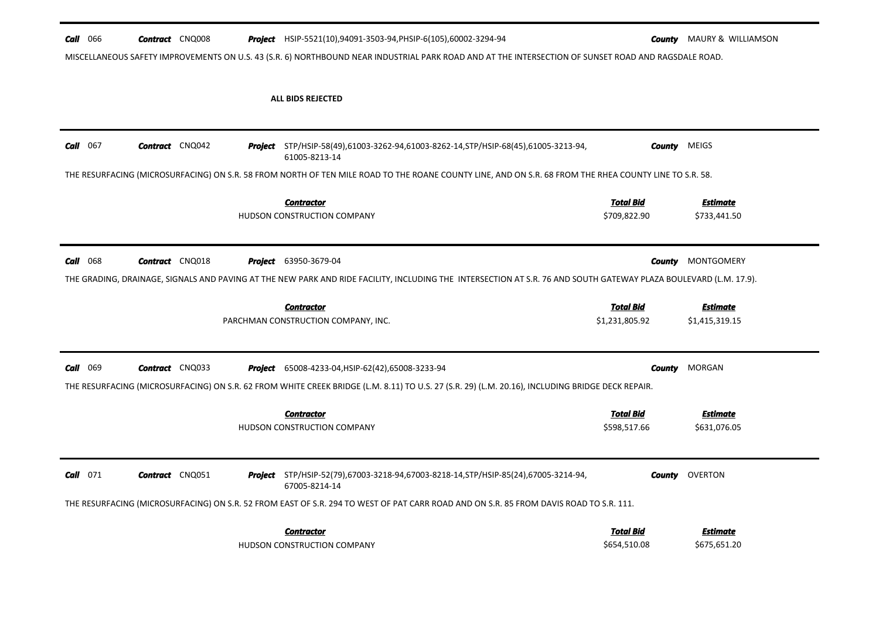**Call** 066 **Contract** CNQ008 **Project** HSIP-5521(10),94091-3503-94,PHSIP-6(105),60002-3294-94 **County** MAURY & WILLIAMSON

MISCELLANEOUS SAFETY IMPROVEMENTS ON U.S. 43 (S.R. 6) NORTHBOUND NEAR INDUSTRIAL PARK ROAD AND AT THE INTERSECTION OF SUNSET ROAD AND RAGSDALE ROAD.

**ALL BIDS REJECTED**

---

**Call** 067 **Contract** CNQ042 **Project** STP/HSIP-58(49),61003-3262-94,61003-8262-14,STP/HSIP-68(45),61005-3213-94, 61005-8213-14 **County** MEIGS

THE RESURFACING (MICROSURFACING) ON S.R. 58 FROM NORTH OF TEN MILE ROAD TO THE ROANE COUNTY LINE, AND ON S.R. 68 FROM THE RHEA COUNTY LINE TO S.R. 58.

| Contractor | Total Bid | Estimate |
|---|---|---|
| HUDSON CONSTRUCTION COMPANY | $709,822.90 | $733,441.50 |

---

**Call** 068 **Contract** CNQ018 **Project** 63950-3679-04 **County** MONTGOMERY

THE GRADING, DRAINAGE, SIGNALS AND PAVING AT THE NEW PARK AND RIDE FACILITY, INCLUDING THE INTERSECTION AT S.R. 76 AND SOUTH GATEWAY PLAZA BOULEVARD (L.M. 17.9).

| Contractor | Total Bid | Estimate |
|---|---|---|
| PARCHMAN CONSTRUCTION COMPANY, INC. | $1,231,805.92 | $1,415,319.15 |

---

**Call** 069 **Contract** CNQ033 **Project** 65008-4233-04,HSIP-62(42),65008-3233-94 **County** MORGAN

THE RESURFACING (MICROSURFACING) ON S.R. 62 FROM WHITE CREEK BRIDGE (L.M. 8.11) TO U.S. 27 (S.R. 29) (L.M. 20.16), INCLUDING BRIDGE DECK REPAIR.

| Contractor | Total Bid | Estimate |
|---|---|---|
| HUDSON CONSTRUCTION COMPANY | $598,517.66 | $631,076.05 |

---

**Call** 071 **Contract** CNQ051 **Project** STP/HSIP-52(79),67003-3218-94,67003-8218-14,STP/HSIP-85(24),67005-3214-94, 67005-8214-14 **County** OVERTON

THE RESURFACING (MICROSURFACING) ON S.R. 52 FROM EAST OF S.R. 294 TO WEST OF PAT CARR ROAD AND ON S.R. 85 FROM DAVIS ROAD TO S.R. 111.

| Contractor | Total Bid | Estimate |
|---|---|---|
| HUDSON CONSTRUCTION COMPANY | $654,510.08 | $675,651.20 |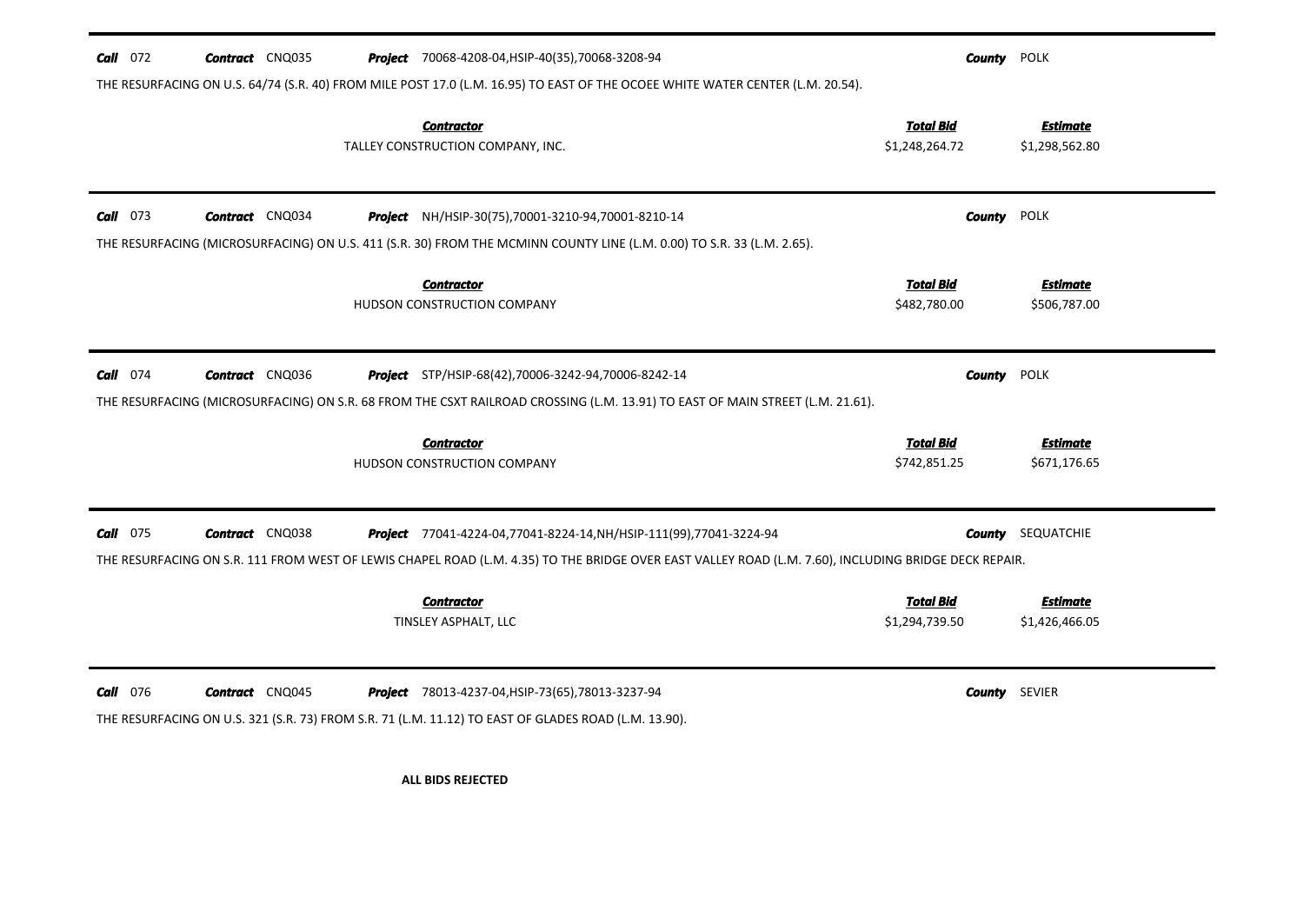**Call** 072 **Contract** CNQ035 **Project** 70068-4208-04,HSIP-40(35),70068-3208-94 **County** POLK

THE RESURFACING ON U.S. 64/74 (S.R. 40) FROM MILE POST 17.0 (L.M. 16.95) TO EAST OF THE OCOEE WHITE WATER CENTER (L.M. 20.54).

| Contractor | Total Bid | Estimate |
|---|---|---|
| TALLEY CONSTRUCTION COMPANY, INC. | $1,248,264.72 | $1,298,562.80 |

---

**Call** 073 **Contract** CNQ034 **Project** NH/HSIP-30(75),70001-3210-94,70001-8210-14 **County** POLK

THE RESURFACING (MICROSURFACING) ON U.S. 411 (S.R. 30) FROM THE MCMINN COUNTY LINE (L.M. 0.00) TO S.R. 33 (L.M. 2.65).

| Contractor | Total Bid | Estimate |
|---|---|---|
| HUDSON CONSTRUCTION COMPANY | $482,780.00 | $506,787.00 |

---

**Call** 074 **Contract** CNQ036 **Project** STP/HSIP-68(42),70006-3242-94,70006-8242-14 **County** POLK

THE RESURFACING (MICROSURFACING) ON S.R. 68 FROM THE CSXT RAILROAD CROSSING (L.M. 13.91) TO EAST OF MAIN STREET (L.M. 21.61).

| Contractor | Total Bid | Estimate |
|---|---|---|
| HUDSON CONSTRUCTION COMPANY | $742,851.25 | $671,176.65 |

---

**Call** 075 **Contract** CNQ038 **Project** 77041-4224-04,77041-8224-14,NH/HSIP-111(99),77041-3224-94 **County** SEQUATCHIE

THE RESURFACING ON S.R. 111 FROM WEST OF LEWIS CHAPEL ROAD (L.M. 4.35) TO THE BRIDGE OVER EAST VALLEY ROAD (L.M. 7.60), INCLUDING BRIDGE DECK REPAIR.

| Contractor | Total Bid | Estimate |
|---|---|---|
| TINSLEY ASPHALT, LLC | $1,294,739.50 | $1,426,466.05 |

---

**Call** 076 **Contract** CNQ045 **Project** 78013-4237-04,HSIP-73(65),78013-3237-94 **County** SEVIER

THE RESURFACING ON U.S. 321 (S.R. 73) FROM S.R. 71 (L.M. 11.12) TO EAST OF GLADES ROAD (L.M. 13.90).

**ALL BIDS REJECTED**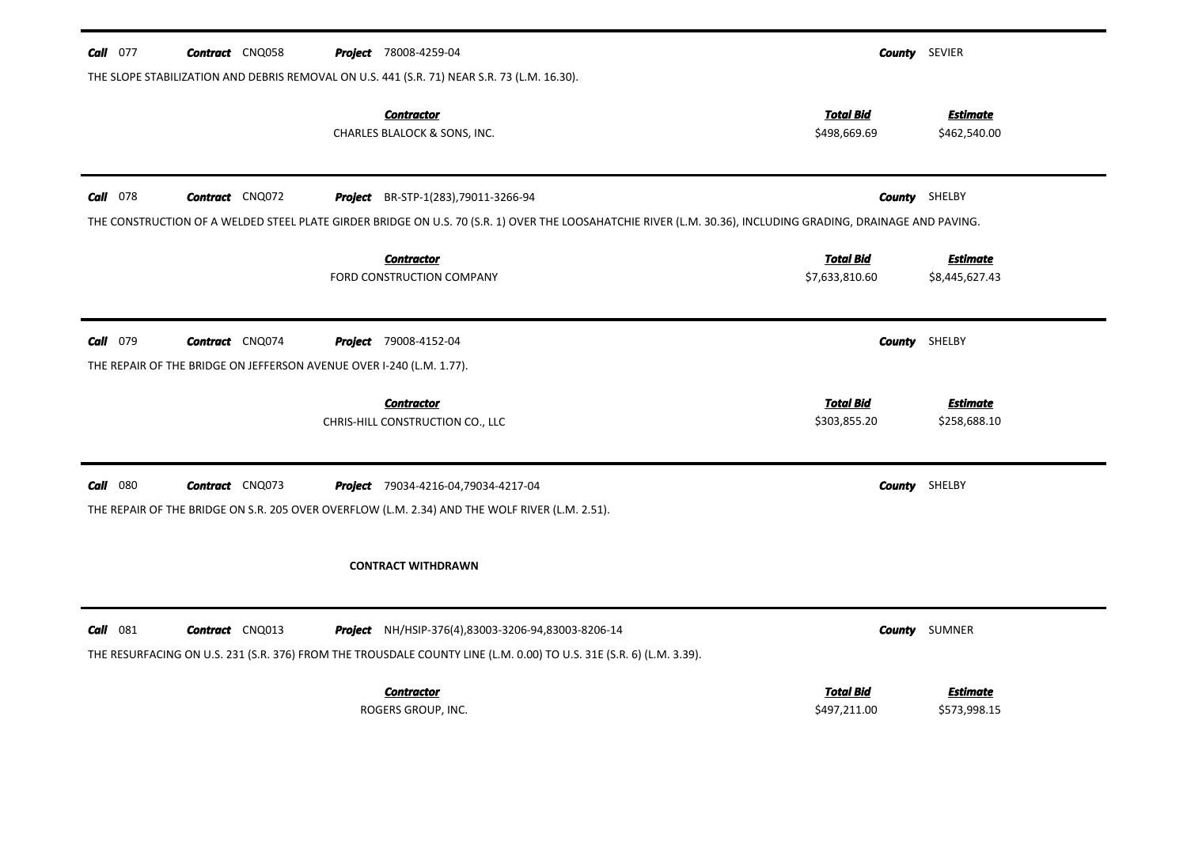***Call*** 077 ***Contract*** CNQ058 ***Project*** 78008-4259-04 ***County*** SEVIER

THE SLOPE STABILIZATION AND DEBRIS REMOVAL ON U.S. 441 (S.R. 71) NEAR S.R. 73 (L.M. 16.30).

| *Contractor* | *Total Bid* | *Estimate* |
|---|---|---|
| CHARLES BLALOCK & SONS, INC. | \$498,669.69 | \$462,540.00 |

---

***Call*** 078 ***Contract*** CNQ072 ***Project*** BR-STP-1(283),79011-3266-94 ***County*** SHELBY

THE CONSTRUCTION OF A WELDED STEEL PLATE GIRDER BRIDGE ON U.S. 70 (S.R. 1) OVER THE LOOSAHATCHIE RIVER (L.M. 30.36), INCLUDING GRADING, DRAINAGE AND PAVING.

| *Contractor* | *Total Bid* | *Estimate* |
|---|---|---|
| FORD CONSTRUCTION COMPANY | \$7,633,810.60 | \$8,445,627.43 |

---

***Call*** 079 ***Contract*** CNQ074 ***Project*** 79008-4152-04 ***County*** SHELBY

THE REPAIR OF THE BRIDGE ON JEFFERSON AVENUE OVER I-240 (L.M. 1.77).

| *Contractor* | *Total Bid* | *Estimate* |
|---|---|---|
| CHRIS-HILL CONSTRUCTION CO., LLC | \$303,855.20 | \$258,688.10 |

---

***Call*** 080 ***Contract*** CNQ073 ***Project*** 79034-4216-04,79034-4217-04 ***County*** SHELBY

THE REPAIR OF THE BRIDGE ON S.R. 205 OVER OVERFLOW (L.M. 2.34) AND THE WOLF RIVER (L.M. 2.51).

**CONTRACT WITHDRAWN**

---

***Call*** 081 ***Contract*** CNQ013 ***Project*** NH/HSIP-376(4),83003-3206-94,83003-8206-14 ***County*** SUMNER

THE RESURFACING ON U.S. 231 (S.R. 376) FROM THE TROUSDALE COUNTY LINE (L.M. 0.00) TO U.S. 31E (S.R. 6) (L.M. 3.39).

| *Contractor* | *Total Bid* | *Estimate* |
|---|---|---|
| ROGERS GROUP, INC. | \$497,211.00 | \$573,998.15 |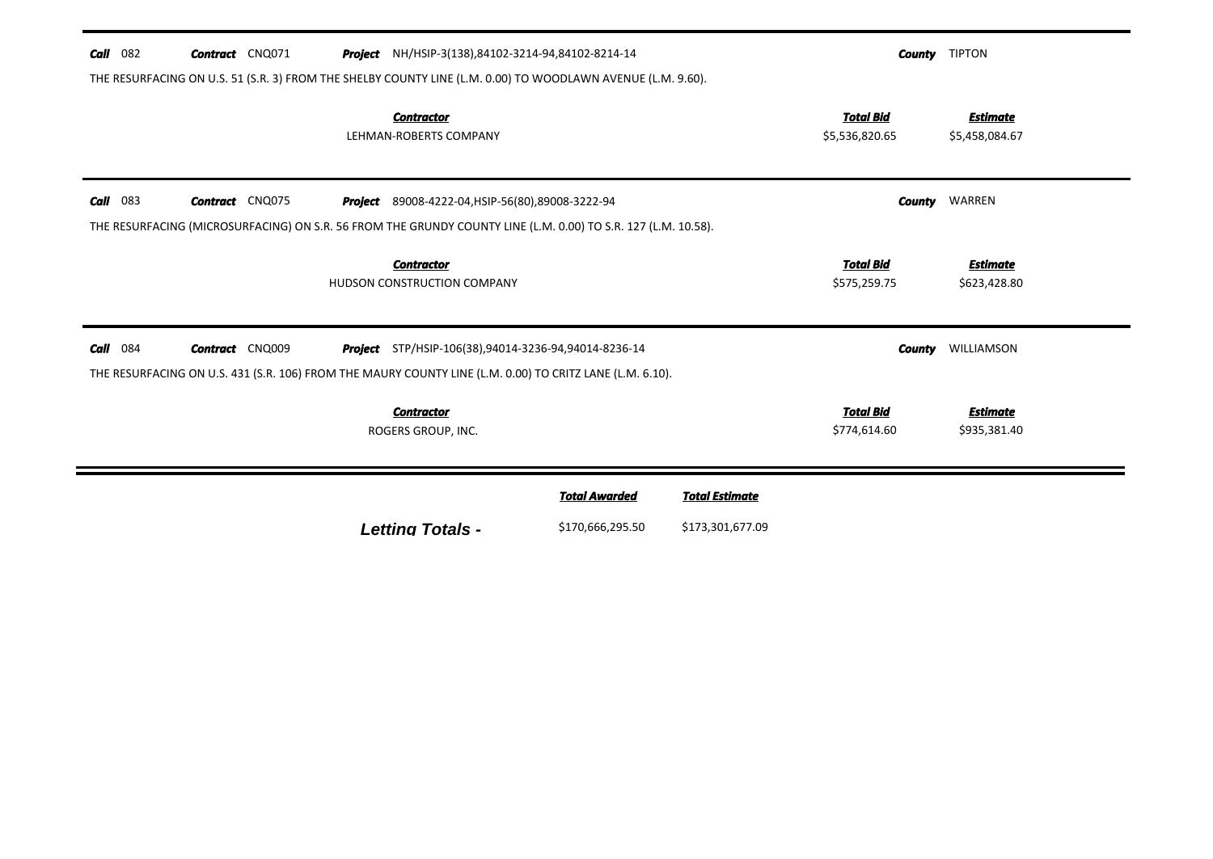**Call** 082 **Contract** CNQ071 **Project** NH/HSIP-3(138),84102-3214-94,84102-8214-14 **County** TIPTON

THE RESURFACING ON U.S. 51 (S.R. 3) FROM THE SHELBY COUNTY LINE (L.M. 0.00) TO WOODLAWN AVENUE (L.M. 9.60).

| Contractor | Total Bid | Estimate |
|---|---|---|
| LEHMAN-ROBERTS COMPANY | $5,536,820.65 | $5,458,084.67 |

---

**Call** 083 **Contract** CNQ075 **Project** 89008-4222-04,HSIP-56(80),89008-3222-94 **County** WARREN

THE RESURFACING (MICROSURFACING) ON S.R. 56 FROM THE GRUNDY COUNTY LINE (L.M. 0.00) TO S.R. 127 (L.M. 10.58).

| Contractor | Total Bid | Estimate |
|---|---|---|
| HUDSON CONSTRUCTION COMPANY | $575,259.75 | $623,428.80 |

---

**Call** 084 **Contract** CNQ009 **Project** STP/HSIP-106(38),94014-3236-94,94014-8236-14 **County** WILLIAMSON

THE RESURFACING ON U.S. 431 (S.R. 106) FROM THE MAURY COUNTY LINE (L.M. 0.00) TO CRITZ LANE (L.M. 6.10).

| Contractor | Total Bid | Estimate |
|---|---|---|
| ROGERS GROUP, INC. | $774,614.60 | $935,381.40 |

---

| | Total Awarded | Total Estimate |
|---|---|---|
| **Letting Totals -** | $170,666,295.50 | $173,301,677.09 |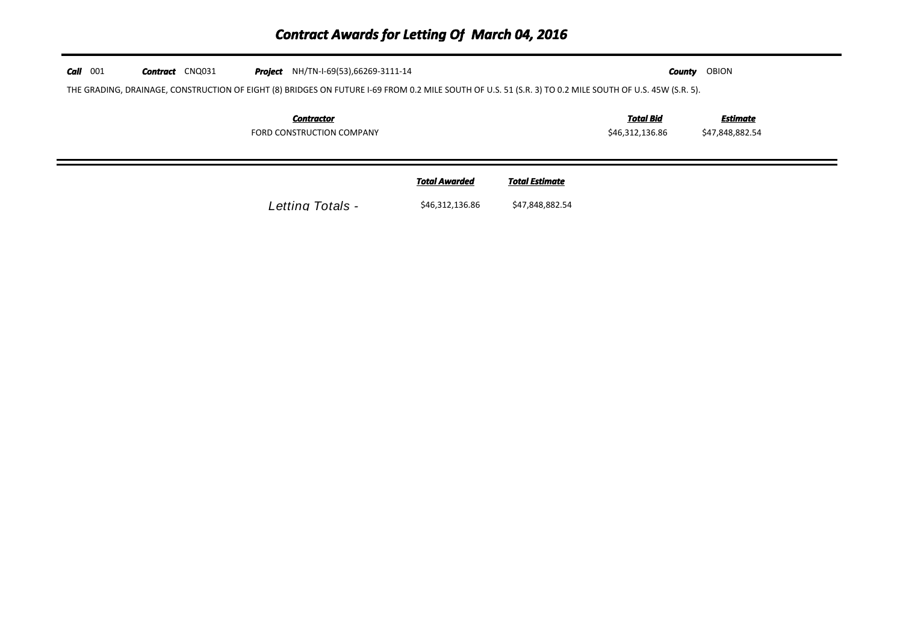# *Contract Awards for Letting Of March 04, 2016*

***Call*** 001 ***Contract*** CNQ031 ***Project*** NH/TN-I-69(53),66269-3111-14 ***County*** OBION

THE GRADING, DRAINAGE, CONSTRUCTION OF EIGHT (8) BRIDGES ON FUTURE I-69 FROM 0.2 MILE SOUTH OF U.S. 51 (S.R. 3) TO 0.2 MILE SOUTH OF U.S. 45W (S.R. 5).

| *Contractor* | *Total Bid* | *Estimate* |
|---|---|---|
| FORD CONSTRUCTION COMPANY | $46,312,136.86 | $47,848,882.54 |

| | *Total Awarded* | *Total Estimate* |
|---|---|---|
| *Letting Totals -* | $46,312,136.86 | $47,848,882.54 |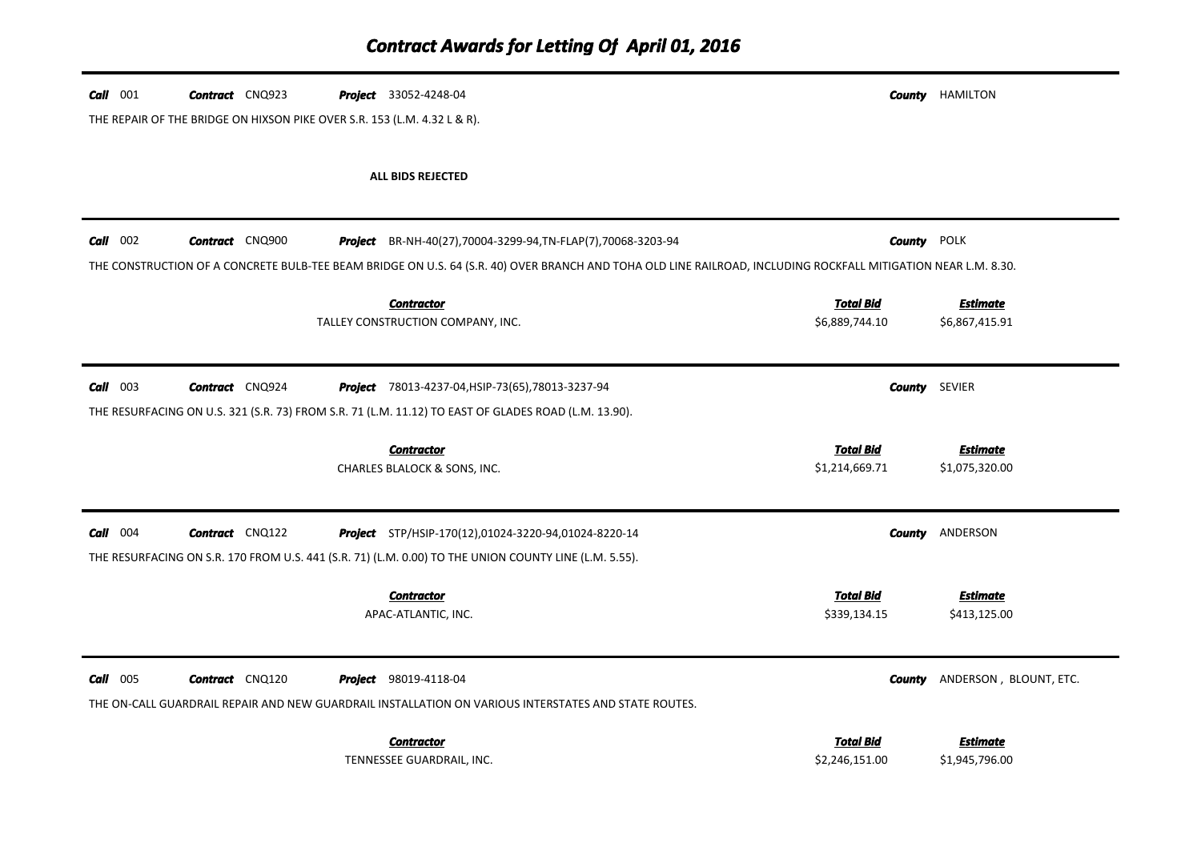# Contract Awards for Letting Of April 01, 2016

**Call** 001 **Contract** CNQ923 **Project** 33052-4248-04 **County** HAMILTON

THE REPAIR OF THE BRIDGE ON HIXSON PIKE OVER S.R. 153 (L.M. 4.32 L & R).

**ALL BIDS REJECTED**

---

**Call** 002 **Contract** CNQ900 **Project** BR-NH-40(27),70004-3299-94,TN-FLAP(7),70068-3203-94 **County** POLK

THE CONSTRUCTION OF A CONCRETE BULB-TEE BEAM BRIDGE ON U.S. 64 (S.R. 40) OVER BRANCH AND TOHA OLD LINE RAILROAD, INCLUDING ROCKFALL MITIGATION NEAR L.M. 8.30.

| Contractor | Total Bid | Estimate |
|---|---|---|
| TALLEY CONSTRUCTION COMPANY, INC. | $6,889,744.10 | $6,867,415.91 |

---

**Call** 003 **Contract** CNQ924 **Project** 78013-4237-04,HSIP-73(65),78013-3237-94 **County** SEVIER

THE RESURFACING ON U.S. 321 (S.R. 73) FROM S.R. 71 (L.M. 11.12) TO EAST OF GLADES ROAD (L.M. 13.90).

| Contractor | Total Bid | Estimate |
|---|---|---|
| CHARLES BLALOCK & SONS, INC. | $1,214,669.71 | $1,075,320.00 |

---

**Call** 004 **Contract** CNQ122 **Project** STP/HSIP-170(12),01024-3220-94,01024-8220-14 **County** ANDERSON

THE RESURFACING ON S.R. 170 FROM U.S. 441 (S.R. 71) (L.M. 0.00) TO THE UNION COUNTY LINE (L.M. 5.55).

| Contractor | Total Bid | Estimate |
|---|---|---|
| APAC-ATLANTIC, INC. | $339,134.15 | $413,125.00 |

---

**Call** 005 **Contract** CNQ120 **Project** 98019-4118-04 **County** ANDERSON , BLOUNT, ETC.

THE ON-CALL GUARDRAIL REPAIR AND NEW GUARDRAIL INSTALLATION ON VARIOUS INTERSTATES AND STATE ROUTES.

| Contractor | Total Bid | Estimate |
|---|---|---|
| TENNESSEE GUARDRAIL, INC. | $2,246,151.00 | $1,945,796.00 |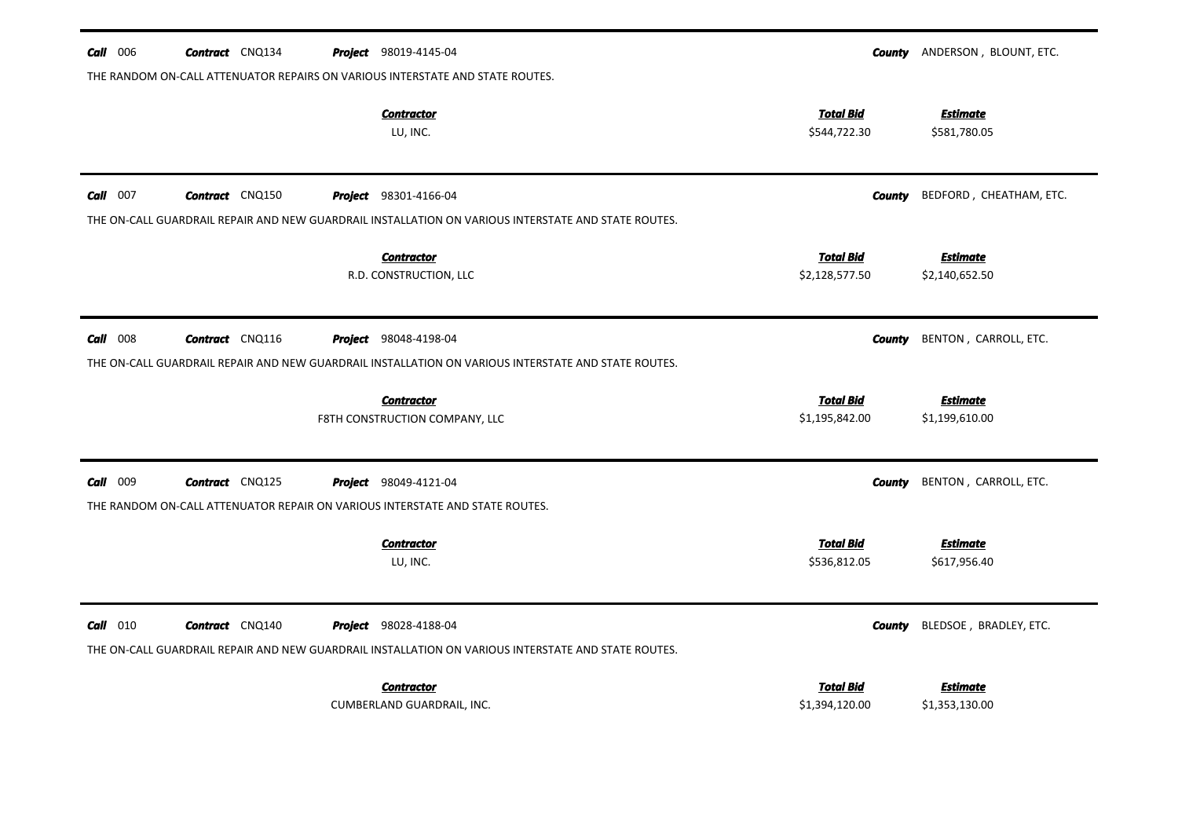**Call** 006 **Contract** CNQ134 **Project** 98019-4145-04 **County** ANDERSON , BLOUNT, ETC.

THE RANDOM ON-CALL ATTENUATOR REPAIRS ON VARIOUS INTERSTATE AND STATE ROUTES.

| Contractor | Total Bid | Estimate |
|---|---|---|
| LU, INC. | $544,722.30 | $581,780.05 |

---

**Call** 007 **Contract** CNQ150 **Project** 98301-4166-04 **County** BEDFORD , CHEATHAM, ETC.

THE ON-CALL GUARDRAIL REPAIR AND NEW GUARDRAIL INSTALLATION ON VARIOUS INTERSTATE AND STATE ROUTES.

| Contractor | Total Bid | Estimate |
|---|---|---|
| R.D. CONSTRUCTION, LLC | $2,128,577.50 | $2,140,652.50 |

---

**Call** 008 **Contract** CNQ116 **Project** 98048-4198-04 **County** BENTON , CARROLL, ETC.

THE ON-CALL GUARDRAIL REPAIR AND NEW GUARDRAIL INSTALLATION ON VARIOUS INTERSTATE AND STATE ROUTES.

| Contractor | Total Bid | Estimate |
|---|---|---|
| F8TH CONSTRUCTION COMPANY, LLC | $1,195,842.00 | $1,199,610.00 |

---

**Call** 009 **Contract** CNQ125 **Project** 98049-4121-04 **County** BENTON , CARROLL, ETC.

THE RANDOM ON-CALL ATTENUATOR REPAIR ON VARIOUS INTERSTATE AND STATE ROUTES.

| Contractor | Total Bid | Estimate |
|---|---|---|
| LU, INC. | $536,812.05 | $617,956.40 |

---

**Call** 010 **Contract** CNQ140 **Project** 98028-4188-04 **County** BLEDSOE , BRADLEY, ETC.

THE ON-CALL GUARDRAIL REPAIR AND NEW GUARDRAIL INSTALLATION ON VARIOUS INTERSTATE AND STATE ROUTES.

| Contractor | Total Bid | Estimate |
|---|---|---|
| CUMBERLAND GUARDRAIL, INC. | $1,394,120.00 | $1,353,130.00 |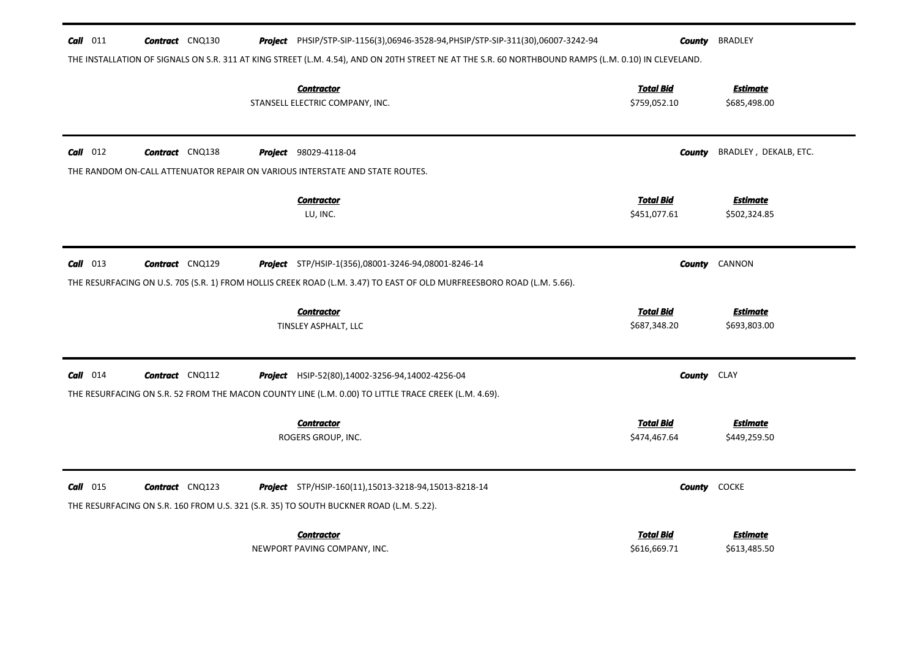**Call** 011 **Contract** CNQ130 **Project** PHSIP/STP-SIP-1156(3),06946-3528-94,PHSIP/STP-SIP-311(30),06007-3242-94 **County** BRADLEY

THE INSTALLATION OF SIGNALS ON S.R. 311 AT KING STREET (L.M. 4.54), AND ON 20TH STREET NE AT THE S.R. 60 NORTHBOUND RAMPS (L.M. 0.10) IN CLEVELAND.

| Contractor | Total Bid | Estimate |
|---|---|---|
| STANSELL ELECTRIC COMPANY, INC. | $759,052.10 | $685,498.00 |

---

**Call** 012 **Contract** CNQ138 **Project** 98029-4118-04 **County** BRADLEY , DEKALB, ETC.

THE RANDOM ON-CALL ATTENUATOR REPAIR ON VARIOUS INTERSTATE AND STATE ROUTES.

| Contractor | Total Bid | Estimate |
|---|---|---|
| LU, INC. | $451,077.61 | $502,324.85 |

---

**Call** 013 **Contract** CNQ129 **Project** STP/HSIP-1(356),08001-3246-94,08001-8246-14 **County** CANNON

THE RESURFACING ON U.S. 70S (S.R. 1) FROM HOLLIS CREEK ROAD (L.M. 3.47) TO EAST OF OLD MURFREESBORO ROAD (L.M. 5.66).

| Contractor | Total Bid | Estimate |
|---|---|---|
| TINSLEY ASPHALT, LLC | $687,348.20 | $693,803.00 |

---

**Call** 014 **Contract** CNQ112 **Project** HSIP-52(80),14002-3256-94,14002-4256-04 **County** CLAY

THE RESURFACING ON S.R. 52 FROM THE MACON COUNTY LINE (L.M. 0.00) TO LITTLE TRACE CREEK (L.M. 4.69).

| Contractor | Total Bid | Estimate |
|---|---|---|
| ROGERS GROUP, INC. | $474,467.64 | $449,259.50 |

---

**Call** 015 **Contract** CNQ123 **Project** STP/HSIP-160(11),15013-3218-94,15013-8218-14 **County** COCKE

THE RESURFACING ON S.R. 160 FROM U.S. 321 (S.R. 35) TO SOUTH BUCKNER ROAD (L.M. 5.22).

| Contractor | Total Bid | Estimate |
|---|---|---|
| NEWPORT PAVING COMPANY, INC. | $616,669.71 | $613,485.50 |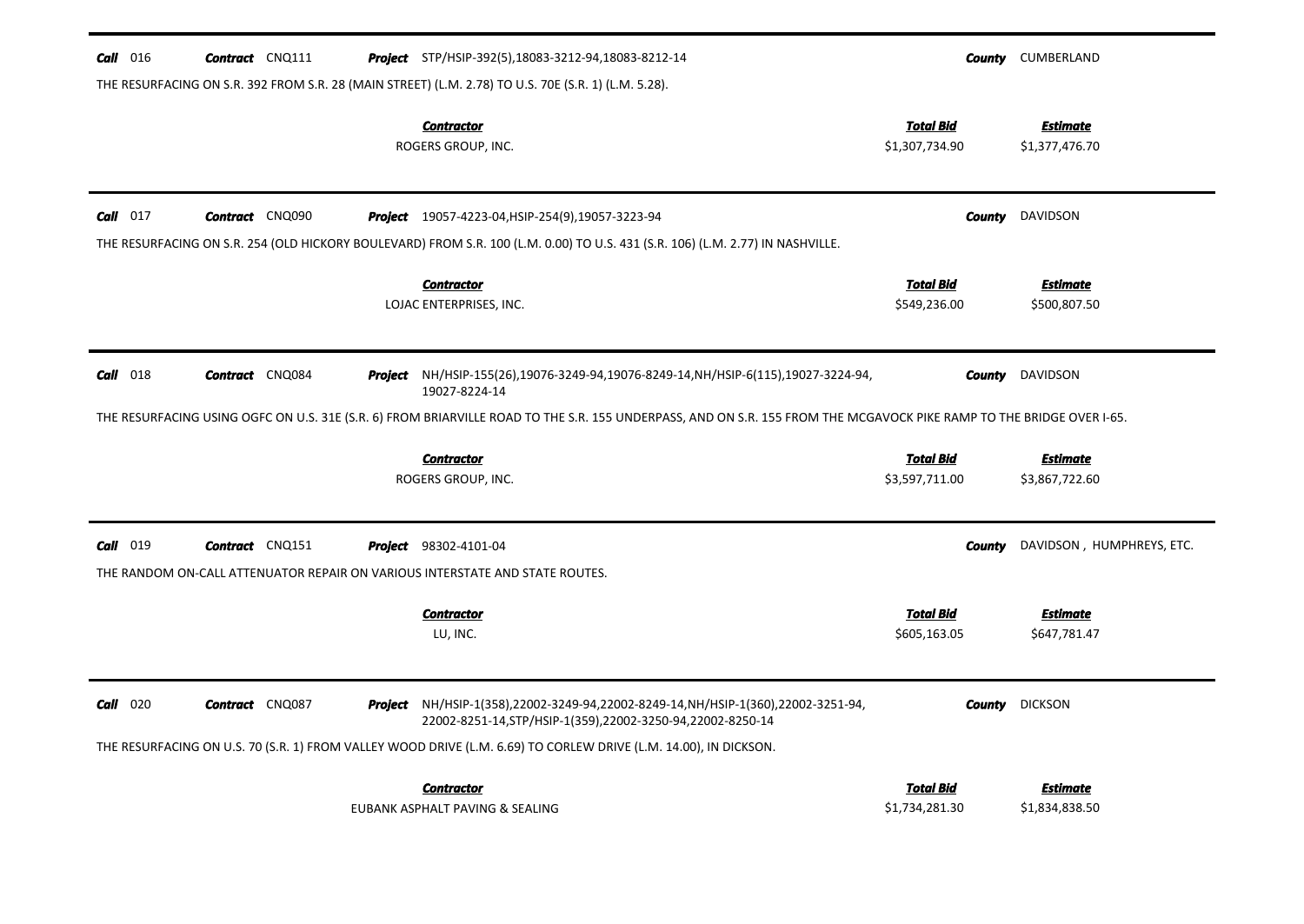**Call** 016 **Contract** CNQ111 **Project** STP/HSIP-392(5),18083-3212-94,18083-8212-14 **County** CUMBERLAND

THE RESURFACING ON S.R. 392 FROM S.R. 28 (MAIN STREET) (L.M. 2.78) TO U.S. 70E (S.R. 1) (L.M. 5.28).

| Contractor | Total Bid | Estimate |
|---|---|---|
| ROGERS GROUP, INC. | $1,307,734.90 | $1,377,476.70 |

---

**Call** 017 **Contract** CNQ090 **Project** 19057-4223-04,HSIP-254(9),19057-3223-94 **County** DAVIDSON

THE RESURFACING ON S.R. 254 (OLD HICKORY BOULEVARD) FROM S.R. 100 (L.M. 0.00) TO U.S. 431 (S.R. 106) (L.M. 2.77) IN NASHVILLE.

| Contractor | Total Bid | Estimate |
|---|---|---|
| LOJAC ENTERPRISES, INC. | $549,236.00 | $500,807.50 |

---

**Call** 018 **Contract** CNQ084 **Project** NH/HSIP-155(26),19076-3249-94,19076-8249-14,NH/HSIP-6(115),19027-3224-94, 19027-8224-14 **County** DAVIDSON

THE RESURFACING USING OGFC ON U.S. 31E (S.R. 6) FROM BRIARVILLE ROAD TO THE S.R. 155 UNDERPASS, AND ON S.R. 155 FROM THE MCGAVOCK PIKE RAMP TO THE BRIDGE OVER I-65.

| Contractor | Total Bid | Estimate |
|---|---|---|
| ROGERS GROUP, INC. | $3,597,711.00 | $3,867,722.60 |

---

**Call** 019 **Contract** CNQ151 **Project** 98302-4101-04 **County** DAVIDSON , HUMPHREYS, ETC.

THE RANDOM ON-CALL ATTENUATOR REPAIR ON VARIOUS INTERSTATE AND STATE ROUTES.

| Contractor | Total Bid | Estimate |
|---|---|---|
| LU, INC. | $605,163.05 | $647,781.47 |

---

**Call** 020 **Contract** CNQ087 **Project** NH/HSIP-1(358),22002-3249-94,22002-8249-14,NH/HSIP-1(360),22002-3251-94, 22002-8251-14,STP/HSIP-1(359),22002-3250-94,22002-8250-14 **County** DICKSON

THE RESURFACING ON U.S. 70 (S.R. 1) FROM VALLEY WOOD DRIVE (L.M. 6.69) TO CORLEW DRIVE (L.M. 14.00), IN DICKSON.

| Contractor | Total Bid | Estimate |
|---|---|---|
| EUBANK ASPHALT PAVING & SEALING | $1,734,281.30 | $1,834,838.50 |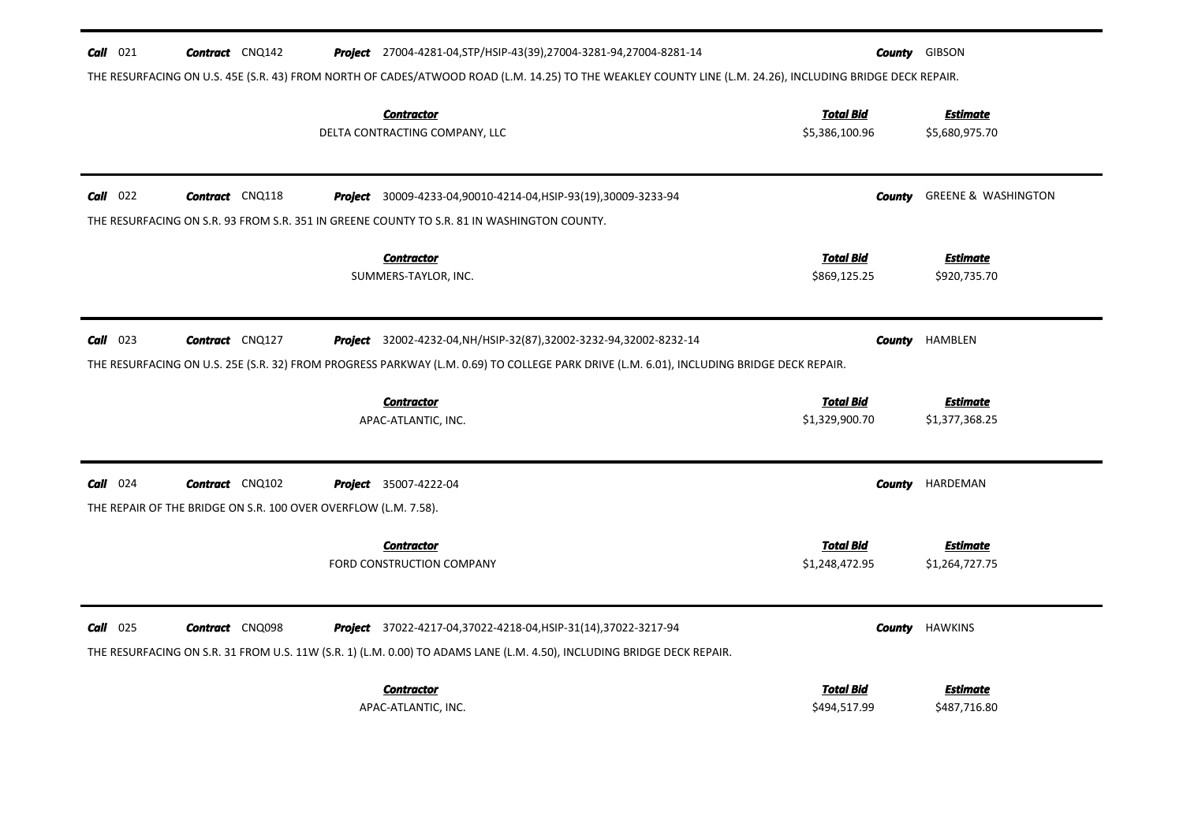**Call** 021 **Contract** CNQ142 **Project** 27004-4281-04,STP/HSIP-43(39),27004-3281-94,27004-8281-14 **County** GIBSON

THE RESURFACING ON U.S. 45E (S.R. 43) FROM NORTH OF CADES/ATWOOD ROAD (L.M. 14.25) TO THE WEAKLEY COUNTY LINE (L.M. 24.26), INCLUDING BRIDGE DECK REPAIR.

| Contractor | Total Bid | Estimate |
|---|---|---|
| DELTA CONTRACTING COMPANY, LLC | $5,386,100.96 | $5,680,975.70 |

---

**Call** 022 **Contract** CNQ118 **Project** 30009-4233-04,90010-4214-04,HSIP-93(19),30009-3233-94 **County** GREENE & WASHINGTON

THE RESURFACING ON S.R. 93 FROM S.R. 351 IN GREENE COUNTY TO S.R. 81 IN WASHINGTON COUNTY.

| Contractor | Total Bid | Estimate |
|---|---|---|
| SUMMERS-TAYLOR, INC. | $869,125.25 | $920,735.70 |

---

**Call** 023 **Contract** CNQ127 **Project** 32002-4232-04,NH/HSIP-32(87),32002-3232-94,32002-8232-14 **County** HAMBLEN

THE RESURFACING ON U.S. 25E (S.R. 32) FROM PROGRESS PARKWAY (L.M. 0.69) TO COLLEGE PARK DRIVE (L.M. 6.01), INCLUDING BRIDGE DECK REPAIR.

| Contractor | Total Bid | Estimate |
|---|---|---|
| APAC-ATLANTIC, INC. | $1,329,900.70 | $1,377,368.25 |

---

**Call** 024 **Contract** CNQ102 **Project** 35007-4222-04 **County** HARDEMAN

THE REPAIR OF THE BRIDGE ON S.R. 100 OVER OVERFLOW (L.M. 7.58).

| Contractor | Total Bid | Estimate |
|---|---|---|
| FORD CONSTRUCTION COMPANY | $1,248,472.95 | $1,264,727.75 |

---

**Call** 025 **Contract** CNQ098 **Project** 37022-4217-04,37022-4218-04,HSIP-31(14),37022-3217-94 **County** HAWKINS

THE RESURFACING ON S.R. 31 FROM U.S. 11W (S.R. 1) (L.M. 0.00) TO ADAMS LANE (L.M. 4.50), INCLUDING BRIDGE DECK REPAIR.

| Contractor | Total Bid | Estimate |
|---|---|---|
| APAC-ATLANTIC, INC. | $494,517.99 | $487,716.80 |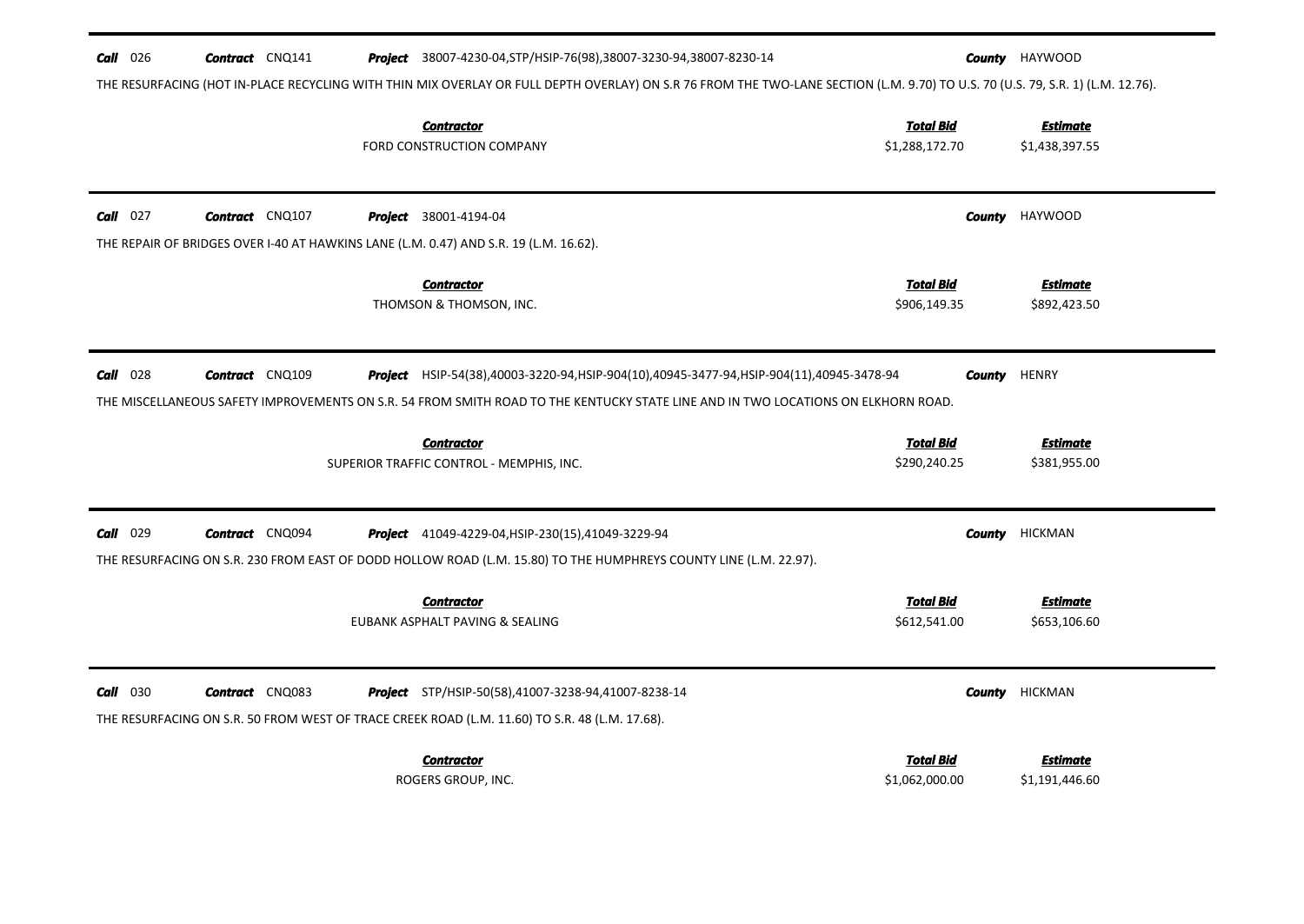**Call** 026 **Contract** CNQ141 **Project** 38007-4230-04,STP/HSIP-76(98),38007-3230-94,38007-8230-14 **County** HAYWOOD

THE RESURFACING (HOT IN-PLACE RECYCLING WITH THIN MIX OVERLAY OR FULL DEPTH OVERLAY) ON S.R 76 FROM THE TWO-LANE SECTION (L.M. 9.70) TO U.S. 70 (U.S. 79, S.R. 1) (L.M. 12.76).

| Contractor | Total Bid | Estimate |
|---|---|---|
| FORD CONSTRUCTION COMPANY | $1,288,172.70 | $1,438,397.55 |

---

**Call** 027 **Contract** CNQ107 **Project** 38001-4194-04 **County** HAYWOOD

THE REPAIR OF BRIDGES OVER I-40 AT HAWKINS LANE (L.M. 0.47) AND S.R. 19 (L.M. 16.62).

| Contractor | Total Bid | Estimate |
|---|---|---|
| THOMSON & THOMSON, INC. | $906,149.35 | $892,423.50 |

---

**Call** 028 **Contract** CNQ109 **Project** HSIP-54(38),40003-3220-94,HSIP-904(10),40945-3477-94,HSIP-904(11),40945-3478-94 **County** HENRY

THE MISCELLANEOUS SAFETY IMPROVEMENTS ON S.R. 54 FROM SMITH ROAD TO THE KENTUCKY STATE LINE AND IN TWO LOCATIONS ON ELKHORN ROAD.

| Contractor | Total Bid | Estimate |
|---|---|---|
| SUPERIOR TRAFFIC CONTROL - MEMPHIS, INC. | $290,240.25 | $381,955.00 |

---

**Call** 029 **Contract** CNQ094 **Project** 41049-4229-04,HSIP-230(15),41049-3229-94 **County** HICKMAN

THE RESURFACING ON S.R. 230 FROM EAST OF DODD HOLLOW ROAD (L.M. 15.80) TO THE HUMPHREYS COUNTY LINE (L.M. 22.97).

| Contractor | Total Bid | Estimate |
|---|---|---|
| EUBANK ASPHALT PAVING & SEALING | $612,541.00 | $653,106.60 |

---

**Call** 030 **Contract** CNQ083 **Project** STP/HSIP-50(58),41007-3238-94,41007-8238-14 **County** HICKMAN

THE RESURFACING ON S.R. 50 FROM WEST OF TRACE CREEK ROAD (L.M. 11.60) TO S.R. 48 (L.M. 17.68).

| Contractor | Total Bid | Estimate |
|---|---|---|
| ROGERS GROUP, INC. | $1,062,000.00 | $1,191,446.60 |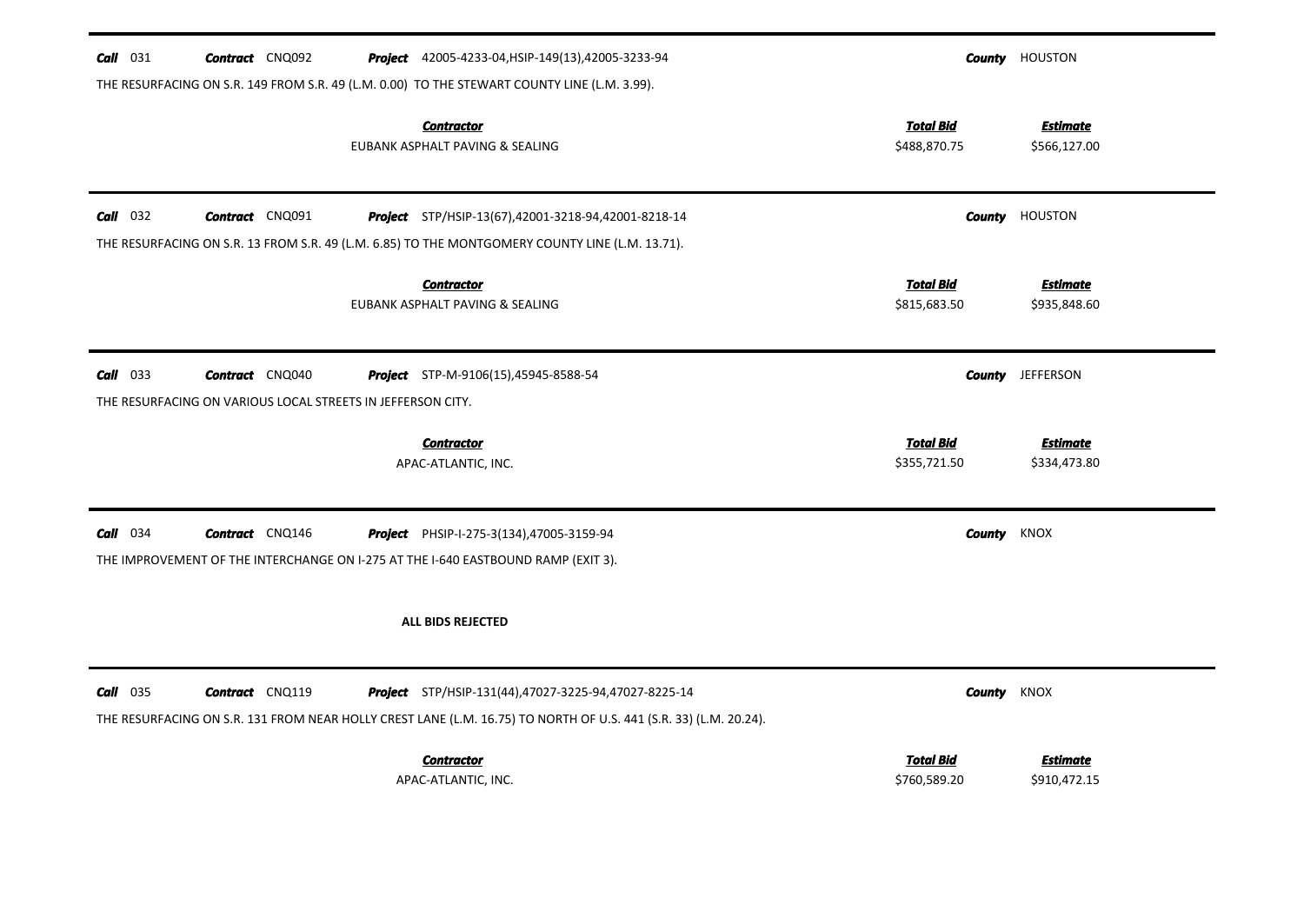**Call** 031 **Contract** CNQ092 **Project** 42005-4233-04,HSIP-149(13),42005-3233-94 **County** HOUSTON

THE RESURFACING ON S.R. 149 FROM S.R. 49 (L.M. 0.00) TO THE STEWART COUNTY LINE (L.M. 3.99).

| Contractor | Total Bid | Estimate |
|---|---|---|
| EUBANK ASPHALT PAVING & SEALING | $488,870.75 | $566,127.00 |

---

**Call** 032 **Contract** CNQ091 **Project** STP/HSIP-13(67),42001-3218-94,42001-8218-14 **County** HOUSTON

THE RESURFACING ON S.R. 13 FROM S.R. 49 (L.M. 6.85) TO THE MONTGOMERY COUNTY LINE (L.M. 13.71).

| Contractor | Total Bid | Estimate |
|---|---|---|
| EUBANK ASPHALT PAVING & SEALING | $815,683.50 | $935,848.60 |

---

**Call** 033 **Contract** CNQ040 **Project** STP-M-9106(15),45945-8588-54 **County** JEFFERSON

THE RESURFACING ON VARIOUS LOCAL STREETS IN JEFFERSON CITY.

| Contractor | Total Bid | Estimate |
|---|---|---|
| APAC-ATLANTIC, INC. | $355,721.50 | $334,473.80 |

---

**Call** 034 **Contract** CNQ146 **Project** PHSIP-I-275-3(134),47005-3159-94 **County** KNOX

THE IMPROVEMENT OF THE INTERCHANGE ON I-275 AT THE I-640 EASTBOUND RAMP (EXIT 3).

**ALL BIDS REJECTED**

---

**Call** 035 **Contract** CNQ119 **Project** STP/HSIP-131(44),47027-3225-94,47027-8225-14 **County** KNOX

THE RESURFACING ON S.R. 131 FROM NEAR HOLLY CREST LANE (L.M. 16.75) TO NORTH OF U.S. 441 (S.R. 33) (L.M. 20.24).

| Contractor | Total Bid | Estimate |
|---|---|---|
| APAC-ATLANTIC, INC. | $760,589.20 | $910,472.15 |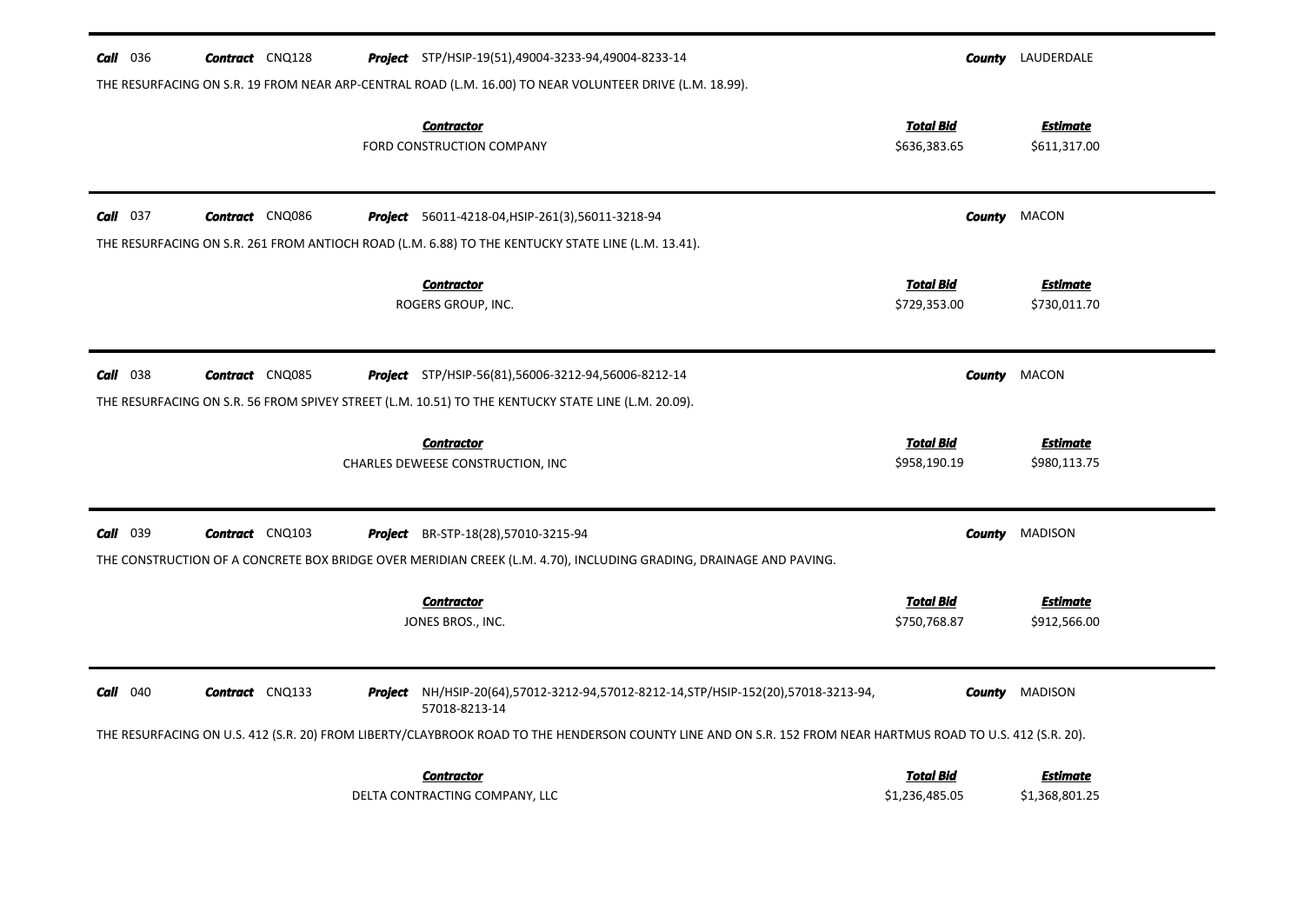**Call** 036 **Contract** CNQ128 **Project** STP/HSIP-19(51),49004-3233-94,49004-8233-14 **County** LAUDERDALE

THE RESURFACING ON S.R. 19 FROM NEAR ARP-CENTRAL ROAD (L.M. 16.00) TO NEAR VOLUNTEER DRIVE (L.M. 18.99).

| Contractor | Total Bid | Estimate |
|---|---|---|
| FORD CONSTRUCTION COMPANY | \$636,383.65 | \$611,317.00 |

---

**Call** 037 **Contract** CNQ086 **Project** 56011-4218-04,HSIP-261(3),56011-3218-94 **County** MACON

THE RESURFACING ON S.R. 261 FROM ANTIOCH ROAD (L.M. 6.88) TO THE KENTUCKY STATE LINE (L.M. 13.41).

| Contractor | Total Bid | Estimate |
|---|---|---|
| ROGERS GROUP, INC. | \$729,353.00 | \$730,011.70 |

---

**Call** 038 **Contract** CNQ085 **Project** STP/HSIP-56(81),56006-3212-94,56006-8212-14 **County** MACON

THE RESURFACING ON S.R. 56 FROM SPIVEY STREET (L.M. 10.51) TO THE KENTUCKY STATE LINE (L.M. 20.09).

| Contractor | Total Bid | Estimate |
|---|---|---|
| CHARLES DEWEESE CONSTRUCTION, INC | \$958,190.19 | \$980,113.75 |

---

**Call** 039 **Contract** CNQ103 **Project** BR-STP-18(28),57010-3215-94 **County** MADISON

THE CONSTRUCTION OF A CONCRETE BOX BRIDGE OVER MERIDIAN CREEK (L.M. 4.70), INCLUDING GRADING, DRAINAGE AND PAVING.

| Contractor | Total Bid | Estimate |
|---|---|---|
| JONES BROS., INC. | \$750,768.87 | \$912,566.00 |

---

**Call** 040 **Contract** CNQ133 **Project** NH/HSIP-20(64),57012-3212-94,57012-8212-14,STP/HSIP-152(20),57018-3213-94, 57018-8213-14 **County** MADISON

THE RESURFACING ON U.S. 412 (S.R. 20) FROM LIBERTY/CLAYBROOK ROAD TO THE HENDERSON COUNTY LINE AND ON S.R. 152 FROM NEAR HARTMUS ROAD TO U.S. 412 (S.R. 20).

| Contractor | Total Bid | Estimate |
|---|---|---|
| DELTA CONTRACTING COMPANY, LLC | \$1,236,485.05 | \$1,368,801.25 |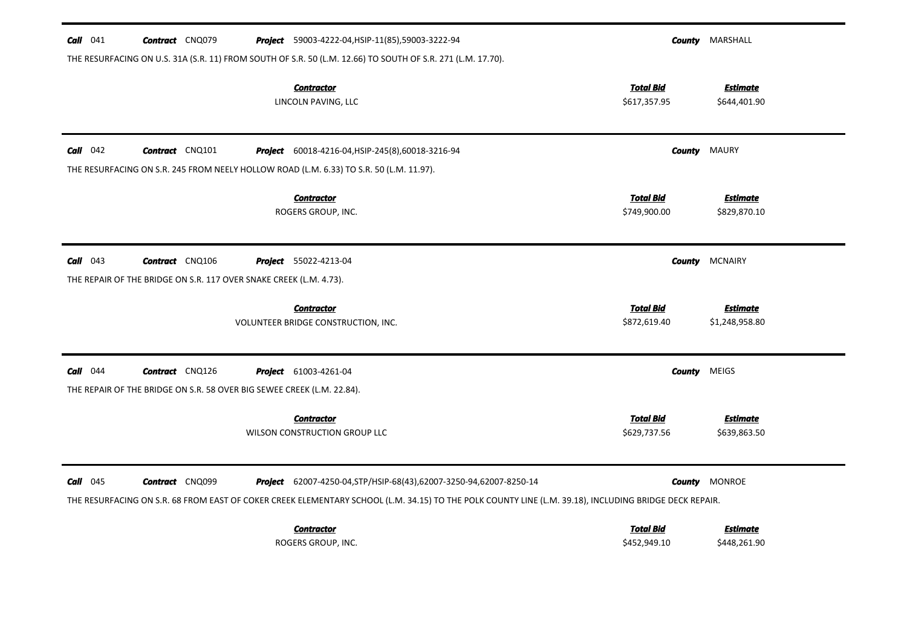**Call** 041 **Contract** CNQ079 **Project** 59003-4222-04,HSIP-11(85),59003-3222-94 **County** MARSHALL

THE RESURFACING ON U.S. 31A (S.R. 11) FROM SOUTH OF S.R. 50 (L.M. 12.66) TO SOUTH OF S.R. 271 (L.M. 17.70).

| Contractor | Total Bid | Estimate |
|---|---|---|
| LINCOLN PAVING, LLC | \$617,357.95 | \$644,401.90 |

---

**Call** 042 **Contract** CNQ101 **Project** 60018-4216-04,HSIP-245(8),60018-3216-94 **County** MAURY

THE RESURFACING ON S.R. 245 FROM NEELY HOLLOW ROAD (L.M. 6.33) TO S.R. 50 (L.M. 11.97).

| Contractor | Total Bid | Estimate |
|---|---|---|
| ROGERS GROUP, INC. | \$749,900.00 | \$829,870.10 |

---

**Call** 043 **Contract** CNQ106 **Project** 55022-4213-04 **County** MCNAIRY

THE REPAIR OF THE BRIDGE ON S.R. 117 OVER SNAKE CREEK (L.M. 4.73).

| Contractor | Total Bid | Estimate |
|---|---|---|
| VOLUNTEER BRIDGE CONSTRUCTION, INC. | \$872,619.40 | \$1,248,958.80 |

---

**Call** 044 **Contract** CNQ126 **Project** 61003-4261-04 **County** MEIGS

THE REPAIR OF THE BRIDGE ON S.R. 58 OVER BIG SEWEE CREEK (L.M. 22.84).

| Contractor | Total Bid | Estimate |
|---|---|---|
| WILSON CONSTRUCTION GROUP LLC | \$629,737.56 | \$639,863.50 |

---

**Call** 045 **Contract** CNQ099 **Project** 62007-4250-04,STP/HSIP-68(43),62007-3250-94,62007-8250-14 **County** MONROE

THE RESURFACING ON S.R. 68 FROM EAST OF COKER CREEK ELEMENTARY SCHOOL (L.M. 34.15) TO THE POLK COUNTY LINE (L.M. 39.18), INCLUDING BRIDGE DECK REPAIR.

| Contractor | Total Bid | Estimate |
|---|---|---|
| ROGERS GROUP, INC. | \$452,949.10 | \$448,261.90 |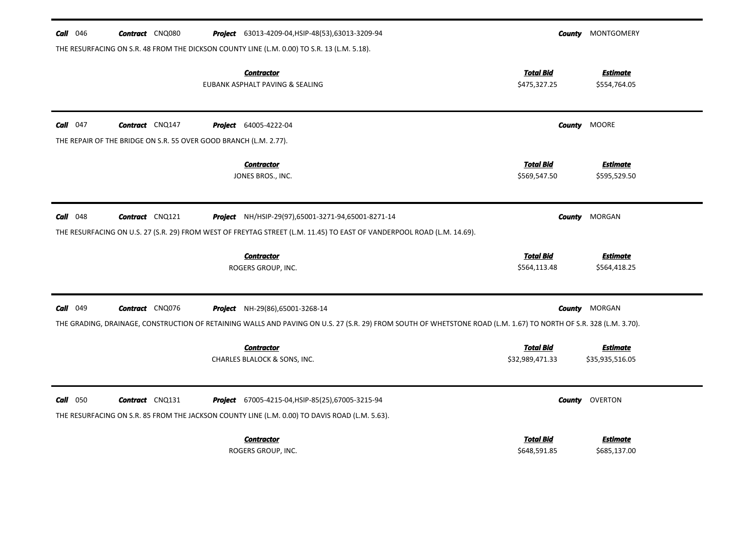**Call** 046 **Contract** CNQ080 **Project** 63013-4209-04,HSIP-48(53),63013-3209-94 **County** MONTGOMERY

THE RESURFACING ON S.R. 48 FROM THE DICKSON COUNTY LINE (L.M. 0.00) TO S.R. 13 (L.M. 5.18).

| Contractor | Total Bid | Estimate |
|---|---|---|
| EUBANK ASPHALT PAVING & SEALING | \$475,327.25 | \$554,764.05 |

---

**Call** 047 **Contract** CNQ147 **Project** 64005-4222-04 **County** MOORE

THE REPAIR OF THE BRIDGE ON S.R. 55 OVER GOOD BRANCH (L.M. 2.77).

| Contractor | Total Bid | Estimate |
|---|---|---|
| JONES BROS., INC. | \$569,547.50 | \$595,529.50 |

---

**Call** 048 **Contract** CNQ121 **Project** NH/HSIP-29(97),65001-3271-94,65001-8271-14 **County** MORGAN

THE RESURFACING ON U.S. 27 (S.R. 29) FROM WEST OF FREYTAG STREET (L.M. 11.45) TO EAST OF VANDERPOOL ROAD (L.M. 14.69).

| Contractor | Total Bid | Estimate |
|---|---|---|
| ROGERS GROUP, INC. | \$564,113.48 | \$564,418.25 |

---

**Call** 049 **Contract** CNQ076 **Project** NH-29(86),65001-3268-14 **County** MORGAN

THE GRADING, DRAINAGE, CONSTRUCTION OF RETAINING WALLS AND PAVING ON U.S. 27 (S.R. 29) FROM SOUTH OF WHETSTONE ROAD (L.M. 1.67) TO NORTH OF S.R. 328 (L.M. 3.70).

| Contractor | Total Bid | Estimate |
|---|---|---|
| CHARLES BLALOCK & SONS, INC. | \$32,989,471.33 | \$35,935,516.05 |

---

**Call** 050 **Contract** CNQ131 **Project** 67005-4215-04,HSIP-85(25),67005-3215-94 **County** OVERTON

THE RESURFACING ON S.R. 85 FROM THE JACKSON COUNTY LINE (L.M. 0.00) TO DAVIS ROAD (L.M. 5.63).

| Contractor | Total Bid | Estimate |
|---|---|---|
| ROGERS GROUP, INC. | \$648,591.85 | \$685,137.00 |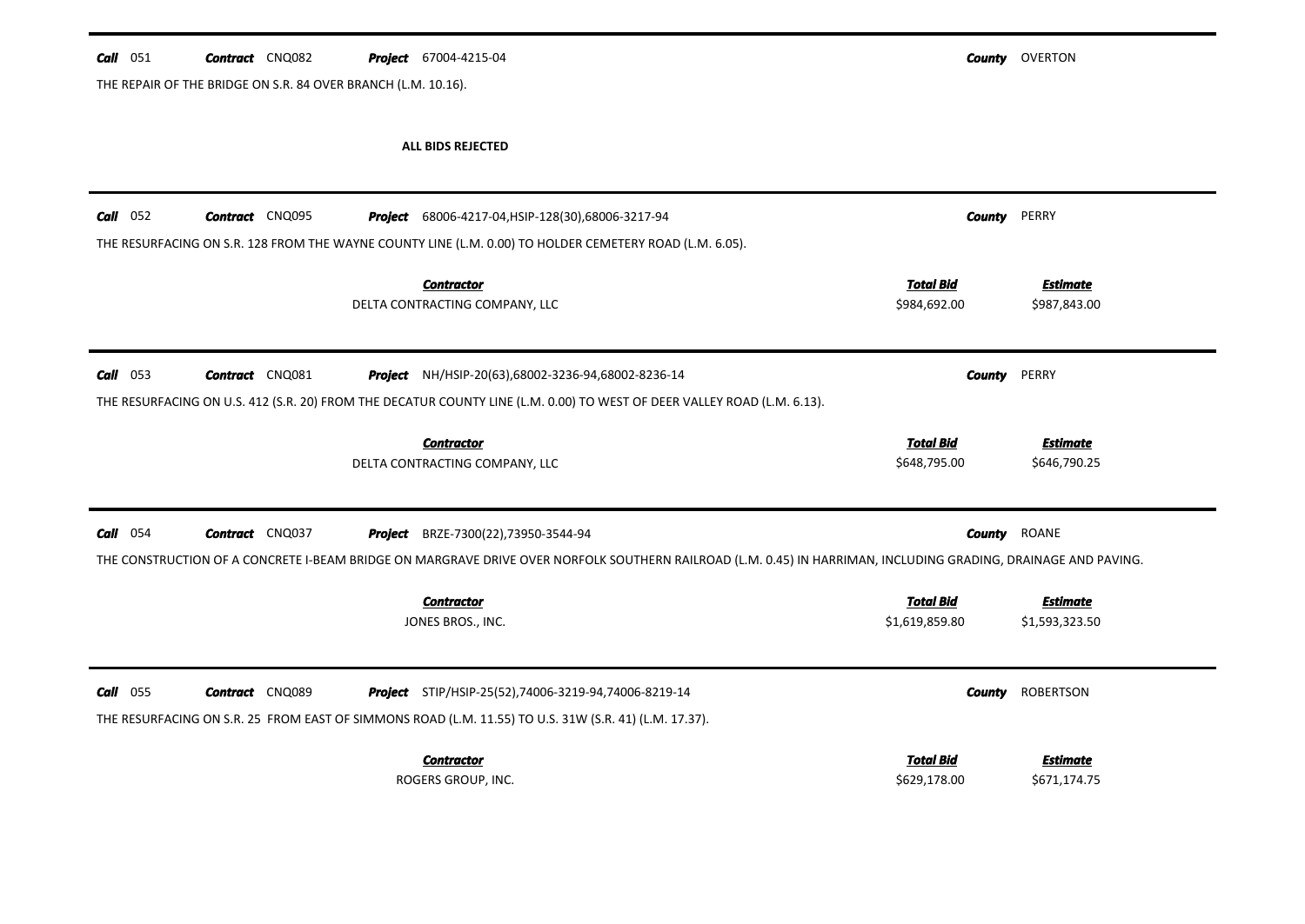**Call** 051 **Contract** CNQ082 **Project** 67004-4215-04 **County** OVERTON

THE REPAIR OF THE BRIDGE ON S.R. 84 OVER BRANCH (L.M. 10.16).

**ALL BIDS REJECTED**

---

**Call** 052 **Contract** CNQ095 **Project** 68006-4217-04,HSIP-128(30),68006-3217-94 **County** PERRY

THE RESURFACING ON S.R. 128 FROM THE WAYNE COUNTY LINE (L.M. 0.00) TO HOLDER CEMETERY ROAD (L.M. 6.05).

| Contractor | Total Bid | Estimate |
| --- | --- | --- |
| DELTA CONTRACTING COMPANY, LLC | $984,692.00 | $987,843.00 |

---

**Call** 053 **Contract** CNQ081 **Project** NH/HSIP-20(63),68002-3236-94,68002-8236-14 **County** PERRY

THE RESURFACING ON U.S. 412 (S.R. 20) FROM THE DECATUR COUNTY LINE (L.M. 0.00) TO WEST OF DEER VALLEY ROAD (L.M. 6.13).

| Contractor | Total Bid | Estimate |
| --- | --- | --- |
| DELTA CONTRACTING COMPANY, LLC | $648,795.00 | $646,790.25 |

---

**Call** 054 **Contract** CNQ037 **Project** BRZE-7300(22),73950-3544-94 **County** ROANE

THE CONSTRUCTION OF A CONCRETE I-BEAM BRIDGE ON MARGRAVE DRIVE OVER NORFOLK SOUTHERN RAILROAD (L.M. 0.45) IN HARRIMAN, INCLUDING GRADING, DRAINAGE AND PAVING.

| Contractor | Total Bid | Estimate |
| --- | --- | --- |
| JONES BROS., INC. | $1,619,859.80 | $1,593,323.50 |

---

**Call** 055 **Contract** CNQ089 **Project** STIP/HSIP-25(52),74006-3219-94,74006-8219-14 **County** ROBERTSON

THE RESURFACING ON S.R. 25 FROM EAST OF SIMMONS ROAD (L.M. 11.55) TO U.S. 31W (S.R. 41) (L.M. 17.37).

| Contractor | Total Bid | Estimate |
| --- | --- | --- |
| ROGERS GROUP, INC. | $629,178.00 | $671,174.75 |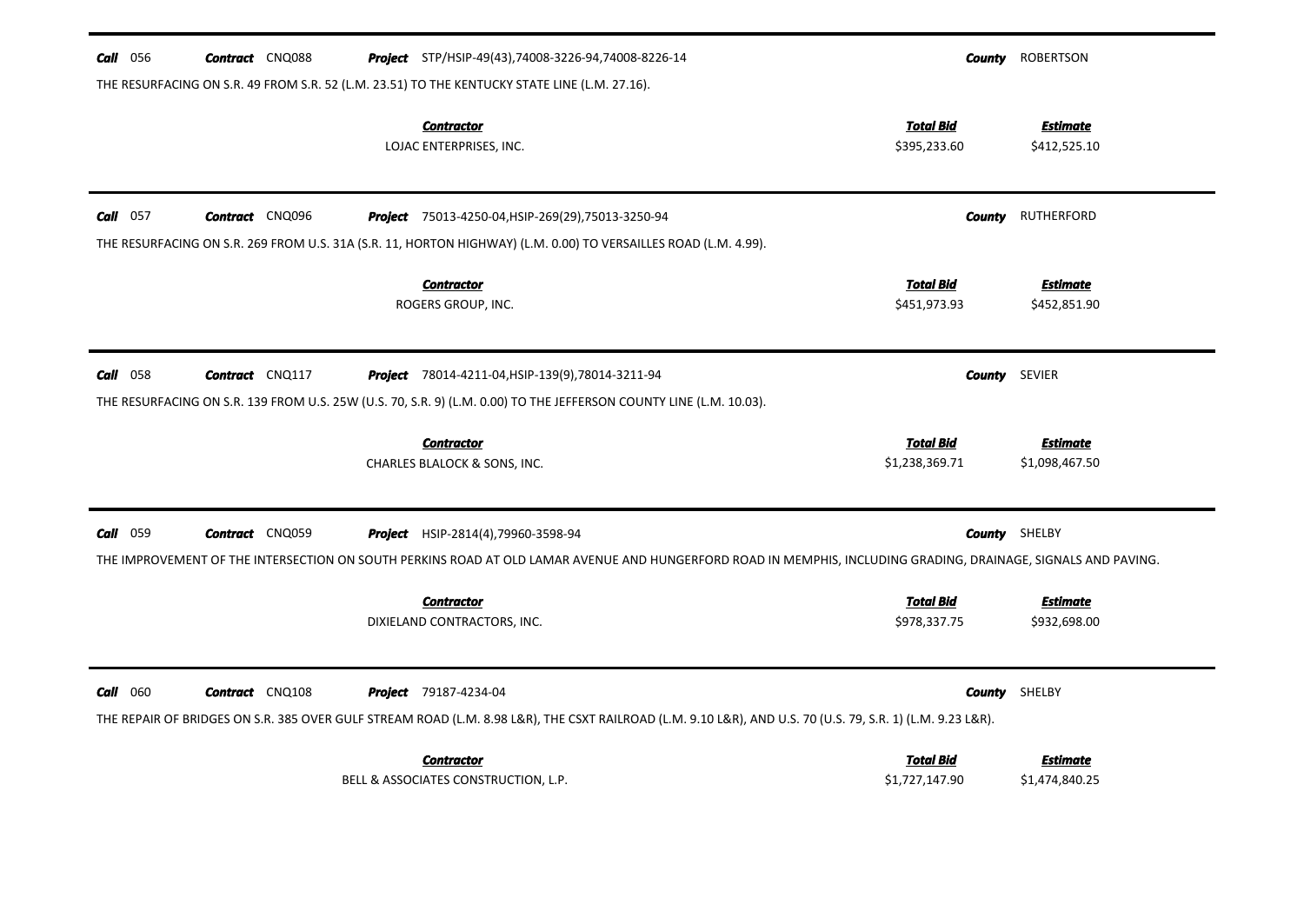**Call** 056 **Contract** CNQ088 **Project** STP/HSIP-49(43),74008-3226-94,74008-8226-14 **County** ROBERTSON

THE RESURFACING ON S.R. 49 FROM S.R. 52 (L.M. 23.51) TO THE KENTUCKY STATE LINE (L.M. 27.16).

| Contractor | Total Bid | Estimate |
|---|---|---|
| LOJAC ENTERPRISES, INC. | $395,233.60 | $412,525.10 |

---

**Call** 057 **Contract** CNQ096 **Project** 75013-4250-04,HSIP-269(29),75013-3250-94 **County** RUTHERFORD

THE RESURFACING ON S.R. 269 FROM U.S. 31A (S.R. 11, HORTON HIGHWAY) (L.M. 0.00) TO VERSAILLES ROAD (L.M. 4.99).

| Contractor | Total Bid | Estimate |
|---|---|---|
| ROGERS GROUP, INC. | $451,973.93 | $452,851.90 |

---

**Call** 058 **Contract** CNQ117 **Project** 78014-4211-04,HSIP-139(9),78014-3211-94 **County** SEVIER

THE RESURFACING ON S.R. 139 FROM U.S. 25W (U.S. 70, S.R. 9) (L.M. 0.00) TO THE JEFFERSON COUNTY LINE (L.M. 10.03).

| Contractor | Total Bid | Estimate |
|---|---|---|
| CHARLES BLALOCK & SONS, INC. | $1,238,369.71 | $1,098,467.50 |

---

**Call** 059 **Contract** CNQ059 **Project** HSIP-2814(4),79960-3598-94 **County** SHELBY

THE IMPROVEMENT OF THE INTERSECTION ON SOUTH PERKINS ROAD AT OLD LAMAR AVENUE AND HUNGERFORD ROAD IN MEMPHIS, INCLUDING GRADING, DRAINAGE, SIGNALS AND PAVING.

| Contractor | Total Bid | Estimate |
|---|---|---|
| DIXIELAND CONTRACTORS, INC. | $978,337.75 | $932,698.00 |

---

**Call** 060 **Contract** CNQ108 **Project** 79187-4234-04 **County** SHELBY

THE REPAIR OF BRIDGES ON S.R. 385 OVER GULF STREAM ROAD (L.M. 8.98 L&R), THE CSXT RAILROAD (L.M. 9.10 L&R), AND U.S. 70 (U.S. 79, S.R. 1) (L.M. 9.23 L&R).

| Contractor | Total Bid | Estimate |
|---|---|---|
| BELL & ASSOCIATES CONSTRUCTION, L.P. | $1,727,147.90 | $1,474,840.25 |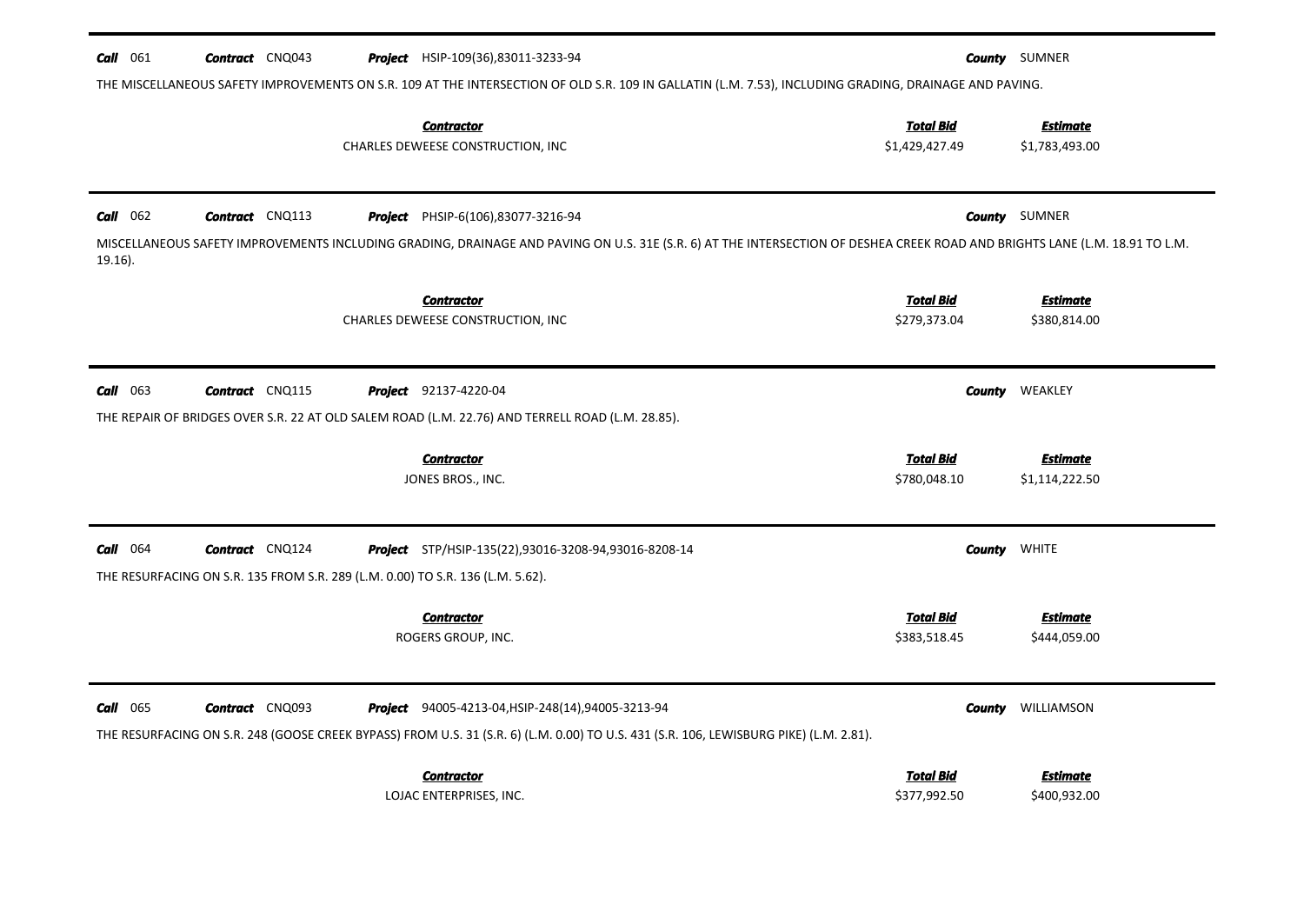**Call** 061 **Contract** CNQ043 **Project** HSIP-109(36),83011-3233-94 **County** SUMNER

THE MISCELLANEOUS SAFETY IMPROVEMENTS ON S.R. 109 AT THE INTERSECTION OF OLD S.R. 109 IN GALLATIN (L.M. 7.53), INCLUDING GRADING, DRAINAGE AND PAVING.

| Contractor | Total Bid | Estimate |
|---|---|---|
| CHARLES DEWEESE CONSTRUCTION, INC | $1,429,427.49 | $1,783,493.00 |

---

**Call** 062 **Contract** CNQ113 **Project** PHSIP-6(106),83077-3216-94 **County** SUMNER

MISCELLANEOUS SAFETY IMPROVEMENTS INCLUDING GRADING, DRAINAGE AND PAVING ON U.S. 31E (S.R. 6) AT THE INTERSECTION OF DESHEA CREEK ROAD AND BRIGHTS LANE (L.M. 18.91 TO L.M. 19.16).

| Contractor | Total Bid | Estimate |
|---|---|---|
| CHARLES DEWEESE CONSTRUCTION, INC | $279,373.04 | $380,814.00 |

---

**Call** 063 **Contract** CNQ115 **Project** 92137-4220-04 **County** WEAKLEY

THE REPAIR OF BRIDGES OVER S.R. 22 AT OLD SALEM ROAD (L.M. 22.76) AND TERRELL ROAD (L.M. 28.85).

| Contractor | Total Bid | Estimate |
|---|---|---|
| JONES BROS., INC. | $780,048.10 | $1,114,222.50 |

---

**Call** 064 **Contract** CNQ124 **Project** STP/HSIP-135(22),93016-3208-94,93016-8208-14 **County** WHITE

THE RESURFACING ON S.R. 135 FROM S.R. 289 (L.M. 0.00) TO S.R. 136 (L.M. 5.62).

| Contractor | Total Bid | Estimate |
|---|---|---|
| ROGERS GROUP, INC. | $383,518.45 | $444,059.00 |

---

**Call** 065 **Contract** CNQ093 **Project** 94005-4213-04,HSIP-248(14),94005-3213-94 **County** WILLIAMSON

THE RESURFACING ON S.R. 248 (GOOSE CREEK BYPASS) FROM U.S. 31 (S.R. 6) (L.M. 0.00) TO U.S. 431 (S.R. 106, LEWISBURG PIKE) (L.M. 2.81).

| Contractor | Total Bid | Estimate |
|---|---|---|
| LOJAC ENTERPRISES, INC. | $377,992.50 | $400,932.00 |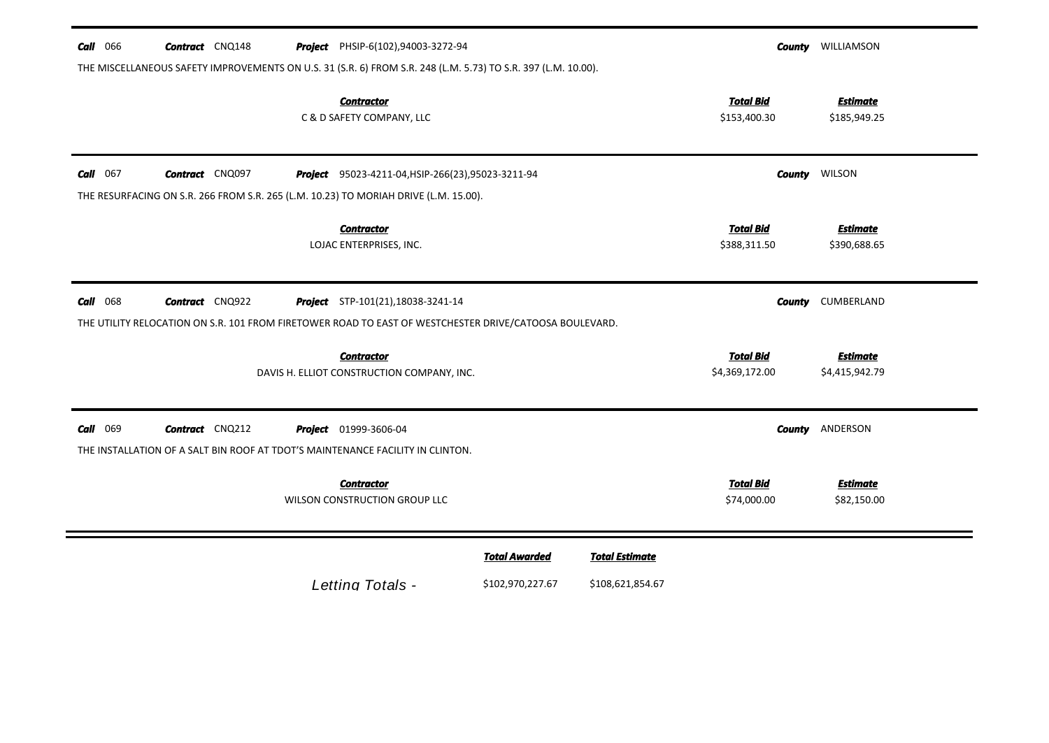**Call** 066 **Contract** CNQ148 **Project** PHSIP-6(102),94003-3272-94 **County** WILLIAMSON

THE MISCELLANEOUS SAFETY IMPROVEMENTS ON U.S. 31 (S.R. 6) FROM S.R. 248 (L.M. 5.73) TO S.R. 397 (L.M. 10.00).

| Contractor | Total Bid | Estimate |
|---|---|---|
| C & D SAFETY COMPANY, LLC | $153,400.30 | $185,949.25 |

**Call** 067 **Contract** CNQ097 **Project** 95023-4211-04,HSIP-266(23),95023-3211-94 **County** WILSON

THE RESURFACING ON S.R. 266 FROM S.R. 265 (L.M. 10.23) TO MORIAH DRIVE (L.M. 15.00).

| Contractor | Total Bid | Estimate |
|---|---|---|
| LOJAC ENTERPRISES, INC. | $388,311.50 | $390,688.65 |

**Call** 068 **Contract** CNQ922 **Project** STP-101(21),18038-3241-14 **County** CUMBERLAND

THE UTILITY RELOCATION ON S.R. 101 FROM FIRETOWER ROAD TO EAST OF WESTCHESTER DRIVE/CATOOSA BOULEVARD.

| Contractor | Total Bid | Estimate |
|---|---|---|
| DAVIS H. ELLIOT CONSTRUCTION COMPANY, INC. | $4,369,172.00 | $4,415,942.79 |

**Call** 069 **Contract** CNQ212 **Project** 01999-3606-04 **County** ANDERSON

THE INSTALLATION OF A SALT BIN ROOF AT TDOT'S MAINTENANCE FACILITY IN CLINTON.

| Contractor | Total Bid | Estimate |
|---|---|---|
| WILSON CONSTRUCTION GROUP LLC | $74,000.00 | $82,150.00 |

| | Total Awarded | Total Estimate |
|---|---|---|
| Letting Totals - | $102,970,227.67 | $108,621,854.67 |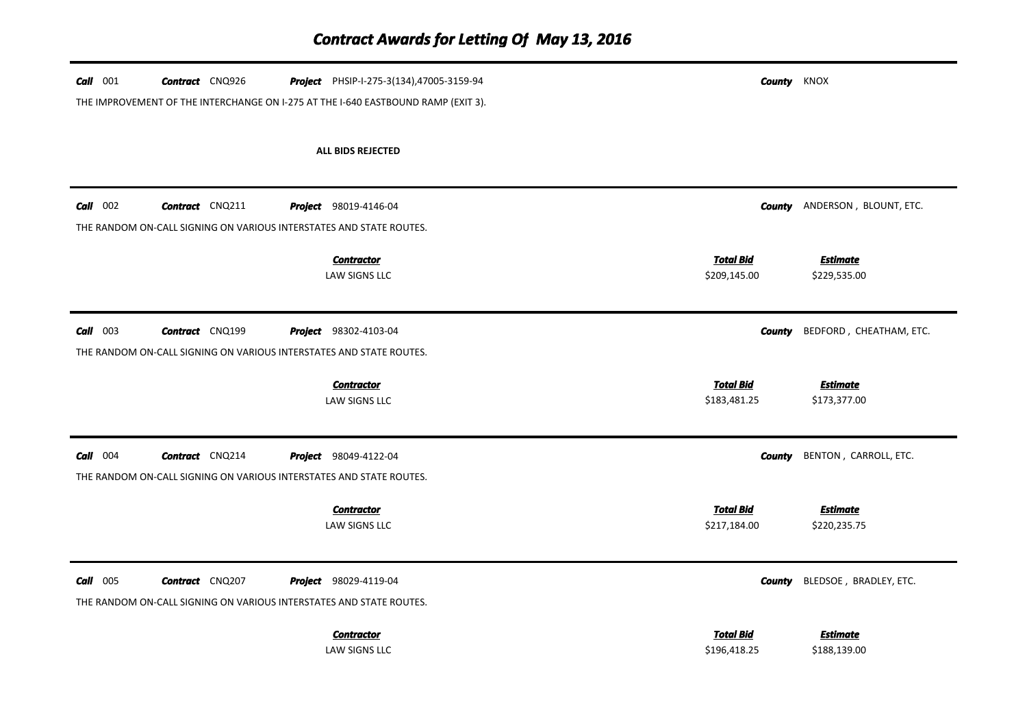# Contract Awards for Letting Of May 13, 2016

**Call** 001 **Contract** CNQ926 **Project** PHSIP-I-275-3(134),47005-3159-94 **County** KNOX

THE IMPROVEMENT OF THE INTERCHANGE ON I-275 AT THE I-640 EASTBOUND RAMP (EXIT 3).

**ALL BIDS REJECTED**

---

**Call** 002 **Contract** CNQ211 **Project** 98019-4146-04 **County** ANDERSON , BLOUNT, ETC.

THE RANDOM ON-CALL SIGNING ON VARIOUS INTERSTATES AND STATE ROUTES.

| Contractor | Total Bid | Estimate |
|---|---|---|
| LAW SIGNS LLC | $209,145.00 | $229,535.00 |

---

**Call** 003 **Contract** CNQ199 **Project** 98302-4103-04 **County** BEDFORD , CHEATHAM, ETC.

THE RANDOM ON-CALL SIGNING ON VARIOUS INTERSTATES AND STATE ROUTES.

| Contractor | Total Bid | Estimate |
|---|---|---|
| LAW SIGNS LLC | $183,481.25 | $173,377.00 |

---

**Call** 004 **Contract** CNQ214 **Project** 98049-4122-04 **County** BENTON , CARROLL, ETC.

THE RANDOM ON-CALL SIGNING ON VARIOUS INTERSTATES AND STATE ROUTES.

| Contractor | Total Bid | Estimate |
|---|---|---|
| LAW SIGNS LLC | $217,184.00 | $220,235.75 |

---

**Call** 005 **Contract** CNQ207 **Project** 98029-4119-04 **County** BLEDSOE , BRADLEY, ETC.

THE RANDOM ON-CALL SIGNING ON VARIOUS INTERSTATES AND STATE ROUTES.

| Contractor | Total Bid | Estimate |
|---|---|---|
| LAW SIGNS LLC | $196,418.25 | $188,139.00 |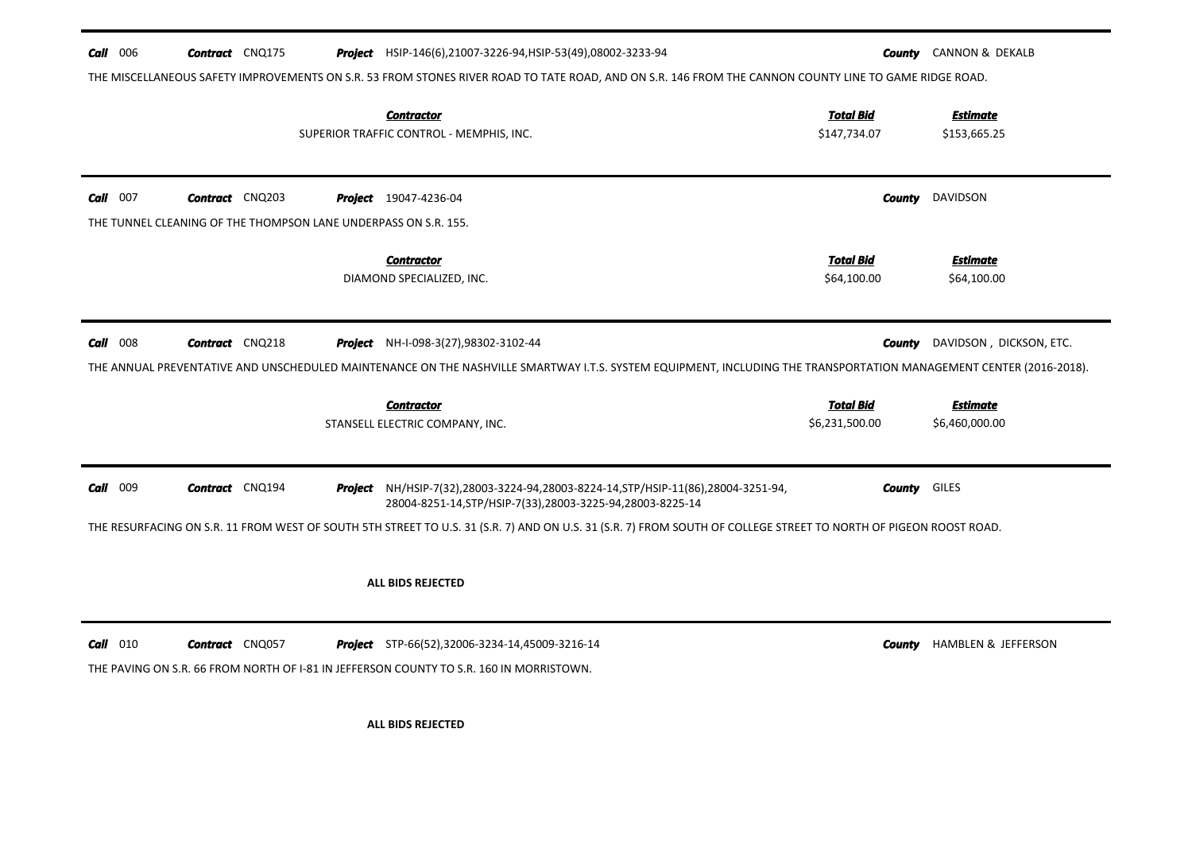**Call** 006 **Contract** CNQ175 **Project** HSIP-146(6),21007-3226-94,HSIP-53(49),08002-3233-94 **County** CANNON & DEKALB

THE MISCELLANEOUS SAFETY IMPROVEMENTS ON S.R. 53 FROM STONES RIVER ROAD TO TATE ROAD, AND ON S.R. 146 FROM THE CANNON COUNTY LINE TO GAME RIDGE ROAD.

| Contractor | Total Bid | Estimate |
|---|---|---|
| SUPERIOR TRAFFIC CONTROL - MEMPHIS, INC. | $147,734.07 | $153,665.25 |

---

**Call** 007 **Contract** CNQ203 **Project** 19047-4236-04 **County** DAVIDSON

THE TUNNEL CLEANING OF THE THOMPSON LANE UNDERPASS ON S.R. 155.

| Contractor | Total Bid | Estimate |
|---|---|---|
| DIAMOND SPECIALIZED, INC. | $64,100.00 | $64,100.00 |

---

**Call** 008 **Contract** CNQ218 **Project** NH-I-098-3(27),98302-3102-44 **County** DAVIDSON , DICKSON, ETC.

THE ANNUAL PREVENTATIVE AND UNSCHEDULED MAINTENANCE ON THE NASHVILLE SMARTWAY I.T.S. SYSTEM EQUIPMENT, INCLUDING THE TRANSPORTATION MANAGEMENT CENTER (2016-2018).

| Contractor | Total Bid | Estimate |
|---|---|---|
| STANSELL ELECTRIC COMPANY, INC. | $6,231,500.00 | $6,460,000.00 |

---

**Call** 009 **Contract** CNQ194 **Project** NH/HSIP-7(32),28003-3224-94,28003-8224-14,STP/HSIP-11(86),28004-3251-94, 28004-8251-14,STP/HSIP-7(33),28003-3225-94,28003-8225-14 **County** GILES

THE RESURFACING ON S.R. 11 FROM WEST OF SOUTH 5TH STREET TO U.S. 31 (S.R. 7) AND ON U.S. 31 (S.R. 7) FROM SOUTH OF COLLEGE STREET TO NORTH OF PIGEON ROOST ROAD.

**ALL BIDS REJECTED**

---

**Call** 010 **Contract** CNQ057 **Project** STP-66(52),32006-3234-14,45009-3216-14 **County** HAMBLEN & JEFFERSON

THE PAVING ON S.R. 66 FROM NORTH OF I-81 IN JEFFERSON COUNTY TO S.R. 160 IN MORRISTOWN.

**ALL BIDS REJECTED**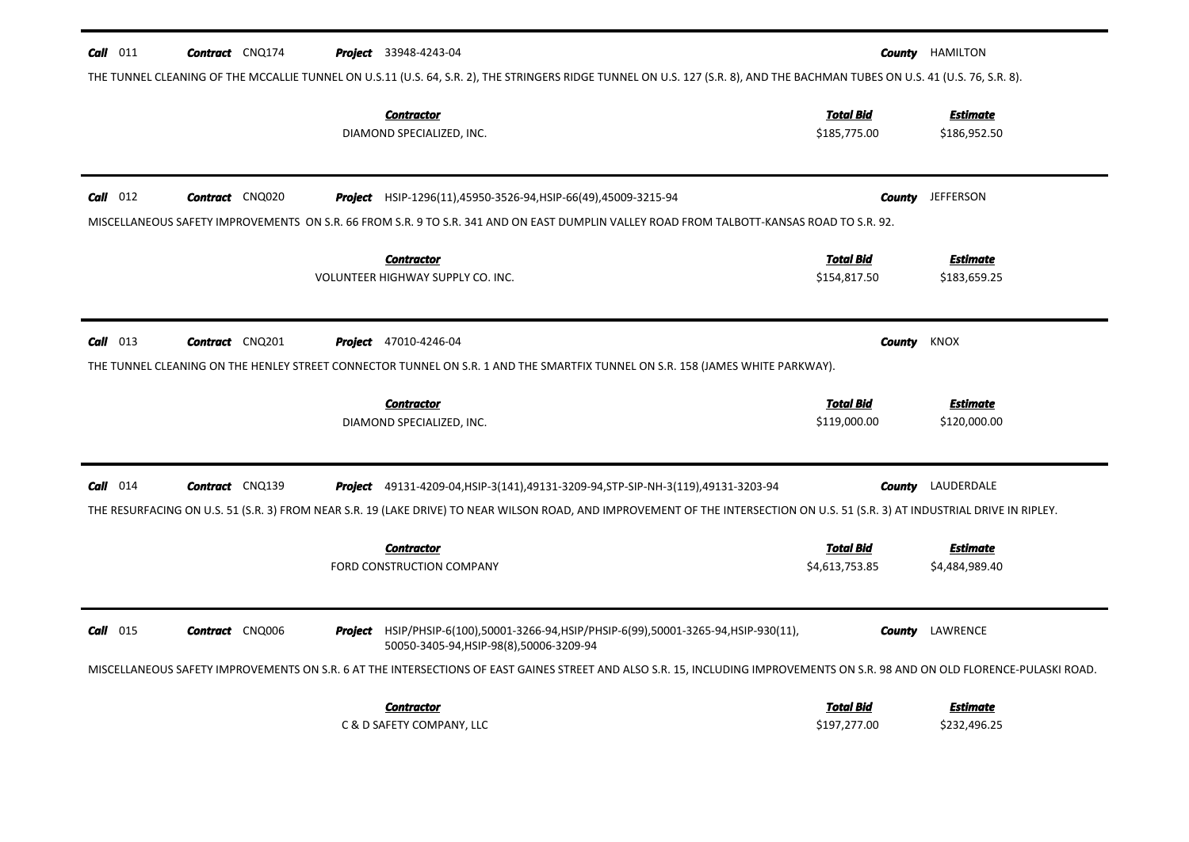**Call** 011 **Contract** CNQ174 **Project** 33948-4243-04 **County** HAMILTON

THE TUNNEL CLEANING OF THE MCCALLIE TUNNEL ON U.S.11 (U.S. 64, S.R. 2), THE STRINGERS RIDGE TUNNEL ON U.S. 127 (S.R. 8), AND THE BACHMAN TUBES ON U.S. 41 (U.S. 76, S.R. 8).

| Contractor | Total Bid | Estimate |
| --- | --- | --- |
| DIAMOND SPECIALIZED, INC. | $185,775.00 | $186,952.50 |

---

**Call** 012 **Contract** CNQ020 **Project** HSIP-1296(11),45950-3526-94,HSIP-66(49),45009-3215-94 **County** JEFFERSON

MISCELLANEOUS SAFETY IMPROVEMENTS ON S.R. 66 FROM S.R. 9 TO S.R. 341 AND ON EAST DUMPLIN VALLEY ROAD FROM TALBOTT-KANSAS ROAD TO S.R. 92.

| Contractor | Total Bid | Estimate |
| --- | --- | --- |
| VOLUNTEER HIGHWAY SUPPLY CO. INC. | $154,817.50 | $183,659.25 |

---

**Call** 013 **Contract** CNQ201 **Project** 47010-4246-04 **County** KNOX

THE TUNNEL CLEANING ON THE HENLEY STREET CONNECTOR TUNNEL ON S.R. 1 AND THE SMARTFIX TUNNEL ON S.R. 158 (JAMES WHITE PARKWAY).

| Contractor | Total Bid | Estimate |
| --- | --- | --- |
| DIAMOND SPECIALIZED, INC. | $119,000.00 | $120,000.00 |

---

**Call** 014 **Contract** CNQ139 **Project** 49131-4209-04,HSIP-3(141),49131-3209-94,STP-SIP-NH-3(119),49131-3203-94 **County** LAUDERDALE

THE RESURFACING ON U.S. 51 (S.R. 3) FROM NEAR S.R. 19 (LAKE DRIVE) TO NEAR WILSON ROAD, AND IMPROVEMENT OF THE INTERSECTION ON U.S. 51 (S.R. 3) AT INDUSTRIAL DRIVE IN RIPLEY.

| Contractor | Total Bid | Estimate |
| --- | --- | --- |
| FORD CONSTRUCTION COMPANY | $4,613,753.85 | $4,484,989.40 |

---

**Call** 015 **Contract** CNQ006 **Project** HSIP/PHSIP-6(100),50001-3266-94,HSIP/PHSIP-6(99),50001-3265-94,HSIP-930(11), 50050-3405-94,HSIP-98(8),50006-3209-94 **County** LAWRENCE

MISCELLANEOUS SAFETY IMPROVEMENTS ON S.R. 6 AT THE INTERSECTIONS OF EAST GAINES STREET AND ALSO S.R. 15, INCLUDING IMPROVEMENTS ON S.R. 98 AND ON OLD FLORENCE-PULASKI ROAD.

| Contractor | Total Bid | Estimate |
| --- | --- | --- |
| C & D SAFETY COMPANY, LLC | $197,277.00 | $232,496.25 |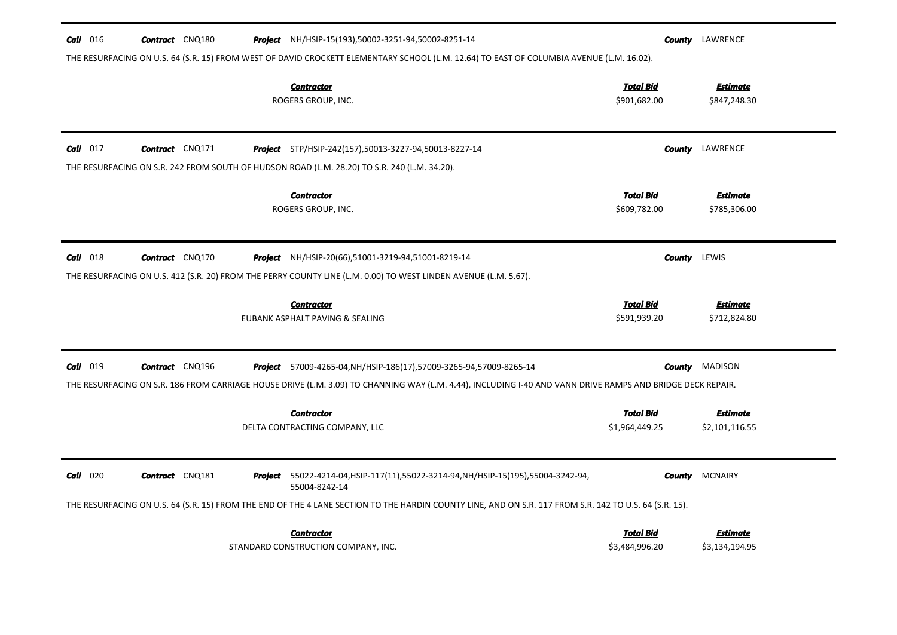**Call** 016 **Contract** CNQ180 **Project** NH/HSIP-15(193),50002-3251-94,50002-8251-14 **County** LAWRENCE

THE RESURFACING ON U.S. 64 (S.R. 15) FROM WEST OF DAVID CROCKETT ELEMENTARY SCHOOL (L.M. 12.64) TO EAST OF COLUMBIA AVENUE (L.M. 16.02).

| Contractor | Total Bid | Estimate |
|---|---|---|
| ROGERS GROUP, INC. | $901,682.00 | $847,248.30 |

**Call** 017 **Contract** CNQ171 **Project** STP/HSIP-242(157),50013-3227-94,50013-8227-14 **County** LAWRENCE

THE RESURFACING ON S.R. 242 FROM SOUTH OF HUDSON ROAD (L.M. 28.20) TO S.R. 240 (L.M. 34.20).

| Contractor | Total Bid | Estimate |
|---|---|---|
| ROGERS GROUP, INC. | $609,782.00 | $785,306.00 |

**Call** 018 **Contract** CNQ170 **Project** NH/HSIP-20(66),51001-3219-94,51001-8219-14 **County** LEWIS

THE RESURFACING ON U.S. 412 (S.R. 20) FROM THE PERRY COUNTY LINE (L.M. 0.00) TO WEST LINDEN AVENUE (L.M. 5.67).

| Contractor | Total Bid | Estimate |
|---|---|---|
| EUBANK ASPHALT PAVING & SEALING | $591,939.20 | $712,824.80 |

**Call** 019 **Contract** CNQ196 **Project** 57009-4265-04,NH/HSIP-186(17),57009-3265-94,57009-8265-14 **County** MADISON

THE RESURFACING ON S.R. 186 FROM CARRIAGE HOUSE DRIVE (L.M. 3.09) TO CHANNING WAY (L.M. 4.44), INCLUDING I-40 AND VANN DRIVE RAMPS AND BRIDGE DECK REPAIR.

| Contractor | Total Bid | Estimate |
|---|---|---|
| DELTA CONTRACTING COMPANY, LLC | $1,964,449.25 | $2,101,116.55 |

**Call** 020 **Contract** CNQ181 **Project** 55022-4214-04,HSIP-117(11),55022-3214-94,NH/HSIP-15(195),55004-3242-94, 55004-8242-14 **County** MCNAIRY

THE RESURFACING ON U.S. 64 (S.R. 15) FROM THE END OF THE 4 LANE SECTION TO THE HARDIN COUNTY LINE, AND ON S.R. 117 FROM S.R. 142 TO U.S. 64 (S.R. 15).

| Contractor | Total Bid | Estimate |
|---|---|---|
| STANDARD CONSTRUCTION COMPANY, INC. | $3,484,996.20 | $3,134,194.95 |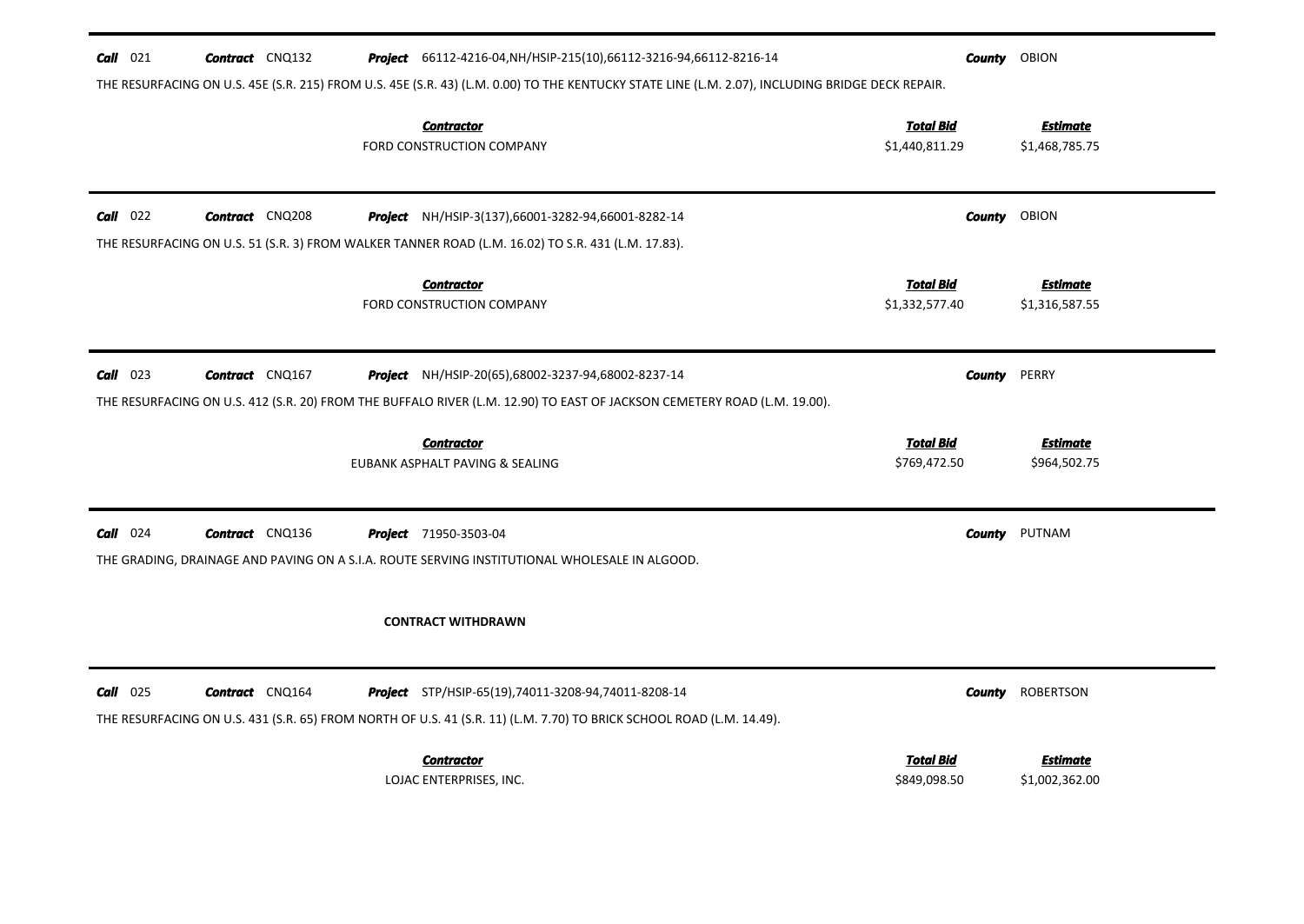**Call** 021 **Contract** CNQ132 **Project** 66112-4216-04,NH/HSIP-215(10),66112-3216-94,66112-8216-14 **County** OBION

THE RESURFACING ON U.S. 45E (S.R. 215) FROM U.S. 45E (S.R. 43) (L.M. 0.00) TO THE KENTUCKY STATE LINE (L.M. 2.07), INCLUDING BRIDGE DECK REPAIR.

| *Contractor* | *Total Bid* | *Estimate* |
|---|---|---|
| FORD CONSTRUCTION COMPANY | $1,440,811.29 | $1,468,785.75 |

---

**Call** 022 **Contract** CNQ208 **Project** NH/HSIP-3(137),66001-3282-94,66001-8282-14 **County** OBION

THE RESURFACING ON U.S. 51 (S.R. 3) FROM WALKER TANNER ROAD (L.M. 16.02) TO S.R. 431 (L.M. 17.83).

| *Contractor* | *Total Bid* | *Estimate* |
|---|---|---|
| FORD CONSTRUCTION COMPANY | $1,332,577.40 | $1,316,587.55 |

---

**Call** 023 **Contract** CNQ167 **Project** NH/HSIP-20(65),68002-3237-94,68002-8237-14 **County** PERRY

THE RESURFACING ON U.S. 412 (S.R. 20) FROM THE BUFFALO RIVER (L.M. 12.90) TO EAST OF JACKSON CEMETERY ROAD (L.M. 19.00).

| *Contractor* | *Total Bid* | *Estimate* |
|---|---|---|
| EUBANK ASPHALT PAVING & SEALING | $769,472.50 | $964,502.75 |

---

**Call** 024 **Contract** CNQ136 **Project** 71950-3503-04 **County** PUTNAM

THE GRADING, DRAINAGE AND PAVING ON A S.I.A. ROUTE SERVING INSTITUTIONAL WHOLESALE IN ALGOOD.

**CONTRACT WITHDRAWN**

---

**Call** 025 **Contract** CNQ164 **Project** STP/HSIP-65(19),74011-3208-94,74011-8208-14 **County** ROBERTSON

THE RESURFACING ON U.S. 431 (S.R. 65) FROM NORTH OF U.S. 41 (S.R. 11) (L.M. 7.70) TO BRICK SCHOOL ROAD (L.M. 14.49).

| *Contractor* | *Total Bid* | *Estimate* |
|---|---|---|
| LOJAC ENTERPRISES, INC. | $849,098.50 | $1,002,362.00 |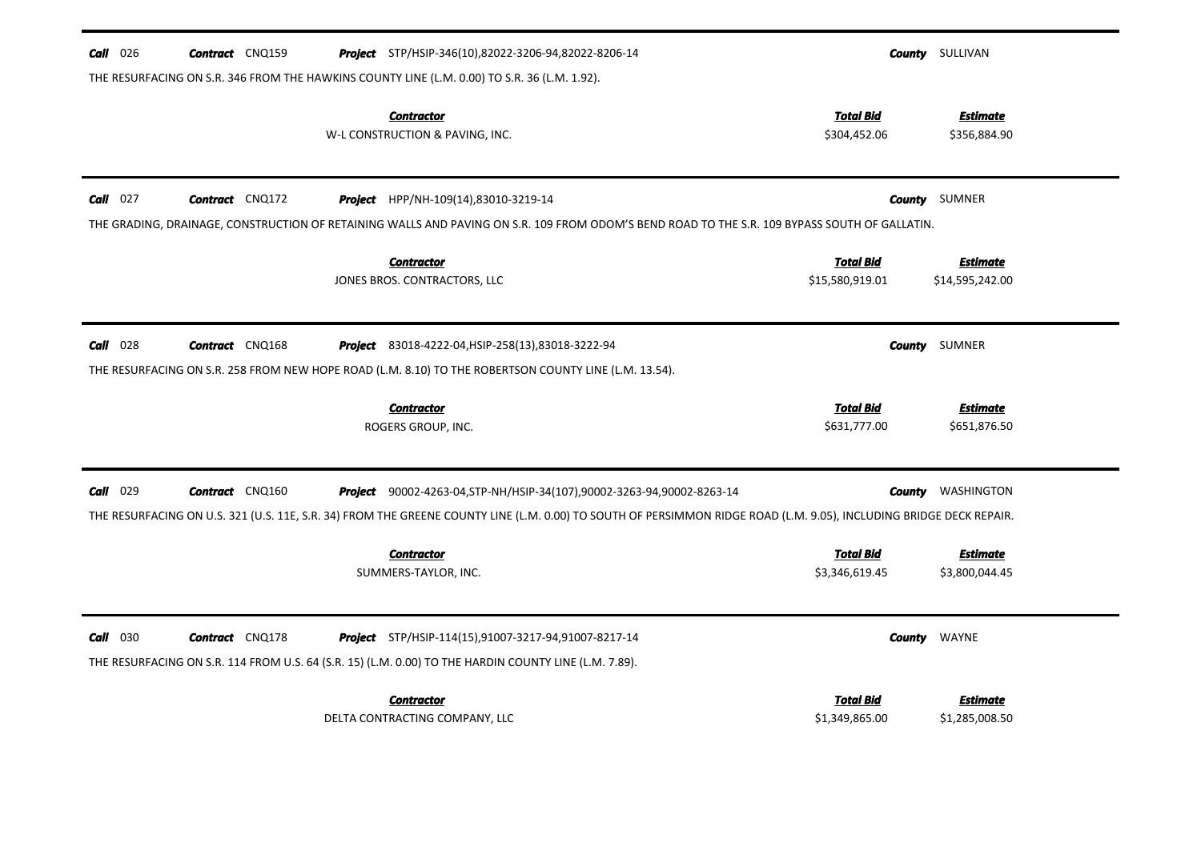**Call** 026 **Contract** CNQ159 **Project** STP/HSIP-346(10),82022-3206-94,82022-8206-14 **County** SULLIVAN

THE RESURFACING ON S.R. 346 FROM THE HAWKINS COUNTY LINE (L.M. 0.00) TO S.R. 36 (L.M. 1.92).

| Contractor | Total Bid | Estimate |
|---|---|---|
| W-L CONSTRUCTION & PAVING, INC. | $304,452.06 | $356,884.90 |

---

**Call** 027 **Contract** CNQ172 **Project** HPP/NH-109(14),83010-3219-14 **County** SUMNER

THE GRADING, DRAINAGE, CONSTRUCTION OF RETAINING WALLS AND PAVING ON S.R. 109 FROM ODOM'S BEND ROAD TO THE S.R. 109 BYPASS SOUTH OF GALLATIN.

| Contractor | Total Bid | Estimate |
|---|---|---|
| JONES BROS. CONTRACTORS, LLC | $15,580,919.01 | $14,595,242.00 |

---

**Call** 028 **Contract** CNQ168 **Project** 83018-4222-04,HSIP-258(13),83018-3222-94 **County** SUMNER

THE RESURFACING ON S.R. 258 FROM NEW HOPE ROAD (L.M. 8.10) TO THE ROBERTSON COUNTY LINE (L.M. 13.54).

| Contractor | Total Bid | Estimate |
|---|---|---|
| ROGERS GROUP, INC. | $631,777.00 | $651,876.50 |

---

**Call** 029 **Contract** CNQ160 **Project** 90002-4263-04,STP-NH/HSIP-34(107),90002-3263-94,90002-8263-14 **County** WASHINGTON

THE RESURFACING ON U.S. 321 (U.S. 11E, S.R. 34) FROM THE GREENE COUNTY LINE (L.M. 0.00) TO SOUTH OF PERSIMMON RIDGE ROAD (L.M. 9.05), INCLUDING BRIDGE DECK REPAIR.

| Contractor | Total Bid | Estimate |
|---|---|---|
| SUMMERS-TAYLOR, INC. | $3,346,619.45 | $3,800,044.45 |

---

**Call** 030 **Contract** CNQ178 **Project** STP/HSIP-114(15),91007-3217-94,91007-8217-14 **County** WAYNE

THE RESURFACING ON S.R. 114 FROM U.S. 64 (S.R. 15) (L.M. 0.00) TO THE HARDIN COUNTY LINE (L.M. 7.89).

| Contractor | Total Bid | Estimate |
|---|---|---|
| DELTA CONTRACTING COMPANY, LLC | $1,349,865.00 | $1,285,008.50 |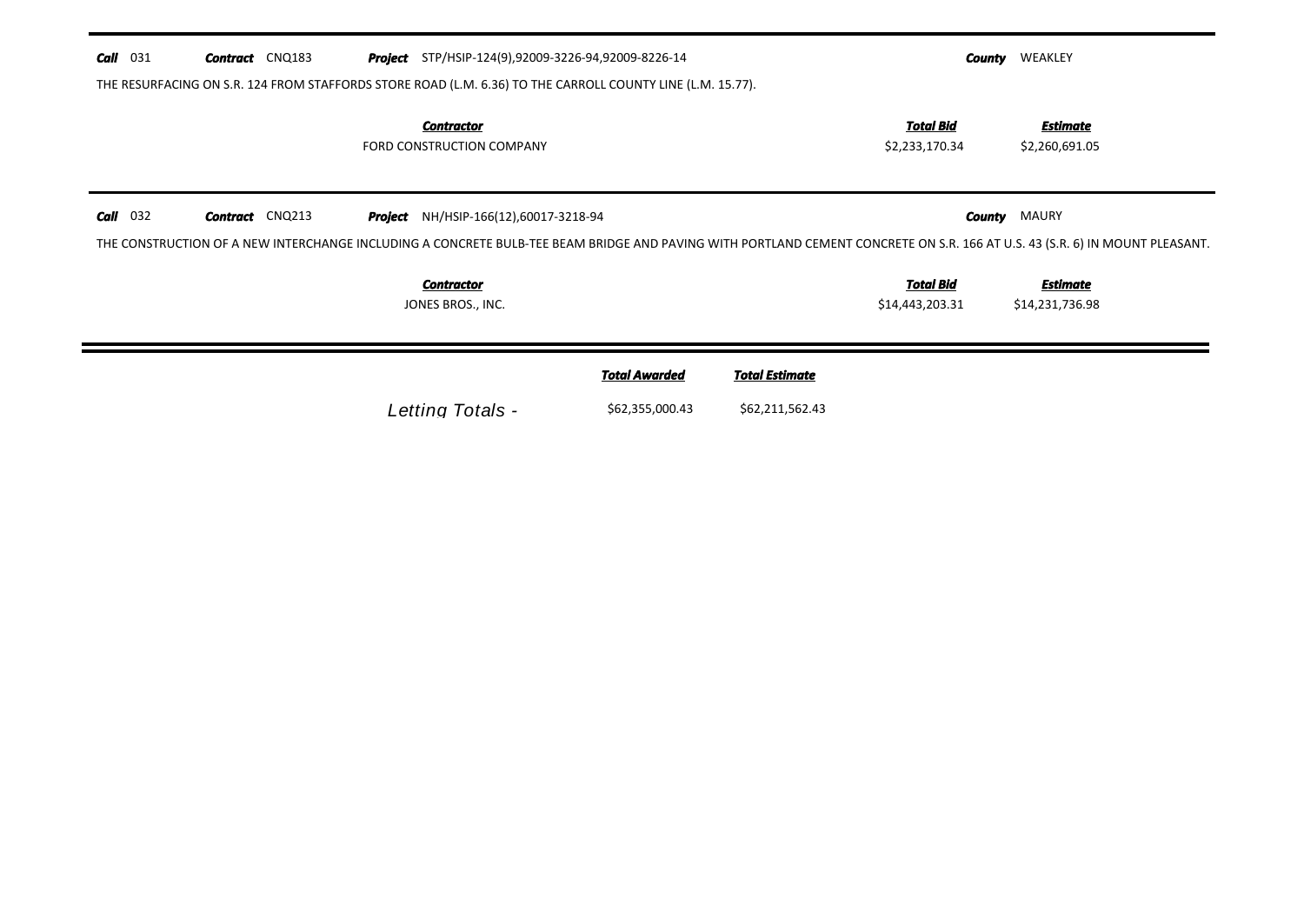**Call** 031 **Contract** CNQ183 **Project** STP/HSIP-124(9),92009-3226-94,92009-8226-14 **County** WEAKLEY

THE RESURFACING ON S.R. 124 FROM STAFFORDS STORE ROAD (L.M. 6.36) TO THE CARROLL COUNTY LINE (L.M. 15.77).

| ***Contractor*** | ***Total Bid*** | ***Estimate*** |
|---|---|---|
| FORD CONSTRUCTION COMPANY | $2,233,170.34 | $2,260,691.05 |

---

**Call** 032 **Contract** CNQ213 **Project** NH/HSIP-166(12),60017-3218-94 **County** MAURY

THE CONSTRUCTION OF A NEW INTERCHANGE INCLUDING A CONCRETE BULB-TEE BEAM BRIDGE AND PAVING WITH PORTLAND CEMENT CONCRETE ON S.R. 166 AT U.S. 43 (S.R. 6) IN MOUNT PLEASANT.

| ***Contractor*** | ***Total Bid*** | ***Estimate*** |
|---|---|---|
| JONES BROS., INC. | $14,443,203.31 | $14,231,736.98 |

---

| | ***Total Awarded*** | ***Total Estimate*** |
|---|---|---|
| *Letting Totals -* | $62,355,000.43 | $62,211,562.43 |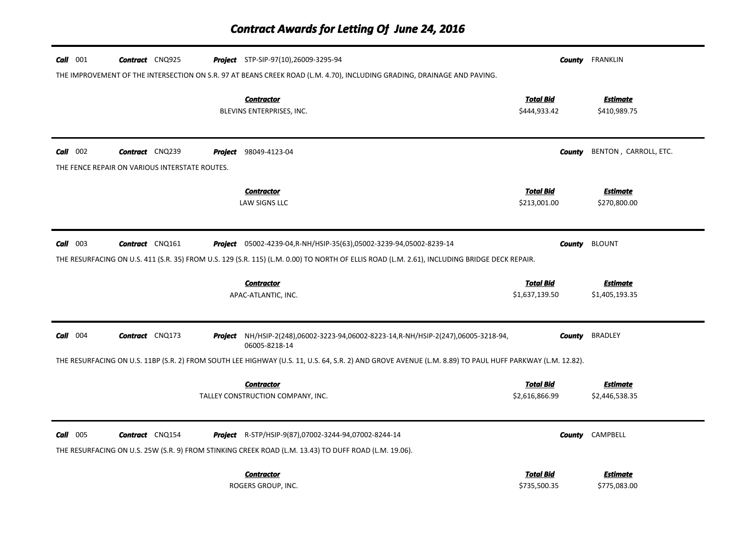# Contract Awards for Letting Of June 24, 2016

**Call** 001 **Contract** CNQ925 **Project** STP-SIP-97(10),26009-3295-94 **County** FRANKLIN

THE IMPROVEMENT OF THE INTERSECTION ON S.R. 97 AT BEANS CREEK ROAD (L.M. 4.70), INCLUDING GRADING, DRAINAGE AND PAVING.

| Contractor | Total Bid | Estimate |
|---|---|---|
| BLEVINS ENTERPRISES, INC. | $444,933.42 | $410,989.75 |

**Call** 002 **Contract** CNQ239 **Project** 98049-4123-04 **County** BENTON , CARROLL, ETC.

THE FENCE REPAIR ON VARIOUS INTERSTATE ROUTES.

| Contractor | Total Bid | Estimate |
|---|---|---|
| LAW SIGNS LLC | $213,001.00 | $270,800.00 |

**Call** 003 **Contract** CNQ161 **Project** 05002-4239-04,R-NH/HSIP-35(63),05002-3239-94,05002-8239-14 **County** BLOUNT

THE RESURFACING ON U.S. 411 (S.R. 35) FROM U.S. 129 (S.R. 115) (L.M. 0.00) TO NORTH OF ELLIS ROAD (L.M. 2.61), INCLUDING BRIDGE DECK REPAIR.

| Contractor | Total Bid | Estimate |
|---|---|---|
| APAC-ATLANTIC, INC. | $1,637,139.50 | $1,405,193.35 |

**Call** 004 **Contract** CNQ173 **Project** NH/HSIP-2(248),06002-3223-94,06002-8223-14,R-NH/HSIP-2(247),06005-3218-94, 06005-8218-14 **County** BRADLEY

THE RESURFACING ON U.S. 11BP (S.R. 2) FROM SOUTH LEE HIGHWAY (U.S. 11, U.S. 64, S.R. 2) AND GROVE AVENUE (L.M. 8.89) TO PAUL HUFF PARKWAY (L.M. 12.82).

| Contractor | Total Bid | Estimate |
|---|---|---|
| TALLEY CONSTRUCTION COMPANY, INC. | $2,616,866.99 | $2,446,538.35 |

**Call** 005 **Contract** CNQ154 **Project** R-STP/HSIP-9(87),07002-3244-94,07002-8244-14 **County** CAMPBELL

THE RESURFACING ON U.S. 25W (S.R. 9) FROM STINKING CREEK ROAD (L.M. 13.43) TO DUFF ROAD (L.M. 19.06).

| Contractor | Total Bid | Estimate |
|---|---|---|
| ROGERS GROUP, INC. | $735,500.35 | $775,083.00 |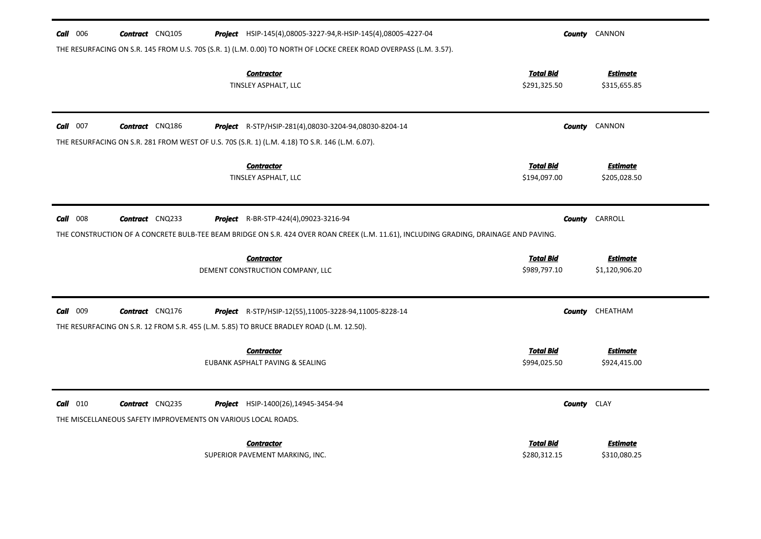**Call** 006 **Contract** CNQ105 **Project** HSIP-145(4),08005-3227-94,R-HSIP-145(4),08005-4227-04 **County** CANNON

THE RESURFACING ON S.R. 145 FROM U.S. 70S (S.R. 1) (L.M. 0.00) TO NORTH OF LOCKE CREEK ROAD OVERPASS (L.M. 3.57).

| Contractor | Total Bid | Estimate |
|---|---|---|
| TINSLEY ASPHALT, LLC | $291,325.50 | $315,655.85 |

**Call** 007 **Contract** CNQ186 **Project** R-STP/HSIP-281(4),08030-3204-94,08030-8204-14 **County** CANNON

THE RESURFACING ON S.R. 281 FROM WEST OF U.S. 70S (S.R. 1) (L.M. 4.18) TO S.R. 146 (L.M. 6.07).

| Contractor | Total Bid | Estimate |
|---|---|---|
| TINSLEY ASPHALT, LLC | $194,097.00 | $205,028.50 |

**Call** 008 **Contract** CNQ233 **Project** R-BR-STP-424(4),09023-3216-94 **County** CARROLL

THE CONSTRUCTION OF A CONCRETE BULB-TEE BEAM BRIDGE ON S.R. 424 OVER ROAN CREEK (L.M. 11.61), INCLUDING GRADING, DRAINAGE AND PAVING.

| Contractor | Total Bid | Estimate |
|---|---|---|
| DEMENT CONSTRUCTION COMPANY, LLC | $989,797.10 | $1,120,906.20 |

**Call** 009 **Contract** CNQ176 **Project** R-STP/HSIP-12(55),11005-3228-94,11005-8228-14 **County** CHEATHAM

THE RESURFACING ON S.R. 12 FROM S.R. 455 (L.M. 5.85) TO BRUCE BRADLEY ROAD (L.M. 12.50).

| Contractor | Total Bid | Estimate |
|---|---|---|
| EUBANK ASPHALT PAVING & SEALING | $994,025.50 | $924,415.00 |

**Call** 010 **Contract** CNQ235 **Project** HSIP-1400(26),14945-3454-94 **County** CLAY

THE MISCELLANEOUS SAFETY IMPROVEMENTS ON VARIOUS LOCAL ROADS.

| Contractor | Total Bid | Estimate |
|---|---|---|
| SUPERIOR PAVEMENT MARKING, INC. | $280,312.15 | $310,080.25 |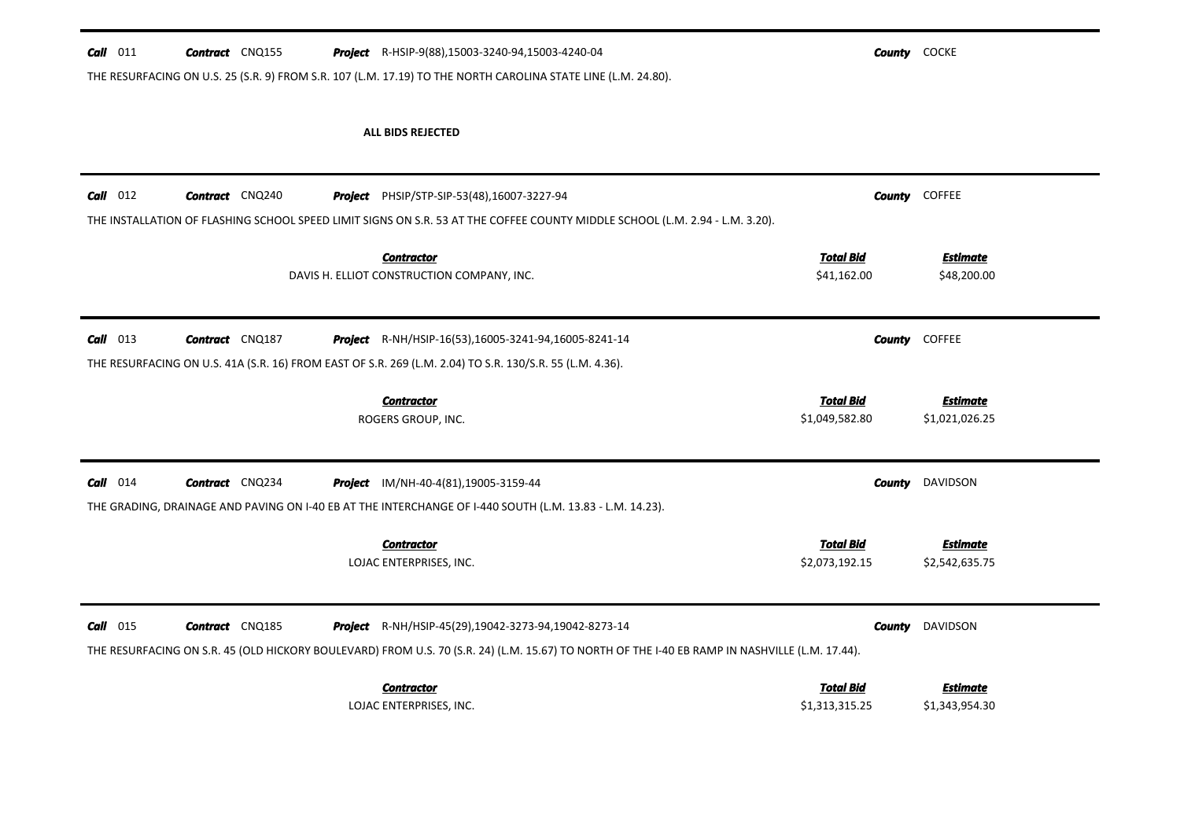**Call** 011 **Contract** CNQ155 **Project** R-HSIP-9(88),15003-3240-94,15003-4240-04 **County** COCKE

THE RESURFACING ON U.S. 25 (S.R. 9) FROM S.R. 107 (L.M. 17.19) TO THE NORTH CAROLINA STATE LINE (L.M. 24.80).

**ALL BIDS REJECTED**

---

**Call** 012 **Contract** CNQ240 **Project** PHSIP/STP-SIP-53(48),16007-3227-94 **County** COFFEE

THE INSTALLATION OF FLASHING SCHOOL SPEED LIMIT SIGNS ON S.R. 53 AT THE COFFEE COUNTY MIDDLE SCHOOL (L.M. 2.94 - L.M. 3.20).

| Contractor | Total Bid | Estimate |
|---|---|---|
| DAVIS H. ELLIOT CONSTRUCTION COMPANY, INC. | $41,162.00 | $48,200.00 |

---

**Call** 013 **Contract** CNQ187 **Project** R-NH/HSIP-16(53),16005-3241-94,16005-8241-14 **County** COFFEE

THE RESURFACING ON U.S. 41A (S.R. 16) FROM EAST OF S.R. 269 (L.M. 2.04) TO S.R. 130/S.R. 55 (L.M. 4.36).

| Contractor | Total Bid | Estimate |
|---|---|---|
| ROGERS GROUP, INC. | $1,049,582.80 | $1,021,026.25 |

---

**Call** 014 **Contract** CNQ234 **Project** IM/NH-40-4(81),19005-3159-44 **County** DAVIDSON

THE GRADING, DRAINAGE AND PAVING ON I-40 EB AT THE INTERCHANGE OF I-440 SOUTH (L.M. 13.83 - L.M. 14.23).

| Contractor | Total Bid | Estimate |
|---|---|---|
| LOJAC ENTERPRISES, INC. | $2,073,192.15 | $2,542,635.75 |

---

**Call** 015 **Contract** CNQ185 **Project** R-NH/HSIP-45(29),19042-3273-94,19042-8273-14 **County** DAVIDSON

THE RESURFACING ON S.R. 45 (OLD HICKORY BOULEVARD) FROM U.S. 70 (S.R. 24) (L.M. 15.67) TO NORTH OF THE I-40 EB RAMP IN NASHVILLE (L.M. 17.44).

| Contractor | Total Bid | Estimate |
|---|---|---|
| LOJAC ENTERPRISES, INC. | $1,313,315.25 | $1,343,954.30 |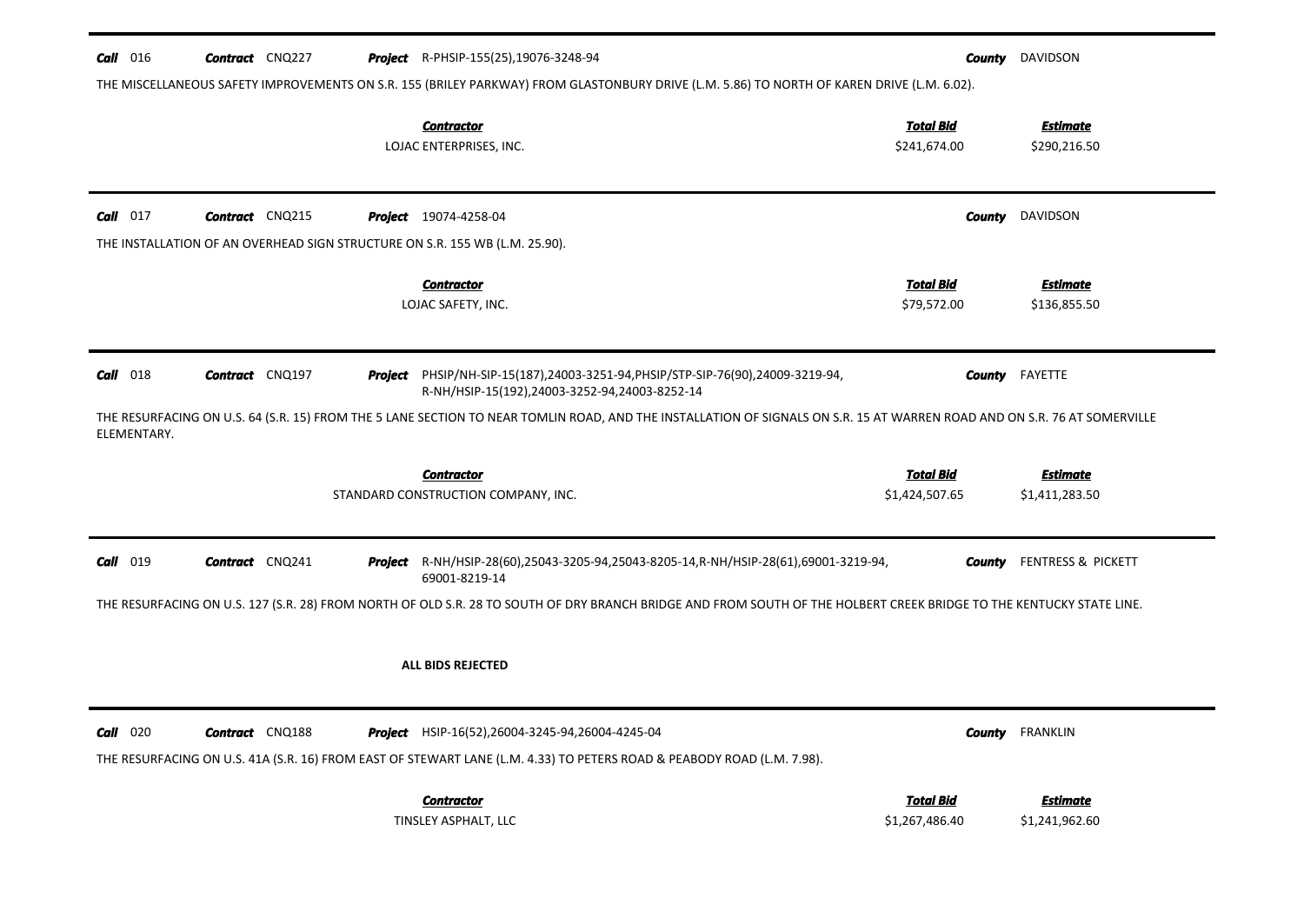**Call** 016 **Contract** CNQ227 **Project** R-PHSIP-155(25),19076-3248-94 **County** DAVIDSON

THE MISCELLANEOUS SAFETY IMPROVEMENTS ON S.R. 155 (BRILEY PARKWAY) FROM GLASTONBURY DRIVE (L.M. 5.86) TO NORTH OF KAREN DRIVE (L.M. 6.02).

| Contractor | Total Bid | Estimate |
|---|---|---|
| LOJAC ENTERPRISES, INC. | $241,674.00 | $290,216.50 |

---

**Call** 017 **Contract** CNQ215 **Project** 19074-4258-04 **County** DAVIDSON

THE INSTALLATION OF AN OVERHEAD SIGN STRUCTURE ON S.R. 155 WB (L.M. 25.90).

| Contractor | Total Bid | Estimate |
|---|---|---|
| LOJAC SAFETY, INC. | $79,572.00 | $136,855.50 |

---

**Call** 018 **Contract** CNQ197 **Project** PHSIP/NH-SIP-15(187),24003-3251-94,PHSIP/STP-SIP-76(90),24009-3219-94, R-NH/HSIP-15(192),24003-3252-94,24003-8252-14 **County** FAYETTE

THE RESURFACING ON U.S. 64 (S.R. 15) FROM THE 5 LANE SECTION TO NEAR TOMLIN ROAD, AND THE INSTALLATION OF SIGNALS ON S.R. 15 AT WARREN ROAD AND ON S.R. 76 AT SOMERVILLE ELEMENTARY.

| Contractor | Total Bid | Estimate |
|---|---|---|
| STANDARD CONSTRUCTION COMPANY, INC. | $1,424,507.65 | $1,411,283.50 |

---

**Call** 019 **Contract** CNQ241 **Project** R-NH/HSIP-28(60),25043-3205-94,25043-8205-14,R-NH/HSIP-28(61),69001-3219-94, 69001-8219-14 **County** FENTRESS & PICKETT

THE RESURFACING ON U.S. 127 (S.R. 28) FROM NORTH OF OLD S.R. 28 TO SOUTH OF DRY BRANCH BRIDGE AND FROM SOUTH OF THE HOLBERT CREEK BRIDGE TO THE KENTUCKY STATE LINE.

**ALL BIDS REJECTED**

---

**Call** 020 **Contract** CNQ188 **Project** HSIP-16(52),26004-3245-94,26004-4245-04 **County** FRANKLIN

THE RESURFACING ON U.S. 41A (S.R. 16) FROM EAST OF STEWART LANE (L.M. 4.33) TO PETERS ROAD & PEABODY ROAD (L.M. 7.98).

| Contractor | Total Bid | Estimate |
|---|---|---|
| TINSLEY ASPHALT, LLC | $1,267,486.40 | $1,241,962.60 |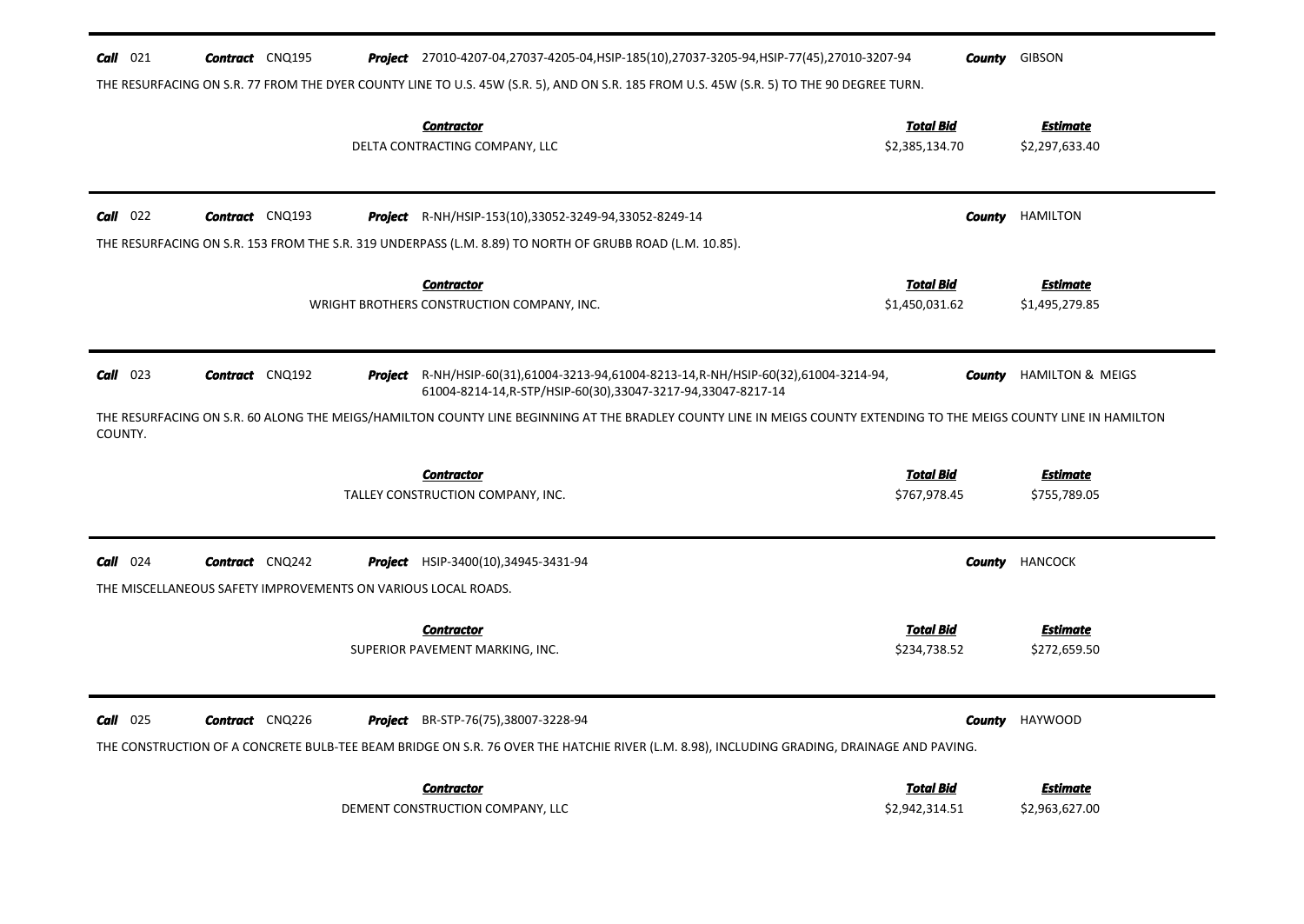**Call** 021 **Contract** CNQ195 **Project** 27010-4207-04,27037-4205-04,HSIP-185(10),27037-3205-94,HSIP-77(45),27010-3207-94 **County** GIBSON

THE RESURFACING ON S.R. 77 FROM THE DYER COUNTY LINE TO U.S. 45W (S.R. 5), AND ON S.R. 185 FROM U.S. 45W (S.R. 5) TO THE 90 DEGREE TURN.

| Contractor | Total Bid | Estimate |
|---|---|---|
| DELTA CONTRACTING COMPANY, LLC | \$2,385,134.70 | \$2,297,633.40 |

---

**Call** 022 **Contract** CNQ193 **Project** R-NH/HSIP-153(10),33052-3249-94,33052-8249-14 **County** HAMILTON

THE RESURFACING ON S.R. 153 FROM THE S.R. 319 UNDERPASS (L.M. 8.89) TO NORTH OF GRUBB ROAD (L.M. 10.85).

| Contractor | Total Bid | Estimate |
|---|---|---|
| WRIGHT BROTHERS CONSTRUCTION COMPANY, INC. | \$1,450,031.62 | \$1,495,279.85 |

---

**Call** 023 **Contract** CNQ192 **Project** R-NH/HSIP-60(31),61004-3213-94,61004-8213-14,R-NH/HSIP-60(32),61004-3214-94, 61004-8214-14,R-STP/HSIP-60(30),33047-3217-94,33047-8217-14 **County** HAMILTON & MEIGS

THE RESURFACING ON S.R. 60 ALONG THE MEIGS/HAMILTON COUNTY LINE BEGINNING AT THE BRADLEY COUNTY LINE IN MEIGS COUNTY EXTENDING TO THE MEIGS COUNTY LINE IN HAMILTON COUNTY.

| Contractor | Total Bid | Estimate |
|---|---|---|
| TALLEY CONSTRUCTION COMPANY, INC. | \$767,978.45 | \$755,789.05 |

---

**Call** 024 **Contract** CNQ242 **Project** HSIP-3400(10),34945-3431-94 **County** HANCOCK

THE MISCELLANEOUS SAFETY IMPROVEMENTS ON VARIOUS LOCAL ROADS.

| Contractor | Total Bid | Estimate |
|---|---|---|
| SUPERIOR PAVEMENT MARKING, INC. | \$234,738.52 | \$272,659.50 |

---

**Call** 025 **Contract** CNQ226 **Project** BR-STP-76(75),38007-3228-94 **County** HAYWOOD

THE CONSTRUCTION OF A CONCRETE BULB-TEE BEAM BRIDGE ON S.R. 76 OVER THE HATCHIE RIVER (L.M. 8.98), INCLUDING GRADING, DRAINAGE AND PAVING.

| Contractor | Total Bid | Estimate |
|---|---|---|
| DEMENT CONSTRUCTION COMPANY, LLC | \$2,942,314.51 | \$2,963,627.00 |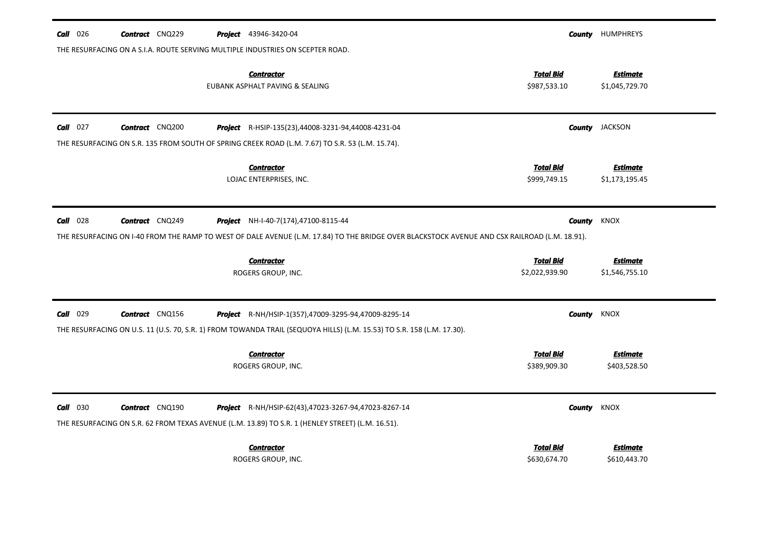**Call** 026 **Contract** CNQ229 **Project** 43946-3420-04 **County** HUMPHREYS

THE RESURFACING ON A S.I.A. ROUTE SERVING MULTIPLE INDUSTRIES ON SCEPTER ROAD.

| Contractor | Total Bid | Estimate |
|---|---|---|
| EUBANK ASPHALT PAVING & SEALING | $987,533.10 | $1,045,729.70 |

---

**Call** 027 **Contract** CNQ200 **Project** R-HSIP-135(23),44008-3231-94,44008-4231-04 **County** JACKSON

THE RESURFACING ON S.R. 135 FROM SOUTH OF SPRING CREEK ROAD (L.M. 7.67) TO S.R. 53 (L.M. 15.74).

| Contractor | Total Bid | Estimate |
|---|---|---|
| LOJAC ENTERPRISES, INC. | $999,749.15 | $1,173,195.45 |

---

**Call** 028 **Contract** CNQ249 **Project** NH-I-40-7(174),47100-8115-44 **County** KNOX

THE RESURFACING ON I-40 FROM THE RAMP TO WEST OF DALE AVENUE (L.M. 17.84) TO THE BRIDGE OVER BLACKSTOCK AVENUE AND CSX RAILROAD (L.M. 18.91).

| Contractor | Total Bid | Estimate |
|---|---|---|
| ROGERS GROUP, INC. | $2,022,939.90 | $1,546,755.10 |

---

**Call** 029 **Contract** CNQ156 **Project** R-NH/HSIP-1(357),47009-3295-94,47009-8295-14 **County** KNOX

THE RESURFACING ON U.S. 11 (U.S. 70, S.R. 1) FROM TOWANDA TRAIL (SEQUOYA HILLS) (L.M. 15.53) TO S.R. 158 (L.M. 17.30).

| Contractor | Total Bid | Estimate |
|---|---|---|
| ROGERS GROUP, INC. | $389,909.30 | $403,528.50 |

---

**Call** 030 **Contract** CNQ190 **Project** R-NH/HSIP-62(43),47023-3267-94,47023-8267-14 **County** KNOX

THE RESURFACING ON S.R. 62 FROM TEXAS AVENUE (L.M. 13.89) TO S.R. 1 (HENLEY STREET) (L.M. 16.51).

| Contractor | Total Bid | Estimate |
|---|---|---|
| ROGERS GROUP, INC. | $630,674.70 | $610,443.70 |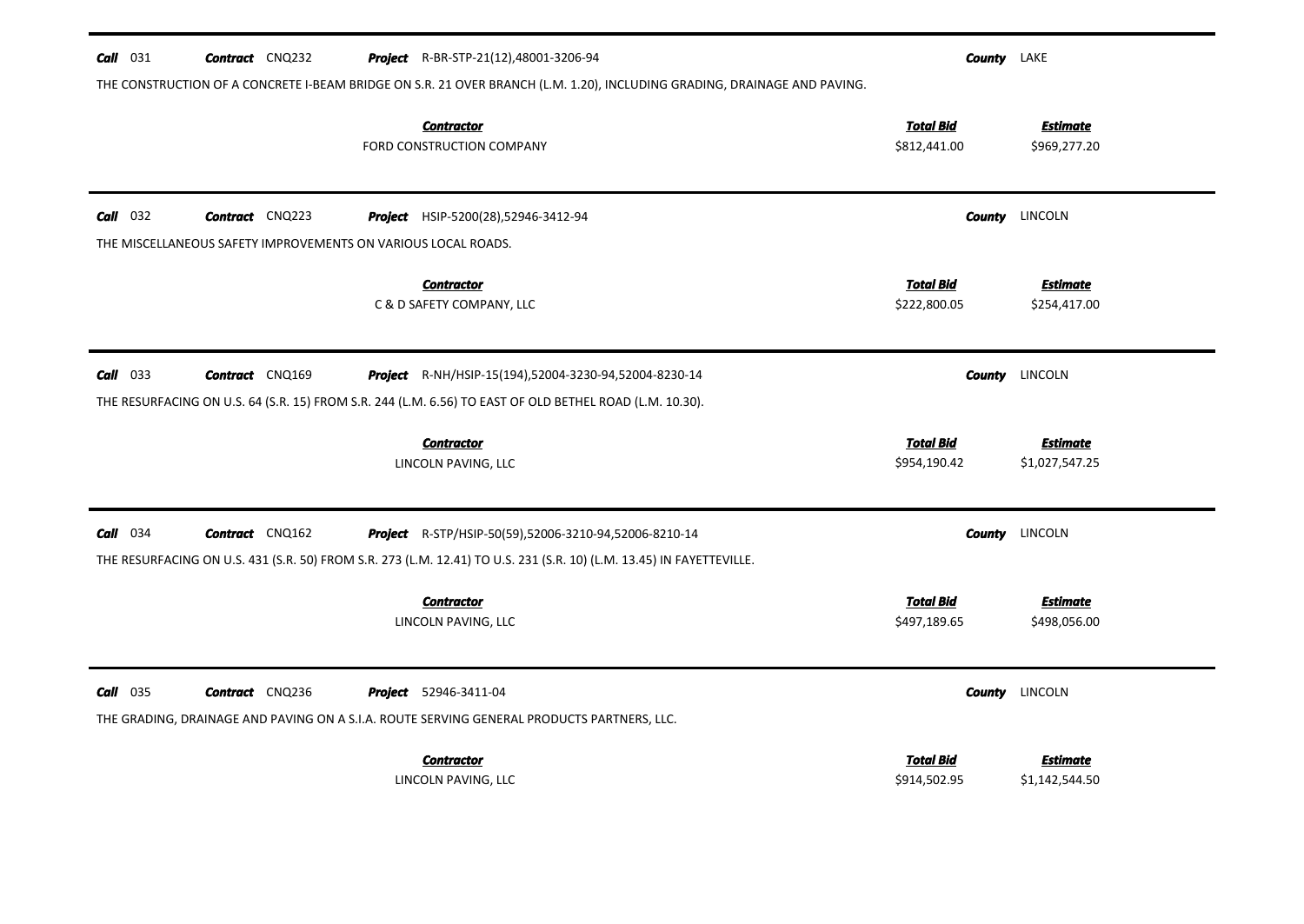**Call** 031 **Contract** CNQ232 **Project** R-BR-STP-21(12),48001-3206-94 **County** LAKE

THE CONSTRUCTION OF A CONCRETE I-BEAM BRIDGE ON S.R. 21 OVER BRANCH (L.M. 1.20), INCLUDING GRADING, DRAINAGE AND PAVING.

| Contractor | Total Bid | Estimate |
|---|---|---|
| FORD CONSTRUCTION COMPANY | $812,441.00 | $969,277.20 |

---

**Call** 032 **Contract** CNQ223 **Project** HSIP-5200(28),52946-3412-94 **County** LINCOLN

THE MISCELLANEOUS SAFETY IMPROVEMENTS ON VARIOUS LOCAL ROADS.

| Contractor | Total Bid | Estimate |
|---|---|---|
| C & D SAFETY COMPANY, LLC | $222,800.05 | $254,417.00 |

---

**Call** 033 **Contract** CNQ169 **Project** R-NH/HSIP-15(194),52004-3230-94,52004-8230-14 **County** LINCOLN

THE RESURFACING ON U.S. 64 (S.R. 15) FROM S.R. 244 (L.M. 6.56) TO EAST OF OLD BETHEL ROAD (L.M. 10.30).

| Contractor | Total Bid | Estimate |
|---|---|---|
| LINCOLN PAVING, LLC | $954,190.42 | $1,027,547.25 |

---

**Call** 034 **Contract** CNQ162 **Project** R-STP/HSIP-50(59),52006-3210-94,52006-8210-14 **County** LINCOLN

THE RESURFACING ON U.S. 431 (S.R. 50) FROM S.R. 273 (L.M. 12.41) TO U.S. 231 (S.R. 10) (L.M. 13.45) IN FAYETTEVILLE.

| Contractor | Total Bid | Estimate |
|---|---|---|
| LINCOLN PAVING, LLC | $497,189.65 | $498,056.00 |

---

**Call** 035 **Contract** CNQ236 **Project** 52946-3411-04 **County** LINCOLN

THE GRADING, DRAINAGE AND PAVING ON A S.I.A. ROUTE SERVING GENERAL PRODUCTS PARTNERS, LLC.

| Contractor | Total Bid | Estimate |
|---|---|---|
| LINCOLN PAVING, LLC | $914,502.95 | $1,142,544.50 |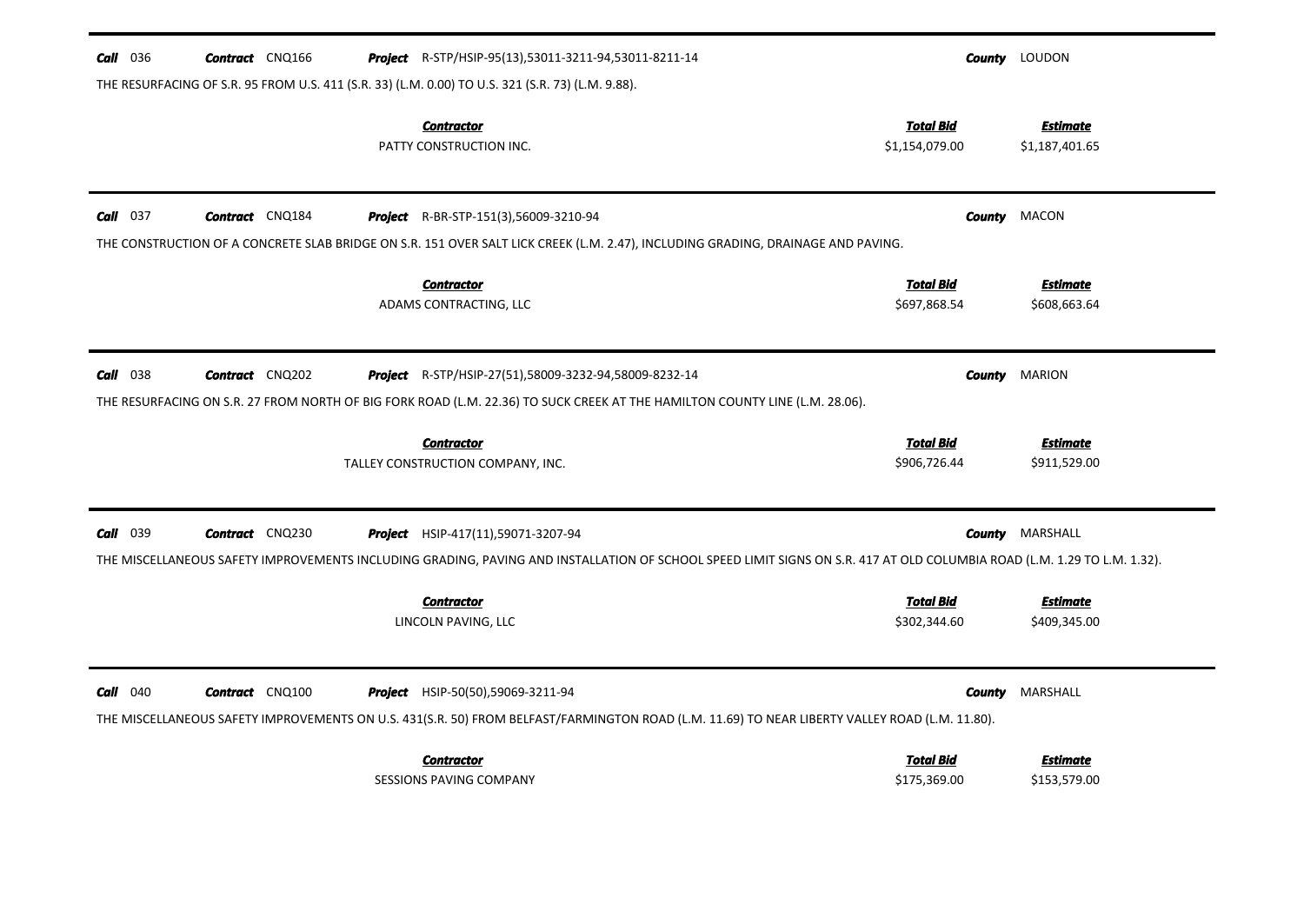**Call** 036 **Contract** CNQ166 **Project** R-STP/HSIP-95(13),53011-3211-94,53011-8211-14 **County** LOUDON

THE RESURFACING OF S.R. 95 FROM U.S. 411 (S.R. 33) (L.M. 0.00) TO U.S. 321 (S.R. 73) (L.M. 9.88).

| Contractor | Total Bid | Estimate |
|---|---|---|
| PATTY CONSTRUCTION INC. | $1,154,079.00 | $1,187,401.65 |

---

**Call** 037 **Contract** CNQ184 **Project** R-BR-STP-151(3),56009-3210-94 **County** MACON

THE CONSTRUCTION OF A CONCRETE SLAB BRIDGE ON S.R. 151 OVER SALT LICK CREEK (L.M. 2.47), INCLUDING GRADING, DRAINAGE AND PAVING.

| Contractor | Total Bid | Estimate |
|---|---|---|
| ADAMS CONTRACTING, LLC | $697,868.54 | $608,663.64 |

---

**Call** 038 **Contract** CNQ202 **Project** R-STP/HSIP-27(51),58009-3232-94,58009-8232-14 **County** MARION

THE RESURFACING ON S.R. 27 FROM NORTH OF BIG FORK ROAD (L.M. 22.36) TO SUCK CREEK AT THE HAMILTON COUNTY LINE (L.M. 28.06).

| Contractor | Total Bid | Estimate |
|---|---|---|
| TALLEY CONSTRUCTION COMPANY, INC. | $906,726.44 | $911,529.00 |

---

**Call** 039 **Contract** CNQ230 **Project** HSIP-417(11),59071-3207-94 **County** MARSHALL

THE MISCELLANEOUS SAFETY IMPROVEMENTS INCLUDING GRADING, PAVING AND INSTALLATION OF SCHOOL SPEED LIMIT SIGNS ON S.R. 417 AT OLD COLUMBIA ROAD (L.M. 1.29 TO L.M. 1.32).

| Contractor | Total Bid | Estimate |
|---|---|---|
| LINCOLN PAVING, LLC | $302,344.60 | $409,345.00 |

---

**Call** 040 **Contract** CNQ100 **Project** HSIP-50(50),59069-3211-94 **County** MARSHALL

THE MISCELLANEOUS SAFETY IMPROVEMENTS ON U.S. 431(S.R. 50) FROM BELFAST/FARMINGTON ROAD (L.M. 11.69) TO NEAR LIBERTY VALLEY ROAD (L.M. 11.80).

| Contractor | Total Bid | Estimate |
|---|---|---|
| SESSIONS PAVING COMPANY | $175,369.00 | $153,579.00 |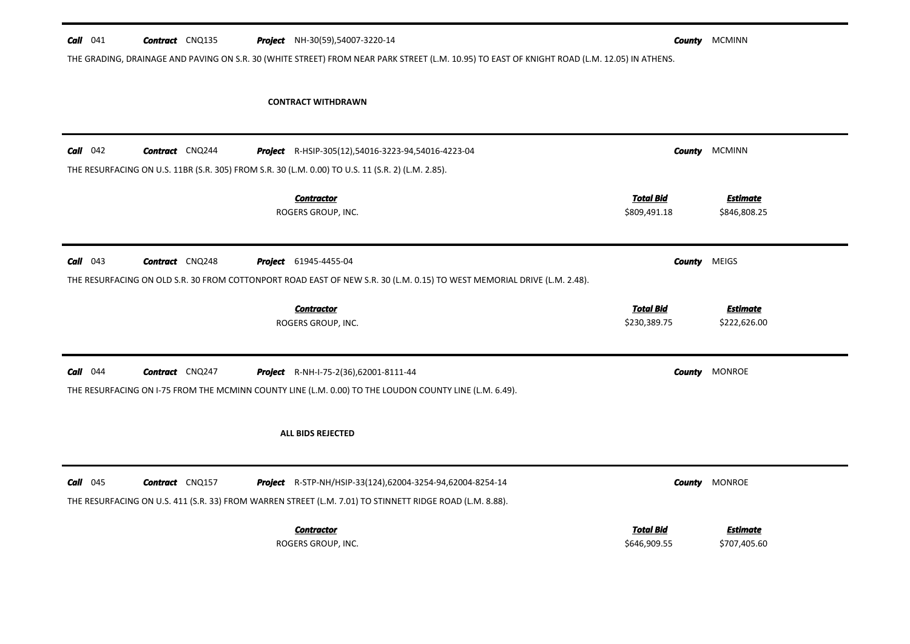**Call** 041 **Contract** CNQ135 **Project** NH-30(59),54007-3220-14 **County** MCMINN

THE GRADING, DRAINAGE AND PAVING ON S.R. 30 (WHITE STREET) FROM NEAR PARK STREET (L.M. 10.95) TO EAST OF KNIGHT ROAD (L.M. 12.05) IN ATHENS.

**CONTRACT WITHDRAWN**

---

**Call** 042 **Contract** CNQ244 **Project** R-HSIP-305(12),54016-3223-94,54016-4223-04 **County** MCMINN

THE RESURFACING ON U.S. 11BR (S.R. 305) FROM S.R. 30 (L.M. 0.00) TO U.S. 11 (S.R. 2) (L.M. 2.85).

| *Contractor* | *Total Bid* | *Estimate* |
|---|---|---|
| ROGERS GROUP, INC. | $809,491.18 | $846,808.25 |

---

**Call** 043 **Contract** CNQ248 **Project** 61945-4455-04 **County** MEIGS

THE RESURFACING ON OLD S.R. 30 FROM COTTONPORT ROAD EAST OF NEW S.R. 30 (L.M. 0.15) TO WEST MEMORIAL DRIVE (L.M. 2.48).

| *Contractor* | *Total Bid* | *Estimate* |
|---|---|---|
| ROGERS GROUP, INC. | $230,389.75 | $222,626.00 |

---

**Call** 044 **Contract** CNQ247 **Project** R-NH-I-75-2(36),62001-8111-44 **County** MONROE

THE RESURFACING ON I-75 FROM THE MCMINN COUNTY LINE (L.M. 0.00) TO THE LOUDON COUNTY LINE (L.M. 6.49).

**ALL BIDS REJECTED**

---

**Call** 045 **Contract** CNQ157 **Project** R-STP-NH/HSIP-33(124),62004-3254-94,62004-8254-14 **County** MONROE

THE RESURFACING ON U.S. 411 (S.R. 33) FROM WARREN STREET (L.M. 7.01) TO STINNETT RIDGE ROAD (L.M. 8.88).

| *Contractor* | *Total Bid* | *Estimate* |
|---|---|---|
| ROGERS GROUP, INC. | $646,909.55 | $707,405.60 |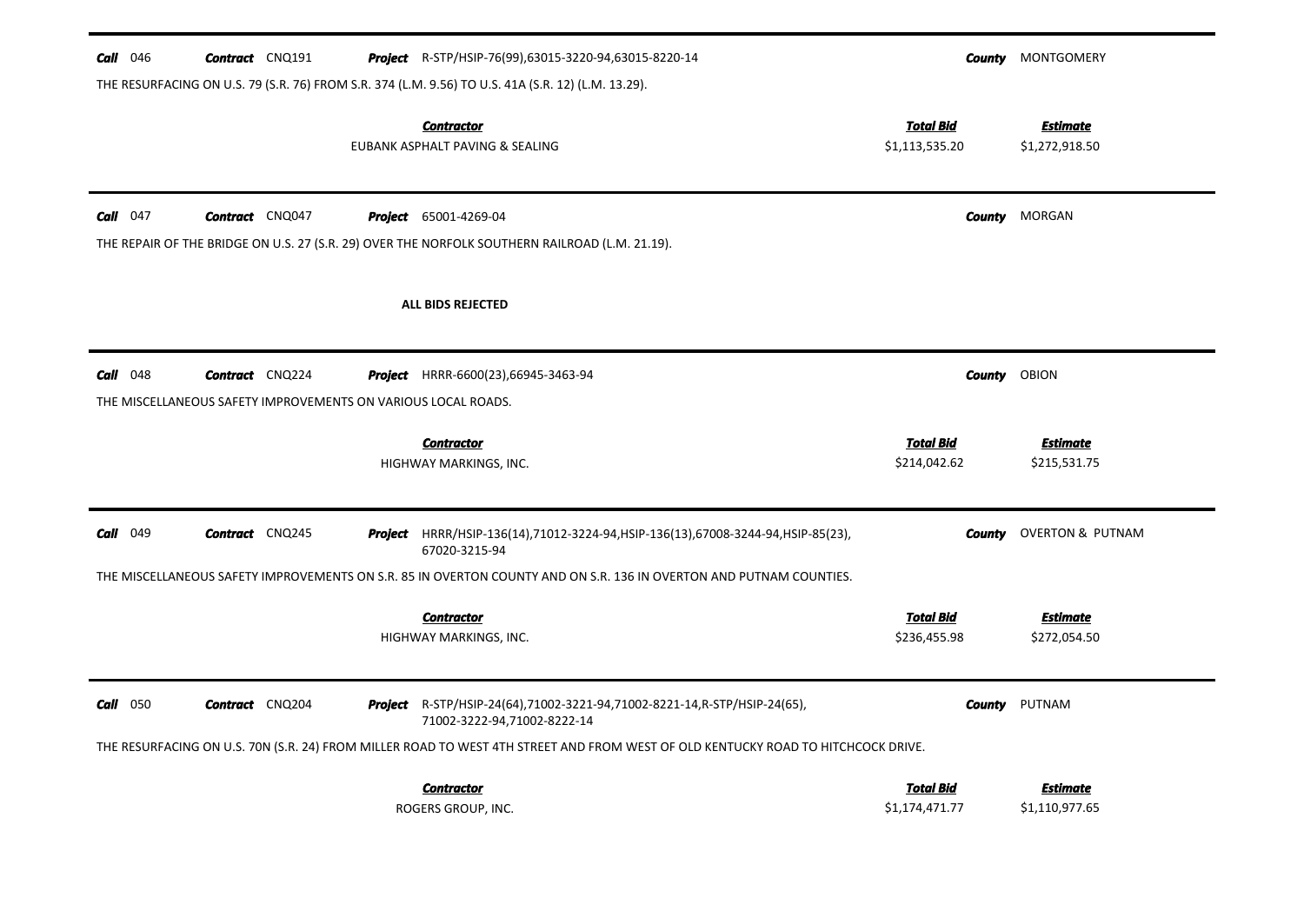**Call** 046 **Contract** CNQ191 **Project** R-STP/HSIP-76(99),63015-3220-94,63015-8220-14 **County** MONTGOMERY

THE RESURFACING ON U.S. 79 (S.R. 76) FROM S.R. 374 (L.M. 9.56) TO U.S. 41A (S.R. 12) (L.M. 13.29).

| Contractor | Total Bid | Estimate |
|---|---|---|
| EUBANK ASPHALT PAVING & SEALING | $1,113,535.20 | $1,272,918.50 |

---

**Call** 047 **Contract** CNQ047 **Project** 65001-4269-04 **County** MORGAN

THE REPAIR OF THE BRIDGE ON U.S. 27 (S.R. 29) OVER THE NORFOLK SOUTHERN RAILROAD (L.M. 21.19).

**ALL BIDS REJECTED**

---

**Call** 048 **Contract** CNQ224 **Project** HRRR-6600(23),66945-3463-94 **County** OBION

THE MISCELLANEOUS SAFETY IMPROVEMENTS ON VARIOUS LOCAL ROADS.

| Contractor | Total Bid | Estimate |
|---|---|---|
| HIGHWAY MARKINGS, INC. | $214,042.62 | $215,531.75 |

---

**Call** 049 **Contract** CNQ245 **Project** HRRR/HSIP-136(14),71012-3224-94,HSIP-136(13),67008-3244-94,HSIP-85(23), 67020-3215-94 **County** OVERTON & PUTNAM

THE MISCELLANEOUS SAFETY IMPROVEMENTS ON S.R. 85 IN OVERTON COUNTY AND ON S.R. 136 IN OVERTON AND PUTNAM COUNTIES.

| Contractor | Total Bid | Estimate |
|---|---|---|
| HIGHWAY MARKINGS, INC. | $236,455.98 | $272,054.50 |

---

**Call** 050 **Contract** CNQ204 **Project** R-STP/HSIP-24(64),71002-3221-94,71002-8221-14,R-STP/HSIP-24(65), 71002-3222-94,71002-8222-14 **County** PUTNAM

THE RESURFACING ON U.S. 70N (S.R. 24) FROM MILLER ROAD TO WEST 4TH STREET AND FROM WEST OF OLD KENTUCKY ROAD TO HITCHCOCK DRIVE.

| Contractor | Total Bid | Estimate |
|---|---|---|
| ROGERS GROUP, INC. | $1,174,471.77 | $1,110,977.65 |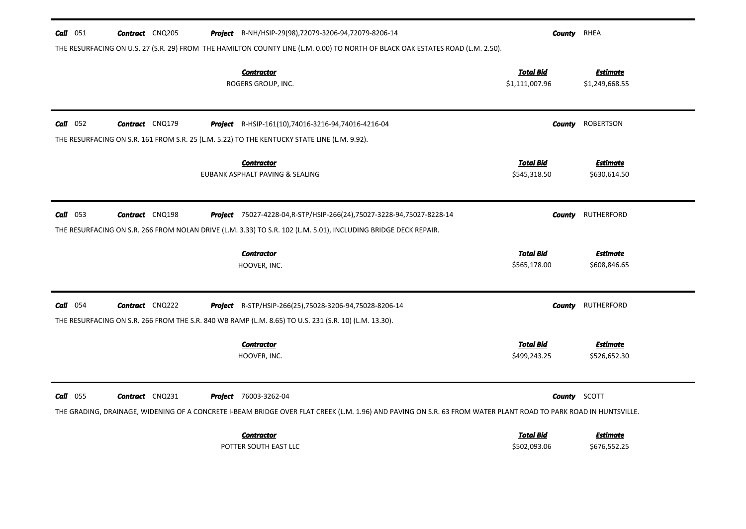**Call** 051 **Contract** CNQ205 **Project** R-NH/HSIP-29(98),72079-3206-94,72079-8206-14 **County** RHEA

THE RESURFACING ON U.S. 27 (S.R. 29) FROM THE HAMILTON COUNTY LINE (L.M. 0.00) TO NORTH OF BLACK OAK ESTATES ROAD (L.M. 2.50).

| Contractor | Total Bid | Estimate |
| --- | --- | --- |
| ROGERS GROUP, INC. | $1,111,007.96 | $1,249,668.55 |

---

**Call** 052 **Contract** CNQ179 **Project** R-HSIP-161(10),74016-3216-94,74016-4216-04 **County** ROBERTSON

THE RESURFACING ON S.R. 161 FROM S.R. 25 (L.M. 5.22) TO THE KENTUCKY STATE LINE (L.M. 9.92).

| Contractor | Total Bid | Estimate |
| --- | --- | --- |
| EUBANK ASPHALT PAVING & SEALING | $545,318.50 | $630,614.50 |

---

**Call** 053 **Contract** CNQ198 **Project** 75027-4228-04,R-STP/HSIP-266(24),75027-3228-94,75027-8228-14 **County** RUTHERFORD

THE RESURFACING ON S.R. 266 FROM NOLAN DRIVE (L.M. 3.33) TO S.R. 102 (L.M. 5.01), INCLUDING BRIDGE DECK REPAIR.

| Contractor | Total Bid | Estimate |
| --- | --- | --- |
| HOOVER, INC. | $565,178.00 | $608,846.65 |

---

**Call** 054 **Contract** CNQ222 **Project** R-STP/HSIP-266(25),75028-3206-94,75028-8206-14 **County** RUTHERFORD

THE RESURFACING ON S.R. 266 FROM THE S.R. 840 WB RAMP (L.M. 8.65) TO U.S. 231 (S.R. 10) (L.M. 13.30).

| Contractor | Total Bid | Estimate |
| --- | --- | --- |
| HOOVER, INC. | $499,243.25 | $526,652.30 |

---

**Call** 055 **Contract** CNQ231 **Project** 76003-3262-04 **County** SCOTT

THE GRADING, DRAINAGE, WIDENING OF A CONCRETE I-BEAM BRIDGE OVER FLAT CREEK (L.M. 1.96) AND PAVING ON S.R. 63 FROM WATER PLANT ROAD TO PARK ROAD IN HUNTSVILLE.

| Contractor | Total Bid | Estimate |
| --- | --- | --- |
| POTTER SOUTH EAST LLC | $502,093.06 | $676,552.25 |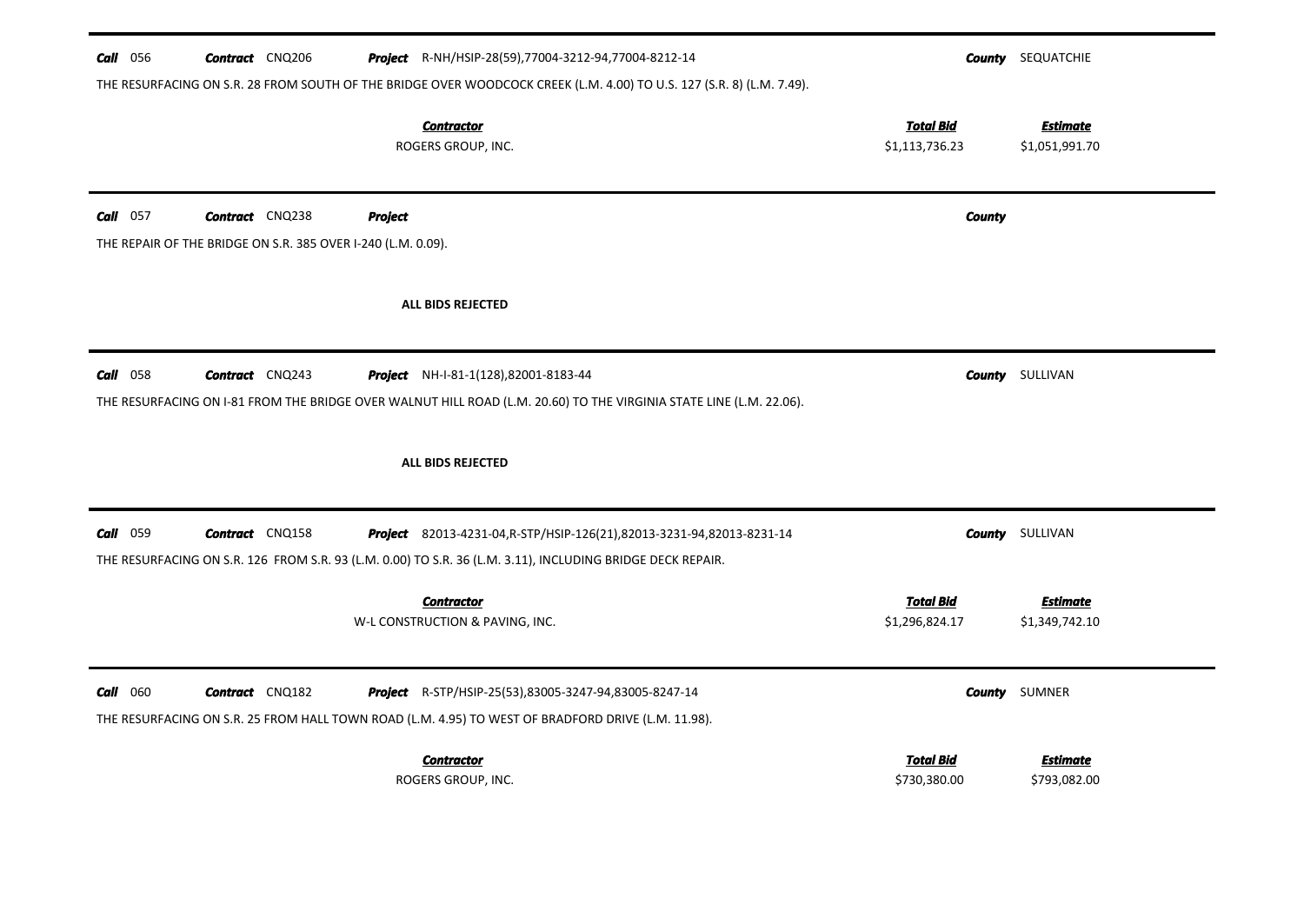**Call** 056 **Contract** CNQ206 **Project** R-NH/HSIP-28(59),77004-3212-94,77004-8212-14 **County** SEQUATCHIE

THE RESURFACING ON S.R. 28 FROM SOUTH OF THE BRIDGE OVER WOODCOCK CREEK (L.M. 4.00) TO U.S. 127 (S.R. 8) (L.M. 7.49).

| Contractor | Total Bid | Estimate |
|---|---|---|
| ROGERS GROUP, INC. | $1,113,736.23 | $1,051,991.70 |

---

**Call** 057 **Contract** CNQ238 **Project** **County**

THE REPAIR OF THE BRIDGE ON S.R. 385 OVER I-240 (L.M. 0.09).

**ALL BIDS REJECTED**

---

**Call** 058 **Contract** CNQ243 **Project** NH-I-81-1(128),82001-8183-44 **County** SULLIVAN

THE RESURFACING ON I-81 FROM THE BRIDGE OVER WALNUT HILL ROAD (L.M. 20.60) TO THE VIRGINIA STATE LINE (L.M. 22.06).

**ALL BIDS REJECTED**

---

**Call** 059 **Contract** CNQ158 **Project** 82013-4231-04,R-STP/HSIP-126(21),82013-3231-94,82013-8231-14 **County** SULLIVAN

THE RESURFACING ON S.R. 126 FROM S.R. 93 (L.M. 0.00) TO S.R. 36 (L.M. 3.11), INCLUDING BRIDGE DECK REPAIR.

| Contractor | Total Bid | Estimate |
|---|---|---|
| W-L CONSTRUCTION & PAVING, INC. | $1,296,824.17 | $1,349,742.10 |

---

**Call** 060 **Contract** CNQ182 **Project** R-STP/HSIP-25(53),83005-3247-94,83005-8247-14 **County** SUMNER

THE RESURFACING ON S.R. 25 FROM HALL TOWN ROAD (L.M. 4.95) TO WEST OF BRADFORD DRIVE (L.M. 11.98).

| Contractor | Total Bid | Estimate |
|---|---|---|
| ROGERS GROUP, INC. | $730,380.00 | $793,082.00 |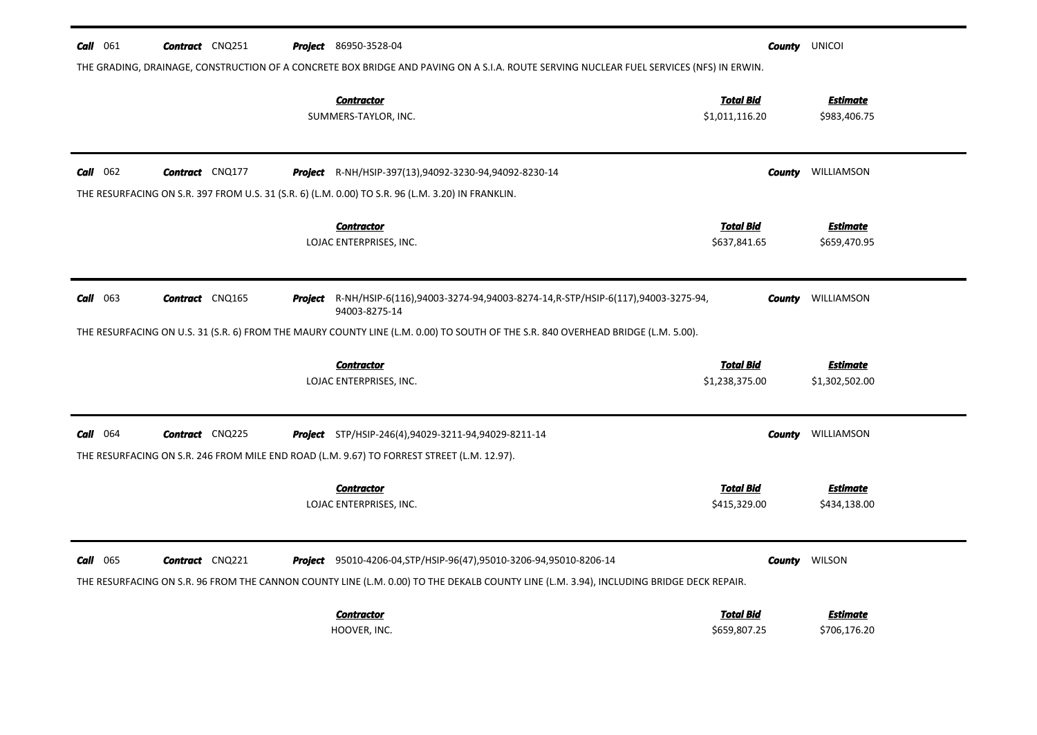**Call** 061 **Contract** CNQ251 **Project** 86950-3528-04 **County** UNICOI

THE GRADING, DRAINAGE, CONSTRUCTION OF A CONCRETE BOX BRIDGE AND PAVING ON A S.I.A. ROUTE SERVING NUCLEAR FUEL SERVICES (NFS) IN ERWIN.

| Contractor | Total Bid | Estimate |
|---|---|---|
| SUMMERS-TAYLOR, INC. | $1,011,116.20 | $983,406.75 |

---

**Call** 062 **Contract** CNQ177 **Project** R-NH/HSIP-397(13),94092-3230-94,94092-8230-14 **County** WILLIAMSON

THE RESURFACING ON S.R. 397 FROM U.S. 31 (S.R. 6) (L.M. 0.00) TO S.R. 96 (L.M. 3.20) IN FRANKLIN.

| Contractor | Total Bid | Estimate |
|---|---|---|
| LOJAC ENTERPRISES, INC. | $637,841.65 | $659,470.95 |

---

**Call** 063 **Contract** CNQ165 **Project** R-NH/HSIP-6(116),94003-3274-94,94003-8274-14,R-STP/HSIP-6(117),94003-3275-94, 94003-8275-14 **County** WILLIAMSON

THE RESURFACING ON U.S. 31 (S.R. 6) FROM THE MAURY COUNTY LINE (L.M. 0.00) TO SOUTH OF THE S.R. 840 OVERHEAD BRIDGE (L.M. 5.00).

| Contractor | Total Bid | Estimate |
|---|---|---|
| LOJAC ENTERPRISES, INC. | $1,238,375.00 | $1,302,502.00 |

---

**Call** 064 **Contract** CNQ225 **Project** STP/HSIP-246(4),94029-3211-94,94029-8211-14 **County** WILLIAMSON

THE RESURFACING ON S.R. 246 FROM MILE END ROAD (L.M. 9.67) TO FORREST STREET (L.M. 12.97).

| Contractor | Total Bid | Estimate |
|---|---|---|
| LOJAC ENTERPRISES, INC. | $415,329.00 | $434,138.00 |

---

**Call** 065 **Contract** CNQ221 **Project** 95010-4206-04,STP/HSIP-96(47),95010-3206-94,95010-8206-14 **County** WILSON

THE RESURFACING ON S.R. 96 FROM THE CANNON COUNTY LINE (L.M. 0.00) TO THE DEKALB COUNTY LINE (L.M. 3.94), INCLUDING BRIDGE DECK REPAIR.

| Contractor | Total Bid | Estimate |
|---|---|---|
| HOOVER, INC. | $659,807.25 | $706,176.20 |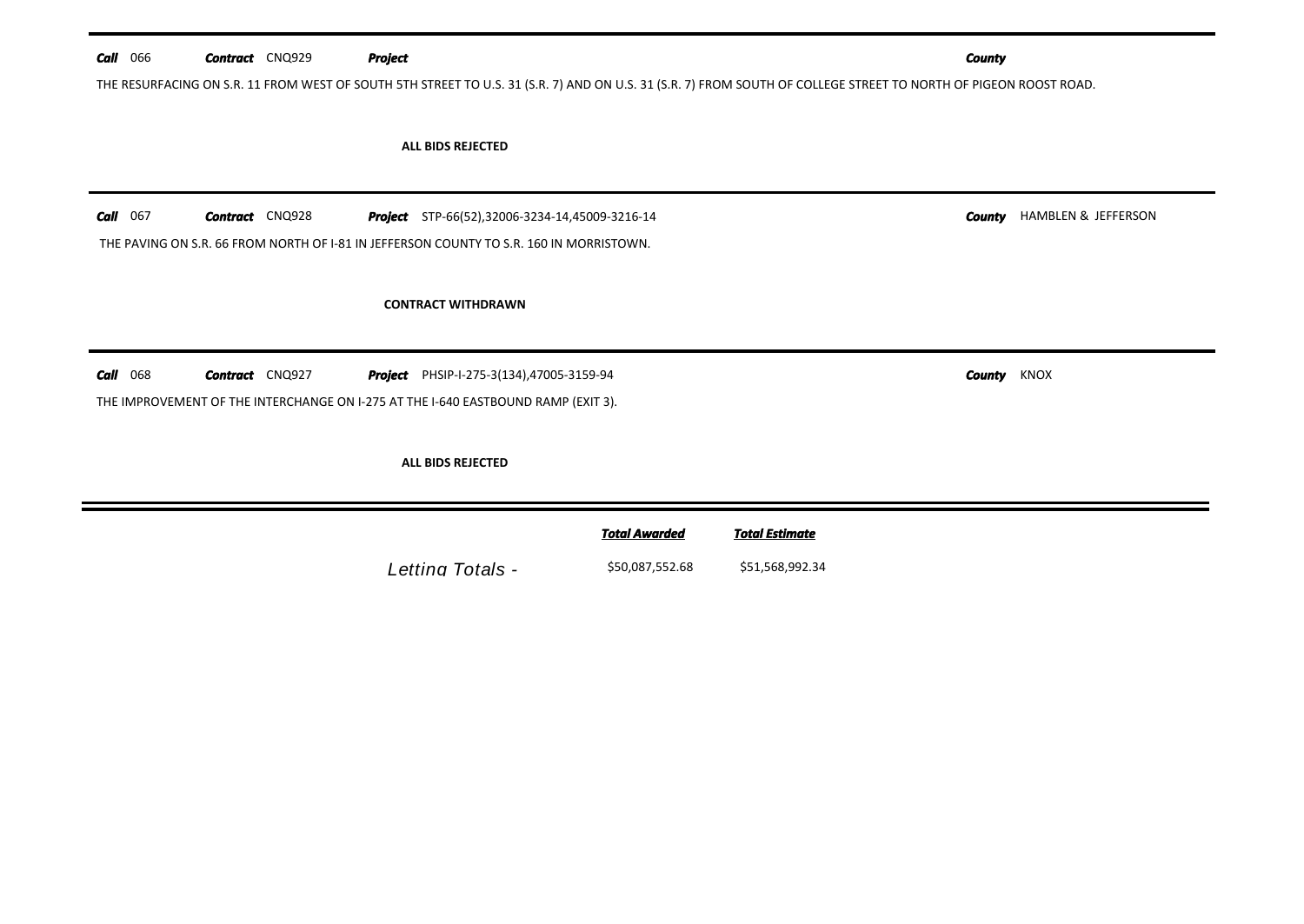**Call** 066 **Contract** CNQ929 **Project** **County**

THE RESURFACING ON S.R. 11 FROM WEST OF SOUTH 5TH STREET TO U.S. 31 (S.R. 7) AND ON U.S. 31 (S.R. 7) FROM SOUTH OF COLLEGE STREET TO NORTH OF PIGEON ROOST ROAD.

**ALL BIDS REJECTED**

---

**Call** 067 **Contract** CNQ928 **Project** STP-66(52),32006-3234-14,45009-3216-14 **County** HAMBLEN & JEFFERSON

THE PAVING ON S.R. 66 FROM NORTH OF I-81 IN JEFFERSON COUNTY TO S.R. 160 IN MORRISTOWN.

**CONTRACT WITHDRAWN**

---

**Call** 068 **Contract** CNQ927 **Project** PHSIP-I-275-3(134),47005-3159-94 **County** KNOX

THE IMPROVEMENT OF THE INTERCHANGE ON I-275 AT THE I-640 EASTBOUND RAMP (EXIT 3).

**ALL BIDS REJECTED**

---

| | ***Total Awarded*** | ***Total Estimate*** |
|---|---|---|
| *Letting Totals -* | $50,087,552.68 | $51,568,992.34 |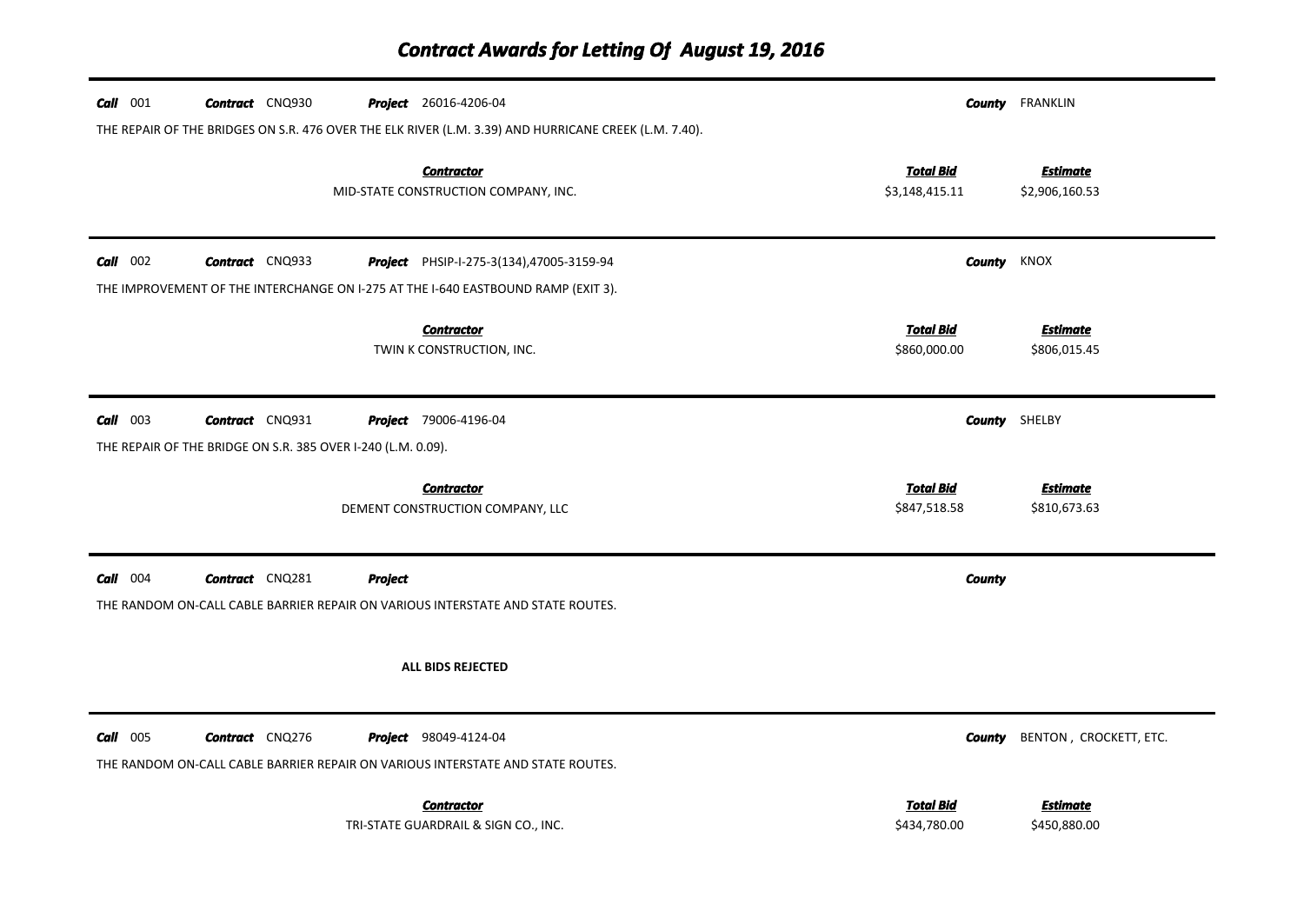# Contract Awards for Letting Of August 19, 2016

**Call** 001 **Contract** CNQ930 **Project** 26016-4206-04 **County** FRANKLIN

THE REPAIR OF THE BRIDGES ON S.R. 476 OVER THE ELK RIVER (L.M. 3.39) AND HURRICANE CREEK (L.M. 7.40).

| Contractor | Total Bid | Estimate |
|---|---|---|
| MID-STATE CONSTRUCTION COMPANY, INC. | $3,148,415.11 | $2,906,160.53 |

---

**Call** 002 **Contract** CNQ933 **Project** PHSIP-I-275-3(134),47005-3159-94 **County** KNOX

THE IMPROVEMENT OF THE INTERCHANGE ON I-275 AT THE I-640 EASTBOUND RAMP (EXIT 3).

| Contractor | Total Bid | Estimate |
|---|---|---|
| TWIN K CONSTRUCTION, INC. | $860,000.00 | $806,015.45 |

---

**Call** 003 **Contract** CNQ931 **Project** 79006-4196-04 **County** SHELBY

THE REPAIR OF THE BRIDGE ON S.R. 385 OVER I-240 (L.M. 0.09).

| Contractor | Total Bid | Estimate |
|---|---|---|
| DEMENT CONSTRUCTION COMPANY, LLC | $847,518.58 | $810,673.63 |

---

**Call** 004 **Contract** CNQ281 **Project** **County**

THE RANDOM ON-CALL CABLE BARRIER REPAIR ON VARIOUS INTERSTATE AND STATE ROUTES.

**ALL BIDS REJECTED**

---

**Call** 005 **Contract** CNQ276 **Project** 98049-4124-04 **County** BENTON , CROCKETT, ETC.

THE RANDOM ON-CALL CABLE BARRIER REPAIR ON VARIOUS INTERSTATE AND STATE ROUTES.

| Contractor | Total Bid | Estimate |
|---|---|---|
| TRI-STATE GUARDRAIL & SIGN CO., INC. | $434,780.00 | $450,880.00 |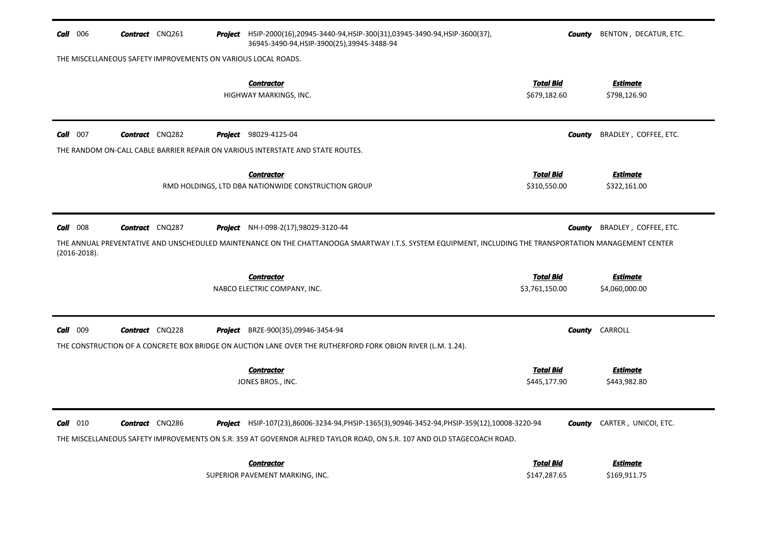**Call** 006 **Contract** CNQ261 **Project** HSIP-2000(16),20945-3440-94,HSIP-300(31),03945-3490-94,HSIP-3600(37), 36945-3490-94,HSIP-3900(25),39945-3488-94 **County** BENTON , DECATUR, ETC.

THE MISCELLANEOUS SAFETY IMPROVEMENTS ON VARIOUS LOCAL ROADS.

| *Contractor* | *Total Bid* | *Estimate* |
|---|---|---|
| HIGHWAY MARKINGS, INC. | \$679,182.60 | \$798,126.90 |

---

**Call** 007 **Contract** CNQ282 **Project** 98029-4125-04 **County** BRADLEY , COFFEE, ETC.

THE RANDOM ON-CALL CABLE BARRIER REPAIR ON VARIOUS INTERSTATE AND STATE ROUTES.

| *Contractor* | *Total Bid* | *Estimate* |
|---|---|---|
| RMD HOLDINGS, LTD DBA NATIONWIDE CONSTRUCTION GROUP | \$310,550.00 | \$322,161.00 |

---

**Call** 008 **Contract** CNQ287 **Project** NH-I-098-2(17),98029-3120-44 **County** BRADLEY , COFFEE, ETC.

THE ANNUAL PREVENTATIVE AND UNSCHEDULED MAINTENANCE ON THE CHATTANOOGA SMARTWAY I.T.S. SYSTEM EQUIPMENT, INCLUDING THE TRANSPORTATION MANAGEMENT CENTER (2016-2018).

| *Contractor* | *Total Bid* | *Estimate* |
|---|---|---|
| NABCO ELECTRIC COMPANY, INC. | \$3,761,150.00 | \$4,060,000.00 |

---

**Call** 009 **Contract** CNQ228 **Project** BRZE-900(35),09946-3454-94 **County** CARROLL

THE CONSTRUCTION OF A CONCRETE BOX BRIDGE ON AUCTION LANE OVER THE RUTHERFORD FORK OBION RIVER (L.M. 1.24).

| *Contractor* | *Total Bid* | *Estimate* |
|---|---|---|
| JONES BROS., INC. | \$445,177.90 | \$443,982.80 |

---

**Call** 010 **Contract** CNQ286 **Project** HSIP-107(23),86006-3234-94,PHSIP-1365(3),90946-3452-94,PHSIP-359(12),10008-3220-94 **County** CARTER , UNICOI, ETC.

THE MISCELLANEOUS SAFETY IMPROVEMENTS ON S.R. 359 AT GOVERNOR ALFRED TAYLOR ROAD, ON S.R. 107 AND OLD STAGECOACH ROAD.

| *Contractor* | *Total Bid* | *Estimate* |
|---|---|---|
| SUPERIOR PAVEMENT MARKING, INC. | \$147,287.65 | \$169,911.75 |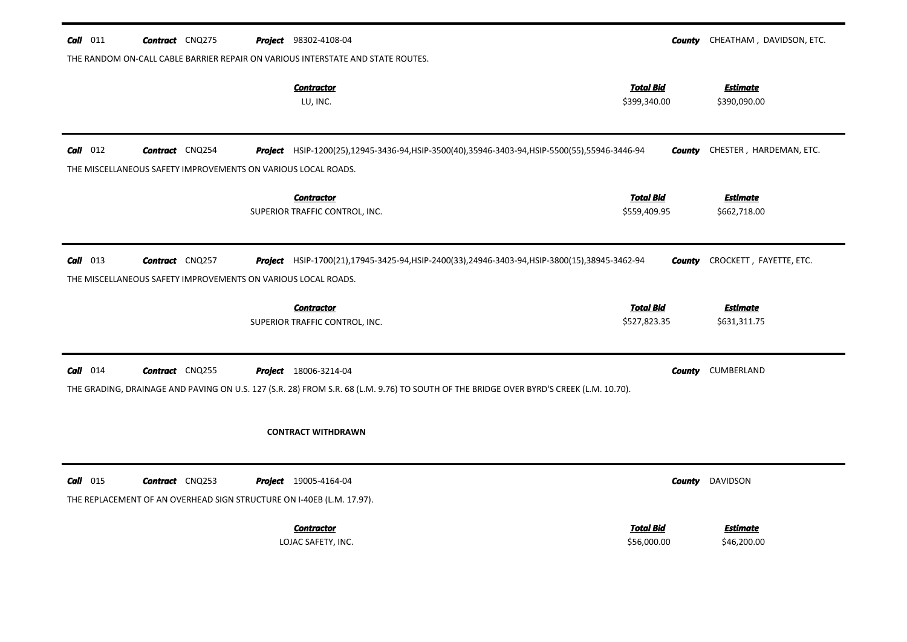**Call** 011 **Contract** CNQ275 **Project** 98302-4108-04 **County** CHEATHAM , DAVIDSON, ETC.

THE RANDOM ON-CALL CABLE BARRIER REPAIR ON VARIOUS INTERSTATE AND STATE ROUTES.

| ***Contractor*** | ***Total Bid*** | ***Estimate*** |
|---|---|---|
| LU, INC. | $399,340.00 | $390,090.00 |

---

**Call** 012 **Contract** CNQ254 **Project** HSIP-1200(25),12945-3436-94,HSIP-3500(40),35946-3403-94,HSIP-5500(55),55946-3446-94 **County** CHESTER , HARDEMAN, ETC.

THE MISCELLANEOUS SAFETY IMPROVEMENTS ON VARIOUS LOCAL ROADS.

| ***Contractor*** | ***Total Bid*** | ***Estimate*** |
|---|---|---|
| SUPERIOR TRAFFIC CONTROL, INC. | $559,409.95 | $662,718.00 |

---

**Call** 013 **Contract** CNQ257 **Project** HSIP-1700(21),17945-3425-94,HSIP-2400(33),24946-3403-94,HSIP-3800(15),38945-3462-94 **County** CROCKETT , FAYETTE, ETC.

THE MISCELLANEOUS SAFETY IMPROVEMENTS ON VARIOUS LOCAL ROADS.

| ***Contractor*** | ***Total Bid*** | ***Estimate*** |
|---|---|---|
| SUPERIOR TRAFFIC CONTROL, INC. | $527,823.35 | $631,311.75 |

---

**Call** 014 **Contract** CNQ255 **Project** 18006-3214-04 **County** CUMBERLAND

THE GRADING, DRAINAGE AND PAVING ON U.S. 127 (S.R. 28) FROM S.R. 68 (L.M. 9.76) TO SOUTH OF THE BRIDGE OVER BYRD'S CREEK (L.M. 10.70).

**CONTRACT WITHDRAWN**

---

**Call** 015 **Contract** CNQ253 **Project** 19005-4164-04 **County** DAVIDSON

THE REPLACEMENT OF AN OVERHEAD SIGN STRUCTURE ON I-40EB (L.M. 17.97).

| ***Contractor*** | ***Total Bid*** | ***Estimate*** |
|---|---|---|
| LOJAC SAFETY, INC. | $56,000.00 | $46,200.00 |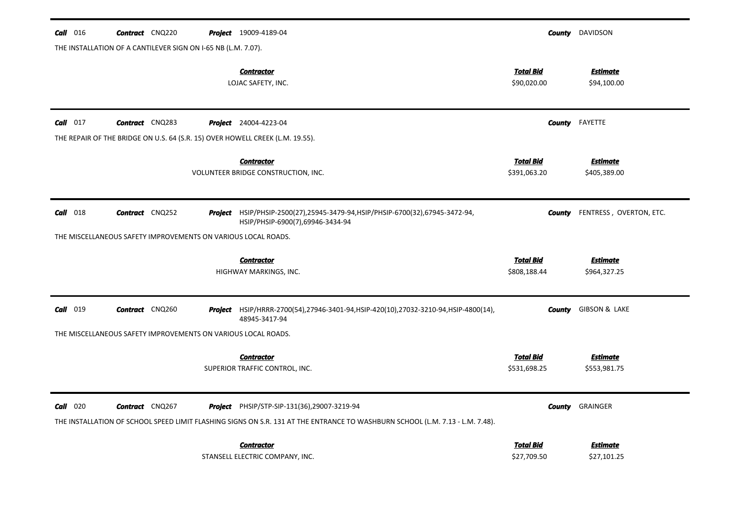**Call** 016 **Contract** CNQ220 **Project** 19009-4189-04 **County** DAVIDSON

THE INSTALLATION OF A CANTILEVER SIGN ON I-65 NB (L.M. 7.07).

| Contractor | Total Bid | Estimate |
|---|---|---|
| LOJAC SAFETY, INC. | \$90,020.00 | \$94,100.00 |

---

**Call** 017 **Contract** CNQ283 **Project** 24004-4223-04 **County** FAYETTE

THE REPAIR OF THE BRIDGE ON U.S. 64 (S.R. 15) OVER HOWELL CREEK (L.M. 19.55).

| Contractor | Total Bid | Estimate |
|---|---|---|
| VOLUNTEER BRIDGE CONSTRUCTION, INC. | \$391,063.20 | \$405,389.00 |

---

**Call** 018 **Contract** CNQ252 **Project** HSIP/PHSIP-2500(27),25945-3479-94,HSIP/PHSIP-6700(32),67945-3472-94, HSIP/PHSIP-6900(7),69946-3434-94 **County** FENTRESS , OVERTON, ETC.

THE MISCELLANEOUS SAFETY IMPROVEMENTS ON VARIOUS LOCAL ROADS.

| Contractor | Total Bid | Estimate |
|---|---|---|
| HIGHWAY MARKINGS, INC. | \$808,188.44 | \$964,327.25 |

---

**Call** 019 **Contract** CNQ260 **Project** HSIP/HRRR-2700(54),27946-3401-94,HSIP-420(10),27032-3210-94,HSIP-4800(14), 48945-3417-94 **County** GIBSON & LAKE

THE MISCELLANEOUS SAFETY IMPROVEMENTS ON VARIOUS LOCAL ROADS.

| Contractor | Total Bid | Estimate |
|---|---|---|
| SUPERIOR TRAFFIC CONTROL, INC. | \$531,698.25 | \$553,981.75 |

---

**Call** 020 **Contract** CNQ267 **Project** PHSIP/STP-SIP-131(36),29007-3219-94 **County** GRAINGER

THE INSTALLATION OF SCHOOL SPEED LIMIT FLASHING SIGNS ON S.R. 131 AT THE ENTRANCE TO WASHBURN SCHOOL (L.M. 7.13 - L.M. 7.48).

| Contractor | Total Bid | Estimate |
|---|---|---|
| STANSELL ELECTRIC COMPANY, INC. | \$27,709.50 | \$27,101.25 |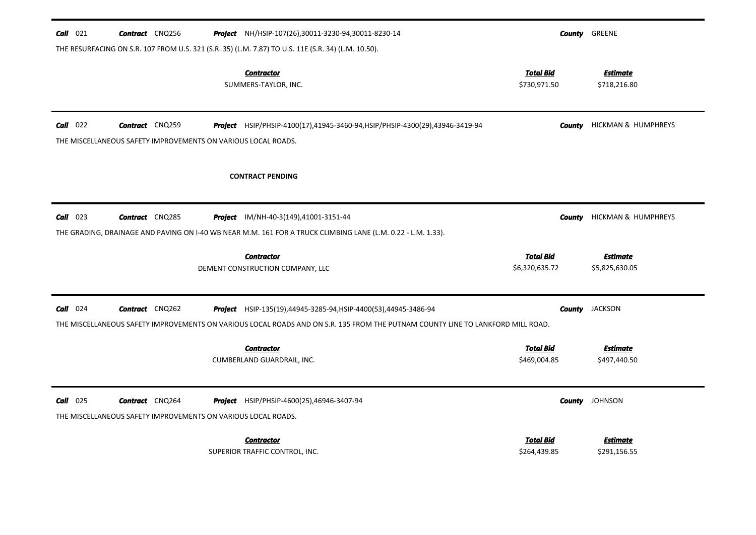**Call** 021 **Contract** CNQ256 **Project** NH/HSIP-107(26),30011-3230-94,30011-8230-14 **County** GREENE

THE RESURFACING ON S.R. 107 FROM U.S. 321 (S.R. 35) (L.M. 7.87) TO U.S. 11E (S.R. 34) (L.M. 10.50).

| ***Contractor*** | ***Total Bid*** | ***Estimate*** |
|---|---|---|
| SUMMERS-TAYLOR, INC. | $730,971.50 | $718,216.80 |

---

**Call** 022 **Contract** CNQ259 **Project** HSIP/PHSIP-4100(17),41945-3460-94,HSIP/PHSIP-4300(29),43946-3419-94 **County** HICKMAN & HUMPHREYS

THE MISCELLANEOUS SAFETY IMPROVEMENTS ON VARIOUS LOCAL ROADS.

**CONTRACT PENDING**

---

**Call** 023 **Contract** CNQ285 **Project** IM/NH-40-3(149),41001-3151-44 **County** HICKMAN & HUMPHREYS

THE GRADING, DRAINAGE AND PAVING ON I-40 WB NEAR M.M. 161 FOR A TRUCK CLIMBING LANE (L.M. 0.22 - L.M. 1.33).

| ***Contractor*** | ***Total Bid*** | ***Estimate*** |
|---|---|---|
| DEMENT CONSTRUCTION COMPANY, LLC | $6,320,635.72 | $5,825,630.05 |

---

**Call** 024 **Contract** CNQ262 **Project** HSIP-135(19),44945-3285-94,HSIP-4400(53),44945-3486-94 **County** JACKSON

THE MISCELLANEOUS SAFETY IMPROVEMENTS ON VARIOUS LOCAL ROADS AND ON S.R. 135 FROM THE PUTNAM COUNTY LINE TO LANKFORD MILL ROAD.

| ***Contractor*** | ***Total Bid*** | ***Estimate*** |
|---|---|---|
| CUMBERLAND GUARDRAIL, INC. | $469,004.85 | $497,440.50 |

---

**Call** 025 **Contract** CNQ264 **Project** HSIP/PHSIP-4600(25),46946-3407-94 **County** JOHNSON

THE MISCELLANEOUS SAFETY IMPROVEMENTS ON VARIOUS LOCAL ROADS.

| ***Contractor*** | ***Total Bid*** | ***Estimate*** |
|---|---|---|
| SUPERIOR TRAFFIC CONTROL, INC. | $264,439.85 | $291,156.55 |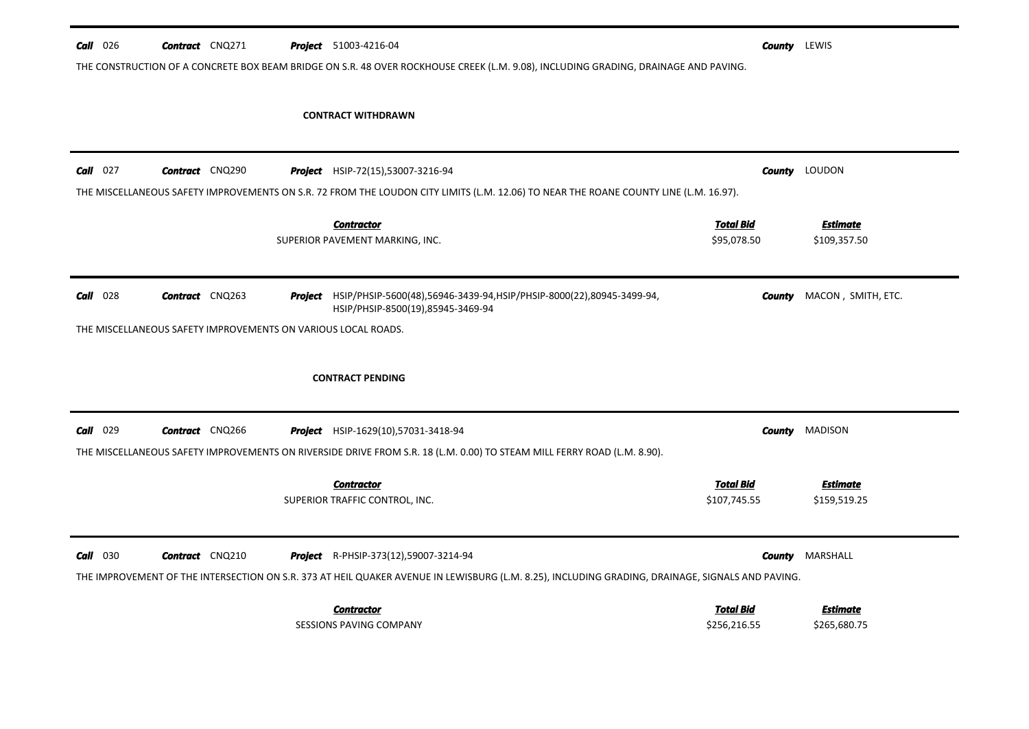**Call** 026 **Contract** CNQ271 **Project** 51003-4216-04 **County** LEWIS

THE CONSTRUCTION OF A CONCRETE BOX BEAM BRIDGE ON S.R. 48 OVER ROCKHOUSE CREEK (L.M. 9.08), INCLUDING GRADING, DRAINAGE AND PAVING.

**CONTRACT WITHDRAWN**

---

**Call** 027 **Contract** CNQ290 **Project** HSIP-72(15),53007-3216-94 **County** LOUDON

THE MISCELLANEOUS SAFETY IMPROVEMENTS ON S.R. 72 FROM THE LOUDON CITY LIMITS (L.M. 12.06) TO NEAR THE ROANE COUNTY LINE (L.M. 16.97).

| Contractor | Total Bid | Estimate |
|---|---|---|
| SUPERIOR PAVEMENT MARKING, INC. | $95,078.50 | $109,357.50 |

---

**Call** 028 **Contract** CNQ263 **Project** HSIP/PHSIP-5600(48),56946-3439-94,HSIP/PHSIP-8000(22),80945-3499-94, HSIP/PHSIP-8500(19),85945-3469-94 **County** MACON , SMITH, ETC.

THE MISCELLANEOUS SAFETY IMPROVEMENTS ON VARIOUS LOCAL ROADS.

**CONTRACT PENDING**

---

**Call** 029 **Contract** CNQ266 **Project** HSIP-1629(10),57031-3418-94 **County** MADISON

THE MISCELLANEOUS SAFETY IMPROVEMENTS ON RIVERSIDE DRIVE FROM S.R. 18 (L.M. 0.00) TO STEAM MILL FERRY ROAD (L.M. 8.90).

| Contractor | Total Bid | Estimate |
|---|---|---|
| SUPERIOR TRAFFIC CONTROL, INC. | $107,745.55 | $159,519.25 |

---

**Call** 030 **Contract** CNQ210 **Project** R-PHSIP-373(12),59007-3214-94 **County** MARSHALL

THE IMPROVEMENT OF THE INTERSECTION ON S.R. 373 AT HEIL QUAKER AVENUE IN LEWISBURG (L.M. 8.25), INCLUDING GRADING, DRAINAGE, SIGNALS AND PAVING.

| Contractor | Total Bid | Estimate |
|---|---|---|
| SESSIONS PAVING COMPANY | $256,216.55 | $265,680.75 |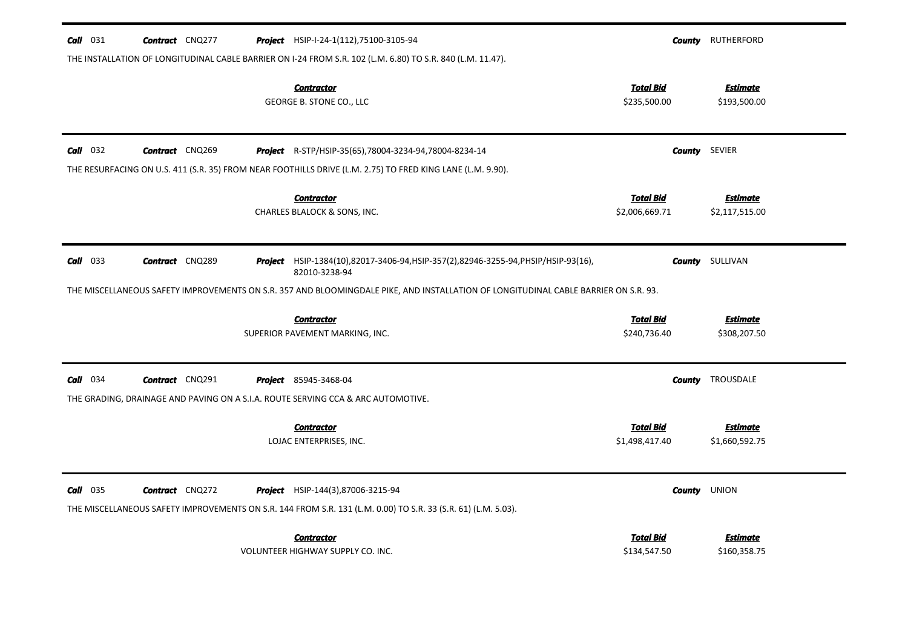**Call** 031 **Contract** CNQ277 **Project** HSIP-I-24-1(112),75100-3105-94 **County** RUTHERFORD

THE INSTALLATION OF LONGITUDINAL CABLE BARRIER ON I-24 FROM S.R. 102 (L.M. 6.80) TO S.R. 840 (L.M. 11.47).

| Contractor | Total Bid | Estimate |
|---|---|---|
| GEORGE B. STONE CO., LLC | $235,500.00 | $193,500.00 |

---

**Call** 032 **Contract** CNQ269 **Project** R-STP/HSIP-35(65),78004-3234-94,78004-8234-14 **County** SEVIER

THE RESURFACING ON U.S. 411 (S.R. 35) FROM NEAR FOOTHILLS DRIVE (L.M. 2.75) TO FRED KING LANE (L.M. 9.90).

| Contractor | Total Bid | Estimate |
|---|---|---|
| CHARLES BLALOCK & SONS, INC. | $2,006,669.71 | $2,117,515.00 |

---

**Call** 033 **Contract** CNQ289 **Project** HSIP-1384(10),82017-3406-94,HSIP-357(2),82946-3255-94,PHSIP/HSIP-93(16), 82010-3238-94 **County** SULLIVAN

THE MISCELLANEOUS SAFETY IMPROVEMENTS ON S.R. 357 AND BLOOMINGDALE PIKE, AND INSTALLATION OF LONGITUDINAL CABLE BARRIER ON S.R. 93.

| Contractor | Total Bid | Estimate |
|---|---|---|
| SUPERIOR PAVEMENT MARKING, INC. | $240,736.40 | $308,207.50 |

---

**Call** 034 **Contract** CNQ291 **Project** 85945-3468-04 **County** TROUSDALE

THE GRADING, DRAINAGE AND PAVING ON A S.I.A. ROUTE SERVING CCA & ARC AUTOMOTIVE.

| Contractor | Total Bid | Estimate |
|---|---|---|
| LOJAC ENTERPRISES, INC. | $1,498,417.40 | $1,660,592.75 |

---

**Call** 035 **Contract** CNQ272 **Project** HSIP-144(3),87006-3215-94 **County** UNION

THE MISCELLANEOUS SAFETY IMPROVEMENTS ON S.R. 144 FROM S.R. 131 (L.M. 0.00) TO S.R. 33 (S.R. 61) (L.M. 5.03).

| Contractor | Total Bid | Estimate |
|---|---|---|
| VOLUNTEER HIGHWAY SUPPLY CO. INC. | $134,547.50 | $160,358.75 |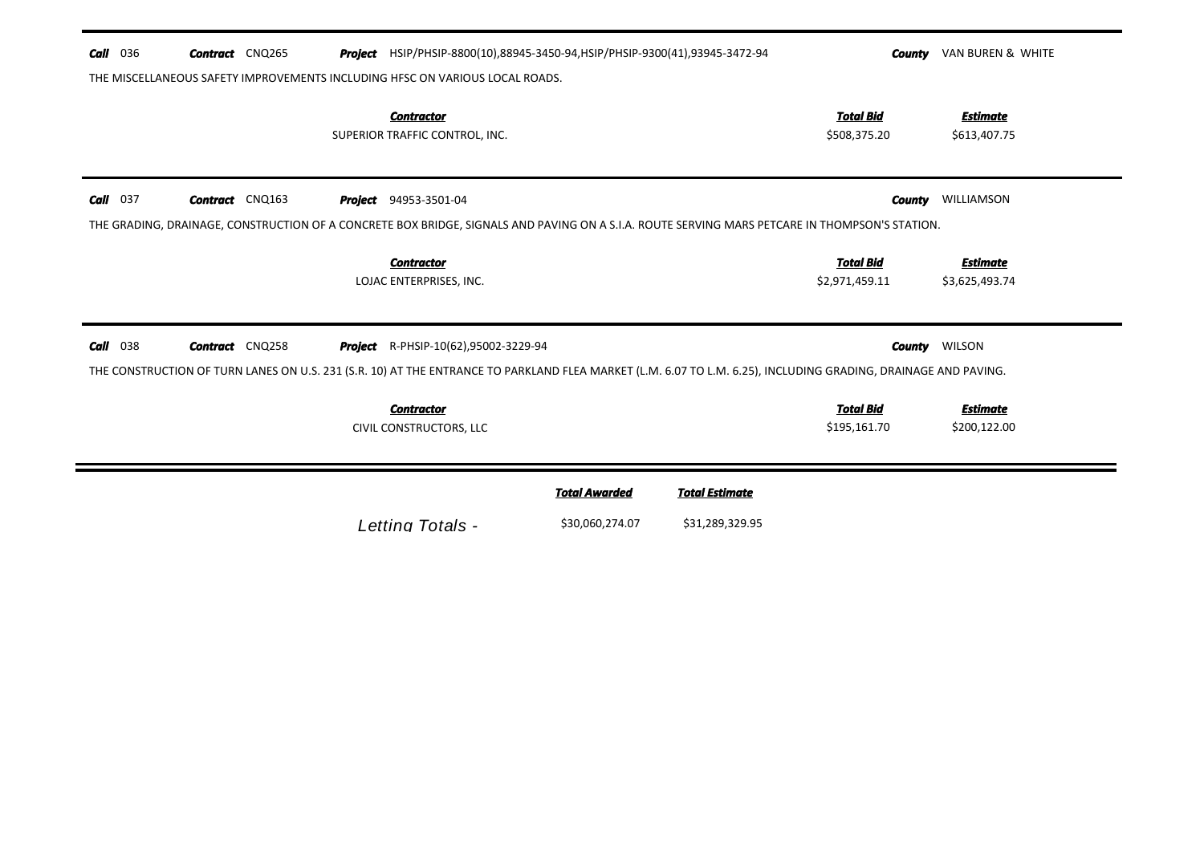**Call** 036 **Contract** CNQ265 **Project** HSIP/PHSIP-8800(10),88945-3450-94,HSIP/PHSIP-9300(41),93945-3472-94 **County** VAN BUREN & WHITE

THE MISCELLANEOUS SAFETY IMPROVEMENTS INCLUDING HFSC ON VARIOUS LOCAL ROADS.

| Contractor | Total Bid | Estimate |
| --- | --- | --- |
| SUPERIOR TRAFFIC CONTROL, INC. | \$508,375.20 | \$613,407.75 |

---

**Call** 037 **Contract** CNQ163 **Project** 94953-3501-04 **County** WILLIAMSON

THE GRADING, DRAINAGE, CONSTRUCTION OF A CONCRETE BOX BRIDGE, SIGNALS AND PAVING ON A S.I.A. ROUTE SERVING MARS PETCARE IN THOMPSON'S STATION.

| Contractor | Total Bid | Estimate |
| --- | --- | --- |
| LOJAC ENTERPRISES, INC. | \$2,971,459.11 | \$3,625,493.74 |

---

**Call** 038 **Contract** CNQ258 **Project** R-PHSIP-10(62),95002-3229-94 **County** WILSON

THE CONSTRUCTION OF TURN LANES ON U.S. 231 (S.R. 10) AT THE ENTRANCE TO PARKLAND FLEA MARKET (L.M. 6.07 TO L.M. 6.25), INCLUDING GRADING, DRAINAGE AND PAVING.

| Contractor | Total Bid | Estimate |
| --- | --- | --- |
| CIVIL CONSTRUCTORS, LLC | \$195,161.70 | \$200,122.00 |

---

| | Total Awarded | Total Estimate |
| --- | --- | --- |
| *Letting Totals -* | \$30,060,274.07 | \$31,289,329.95 |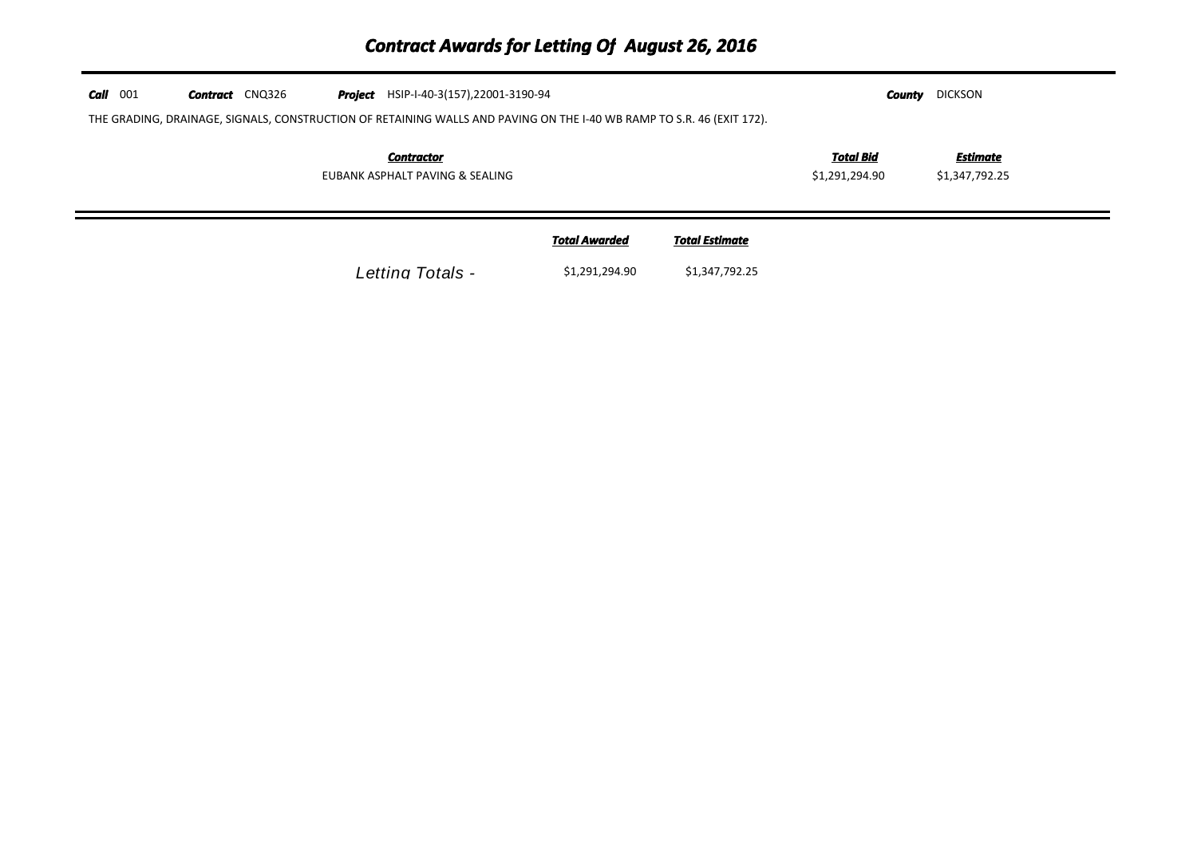# *Contract Awards for Letting Of August 26, 2016*

***Call*** 001 ***Contract*** CNQ326 ***Project*** HSIP-I-40-3(157),22001-3190-94 ***County*** DICKSON

THE GRADING, DRAINAGE, SIGNALS, CONSTRUCTION OF RETAINING WALLS AND PAVING ON THE I-40 WB RAMP TO S.R. 46 (EXIT 172).

| ***Contractor*** | ***Total Bid*** | ***Estimate*** |
|---|---|---|
| EUBANK ASPHALT PAVING & SEALING | $1,291,294.90 | $1,347,792.25 |

| | ***Total Awarded*** | ***Total Estimate*** |
|---|---|---|
| *Letting Totals -* | $1,291,294.90 | $1,347,792.25 |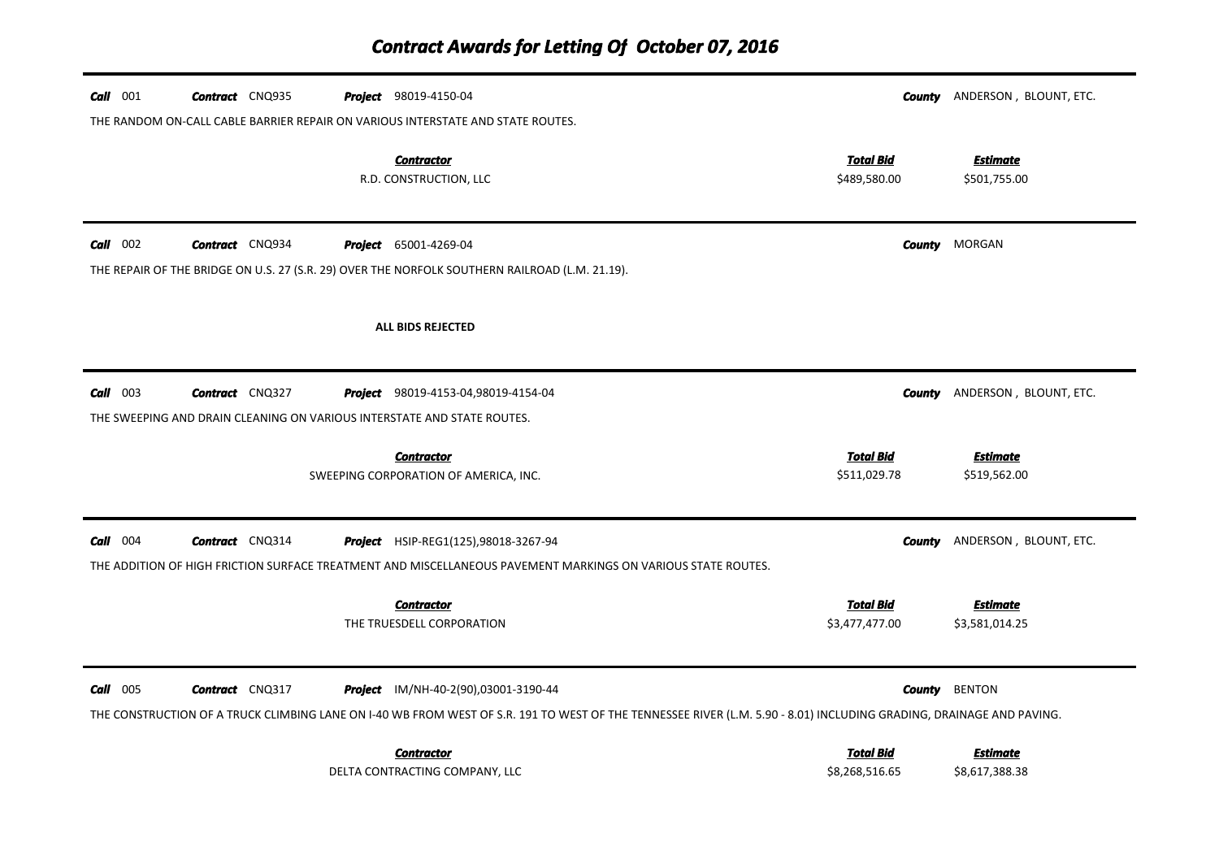# Contract Awards for Letting Of October 07, 2016

**Call** 001 **Contract** CNQ935 **Project** 98019-4150-04 **County** ANDERSON , BLOUNT, ETC.

THE RANDOM ON-CALL CABLE BARRIER REPAIR ON VARIOUS INTERSTATE AND STATE ROUTES.

| Contractor | Total Bid | Estimate |
|---|---|---|
| R.D. CONSTRUCTION, LLC | \$489,580.00 | \$501,755.00 |

---

**Call** 002 **Contract** CNQ934 **Project** 65001-4269-04 **County** MORGAN

THE REPAIR OF THE BRIDGE ON U.S. 27 (S.R. 29) OVER THE NORFOLK SOUTHERN RAILROAD (L.M. 21.19).

**ALL BIDS REJECTED**

---

**Call** 003 **Contract** CNQ327 **Project** 98019-4153-04,98019-4154-04 **County** ANDERSON , BLOUNT, ETC.

THE SWEEPING AND DRAIN CLEANING ON VARIOUS INTERSTATE AND STATE ROUTES.

| Contractor | Total Bid | Estimate |
|---|---|---|
| SWEEPING CORPORATION OF AMERICA, INC. | \$511,029.78 | \$519,562.00 |

---

**Call** 004 **Contract** CNQ314 **Project** HSIP-REG1(125),98018-3267-94 **County** ANDERSON , BLOUNT, ETC.

THE ADDITION OF HIGH FRICTION SURFACE TREATMENT AND MISCELLANEOUS PAVEMENT MARKINGS ON VARIOUS STATE ROUTES.

| Contractor | Total Bid | Estimate |
|---|---|---|
| THE TRUESDELL CORPORATION | \$3,477,477.00 | \$3,581,014.25 |

---

**Call** 005 **Contract** CNQ317 **Project** IM/NH-40-2(90),03001-3190-44 **County** BENTON

THE CONSTRUCTION OF A TRUCK CLIMBING LANE ON I-40 WB FROM WEST OF S.R. 191 TO WEST OF THE TENNESSEE RIVER (L.M. 5.90 - 8.01) INCLUDING GRADING, DRAINAGE AND PAVING.

| Contractor | Total Bid | Estimate |
|---|---|---|
| DELTA CONTRACTING COMPANY, LLC | \$8,268,516.65 | \$8,617,388.38 |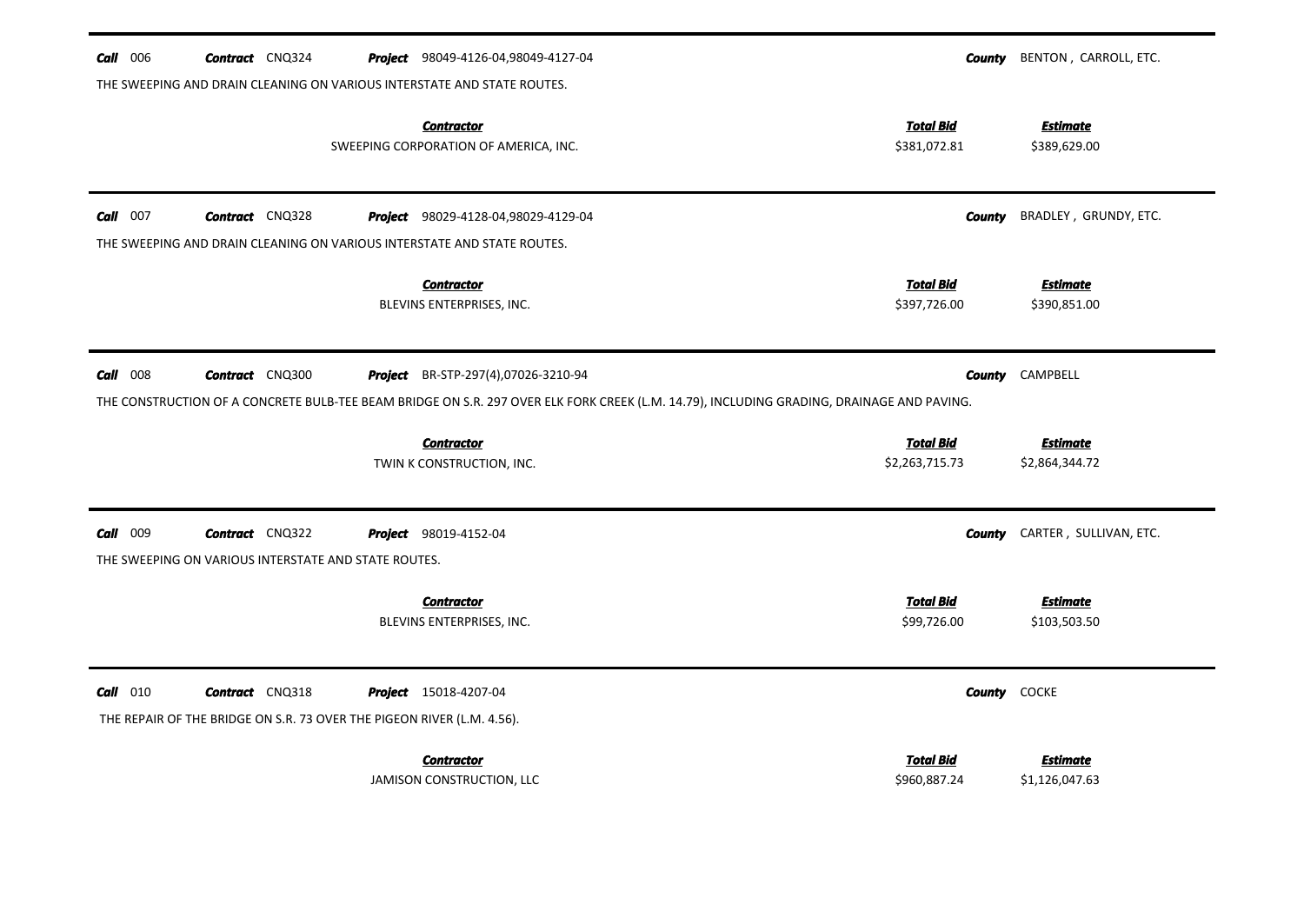**Call** 006 **Contract** CNQ324 **Project** 98049-4126-04,98049-4127-04 **County** BENTON , CARROLL, ETC.

THE SWEEPING AND DRAIN CLEANING ON VARIOUS INTERSTATE AND STATE ROUTES.

| Contractor | Total Bid | Estimate |
|---|---|---|
| SWEEPING CORPORATION OF AMERICA, INC. | $381,072.81 | $389,629.00 |

---

**Call** 007 **Contract** CNQ328 **Project** 98029-4128-04,98029-4129-04 **County** BRADLEY , GRUNDY, ETC.

THE SWEEPING AND DRAIN CLEANING ON VARIOUS INTERSTATE AND STATE ROUTES.

| Contractor | Total Bid | Estimate |
|---|---|---|
| BLEVINS ENTERPRISES, INC. | $397,726.00 | $390,851.00 |

---

**Call** 008 **Contract** CNQ300 **Project** BR-STP-297(4),07026-3210-94 **County** CAMPBELL

THE CONSTRUCTION OF A CONCRETE BULB-TEE BEAM BRIDGE ON S.R. 297 OVER ELK FORK CREEK (L.M. 14.79), INCLUDING GRADING, DRAINAGE AND PAVING.

| Contractor | Total Bid | Estimate |
|---|---|---|
| TWIN K CONSTRUCTION, INC. | $2,263,715.73 | $2,864,344.72 |

---

**Call** 009 **Contract** CNQ322 **Project** 98019-4152-04 **County** CARTER , SULLIVAN, ETC.

THE SWEEPING ON VARIOUS INTERSTATE AND STATE ROUTES.

| Contractor | Total Bid | Estimate |
|---|---|---|
| BLEVINS ENTERPRISES, INC. | $99,726.00 | $103,503.50 |

---

**Call** 010 **Contract** CNQ318 **Project** 15018-4207-04 **County** COCKE

THE REPAIR OF THE BRIDGE ON S.R. 73 OVER THE PIGEON RIVER (L.M. 4.56).

| Contractor | Total Bid | Estimate |
|---|---|---|
| JAMISON CONSTRUCTION, LLC | $960,887.24 | $1,126,047.63 |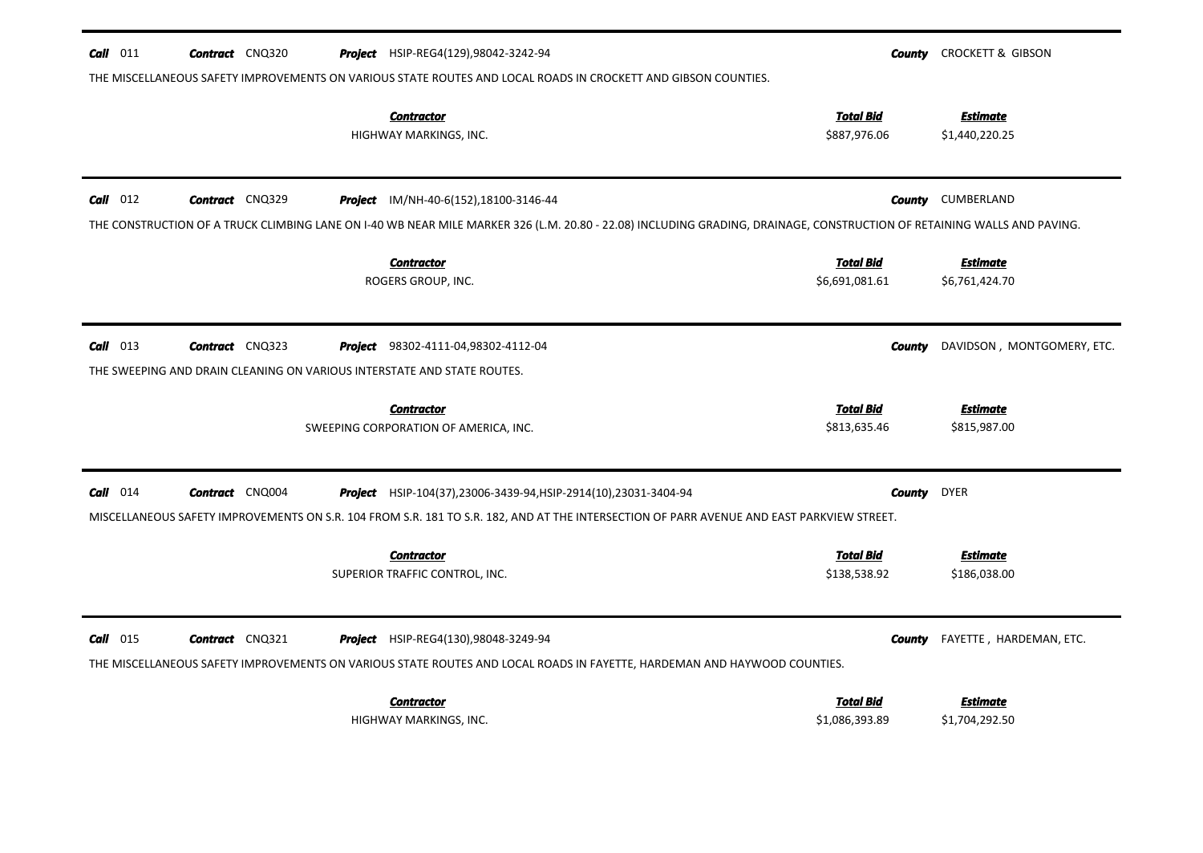**Call** 011 **Contract** CNQ320 **Project** HSIP-REG4(129),98042-3242-94 **County** CROCKETT & GIBSON

THE MISCELLANEOUS SAFETY IMPROVEMENTS ON VARIOUS STATE ROUTES AND LOCAL ROADS IN CROCKETT AND GIBSON COUNTIES.

| Contractor | Total Bid | Estimate |
|---|---|---|
| HIGHWAY MARKINGS, INC. | $887,976.06 | $1,440,220.25 |

---

**Call** 012 **Contract** CNQ329 **Project** IM/NH-40-6(152),18100-3146-44 **County** CUMBERLAND

THE CONSTRUCTION OF A TRUCK CLIMBING LANE ON I-40 WB NEAR MILE MARKER 326 (L.M. 20.80 - 22.08) INCLUDING GRADING, DRAINAGE, CONSTRUCTION OF RETAINING WALLS AND PAVING.

| Contractor | Total Bid | Estimate |
|---|---|---|
| ROGERS GROUP, INC. | $6,691,081.61 | $6,761,424.70 |

---

**Call** 013 **Contract** CNQ323 **Project** 98302-4111-04,98302-4112-04 **County** DAVIDSON , MONTGOMERY, ETC.

THE SWEEPING AND DRAIN CLEANING ON VARIOUS INTERSTATE AND STATE ROUTES.

| Contractor | Total Bid | Estimate |
|---|---|---|
| SWEEPING CORPORATION OF AMERICA, INC. | $813,635.46 | $815,987.00 |

---

**Call** 014 **Contract** CNQ004 **Project** HSIP-104(37),23006-3439-94,HSIP-2914(10),23031-3404-94 **County** DYER

MISCELLANEOUS SAFETY IMPROVEMENTS ON S.R. 104 FROM S.R. 181 TO S.R. 182, AND AT THE INTERSECTION OF PARR AVENUE AND EAST PARKVIEW STREET.

| Contractor | Total Bid | Estimate |
|---|---|---|
| SUPERIOR TRAFFIC CONTROL, INC. | $138,538.92 | $186,038.00 |

---

**Call** 015 **Contract** CNQ321 **Project** HSIP-REG4(130),98048-3249-94 **County** FAYETTE , HARDEMAN, ETC.

THE MISCELLANEOUS SAFETY IMPROVEMENTS ON VARIOUS STATE ROUTES AND LOCAL ROADS IN FAYETTE, HARDEMAN AND HAYWOOD COUNTIES.

| Contractor | Total Bid | Estimate |
|---|---|---|
| HIGHWAY MARKINGS, INC. | $1,086,393.89 | $1,704,292.50 |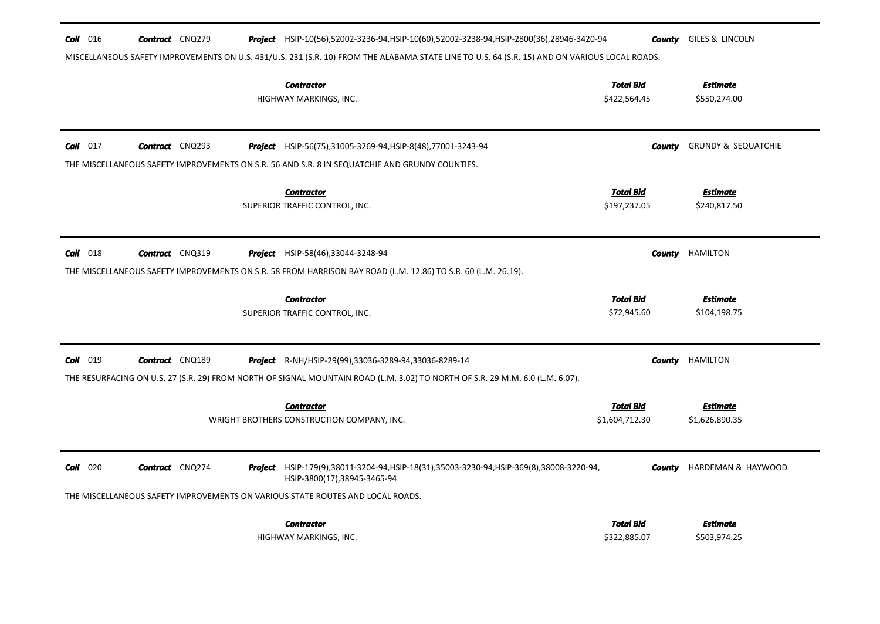**Call** 016 **Contract** CNQ279 **Project** HSIP-10(56),52002-3236-94,HSIP-10(60),52002-3238-94,HSIP-2800(36),28946-3420-94 **County** GILES & LINCOLN

MISCELLANEOUS SAFETY IMPROVEMENTS ON U.S. 431/U.S. 231 (S.R. 10) FROM THE ALABAMA STATE LINE TO U.S. 64 (S.R. 15) AND ON VARIOUS LOCAL ROADS.

| Contractor | Total Bid | Estimate |
|---|---|---|
| HIGHWAY MARKINGS, INC. | \$422,564.45 | \$550,274.00 |

---

**Call** 017 **Contract** CNQ293 **Project** HSIP-56(75),31005-3269-94,HSIP-8(48),77001-3243-94 **County** GRUNDY & SEQUATCHIE

THE MISCELLANEOUS SAFETY IMPROVEMENTS ON S.R. 56 AND S.R. 8 IN SEQUATCHIE AND GRUNDY COUNTIES.

| Contractor | Total Bid | Estimate |
|---|---|---|
| SUPERIOR TRAFFIC CONTROL, INC. | \$197,237.05 | \$240,817.50 |

---

**Call** 018 **Contract** CNQ319 **Project** HSIP-58(46),33044-3248-94 **County** HAMILTON

THE MISCELLANEOUS SAFETY IMPROVEMENTS ON S.R. 58 FROM HARRISON BAY ROAD (L.M. 12.86) TO S.R. 60 (L.M. 26.19).

| Contractor | Total Bid | Estimate |
|---|---|---|
| SUPERIOR TRAFFIC CONTROL, INC. | \$72,945.60 | \$104,198.75 |

---

**Call** 019 **Contract** CNQ189 **Project** R-NH/HSIP-29(99),33036-3289-94,33036-8289-14 **County** HAMILTON

THE RESURFACING ON U.S. 27 (S.R. 29) FROM NORTH OF SIGNAL MOUNTAIN ROAD (L.M. 3.02) TO NORTH OF S.R. 29 M.M. 6.0 (L.M. 6.07).

| Contractor | Total Bid | Estimate |
|---|---|---|
| WRIGHT BROTHERS CONSTRUCTION COMPANY, INC. | \$1,604,712.30 | \$1,626,890.35 |

---

**Call** 020 **Contract** CNQ274 **Project** HSIP-179(9),38011-3204-94,HSIP-18(31),35003-3230-94,HSIP-369(8),38008-3220-94, HSIP-3800(17),38945-3465-94 **County** HARDEMAN & HAYWOOD

THE MISCELLANEOUS SAFETY IMPROVEMENTS ON VARIOUS STATE ROUTES AND LOCAL ROADS.

| Contractor | Total Bid | Estimate |
|---|---|---|
| HIGHWAY MARKINGS, INC. | \$322,885.07 | \$503,974.25 |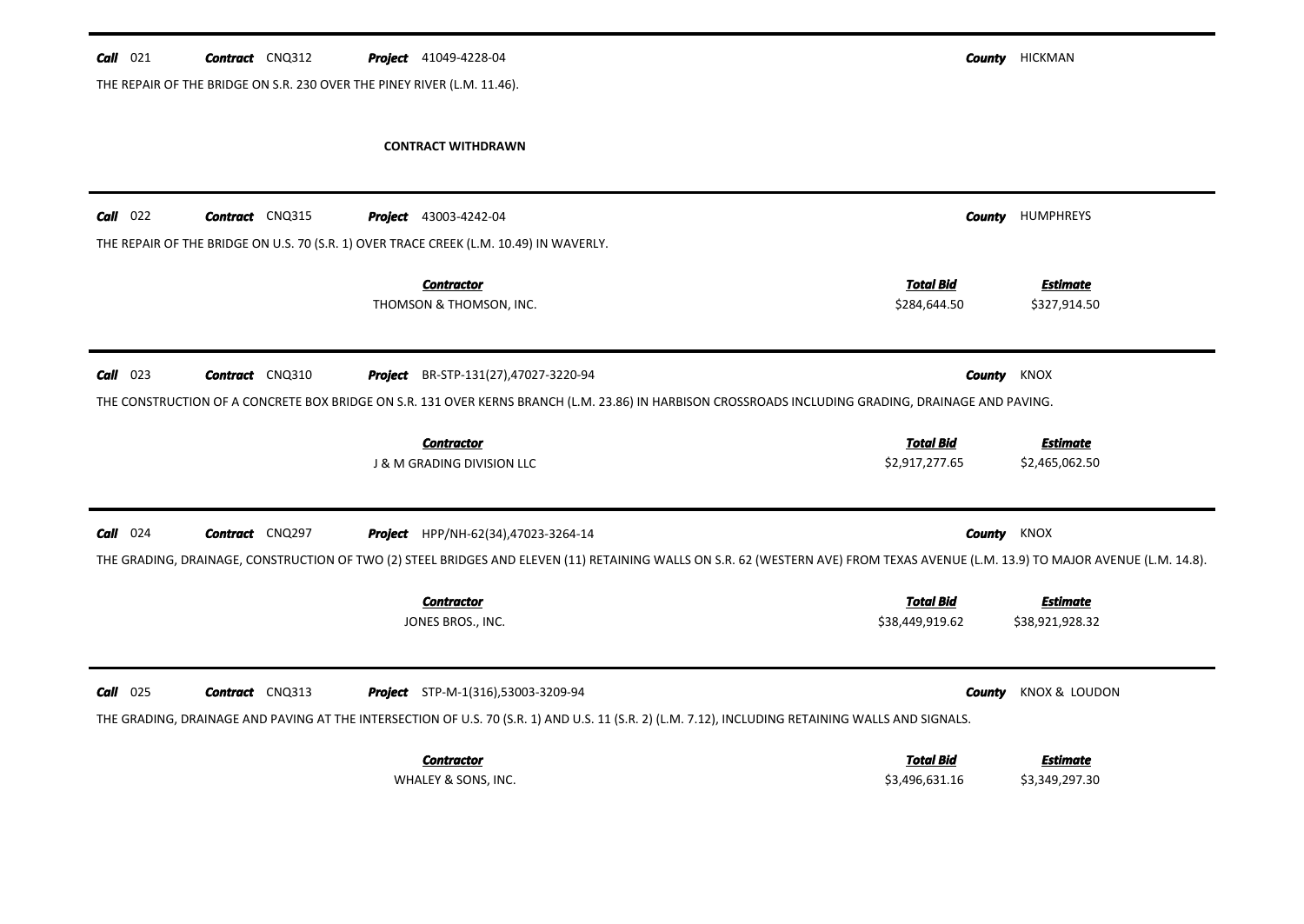**Call** 021 **Contract** CNQ312 **Project** 41049-4228-04 **County** HICKMAN

THE REPAIR OF THE BRIDGE ON S.R. 230 OVER THE PINEY RIVER (L.M. 11.46).

**CONTRACT WITHDRAWN**

---

**Call** 022 **Contract** CNQ315 **Project** 43003-4242-04 **County** HUMPHREYS

THE REPAIR OF THE BRIDGE ON U.S. 70 (S.R. 1) OVER TRACE CREEK (L.M. 10.49) IN WAVERLY.

| Contractor | Total Bid | Estimate |
|---|---|---|
| THOMSON & THOMSON, INC. | $284,644.50 | $327,914.50 |

---

**Call** 023 **Contract** CNQ310 **Project** BR-STP-131(27),47027-3220-94 **County** KNOX

THE CONSTRUCTION OF A CONCRETE BOX BRIDGE ON S.R. 131 OVER KERNS BRANCH (L.M. 23.86) IN HARBISON CROSSROADS INCLUDING GRADING, DRAINAGE AND PAVING.

| Contractor | Total Bid | Estimate |
|---|---|---|
| J & M GRADING DIVISION LLC | $2,917,277.65 | $2,465,062.50 |

---

**Call** 024 **Contract** CNQ297 **Project** HPP/NH-62(34),47023-3264-14 **County** KNOX

THE GRADING, DRAINAGE, CONSTRUCTION OF TWO (2) STEEL BRIDGES AND ELEVEN (11) RETAINING WALLS ON S.R. 62 (WESTERN AVE) FROM TEXAS AVENUE (L.M. 13.9) TO MAJOR AVENUE (L.M. 14.8).

| Contractor | Total Bid | Estimate |
|---|---|---|
| JONES BROS., INC. | $38,449,919.62 | $38,921,928.32 |

---

**Call** 025 **Contract** CNQ313 **Project** STP-M-1(316),53003-3209-94 **County** KNOX & LOUDON

THE GRADING, DRAINAGE AND PAVING AT THE INTERSECTION OF U.S. 70 (S.R. 1) AND U.S. 11 (S.R. 2) (L.M. 7.12), INCLUDING RETAINING WALLS AND SIGNALS.

| Contractor | Total Bid | Estimate |
|---|---|---|
| WHALEY & SONS, INC. | $3,496,631.16 | $3,349,297.30 |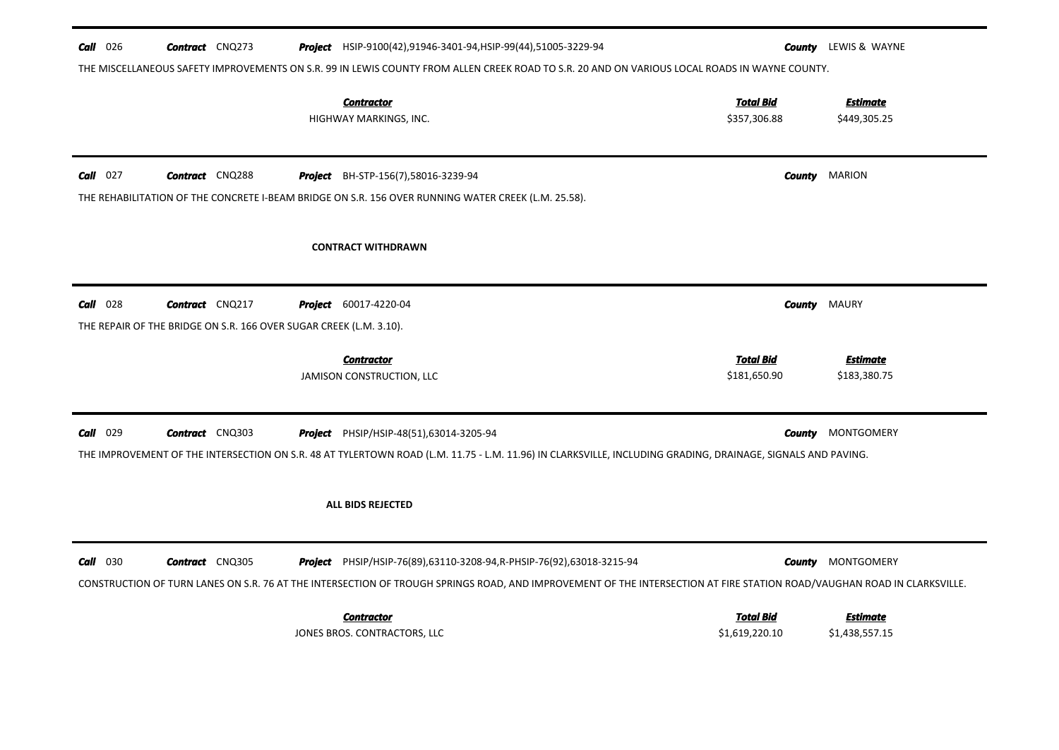**Call** 026 **Contract** CNQ273 **Project** HSIP-9100(42),91946-3401-94,HSIP-99(44),51005-3229-94 **County** LEWIS & WAYNE

THE MISCELLANEOUS SAFETY IMPROVEMENTS ON S.R. 99 IN LEWIS COUNTY FROM ALLEN CREEK ROAD TO S.R. 20 AND ON VARIOUS LOCAL ROADS IN WAYNE COUNTY.

| Contractor | Total Bid | Estimate |
|---|---|---|
| HIGHWAY MARKINGS, INC. | $357,306.88 | $449,305.25 |

---

**Call** 027 **Contract** CNQ288 **Project** BH-STP-156(7),58016-3239-94 **County** MARION

THE REHABILITATION OF THE CONCRETE I-BEAM BRIDGE ON S.R. 156 OVER RUNNING WATER CREEK (L.M. 25.58).

**CONTRACT WITHDRAWN**

---

**Call** 028 **Contract** CNQ217 **Project** 60017-4220-04 **County** MAURY

THE REPAIR OF THE BRIDGE ON S.R. 166 OVER SUGAR CREEK (L.M. 3.10).

| Contractor | Total Bid | Estimate |
|---|---|---|
| JAMISON CONSTRUCTION, LLC | $181,650.90 | $183,380.75 |

---

**Call** 029 **Contract** CNQ303 **Project** PHSIP/HSIP-48(51),63014-3205-94 **County** MONTGOMERY

THE IMPROVEMENT OF THE INTERSECTION ON S.R. 48 AT TYLERTOWN ROAD (L.M. 11.75 - L.M. 11.96) IN CLARKSVILLE, INCLUDING GRADING, DRAINAGE, SIGNALS AND PAVING.

**ALL BIDS REJECTED**

---

**Call** 030 **Contract** CNQ305 **Project** PHSIP/HSIP-76(89),63110-3208-94,R-PHSIP-76(92),63018-3215-94 **County** MONTGOMERY

CONSTRUCTION OF TURN LANES ON S.R. 76 AT THE INTERSECTION OF TROUGH SPRINGS ROAD, AND IMPROVEMENT OF THE INTERSECTION AT FIRE STATION ROAD/VAUGHAN ROAD IN CLARKSVILLE.

| Contractor | Total Bid | Estimate |
|---|---|---|
| JONES BROS. CONTRACTORS, LLC | $1,619,220.10 | $1,438,557.15 |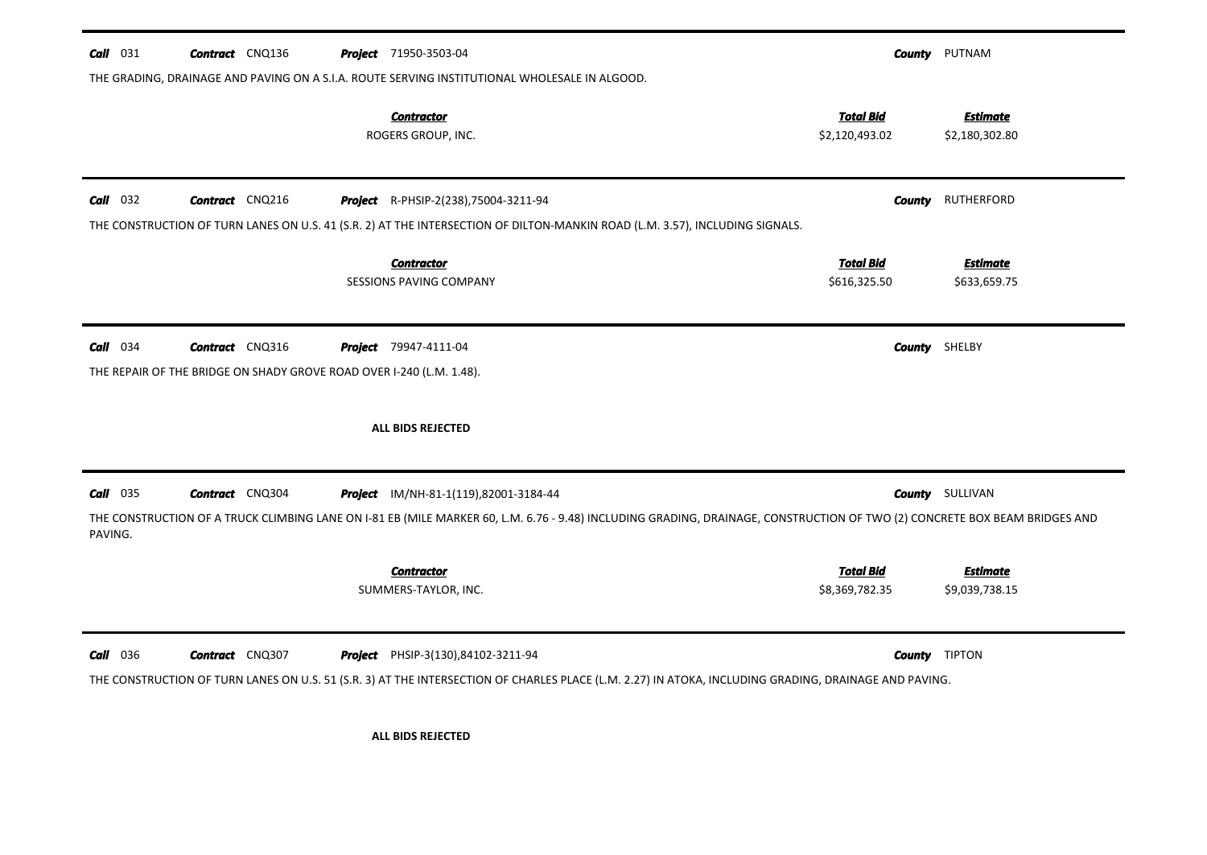**Call** 031 **Contract** CNQ136 **Project** 71950-3503-04 **County** PUTNAM

THE GRADING, DRAINAGE AND PAVING ON A S.I.A. ROUTE SERVING INSTITUTIONAL WHOLESALE IN ALGOOD.

| Contractor | Total Bid | Estimate |
|---|---|---|
| ROGERS GROUP, INC. | $2,120,493.02 | $2,180,302.80 |

---

**Call** 032 **Contract** CNQ216 **Project** R-PHSIP-2(238),75004-3211-94 **County** RUTHERFORD

THE CONSTRUCTION OF TURN LANES ON U.S. 41 (S.R. 2) AT THE INTERSECTION OF DILTON-MANKIN ROAD (L.M. 3.57), INCLUDING SIGNALS.

| Contractor | Total Bid | Estimate |
|---|---|---|
| SESSIONS PAVING COMPANY | $616,325.50 | $633,659.75 |

---

**Call** 034 **Contract** CNQ316 **Project** 79947-4111-04 **County** SHELBY

THE REPAIR OF THE BRIDGE ON SHADY GROVE ROAD OVER I-240 (L.M. 1.48).

**ALL BIDS REJECTED**

---

**Call** 035 **Contract** CNQ304 **Project** IM/NH-81-1(119),82001-3184-44 **County** SULLIVAN

THE CONSTRUCTION OF A TRUCK CLIMBING LANE ON I-81 EB (MILE MARKER 60, L.M. 6.76 - 9.48) INCLUDING GRADING, DRAINAGE, CONSTRUCTION OF TWO (2) CONCRETE BOX BEAM BRIDGES AND PAVING.

| Contractor | Total Bid | Estimate |
|---|---|---|
| SUMMERS-TAYLOR, INC. | $8,369,782.35 | $9,039,738.15 |

---

**Call** 036 **Contract** CNQ307 **Project** PHSIP-3(130),84102-3211-94 **County** TIPTON

THE CONSTRUCTION OF TURN LANES ON U.S. 51 (S.R. 3) AT THE INTERSECTION OF CHARLES PLACE (L.M. 2.27) IN ATOKA, INCLUDING GRADING, DRAINAGE AND PAVING.

**ALL BIDS REJECTED**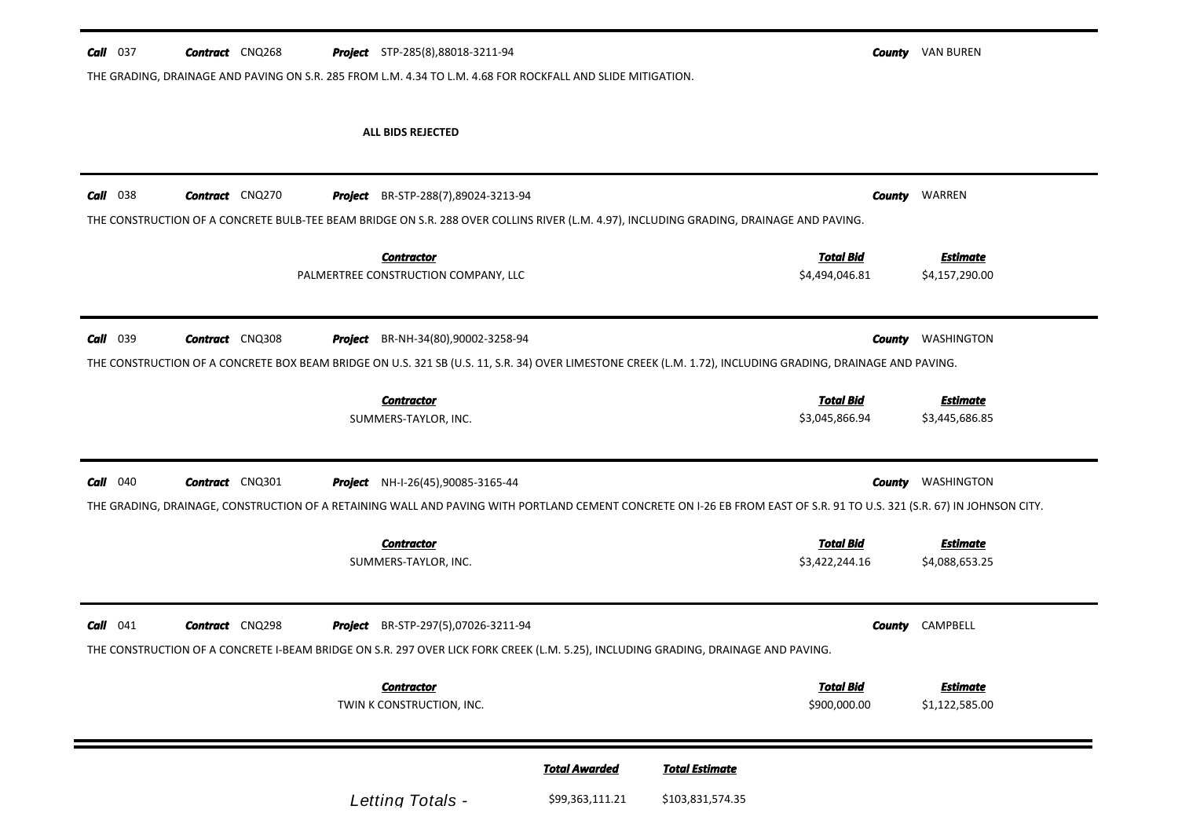**Call** 037 **Contract** CNQ268 **Project** STP-285(8),88018-3211-94 **County** VAN BUREN

THE GRADING, DRAINAGE AND PAVING ON S.R. 285 FROM L.M. 4.34 TO L.M. 4.68 FOR ROCKFALL AND SLIDE MITIGATION.

**ALL BIDS REJECTED**

---

**Call** 038 **Contract** CNQ270 **Project** BR-STP-288(7),89024-3213-94 **County** WARREN

THE CONSTRUCTION OF A CONCRETE BULB-TEE BEAM BRIDGE ON S.R. 288 OVER COLLINS RIVER (L.M. 4.97), INCLUDING GRADING, DRAINAGE AND PAVING.

| Contractor | Total Bid | Estimate |
|---|---|---|
| PALMERTREE CONSTRUCTION COMPANY, LLC | $4,494,046.81 | $4,157,290.00 |

---

**Call** 039 **Contract** CNQ308 **Project** BR-NH-34(80),90002-3258-94 **County** WASHINGTON

THE CONSTRUCTION OF A CONCRETE BOX BEAM BRIDGE ON U.S. 321 SB (U.S. 11, S.R. 34) OVER LIMESTONE CREEK (L.M. 1.72), INCLUDING GRADING, DRAINAGE AND PAVING.

| Contractor | Total Bid | Estimate |
|---|---|---|
| SUMMERS-TAYLOR, INC. | $3,045,866.94 | $3,445,686.85 |

---

**Call** 040 **Contract** CNQ301 **Project** NH-I-26(45),90085-3165-44 **County** WASHINGTON

THE GRADING, DRAINAGE, CONSTRUCTION OF A RETAINING WALL AND PAVING WITH PORTLAND CEMENT CONCRETE ON I-26 EB FROM EAST OF S.R. 91 TO U.S. 321 (S.R. 67) IN JOHNSON CITY.

| Contractor | Total Bid | Estimate |
|---|---|---|
| SUMMERS-TAYLOR, INC. | $3,422,244.16 | $4,088,653.25 |

---

**Call** 041 **Contract** CNQ298 **Project** BR-STP-297(5),07026-3211-94 **County** CAMPBELL

THE CONSTRUCTION OF A CONCRETE I-BEAM BRIDGE ON S.R. 297 OVER LICK FORK CREEK (L.M. 5.25), INCLUDING GRADING, DRAINAGE AND PAVING.

| Contractor | Total Bid | Estimate |
|---|---|---|
| TWIN K CONSTRUCTION, INC. | $900,000.00 | $1,122,585.00 |

---

| | Total Awarded | Total Estimate |
|---|---|---|
| Letting Totals - | $99,363,111.21 | $103,831,574.35 |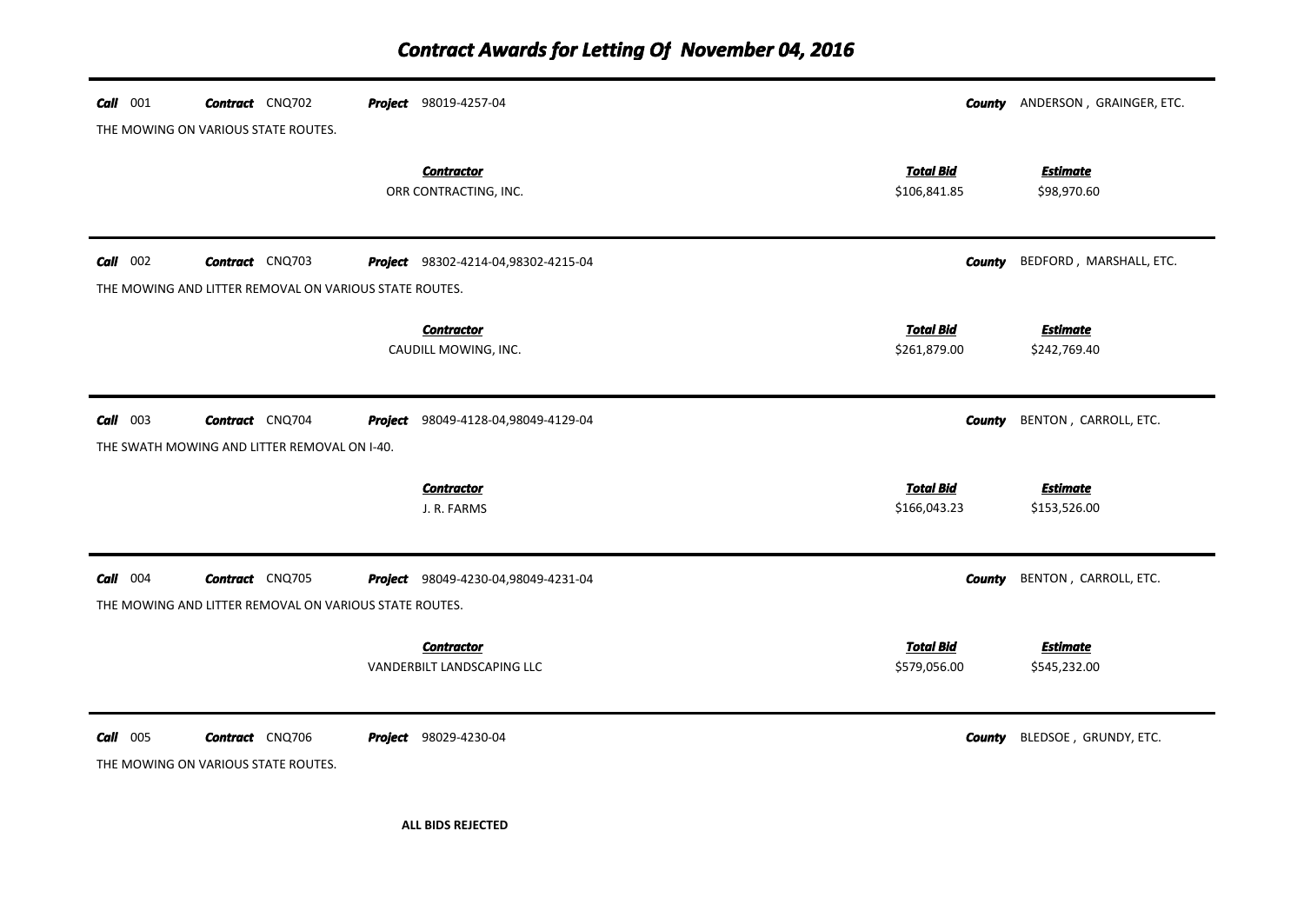# *Contract Awards for Letting Of November 04, 2016*

---

***Call*** 001 ***Contract*** CNQ702 ***Project*** 98019-4257-04 ***County*** ANDERSON , GRAINGER, ETC.

THE MOWING ON VARIOUS STATE ROUTES.

| *Contractor* | *Total Bid* | *Estimate* |
|---|---|---|
| ORR CONTRACTING, INC. | $106,841.85 | $98,970.60 |

---

***Call*** 002 ***Contract*** CNQ703 ***Project*** 98302-4214-04,98302-4215-04 ***County*** BEDFORD , MARSHALL, ETC.

THE MOWING AND LITTER REMOVAL ON VARIOUS STATE ROUTES.

| *Contractor* | *Total Bid* | *Estimate* |
|---|---|---|
| CAUDILL MOWING, INC. | $261,879.00 | $242,769.40 |

---

***Call*** 003 ***Contract*** CNQ704 ***Project*** 98049-4128-04,98049-4129-04 ***County*** BENTON , CARROLL, ETC.

THE SWATH MOWING AND LITTER REMOVAL ON I-40.

| *Contractor* | *Total Bid* | *Estimate* |
|---|---|---|
| J. R. FARMS | $166,043.23 | $153,526.00 |

---

***Call*** 004 ***Contract*** CNQ705 ***Project*** 98049-4230-04,98049-4231-04 ***County*** BENTON , CARROLL, ETC.

THE MOWING AND LITTER REMOVAL ON VARIOUS STATE ROUTES.

| *Contractor* | *Total Bid* | *Estimate* |
|---|---|---|
| VANDERBILT LANDSCAPING LLC | $579,056.00 | $545,232.00 |

---

***Call*** 005 ***Contract*** CNQ706 ***Project*** 98029-4230-04 ***County*** BLEDSOE , GRUNDY, ETC.

THE MOWING ON VARIOUS STATE ROUTES.

**ALL BIDS REJECTED**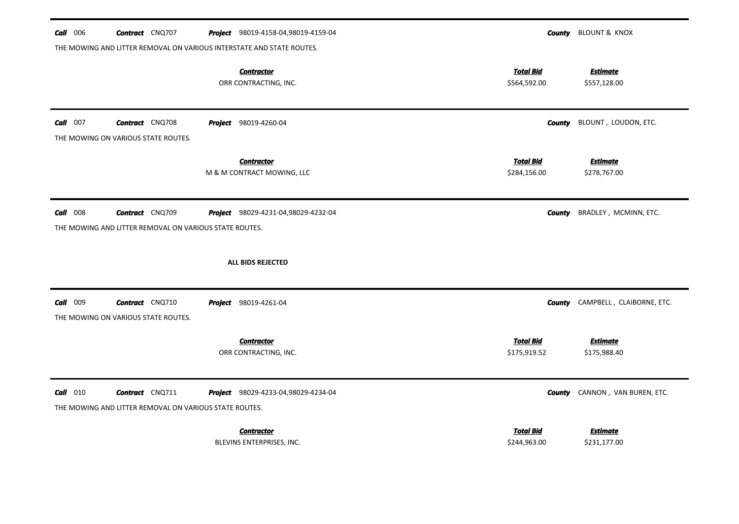**Call** 006 **Contract** CNQ707 **Project** 98019-4158-04,98019-4159-04 **County** BLOUNT & KNOX

THE MOWING AND LITTER REMOVAL ON VARIOUS INTERSTATE AND STATE ROUTES.

| Contractor | Total Bid | Estimate |
|---|---|---|
| ORR CONTRACTING, INC. | $564,592.00 | $557,128.00 |

---

**Call** 007 **Contract** CNQ708 **Project** 98019-4260-04 **County** BLOUNT , LOUDON, ETC.

THE MOWING ON VARIOUS STATE ROUTES.

| Contractor | Total Bid | Estimate |
|---|---|---|
| M & M CONTRACT MOWING, LLC | $284,156.00 | $278,767.00 |

---

**Call** 008 **Contract** CNQ709 **Project** 98029-4231-04,98029-4232-04 **County** BRADLEY , MCMINN, ETC.

THE MOWING AND LITTER REMOVAL ON VARIOUS STATE ROUTES.

**ALL BIDS REJECTED**

---

**Call** 009 **Contract** CNQ710 **Project** 98019-4261-04 **County** CAMPBELL , CLAIBORNE, ETC.

THE MOWING ON VARIOUS STATE ROUTES.

| Contractor | Total Bid | Estimate |
|---|---|---|
| ORR CONTRACTING, INC. | $175,919.52 | $175,988.40 |

---

**Call** 010 **Contract** CNQ711 **Project** 98029-4233-04,98029-4234-04 **County** CANNON , VAN BUREN, ETC.

THE MOWING AND LITTER REMOVAL ON VARIOUS STATE ROUTES.

| Contractor | Total Bid | Estimate |
|---|---|---|
| BLEVINS ENTERPRISES, INC. | $244,963.00 | $231,177.00 |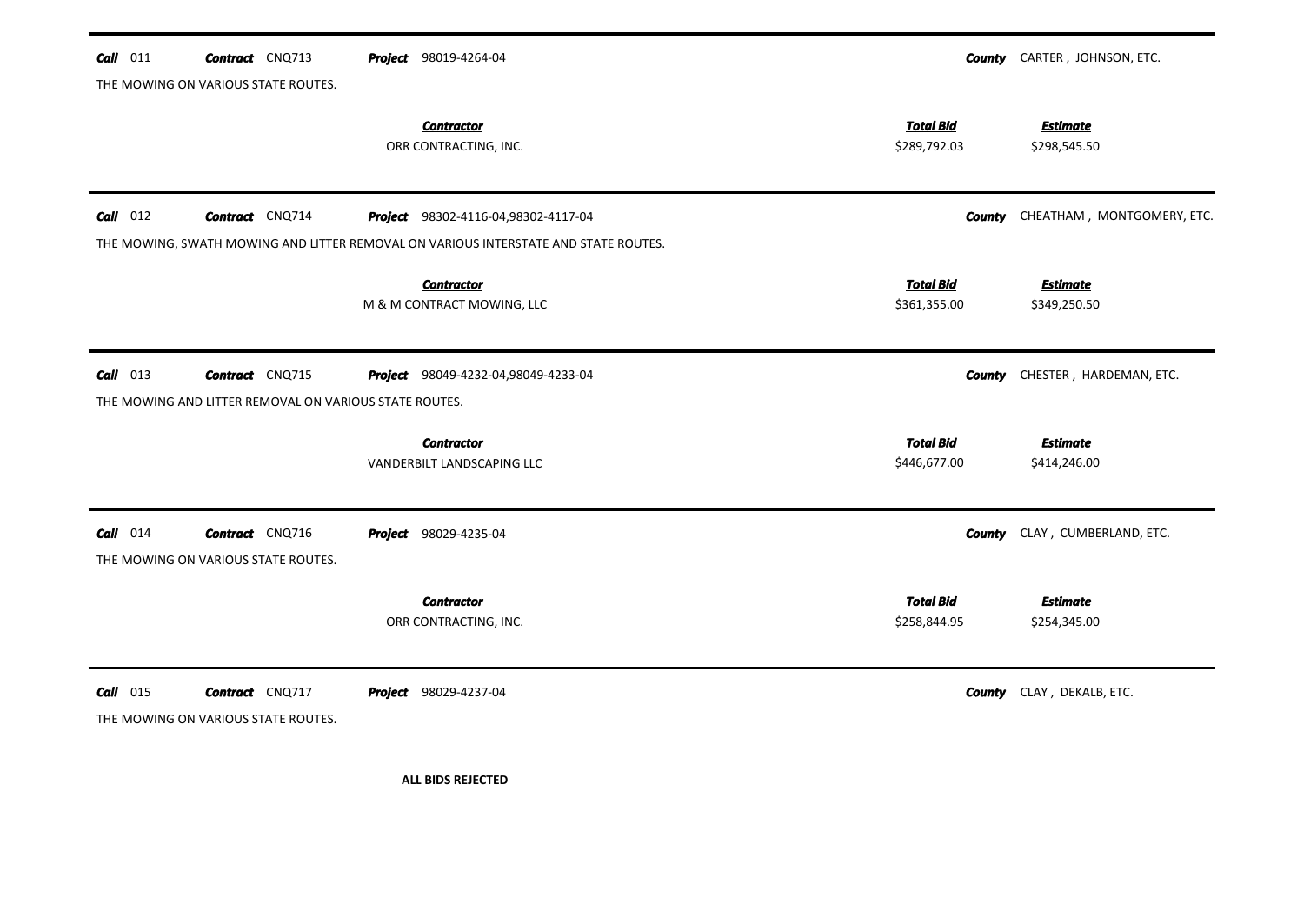**Call** 011 **Contract** CNQ713 **Project** 98019-4264-04 **County** CARTER , JOHNSON, ETC.

THE MOWING ON VARIOUS STATE ROUTES.

| Contractor | Total Bid | Estimate |
|---|---|---|
| ORR CONTRACTING, INC. | $289,792.03 | $298,545.50 |

---

**Call** 012 **Contract** CNQ714 **Project** 98302-4116-04,98302-4117-04 **County** CHEATHAM , MONTGOMERY, ETC.

THE MOWING, SWATH MOWING AND LITTER REMOVAL ON VARIOUS INTERSTATE AND STATE ROUTES.

| Contractor | Total Bid | Estimate |
|---|---|---|
| M & M CONTRACT MOWING, LLC | $361,355.00 | $349,250.50 |

---

**Call** 013 **Contract** CNQ715 **Project** 98049-4232-04,98049-4233-04 **County** CHESTER , HARDEMAN, ETC.

THE MOWING AND LITTER REMOVAL ON VARIOUS STATE ROUTES.

| Contractor | Total Bid | Estimate |
|---|---|---|
| VANDERBILT LANDSCAPING LLC | $446,677.00 | $414,246.00 |

---

**Call** 014 **Contract** CNQ716 **Project** 98029-4235-04 **County** CLAY , CUMBERLAND, ETC.

THE MOWING ON VARIOUS STATE ROUTES.

| Contractor | Total Bid | Estimate |
|---|---|---|
| ORR CONTRACTING, INC. | $258,844.95 | $254,345.00 |

---

**Call** 015 **Contract** CNQ717 **Project** 98029-4237-04 **County** CLAY , DEKALB, ETC.

THE MOWING ON VARIOUS STATE ROUTES.

**ALL BIDS REJECTED**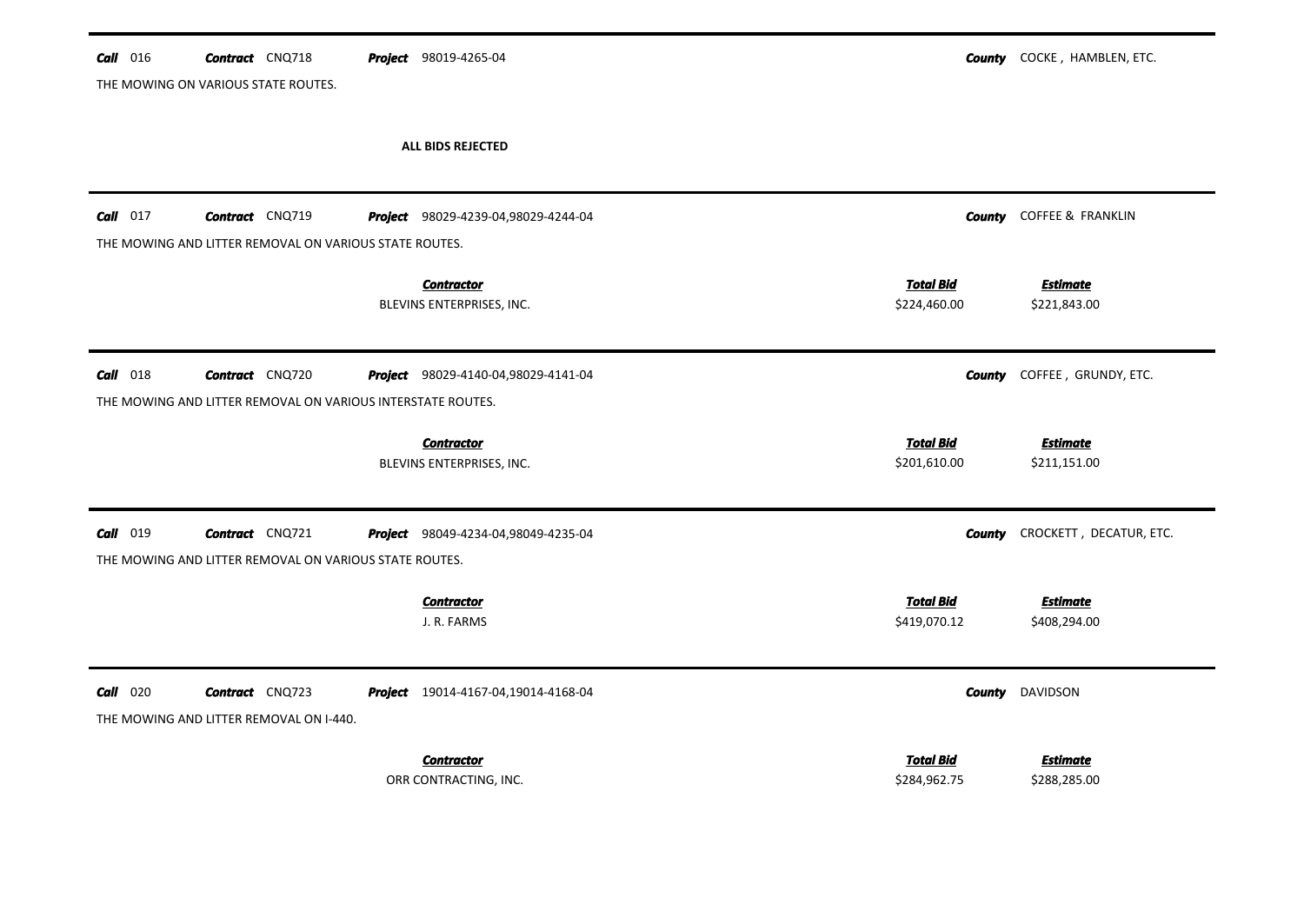**Call** 016 **Contract** CNQ718 **Project** 98019-4265-04 **County** COCKE , HAMBLEN, ETC.

THE MOWING ON VARIOUS STATE ROUTES.

**ALL BIDS REJECTED**

---

**Call** 017 **Contract** CNQ719 **Project** 98029-4239-04,98029-4244-04 **County** COFFEE & FRANKLIN

THE MOWING AND LITTER REMOVAL ON VARIOUS STATE ROUTES.

| Contractor | Total Bid | Estimate |
|---|---|---|
| BLEVINS ENTERPRISES, INC. | $224,460.00 | $221,843.00 |

---

**Call** 018 **Contract** CNQ720 **Project** 98029-4140-04,98029-4141-04 **County** COFFEE , GRUNDY, ETC.

THE MOWING AND LITTER REMOVAL ON VARIOUS INTERSTATE ROUTES.

| Contractor | Total Bid | Estimate |
|---|---|---|
| BLEVINS ENTERPRISES, INC. | $201,610.00 | $211,151.00 |

---

**Call** 019 **Contract** CNQ721 **Project** 98049-4234-04,98049-4235-04 **County** CROCKETT , DECATUR, ETC.

THE MOWING AND LITTER REMOVAL ON VARIOUS STATE ROUTES.

| Contractor | Total Bid | Estimate |
|---|---|---|
| J. R. FARMS | $419,070.12 | $408,294.00 |

---

**Call** 020 **Contract** CNQ723 **Project** 19014-4167-04,19014-4168-04 **County** DAVIDSON

THE MOWING AND LITTER REMOVAL ON I-440.

| Contractor | Total Bid | Estimate |
|---|---|---|
| ORR CONTRACTING, INC. | $284,962.75 | $288,285.00 |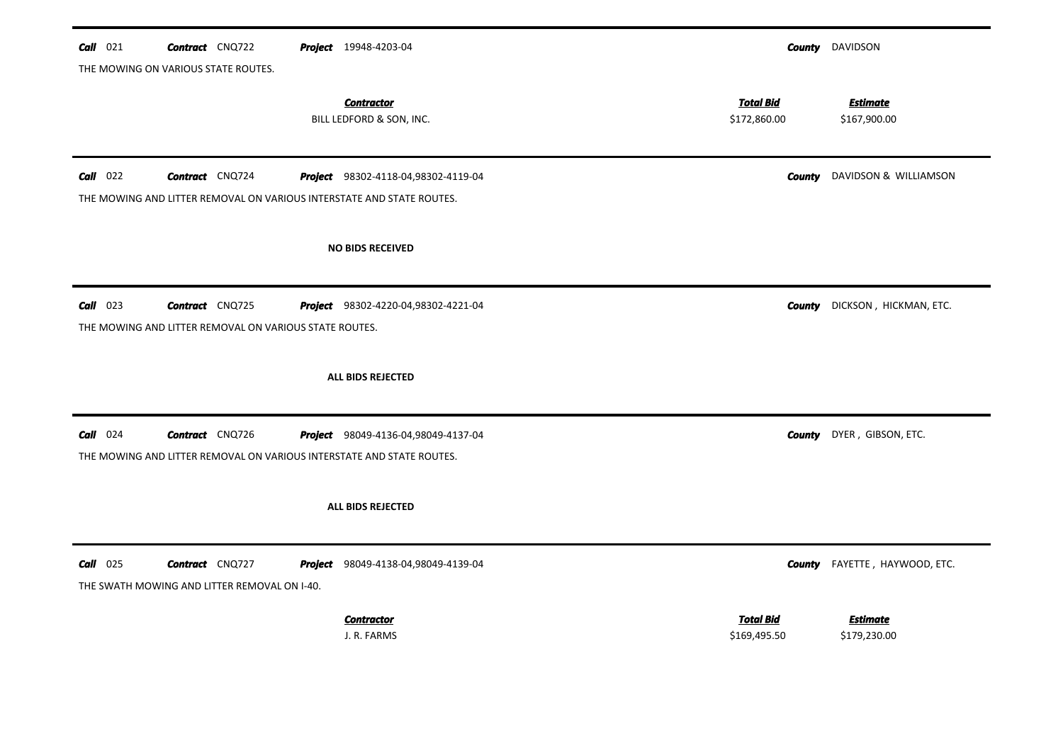**Call** 021 **Contract** CNQ722 **Project** 19948-4203-04 **County** DAVIDSON

THE MOWING ON VARIOUS STATE ROUTES.

| Contractor | Total Bid | Estimate |
|---|---|---|
| BILL LEDFORD & SON, INC. | $172,860.00 | $167,900.00 |

---

**Call** 022 **Contract** CNQ724 **Project** 98302-4118-04,98302-4119-04 **County** DAVIDSON & WILLIAMSON

THE MOWING AND LITTER REMOVAL ON VARIOUS INTERSTATE AND STATE ROUTES.

**NO BIDS RECEIVED**

---

**Call** 023 **Contract** CNQ725 **Project** 98302-4220-04,98302-4221-04 **County** DICKSON , HICKMAN, ETC.

THE MOWING AND LITTER REMOVAL ON VARIOUS STATE ROUTES.

**ALL BIDS REJECTED**

---

**Call** 024 **Contract** CNQ726 **Project** 98049-4136-04,98049-4137-04 **County** DYER , GIBSON, ETC.

THE MOWING AND LITTER REMOVAL ON VARIOUS INTERSTATE AND STATE ROUTES.

**ALL BIDS REJECTED**

---

**Call** 025 **Contract** CNQ727 **Project** 98049-4138-04,98049-4139-04 **County** FAYETTE , HAYWOOD, ETC.

THE SWATH MOWING AND LITTER REMOVAL ON I-40.

| Contractor | Total Bid | Estimate |
|---|---|---|
| J. R. FARMS | $169,495.50 | $179,230.00 |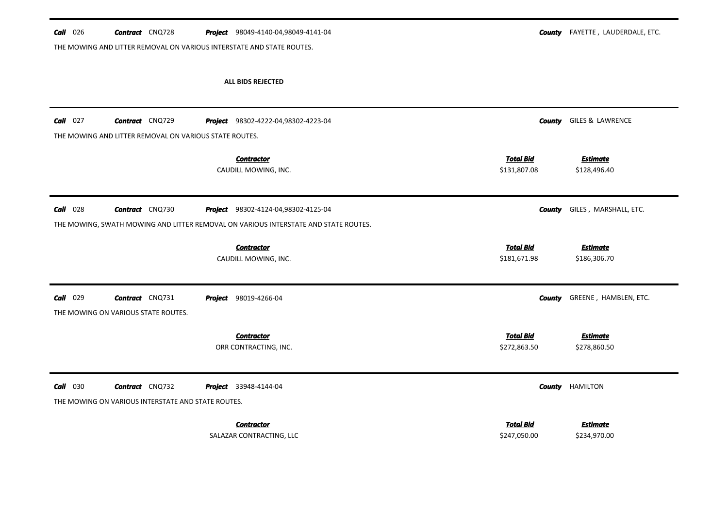**Call** 026 **Contract** CNQ728 **Project** 98049-4140-04,98049-4141-04 **County** FAYETTE , LAUDERDALE, ETC.

THE MOWING AND LITTER REMOVAL ON VARIOUS INTERSTATE AND STATE ROUTES.

**ALL BIDS REJECTED**

---

**Call** 027 **Contract** CNQ729 **Project** 98302-4222-04,98302-4223-04 **County** GILES & LAWRENCE

THE MOWING AND LITTER REMOVAL ON VARIOUS STATE ROUTES.

| Contractor | Total Bid | Estimate |
|---|---|---|
| CAUDILL MOWING, INC. | $131,807.08 | $128,496.40 |

---

**Call** 028 **Contract** CNQ730 **Project** 98302-4124-04,98302-4125-04 **County** GILES , MARSHALL, ETC.

THE MOWING, SWATH MOWING AND LITTER REMOVAL ON VARIOUS INTERSTATE AND STATE ROUTES.

| Contractor | Total Bid | Estimate |
|---|---|---|
| CAUDILL MOWING, INC. | $181,671.98 | $186,306.70 |

---

**Call** 029 **Contract** CNQ731 **Project** 98019-4266-04 **County** GREENE , HAMBLEN, ETC.

THE MOWING ON VARIOUS STATE ROUTES.

| Contractor | Total Bid | Estimate |
|---|---|---|
| ORR CONTRACTING, INC. | $272,863.50 | $278,860.50 |

---

**Call** 030 **Contract** CNQ732 **Project** 33948-4144-04 **County** HAMILTON

THE MOWING ON VARIOUS INTERSTATE AND STATE ROUTES.

| Contractor | Total Bid | Estimate |
|---|---|---|
| SALAZAR CONTRACTING, LLC | $247,050.00 | $234,970.00 |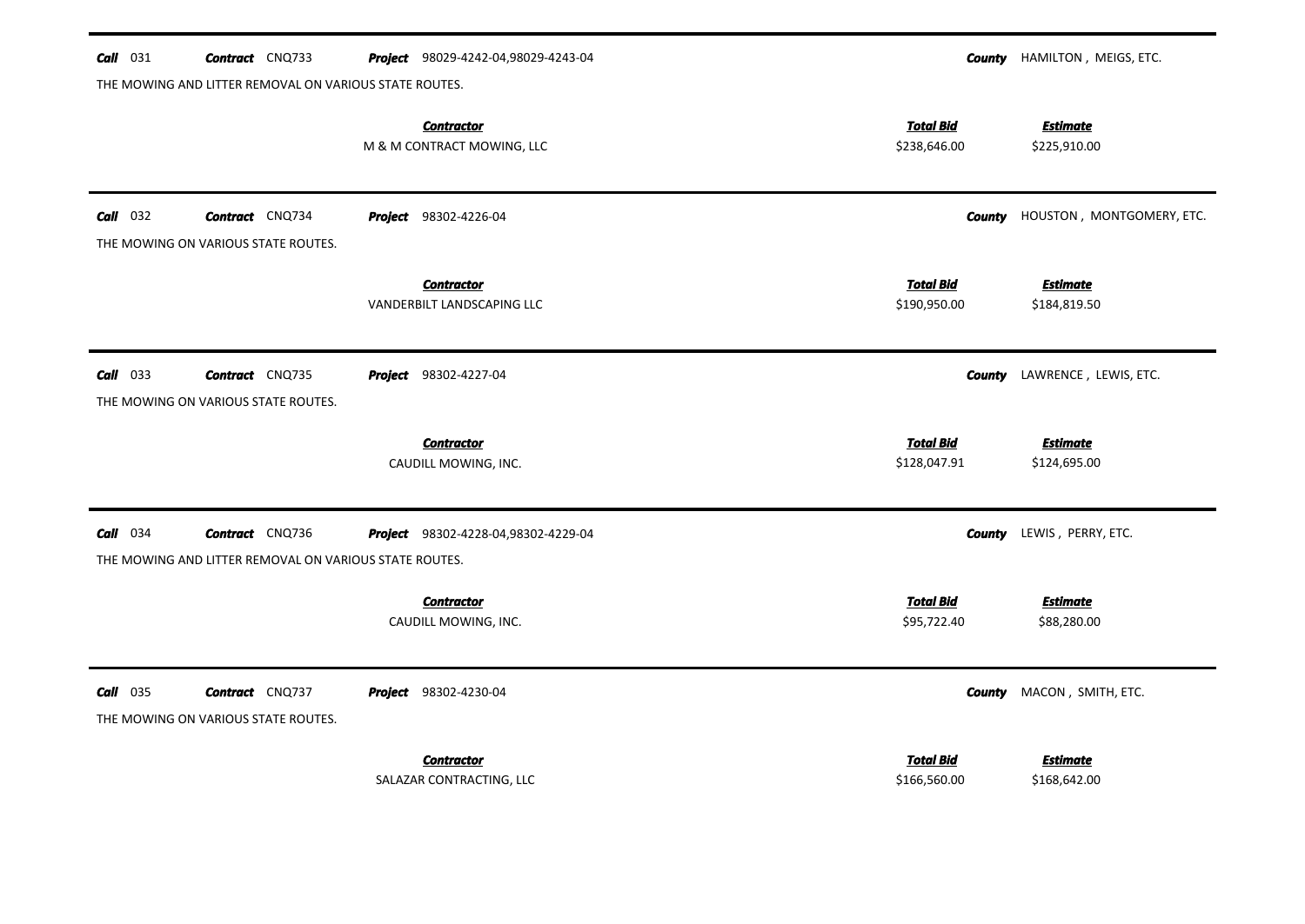**Call** 031 **Contract** CNQ733 **Project** 98029-4242-04,98029-4243-04 **County** HAMILTON , MEIGS, ETC.

THE MOWING AND LITTER REMOVAL ON VARIOUS STATE ROUTES.

| Contractor | Total Bid | Estimate |
|---|---|---|
| M & M CONTRACT MOWING, LLC | $238,646.00 | $225,910.00 |

---

**Call** 032 **Contract** CNQ734 **Project** 98302-4226-04 **County** HOUSTON , MONTGOMERY, ETC.

THE MOWING ON VARIOUS STATE ROUTES.

| Contractor | Total Bid | Estimate |
|---|---|---|
| VANDERBILT LANDSCAPING LLC | $190,950.00 | $184,819.50 |

---

**Call** 033 **Contract** CNQ735 **Project** 98302-4227-04 **County** LAWRENCE , LEWIS, ETC.

THE MOWING ON VARIOUS STATE ROUTES.

| Contractor | Total Bid | Estimate |
|---|---|---|
| CAUDILL MOWING, INC. | $128,047.91 | $124,695.00 |

---

**Call** 034 **Contract** CNQ736 **Project** 98302-4228-04,98302-4229-04 **County** LEWIS , PERRY, ETC.

THE MOWING AND LITTER REMOVAL ON VARIOUS STATE ROUTES.

| Contractor | Total Bid | Estimate |
|---|---|---|
| CAUDILL MOWING, INC. | $95,722.40 | $88,280.00 |

---

**Call** 035 **Contract** CNQ737 **Project** 98302-4230-04 **County** MACON , SMITH, ETC.

THE MOWING ON VARIOUS STATE ROUTES.

| Contractor | Total Bid | Estimate |
|---|---|---|
| SALAZAR CONTRACTING, LLC | $166,560.00 | $168,642.00 |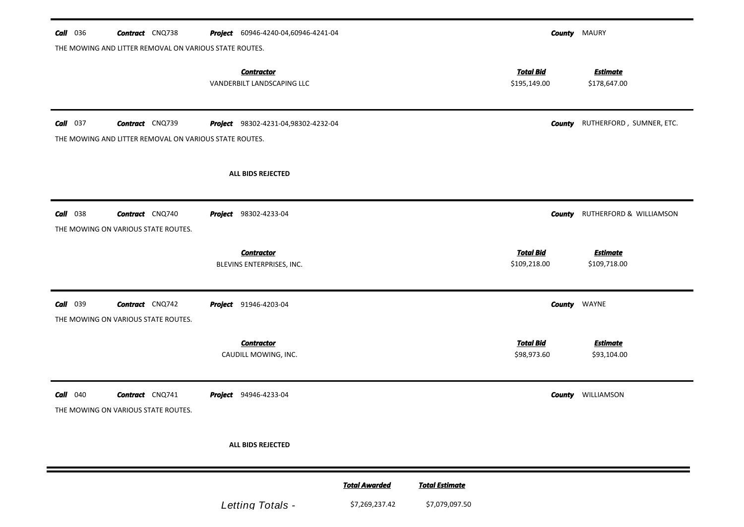**Call** 036 **Contract** CNQ738 **Project** 60946-4240-04,60946-4241-04 **County** MAURY

THE MOWING AND LITTER REMOVAL ON VARIOUS STATE ROUTES.

| Contractor | Total Bid | Estimate |
|---|---|---|
| VANDERBILT LANDSCAPING LLC | $195,149.00 | $178,647.00 |

---

**Call** 037 **Contract** CNQ739 **Project** 98302-4231-04,98302-4232-04 **County** RUTHERFORD , SUMNER, ETC.

THE MOWING AND LITTER REMOVAL ON VARIOUS STATE ROUTES.

**ALL BIDS REJECTED**

---

**Call** 038 **Contract** CNQ740 **Project** 98302-4233-04 **County** RUTHERFORD & WILLIAMSON

THE MOWING ON VARIOUS STATE ROUTES.

| Contractor | Total Bid | Estimate |
|---|---|---|
| BLEVINS ENTERPRISES, INC. | $109,218.00 | $109,718.00 |

---

**Call** 039 **Contract** CNQ742 **Project** 91946-4203-04 **County** WAYNE

THE MOWING ON VARIOUS STATE ROUTES.

| Contractor | Total Bid | Estimate |
|---|---|---|
| CAUDILL MOWING, INC. | $98,973.60 | $93,104.00 |

---

**Call** 040 **Contract** CNQ741 **Project** 94946-4233-04 **County** WILLIAMSON

THE MOWING ON VARIOUS STATE ROUTES.

**ALL BIDS REJECTED**

---

| | Total Awarded | Total Estimate |
|---|---|---|
| *Letting Totals -* | $7,269,237.42 | $7,079,097.50 |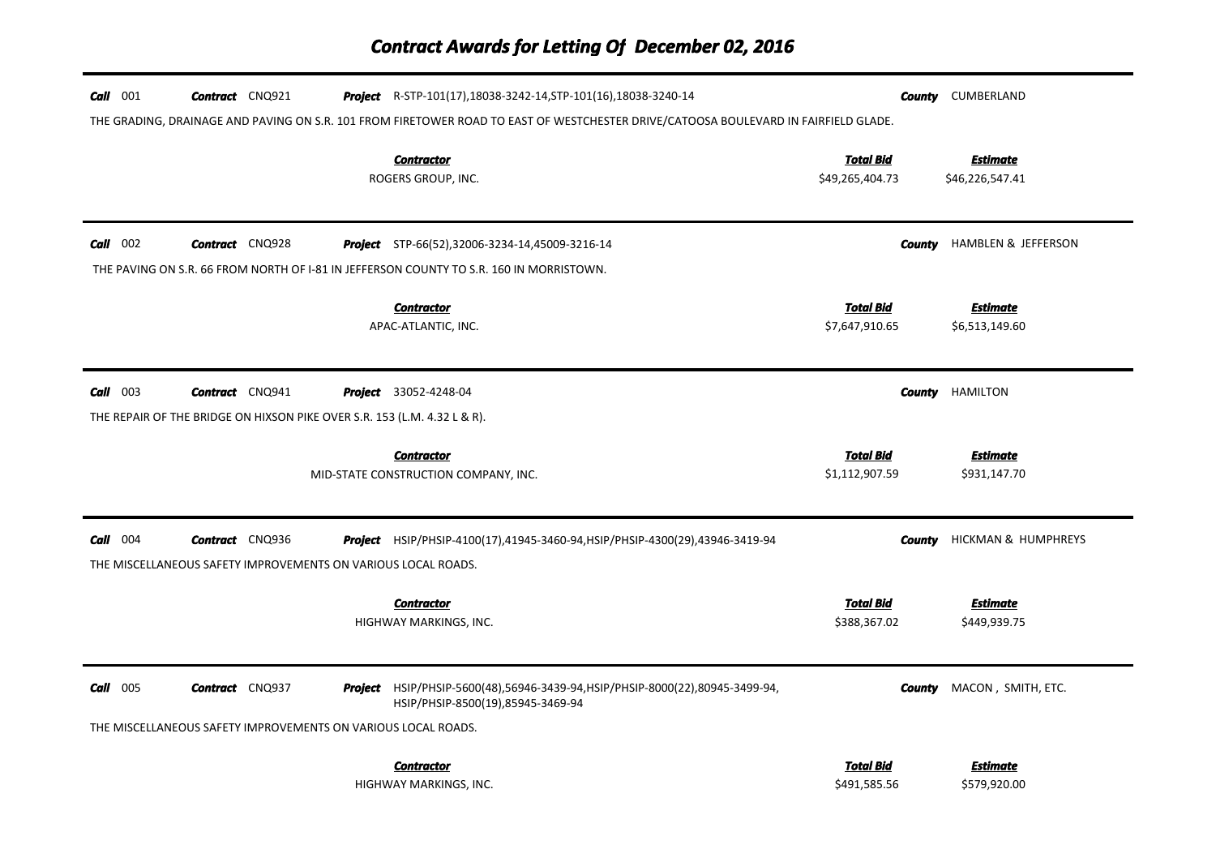# *Contract Awards for Letting Of December 02, 2016*

**Call** 001 **Contract** CNQ921 **Project** R-STP-101(17),18038-3242-14,STP-101(16),18038-3240-14 **County** CUMBERLAND

THE GRADING, DRAINAGE AND PAVING ON S.R. 101 FROM FIRETOWER ROAD TO EAST OF WESTCHESTER DRIVE/CATOOSA BOULEVARD IN FAIRFIELD GLADE.

| Contractor | Total Bid | Estimate |
|---|---|---|
| ROGERS GROUP, INC. | $49,265,404.73 | $46,226,547.41 |

---

**Call** 002 **Contract** CNQ928 **Project** STP-66(52),32006-3234-14,45009-3216-14 **County** HAMBLEN & JEFFERSON

THE PAVING ON S.R. 66 FROM NORTH OF I-81 IN JEFFERSON COUNTY TO S.R. 160 IN MORRISTOWN.

| Contractor | Total Bid | Estimate |
|---|---|---|
| APAC-ATLANTIC, INC. | $7,647,910.65 | $6,513,149.60 |

---

**Call** 003 **Contract** CNQ941 **Project** 33052-4248-04 **County** HAMILTON

THE REPAIR OF THE BRIDGE ON HIXSON PIKE OVER S.R. 153 (L.M. 4.32 L & R).

| Contractor | Total Bid | Estimate |
|---|---|---|
| MID-STATE CONSTRUCTION COMPANY, INC. | $1,112,907.59 | $931,147.70 |

---

**Call** 004 **Contract** CNQ936 **Project** HSIP/PHSIP-4100(17),41945-3460-94,HSIP/PHSIP-4300(29),43946-3419-94 **County** HICKMAN & HUMPHREYS

THE MISCELLANEOUS SAFETY IMPROVEMENTS ON VARIOUS LOCAL ROADS.

| Contractor | Total Bid | Estimate |
|---|---|---|
| HIGHWAY MARKINGS, INC. | $388,367.02 | $449,939.75 |

---

**Call** 005 **Contract** CNQ937 **Project** HSIP/PHSIP-5600(48),56946-3439-94,HSIP/PHSIP-8000(22),80945-3499-94, HSIP/PHSIP-8500(19),85945-3469-94 **County** MACON , SMITH, ETC.

THE MISCELLANEOUS SAFETY IMPROVEMENTS ON VARIOUS LOCAL ROADS.

| Contractor | Total Bid | Estimate |
|---|---|---|
| HIGHWAY MARKINGS, INC. | $491,585.56 | $579,920.00 |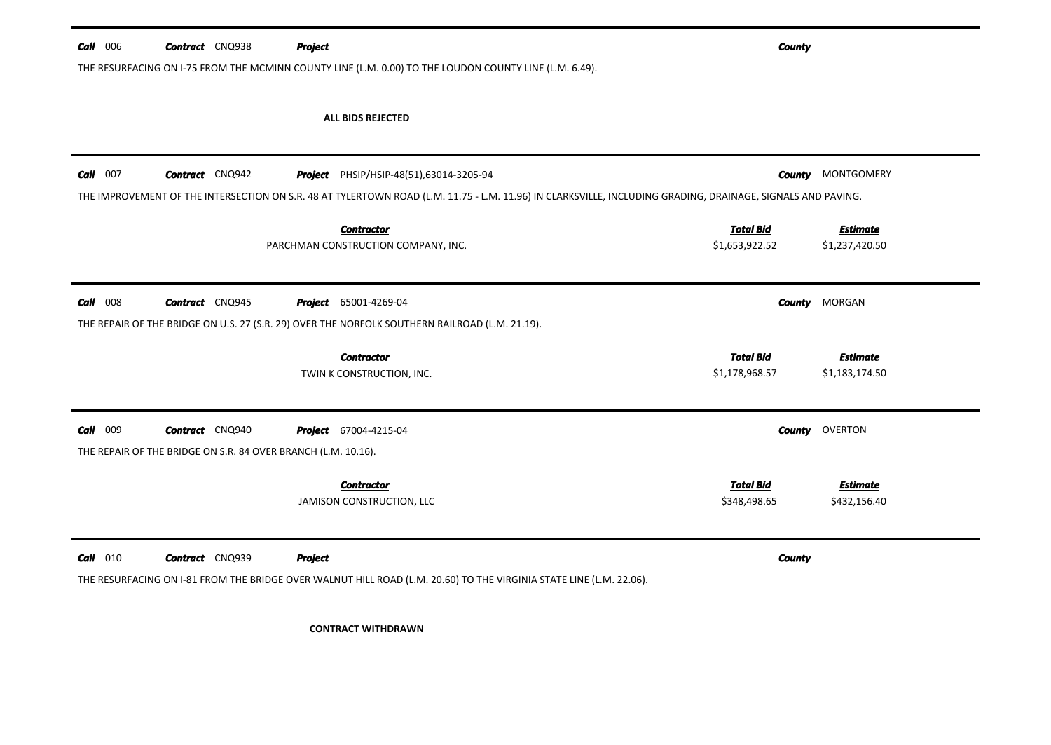---

**Call** 006 **Contract** CNQ938 **Project** **County**

THE RESURFACING ON I-75 FROM THE MCMINN COUNTY LINE (L.M. 0.00) TO THE LOUDON COUNTY LINE (L.M. 6.49).

**ALL BIDS REJECTED**

---

**Call** 007 **Contract** CNQ942 **Project** PHSIP/HSIP-48(51),63014-3205-94 **County** MONTGOMERY

THE IMPROVEMENT OF THE INTERSECTION ON S.R. 48 AT TYLERTOWN ROAD (L.M. 11.75 - L.M. 11.96) IN CLARKSVILLE, INCLUDING GRADING, DRAINAGE, SIGNALS AND PAVING.

| Contractor | Total Bid | Estimate |
|---|---|---|
| PARCHMAN CONSTRUCTION COMPANY, INC. | $1,653,922.52 | $1,237,420.50 |

---

**Call** 008 **Contract** CNQ945 **Project** 65001-4269-04 **County** MORGAN

THE REPAIR OF THE BRIDGE ON U.S. 27 (S.R. 29) OVER THE NORFOLK SOUTHERN RAILROAD (L.M. 21.19).

| Contractor | Total Bid | Estimate |
|---|---|---|
| TWIN K CONSTRUCTION, INC. | $1,178,968.57 | $1,183,174.50 |

---

**Call** 009 **Contract** CNQ940 **Project** 67004-4215-04 **County** OVERTON

THE REPAIR OF THE BRIDGE ON S.R. 84 OVER BRANCH (L.M. 10.16).

| Contractor | Total Bid | Estimate |
|---|---|---|
| JAMISON CONSTRUCTION, LLC | $348,498.65 | $432,156.40 |

---

**Call** 010 **Contract** CNQ939 **Project** **County**

THE RESURFACING ON I-81 FROM THE BRIDGE OVER WALNUT HILL ROAD (L.M. 20.60) TO THE VIRGINIA STATE LINE (L.M. 22.06).

**CONTRACT WITHDRAWN**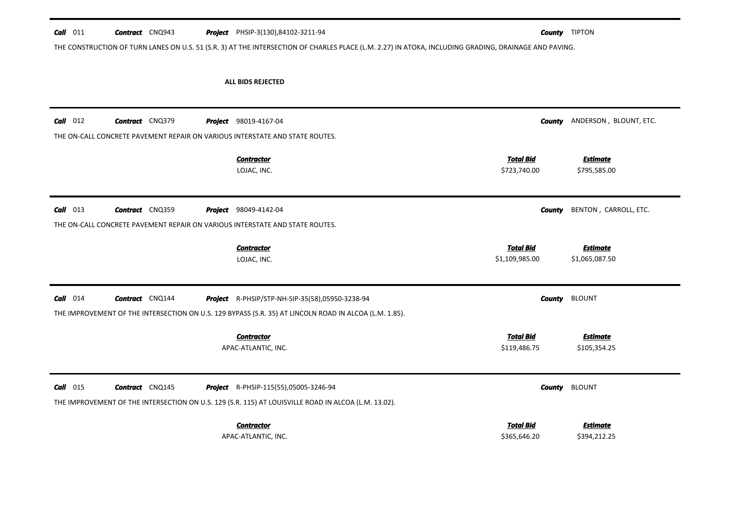**Call** 011 **Contract** CNQ943 **Project** PHSIP-3(130),84102-3211-94 **County** TIPTON

THE CONSTRUCTION OF TURN LANES ON U.S. 51 (S.R. 3) AT THE INTERSECTION OF CHARLES PLACE (L.M. 2.27) IN ATOKA, INCLUDING GRADING, DRAINAGE AND PAVING.

**ALL BIDS REJECTED**

---

**Call** 012 **Contract** CNQ379 **Project** 98019-4167-04 **County** ANDERSON , BLOUNT, ETC.

THE ON-CALL CONCRETE PAVEMENT REPAIR ON VARIOUS INTERSTATE AND STATE ROUTES.

| Contractor | Total Bid | Estimate |
|---|---|---|
| LOJAC, INC. | $723,740.00 | $795,585.00 |

---

**Call** 013 **Contract** CNQ359 **Project** 98049-4142-04 **County** BENTON , CARROLL, ETC.

THE ON-CALL CONCRETE PAVEMENT REPAIR ON VARIOUS INTERSTATE AND STATE ROUTES.

| Contractor | Total Bid | Estimate |
|---|---|---|
| LOJAC, INC. | $1,109,985.00 | $1,065,087.50 |

---

**Call** 014 **Contract** CNQ144 **Project** R-PHSIP/STP-NH-SIP-35(58),05950-3238-94 **County** BLOUNT

THE IMPROVEMENT OF THE INTERSECTION ON U.S. 129 BYPASS (S.R. 35) AT LINCOLN ROAD IN ALCOA (L.M. 1.85).

| Contractor | Total Bid | Estimate |
|---|---|---|
| APAC-ATLANTIC, INC. | $119,486.75 | $105,354.25 |

---

**Call** 015 **Contract** CNQ145 **Project** R-PHSIP-115(55),05005-3246-94 **County** BLOUNT

THE IMPROVEMENT OF THE INTERSECTION ON U.S. 129 (S.R. 115) AT LOUISVILLE ROAD IN ALCOA (L.M. 13.02).

| Contractor | Total Bid | Estimate |
|---|---|---|
| APAC-ATLANTIC, INC. | $365,646.20 | $394,212.25 |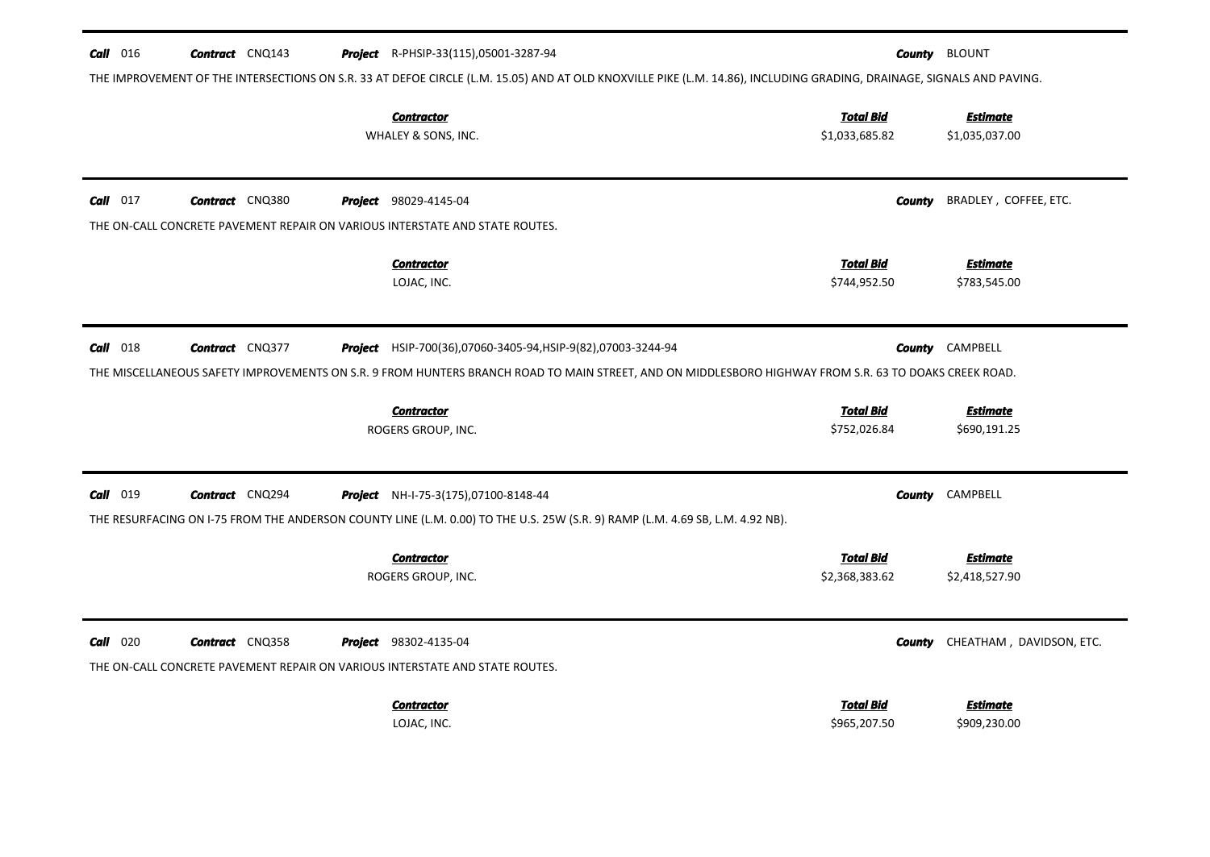**Call** 016 **Contract** CNQ143 **Project** R-PHSIP-33(115),05001-3287-94 **County** BLOUNT

THE IMPROVEMENT OF THE INTERSECTIONS ON S.R. 33 AT DEFOE CIRCLE (L.M. 15.05) AND AT OLD KNOXVILLE PIKE (L.M. 14.86), INCLUDING GRADING, DRAINAGE, SIGNALS AND PAVING.

| Contractor | Total Bid | Estimate |
|---|---|---|
| WHALEY & SONS, INC. | \$1,033,685.82 | \$1,035,037.00 |

---

**Call** 017 **Contract** CNQ380 **Project** 98029-4145-04 **County** BRADLEY , COFFEE, ETC.

THE ON-CALL CONCRETE PAVEMENT REPAIR ON VARIOUS INTERSTATE AND STATE ROUTES.

| Contractor | Total Bid | Estimate |
|---|---|---|
| LOJAC, INC. | \$744,952.50 | \$783,545.00 |

---

**Call** 018 **Contract** CNQ377 **Project** HSIP-700(36),07060-3405-94,HSIP-9(82),07003-3244-94 **County** CAMPBELL

THE MISCELLANEOUS SAFETY IMPROVEMENTS ON S.R. 9 FROM HUNTERS BRANCH ROAD TO MAIN STREET, AND ON MIDDLESBORO HIGHWAY FROM S.R. 63 TO DOAKS CREEK ROAD.

| Contractor | Total Bid | Estimate |
|---|---|---|
| ROGERS GROUP, INC. | \$752,026.84 | \$690,191.25 |

---

**Call** 019 **Contract** CNQ294 **Project** NH-I-75-3(175),07100-8148-44 **County** CAMPBELL

THE RESURFACING ON I-75 FROM THE ANDERSON COUNTY LINE (L.M. 0.00) TO THE U.S. 25W (S.R. 9) RAMP (L.M. 4.69 SB, L.M. 4.92 NB).

| Contractor | Total Bid | Estimate |
|---|---|---|
| ROGERS GROUP, INC. | \$2,368,383.62 | \$2,418,527.90 |

---

**Call** 020 **Contract** CNQ358 **Project** 98302-4135-04 **County** CHEATHAM , DAVIDSON, ETC.

THE ON-CALL CONCRETE PAVEMENT REPAIR ON VARIOUS INTERSTATE AND STATE ROUTES.

| Contractor | Total Bid | Estimate |
|---|---|---|
| LOJAC, INC. | \$965,207.50 | \$909,230.00 |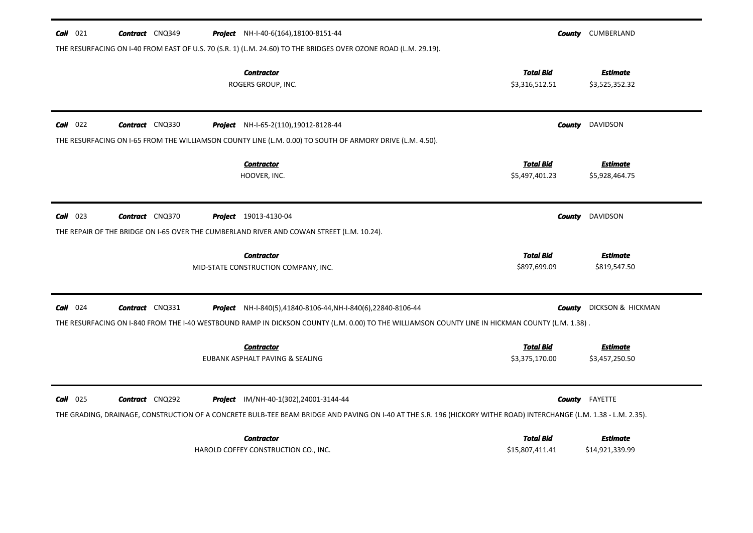**Call** 021 **Contract** CNQ349 **Project** NH-I-40-6(164),18100-8151-44 **County** CUMBERLAND

THE RESURFACING ON I-40 FROM EAST OF U.S. 70 (S.R. 1) (L.M. 24.60) TO THE BRIDGES OVER OZONE ROAD (L.M. 29.19).

| Contractor | Total Bid | Estimate |
|---|---|---|
| ROGERS GROUP, INC. | $3,316,512.51 | $3,525,352.32 |

---

**Call** 022 **Contract** CNQ330 **Project** NH-I-65-2(110),19012-8128-44 **County** DAVIDSON

THE RESURFACING ON I-65 FROM THE WILLIAMSON COUNTY LINE (L.M. 0.00) TO SOUTH OF ARMORY DRIVE (L.M. 4.50).

| Contractor | Total Bid | Estimate |
|---|---|---|
| HOOVER, INC. | $5,497,401.23 | $5,928,464.75 |

---

**Call** 023 **Contract** CNQ370 **Project** 19013-4130-04 **County** DAVIDSON

THE REPAIR OF THE BRIDGE ON I-65 OVER THE CUMBERLAND RIVER AND COWAN STREET (L.M. 10.24).

| Contractor | Total Bid | Estimate |
|---|---|---|
| MID-STATE CONSTRUCTION COMPANY, INC. | $897,699.09 | $819,547.50 |

---

**Call** 024 **Contract** CNQ331 **Project** NH-I-840(5),41840-8106-44,NH-I-840(6),22840-8106-44 **County** DICKSON & HICKMAN

THE RESURFACING ON I-840 FROM THE I-40 WESTBOUND RAMP IN DICKSON COUNTY (L.M. 0.00) TO THE WILLIAMSON COUNTY LINE IN HICKMAN COUNTY (L.M. 1.38) .

| Contractor | Total Bid | Estimate |
|---|---|---|
| EUBANK ASPHALT PAVING & SEALING | $3,375,170.00 | $3,457,250.50 |

---

**Call** 025 **Contract** CNQ292 **Project** IM/NH-40-1(302),24001-3144-44 **County** FAYETTE

THE GRADING, DRAINAGE, CONSTRUCTION OF A CONCRETE BULB-TEE BEAM BRIDGE AND PAVING ON I-40 AT THE S.R. 196 (HICKORY WITHE ROAD) INTERCHANGE (L.M. 1.38 - L.M. 2.35).

| Contractor | Total Bid | Estimate |
|---|---|---|
| HAROLD COFFEY CONSTRUCTION CO., INC. | $15,807,411.41 | $14,921,339.99 |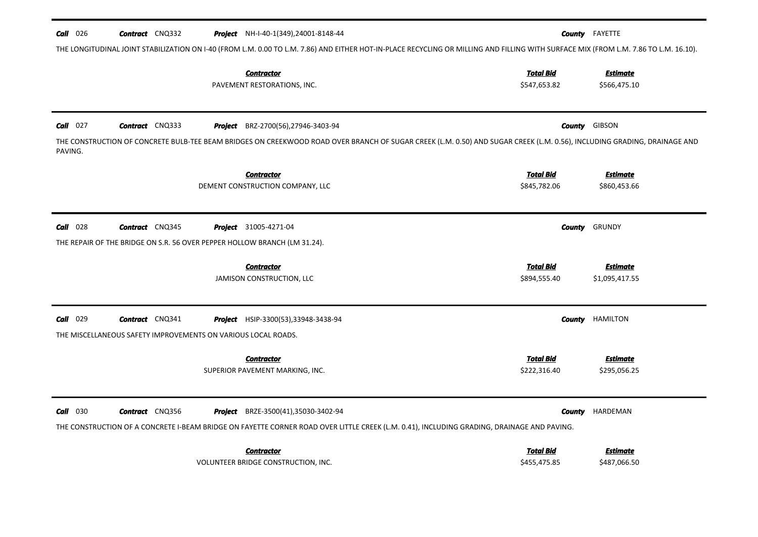**Call** 026 **Contract** CNQ332 **Project** NH-I-40-1(349),24001-8148-44 **County** FAYETTE

THE LONGITUDINAL JOINT STABILIZATION ON I-40 (FROM L.M. 0.00 TO L.M. 7.86) AND EITHER HOT-IN-PLACE RECYCLING OR MILLING AND FILLING WITH SURFACE MIX (FROM L.M. 7.86 TO L.M. 16.10).

| Contractor | Total Bid | Estimate |
|---|---|---|
| PAVEMENT RESTORATIONS, INC. | $547,653.82 | $566,475.10 |

---

**Call** 027 **Contract** CNQ333 **Project** BRZ-2700(56),27946-3403-94 **County** GIBSON

THE CONSTRUCTION OF CONCRETE BULB-TEE BEAM BRIDGES ON CREEKWOOD ROAD OVER BRANCH OF SUGAR CREEK (L.M. 0.50) AND SUGAR CREEK (L.M. 0.56), INCLUDING GRADING, DRAINAGE AND PAVING.

| Contractor | Total Bid | Estimate |
|---|---|---|
| DEMENT CONSTRUCTION COMPANY, LLC | $845,782.06 | $860,453.66 |

---

**Call** 028 **Contract** CNQ345 **Project** 31005-4271-04 **County** GRUNDY

THE REPAIR OF THE BRIDGE ON S.R. 56 OVER PEPPER HOLLOW BRANCH (LM 31.24).

| Contractor | Total Bid | Estimate |
|---|---|---|
| JAMISON CONSTRUCTION, LLC | $894,555.40 | $1,095,417.55 |

---

**Call** 029 **Contract** CNQ341 **Project** HSIP-3300(53),33948-3438-94 **County** HAMILTON

THE MISCELLANEOUS SAFETY IMPROVEMENTS ON VARIOUS LOCAL ROADS.

| Contractor | Total Bid | Estimate |
|---|---|---|
| SUPERIOR PAVEMENT MARKING, INC. | $222,316.40 | $295,056.25 |

---

**Call** 030 **Contract** CNQ356 **Project** BRZE-3500(41),35030-3402-94 **County** HARDEMAN

THE CONSTRUCTION OF A CONCRETE I-BEAM BRIDGE ON FAYETTE CORNER ROAD OVER LITTLE CREEK (L.M. 0.41), INCLUDING GRADING, DRAINAGE AND PAVING.

| Contractor | Total Bid | Estimate |
|---|---|---|
| VOLUNTEER BRIDGE CONSTRUCTION, INC. | $455,475.85 | $487,066.50 |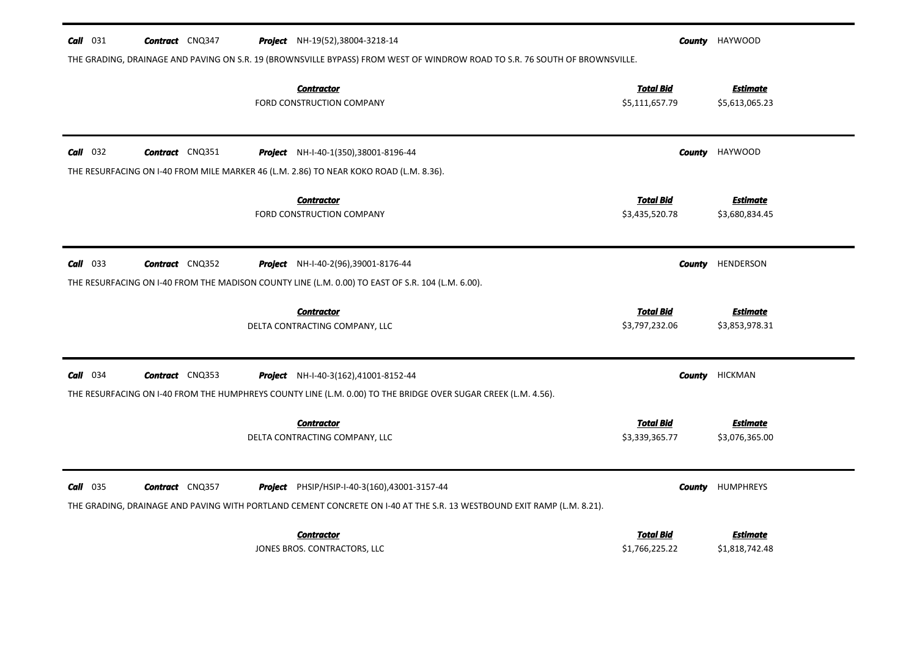**Call** 031 **Contract** CNQ347 **Project** NH-19(52),38004-3218-14 **County** HAYWOOD

THE GRADING, DRAINAGE AND PAVING ON S.R. 19 (BROWNSVILLE BYPASS) FROM WEST OF WINDROW ROAD TO S.R. 76 SOUTH OF BROWNSVILLE.

| Contractor | Total Bid | Estimate |
|---|---|---|
| FORD CONSTRUCTION COMPANY | $5,111,657.79 | $5,613,065.23 |

---

**Call** 032 **Contract** CNQ351 **Project** NH-I-40-1(350),38001-8196-44 **County** HAYWOOD

THE RESURFACING ON I-40 FROM MILE MARKER 46 (L.M. 2.86) TO NEAR KOKO ROAD (L.M. 8.36).

| Contractor | Total Bid | Estimate |
|---|---|---|
| FORD CONSTRUCTION COMPANY | $3,435,520.78 | $3,680,834.45 |

---

**Call** 033 **Contract** CNQ352 **Project** NH-I-40-2(96),39001-8176-44 **County** HENDERSON

THE RESURFACING ON I-40 FROM THE MADISON COUNTY LINE (L.M. 0.00) TO EAST OF S.R. 104 (L.M. 6.00).

| Contractor | Total Bid | Estimate |
|---|---|---|
| DELTA CONTRACTING COMPANY, LLC | $3,797,232.06 | $3,853,978.31 |

---

**Call** 034 **Contract** CNQ353 **Project** NH-I-40-3(162),41001-8152-44 **County** HICKMAN

THE RESURFACING ON I-40 FROM THE HUMPHREYS COUNTY LINE (L.M. 0.00) TO THE BRIDGE OVER SUGAR CREEK (L.M. 4.56).

| Contractor | Total Bid | Estimate |
|---|---|---|
| DELTA CONTRACTING COMPANY, LLC | $3,339,365.77 | $3,076,365.00 |

---

**Call** 035 **Contract** CNQ357 **Project** PHSIP/HSIP-I-40-3(160),43001-3157-44 **County** HUMPHREYS

THE GRADING, DRAINAGE AND PAVING WITH PORTLAND CEMENT CONCRETE ON I-40 AT THE S.R. 13 WESTBOUND EXIT RAMP (L.M. 8.21).

| Contractor | Total Bid | Estimate |
|---|---|---|
| JONES BROS. CONTRACTORS, LLC | $1,766,225.22 | $1,818,742.48 |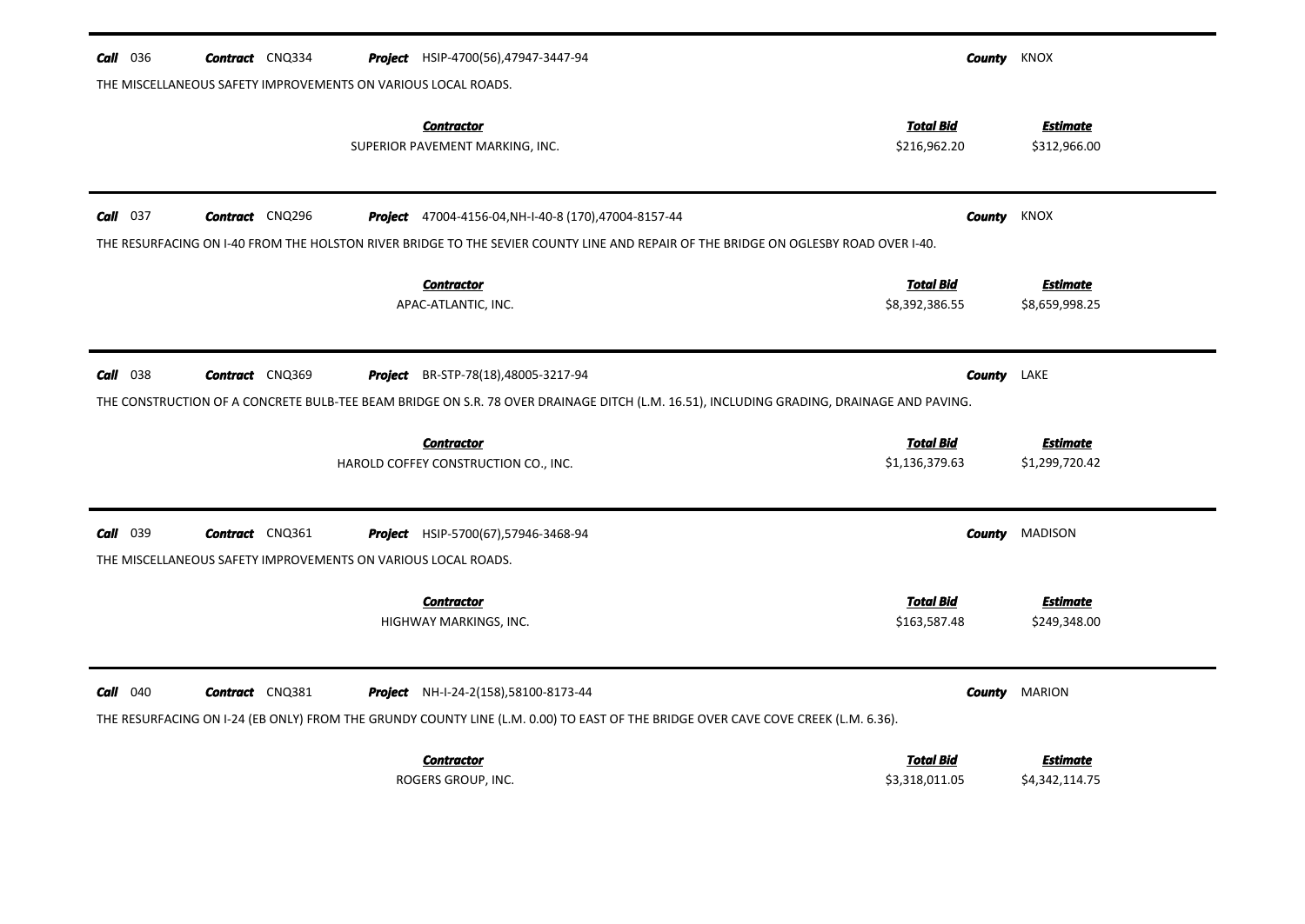**Call** 036 **Contract** CNQ334 **Project** HSIP-4700(56),47947-3447-94 **County** KNOX

THE MISCELLANEOUS SAFETY IMPROVEMENTS ON VARIOUS LOCAL ROADS.

| Contractor | Total Bid | Estimate |
|---|---|---|
| SUPERIOR PAVEMENT MARKING, INC. | $216,962.20 | $312,966.00 |

---

**Call** 037 **Contract** CNQ296 **Project** 47004-4156-04,NH-I-40-8 (170),47004-8157-44 **County** KNOX

THE RESURFACING ON I-40 FROM THE HOLSTON RIVER BRIDGE TO THE SEVIER COUNTY LINE AND REPAIR OF THE BRIDGE ON OGLESBY ROAD OVER I-40.

| Contractor | Total Bid | Estimate |
|---|---|---|
| APAC-ATLANTIC, INC. | $8,392,386.55 | $8,659,998.25 |

---

**Call** 038 **Contract** CNQ369 **Project** BR-STP-78(18),48005-3217-94 **County** LAKE

THE CONSTRUCTION OF A CONCRETE BULB-TEE BEAM BRIDGE ON S.R. 78 OVER DRAINAGE DITCH (L.M. 16.51), INCLUDING GRADING, DRAINAGE AND PAVING.

| Contractor | Total Bid | Estimate |
|---|---|---|
| HAROLD COFFEY CONSTRUCTION CO., INC. | $1,136,379.63 | $1,299,720.42 |

---

**Call** 039 **Contract** CNQ361 **Project** HSIP-5700(67),57946-3468-94 **County** MADISON

THE MISCELLANEOUS SAFETY IMPROVEMENTS ON VARIOUS LOCAL ROADS.

| Contractor | Total Bid | Estimate |
|---|---|---|
| HIGHWAY MARKINGS, INC. | $163,587.48 | $249,348.00 |

---

**Call** 040 **Contract** CNQ381 **Project** NH-I-24-2(158),58100-8173-44 **County** MARION

THE RESURFACING ON I-24 (EB ONLY) FROM THE GRUNDY COUNTY LINE (L.M. 0.00) TO EAST OF THE BRIDGE OVER CAVE COVE CREEK (L.M. 6.36).

| Contractor | Total Bid | Estimate |
|---|---|---|
| ROGERS GROUP, INC. | $3,318,011.05 | $4,342,114.75 |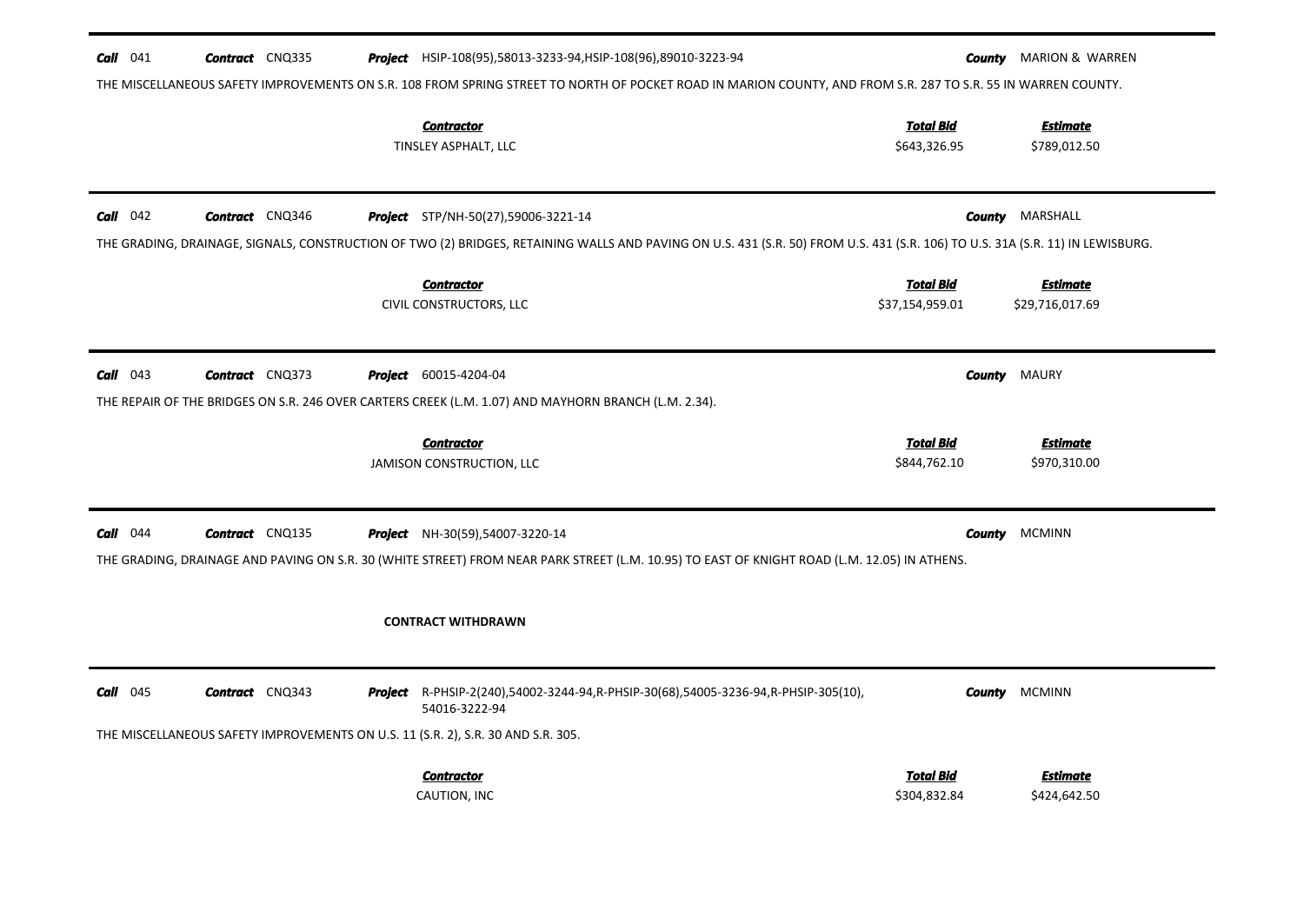**Call** 041 **Contract** CNQ335 **Project** HSIP-108(95),58013-3233-94,HSIP-108(96),89010-3223-94 **County** MARION & WARREN

THE MISCELLANEOUS SAFETY IMPROVEMENTS ON S.R. 108 FROM SPRING STREET TO NORTH OF POCKET ROAD IN MARION COUNTY, AND FROM S.R. 287 TO S.R. 55 IN WARREN COUNTY.

| Contractor | Total Bid | Estimate |
|---|---|---|
| TINSLEY ASPHALT, LLC | $643,326.95 | $789,012.50 |

---

**Call** 042 **Contract** CNQ346 **Project** STP/NH-50(27),59006-3221-14 **County** MARSHALL

THE GRADING, DRAINAGE, SIGNALS, CONSTRUCTION OF TWO (2) BRIDGES, RETAINING WALLS AND PAVING ON U.S. 431 (S.R. 50) FROM U.S. 431 (S.R. 106) TO U.S. 31A (S.R. 11) IN LEWISBURG.

| Contractor | Total Bid | Estimate |
|---|---|---|
| CIVIL CONSTRUCTORS, LLC | $37,154,959.01 | $29,716,017.69 |

---

**Call** 043 **Contract** CNQ373 **Project** 60015-4204-04 **County** MAURY

THE REPAIR OF THE BRIDGES ON S.R. 246 OVER CARTERS CREEK (L.M. 1.07) AND MAYHORN BRANCH (L.M. 2.34).

| Contractor | Total Bid | Estimate |
|---|---|---|
| JAMISON CONSTRUCTION, LLC | $844,762.10 | $970,310.00 |

---

**Call** 044 **Contract** CNQ135 **Project** NH-30(59),54007-3220-14 **County** MCMINN

THE GRADING, DRAINAGE AND PAVING ON S.R. 30 (WHITE STREET) FROM NEAR PARK STREET (L.M. 10.95) TO EAST OF KNIGHT ROAD (L.M. 12.05) IN ATHENS.

**CONTRACT WITHDRAWN**

---

**Call** 045 **Contract** CNQ343 **Project** R-PHSIP-2(240),54002-3244-94,R-PHSIP-30(68),54005-3236-94,R-PHSIP-305(10), 54016-3222-94 **County** MCMINN

THE MISCELLANEOUS SAFETY IMPROVEMENTS ON U.S. 11 (S.R. 2), S.R. 30 AND S.R. 305.

| Contractor | Total Bid | Estimate |
|---|---|---|
| CAUTION, INC | $304,832.84 | $424,642.50 |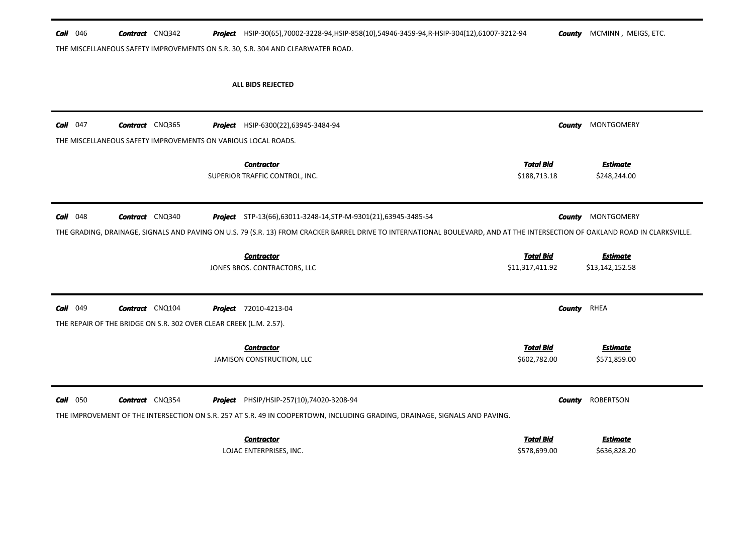**Call** 046 **Contract** CNQ342 **Project** HSIP-30(65),70002-3228-94,HSIP-858(10),54946-3459-94,R-HSIP-304(12),61007-3212-94 **County** MCMINN , MEIGS, ETC.

THE MISCELLANEOUS SAFETY IMPROVEMENTS ON S.R. 30, S.R. 304 AND CLEARWATER ROAD.

**ALL BIDS REJECTED**

---

**Call** 047 **Contract** CNQ365 **Project** HSIP-6300(22),63945-3484-94 **County** MONTGOMERY

THE MISCELLANEOUS SAFETY IMPROVEMENTS ON VARIOUS LOCAL ROADS.

| Contractor | Total Bid | Estimate |
|---|---|---|
| SUPERIOR TRAFFIC CONTROL, INC. | $188,713.18 | $248,244.00 |

---

**Call** 048 **Contract** CNQ340 **Project** STP-13(66),63011-3248-14,STP-M-9301(21),63945-3485-54 **County** MONTGOMERY

THE GRADING, DRAINAGE, SIGNALS AND PAVING ON U.S. 79 (S.R. 13) FROM CRACKER BARREL DRIVE TO INTERNATIONAL BOULEVARD, AND AT THE INTERSECTION OF OAKLAND ROAD IN CLARKSVILLE.

| Contractor | Total Bid | Estimate |
|---|---|---|
| JONES BROS. CONTRACTORS, LLC | $11,317,411.92 | $13,142,152.58 |

---

**Call** 049 **Contract** CNQ104 **Project** 72010-4213-04 **County** RHEA

THE REPAIR OF THE BRIDGE ON S.R. 302 OVER CLEAR CREEK (L.M. 2.57).

| Contractor | Total Bid | Estimate |
|---|---|---|
| JAMISON CONSTRUCTION, LLC | $602,782.00 | $571,859.00 |

---

**Call** 050 **Contract** CNQ354 **Project** PHSIP/HSIP-257(10),74020-3208-94 **County** ROBERTSON

THE IMPROVEMENT OF THE INTERSECTION ON S.R. 257 AT S.R. 49 IN COOPERTOWN, INCLUDING GRADING, DRAINAGE, SIGNALS AND PAVING.

| Contractor | Total Bid | Estimate |
|---|---|---|
| LOJAC ENTERPRISES, INC. | $578,699.00 | $636,828.20 |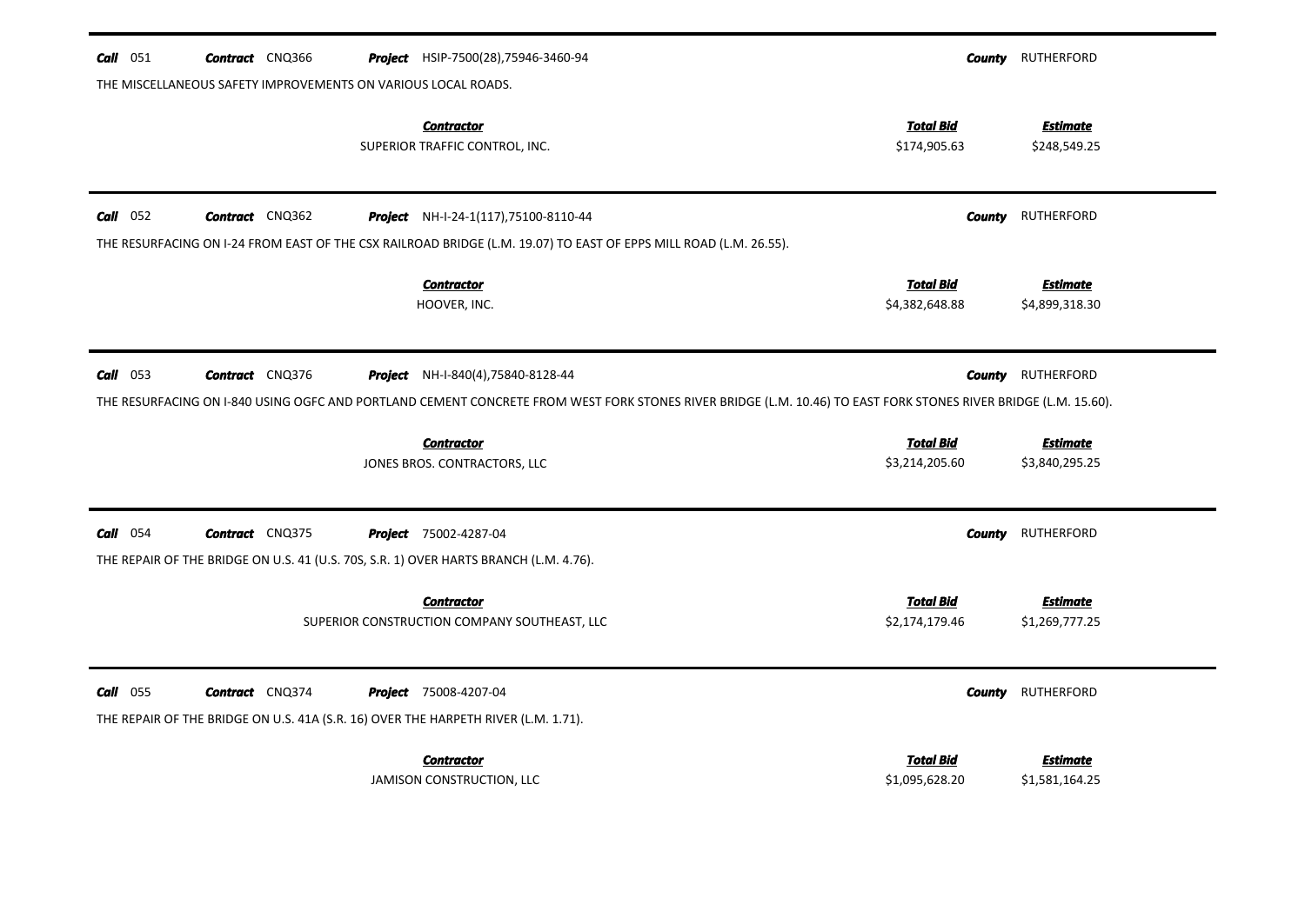**Call** 051 **Contract** CNQ366 **Project** HSIP-7500(28),75946-3460-94 **County** RUTHERFORD

THE MISCELLANEOUS SAFETY IMPROVEMENTS ON VARIOUS LOCAL ROADS.

| Contractor | Total Bid | Estimate |
|---|---|---|
| SUPERIOR TRAFFIC CONTROL, INC. | $174,905.63 | $248,549.25 |

---

**Call** 052 **Contract** CNQ362 **Project** NH-I-24-1(117),75100-8110-44 **County** RUTHERFORD

THE RESURFACING ON I-24 FROM EAST OF THE CSX RAILROAD BRIDGE (L.M. 19.07) TO EAST OF EPPS MILL ROAD (L.M. 26.55).

| Contractor | Total Bid | Estimate |
|---|---|---|
| HOOVER, INC. | $4,382,648.88 | $4,899,318.30 |

---

**Call** 053 **Contract** CNQ376 **Project** NH-I-840(4),75840-8128-44 **County** RUTHERFORD

THE RESURFACING ON I-840 USING OGFC AND PORTLAND CEMENT CONCRETE FROM WEST FORK STONES RIVER BRIDGE (L.M. 10.46) TO EAST FORK STONES RIVER BRIDGE (L.M. 15.60).

| Contractor | Total Bid | Estimate |
|---|---|---|
| JONES BROS. CONTRACTORS, LLC | $3,214,205.60 | $3,840,295.25 |

---

**Call** 054 **Contract** CNQ375 **Project** 75002-4287-04 **County** RUTHERFORD

THE REPAIR OF THE BRIDGE ON U.S. 41 (U.S. 70S, S.R. 1) OVER HARTS BRANCH (L.M. 4.76).

| Contractor | Total Bid | Estimate |
|---|---|---|
| SUPERIOR CONSTRUCTION COMPANY SOUTHEAST, LLC | $2,174,179.46 | $1,269,777.25 |

---

**Call** 055 **Contract** CNQ374 **Project** 75008-4207-04 **County** RUTHERFORD

THE REPAIR OF THE BRIDGE ON U.S. 41A (S.R. 16) OVER THE HARPETH RIVER (L.M. 1.71).

| Contractor | Total Bid | Estimate |
|---|---|---|
| JAMISON CONSTRUCTION, LLC | $1,095,628.20 | $1,581,164.25 |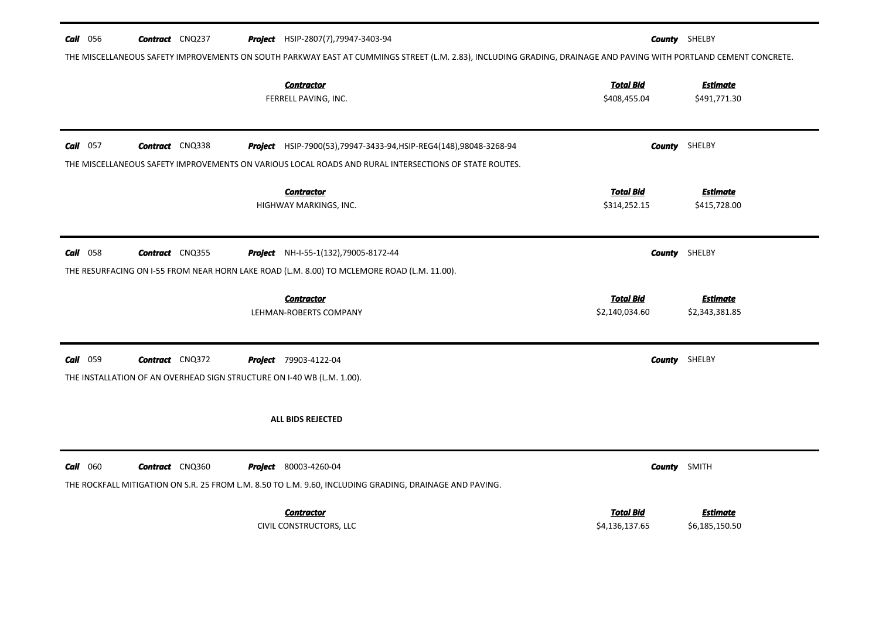**Call** 056 **Contract** CNQ237 **Project** HSIP-2807(7),79947-3403-94 **County** SHELBY

THE MISCELLANEOUS SAFETY IMPROVEMENTS ON SOUTH PARKWAY EAST AT CUMMINGS STREET (L.M. 2.83), INCLUDING GRADING, DRAINAGE AND PAVING WITH PORTLAND CEMENT CONCRETE.

| Contractor | Total Bid | Estimate |
|---|---|---|
| FERRELL PAVING, INC. | $408,455.04 | $491,771.30 |

---

**Call** 057 **Contract** CNQ338 **Project** HSIP-7900(53),79947-3433-94,HSIP-REG4(148),98048-3268-94 **County** SHELBY

THE MISCELLANEOUS SAFETY IMPROVEMENTS ON VARIOUS LOCAL ROADS AND RURAL INTERSECTIONS OF STATE ROUTES.

| Contractor | Total Bid | Estimate |
|---|---|---|
| HIGHWAY MARKINGS, INC. | $314,252.15 | $415,728.00 |

---

**Call** 058 **Contract** CNQ355 **Project** NH-I-55-1(132),79005-8172-44 **County** SHELBY

THE RESURFACING ON I-55 FROM NEAR HORN LAKE ROAD (L.M. 8.00) TO MCLEMORE ROAD (L.M. 11.00).

| Contractor | Total Bid | Estimate |
|---|---|---|
| LEHMAN-ROBERTS COMPANY | $2,140,034.60 | $2,343,381.85 |

---

**Call** 059 **Contract** CNQ372 **Project** 79903-4122-04 **County** SHELBY

THE INSTALLATION OF AN OVERHEAD SIGN STRUCTURE ON I-40 WB (L.M. 1.00).

**ALL BIDS REJECTED**

---

**Call** 060 **Contract** CNQ360 **Project** 80003-4260-04 **County** SMITH

THE ROCKFALL MITIGATION ON S.R. 25 FROM L.M. 8.50 TO L.M. 9.60, INCLUDING GRADING, DRAINAGE AND PAVING.

| Contractor | Total Bid | Estimate |
|---|---|---|
| CIVIL CONSTRUCTORS, LLC | $4,136,137.65 | $6,185,150.50 |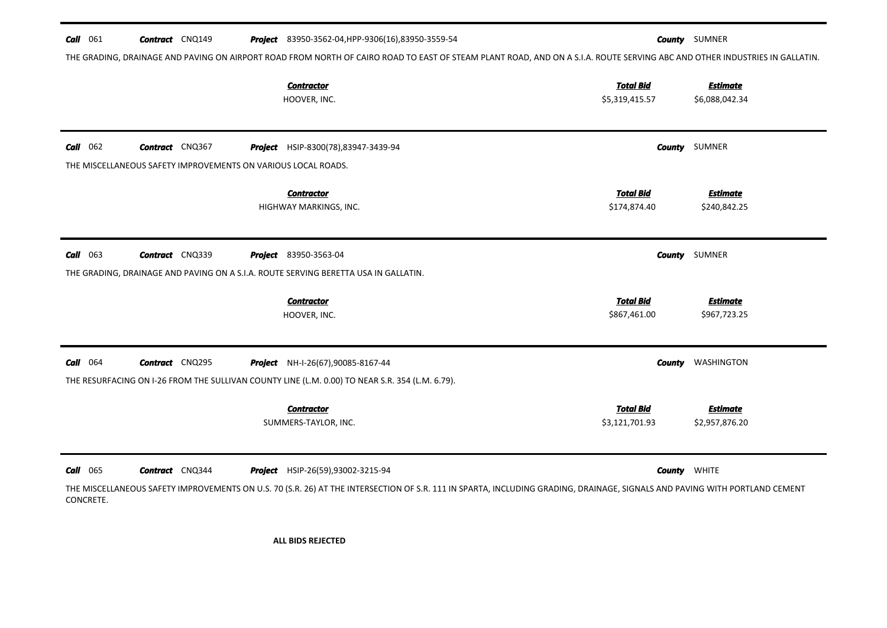**Call** 061 **Contract** CNQ149 **Project** 83950-3562-04,HPP-9306(16),83950-3559-54 **County** SUMNER

THE GRADING, DRAINAGE AND PAVING ON AIRPORT ROAD FROM NORTH OF CAIRO ROAD TO EAST OF STEAM PLANT ROAD, AND ON A S.I.A. ROUTE SERVING ABC AND OTHER INDUSTRIES IN GALLATIN.

| Contractor | Total Bid | Estimate |
|---|---|---|
| HOOVER, INC. | $5,319,415.57 | $6,088,042.34 |

---

**Call** 062 **Contract** CNQ367 **Project** HSIP-8300(78),83947-3439-94 **County** SUMNER

THE MISCELLANEOUS SAFETY IMPROVEMENTS ON VARIOUS LOCAL ROADS.

| Contractor | Total Bid | Estimate |
|---|---|---|
| HIGHWAY MARKINGS, INC. | $174,874.40 | $240,842.25 |

---

**Call** 063 **Contract** CNQ339 **Project** 83950-3563-04 **County** SUMNER

THE GRADING, DRAINAGE AND PAVING ON A S.I.A. ROUTE SERVING BERETTA USA IN GALLATIN.

| Contractor | Total Bid | Estimate |
|---|---|---|
| HOOVER, INC. | $867,461.00 | $967,723.25 |

---

**Call** 064 **Contract** CNQ295 **Project** NH-I-26(67),90085-8167-44 **County** WASHINGTON

THE RESURFACING ON I-26 FROM THE SULLIVAN COUNTY LINE (L.M. 0.00) TO NEAR S.R. 354 (L.M. 6.79).

| Contractor | Total Bid | Estimate |
|---|---|---|
| SUMMERS-TAYLOR, INC. | $3,121,701.93 | $2,957,876.20 |

---

**Call** 065 **Contract** CNQ344 **Project** HSIP-26(59),93002-3215-94 **County** WHITE

THE MISCELLANEOUS SAFETY IMPROVEMENTS ON U.S. 70 (S.R. 26) AT THE INTERSECTION OF S.R. 111 IN SPARTA, INCLUDING GRADING, DRAINAGE, SIGNALS AND PAVING WITH PORTLAND CEMENT CONCRETE.

**ALL BIDS REJECTED**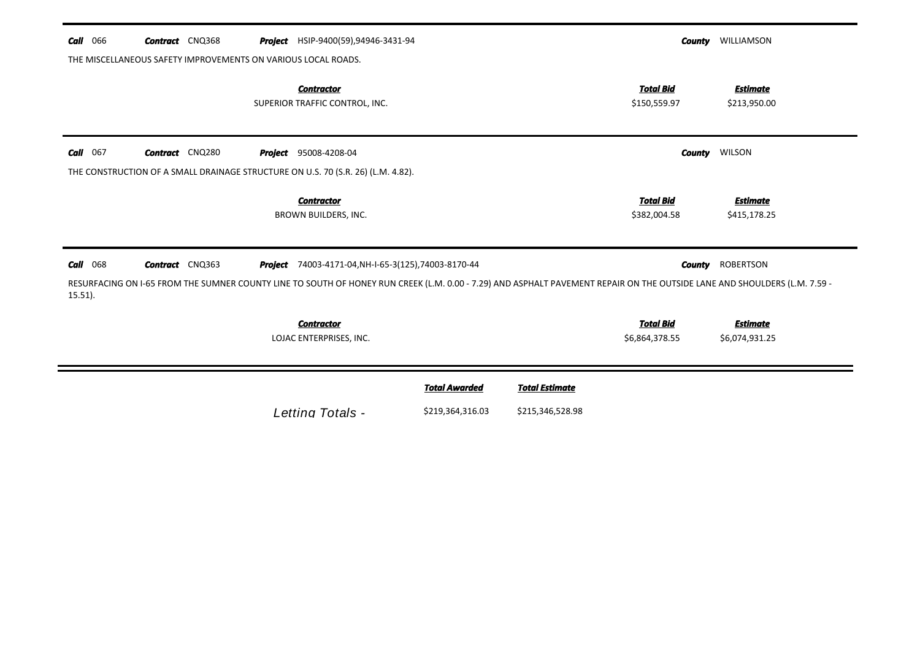**Call** 066 **Contract** CNQ368 **Project** HSIP-9400(59),94946-3431-94 **County** WILLIAMSON

THE MISCELLANEOUS SAFETY IMPROVEMENTS ON VARIOUS LOCAL ROADS.

| Contractor | Total Bid | Estimate |
|---|---|---|
| SUPERIOR TRAFFIC CONTROL, INC. | $150,559.97 | $213,950.00 |

**Call** 067 **Contract** CNQ280 **Project** 95008-4208-04 **County** WILSON

THE CONSTRUCTION OF A SMALL DRAINAGE STRUCTURE ON U.S. 70 (S.R. 26) (L.M. 4.82).

| Contractor | Total Bid | Estimate |
|---|---|---|
| BROWN BUILDERS, INC. | $382,004.58 | $415,178.25 |

**Call** 068 **Contract** CNQ363 **Project** 74003-4171-04,NH-I-65-3(125),74003-8170-44 **County** ROBERTSON

RESURFACING ON I-65 FROM THE SUMNER COUNTY LINE TO SOUTH OF HONEY RUN CREEK (L.M. 0.00 - 7.29) AND ASPHALT PAVEMENT REPAIR ON THE OUTSIDE LANE AND SHOULDERS (L.M. 7.59 - 15.51).

| Contractor | Total Bid | Estimate |
|---|---|---|
| LOJAC ENTERPRISES, INC. | $6,864,378.55 | $6,074,931.25 |

| | Total Awarded | Total Estimate |
|---|---|---|
| *Letting Totals -* | $219,364,316.03 | $215,346,528.98 |